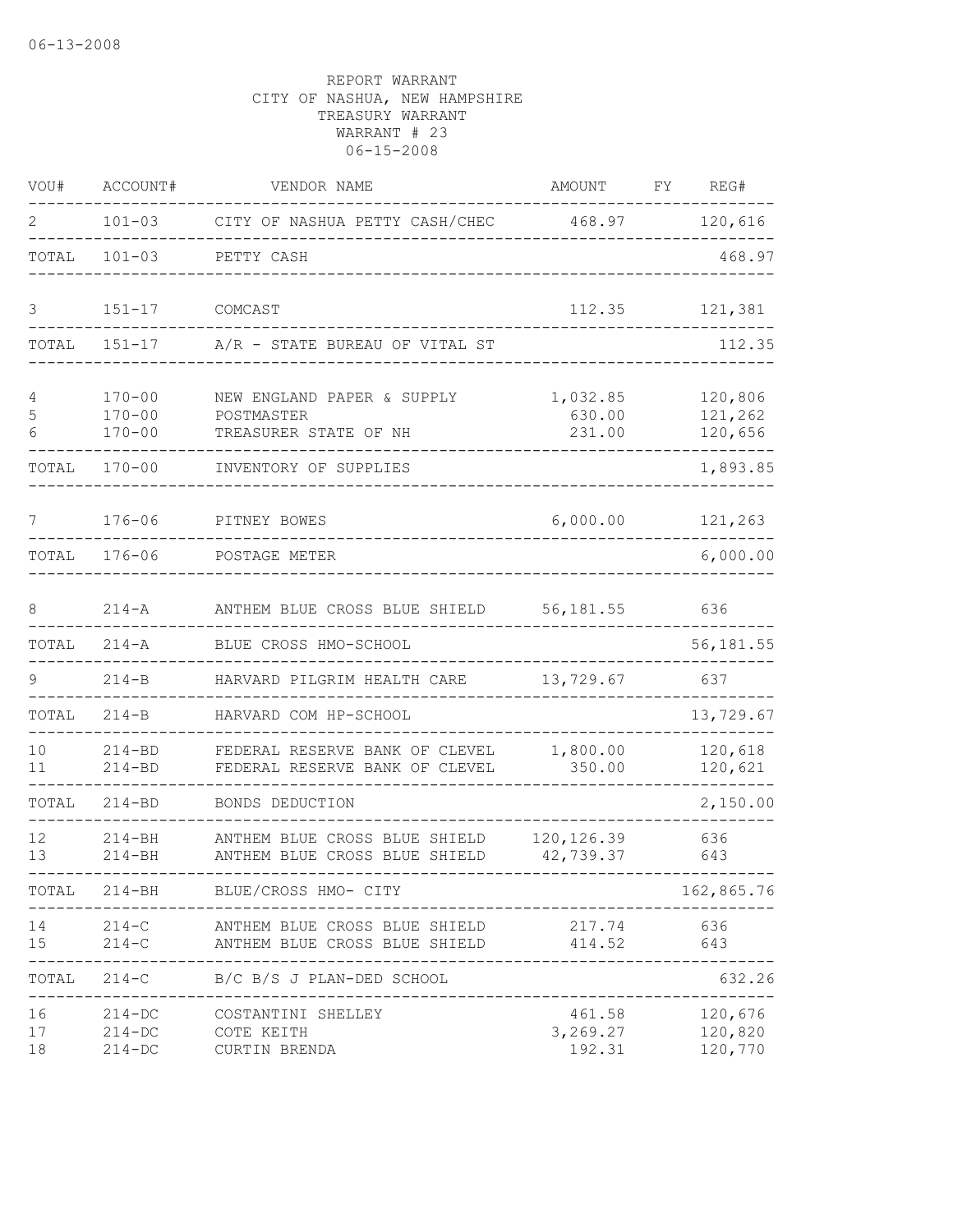06-13-2008

REPORT WARRANT
CITY OF NASHUA, NEW HAMPSHIRE
TREASURY WARRANT
WARRANT # 23
06-15-2008

| VOU# | ACCOUNT# | VENDOR NAME | AMOUNT | FY | REG# |
|---|---|---|---|---|---|
| 2 | 101-03 | CITY OF NASHUA PETTY CASH/CHEC | 468.97 | | 120,616 |
| TOTAL | 101-03 | PETTY CASH | | | 468.97 |
| 3 | 151-17 | COMCAST | 112.35 | | 121,381 |
| TOTAL | 151-17 | A/R - STATE BUREAU OF VITAL ST | | | 112.35 |
| 4 | 170-00 | NEW ENGLAND PAPER & SUPPLY | 1,032.85 | | 120,806 |
| 5 | 170-00 | POSTMASTER | 630.00 | | 121,262 |
| 6 | 170-00 | TREASURER STATE OF NH | 231.00 | | 120,656 |
| TOTAL | 170-00 | INVENTORY OF SUPPLIES | | | 1,893.85 |
| 7 | 176-06 | PITNEY BOWES | 6,000.00 | | 121,263 |
| TOTAL | 176-06 | POSTAGE METER | | | 6,000.00 |
| 8 | 214-A | ANTHEM BLUE CROSS BLUE SHIELD | 56,181.55 | | 636 |
| TOTAL | 214-A | BLUE CROSS HMO-SCHOOL | | | 56,181.55 |
| 9 | 214-B | HARVARD PILGRIM HEALTH CARE | 13,729.67 | | 637 |
| TOTAL | 214-B | HARVARD COM HP-SCHOOL | | | 13,729.67 |
| 10 | 214-BD | FEDERAL RESERVE BANK OF CLEVEL | 1,800.00 | | 120,618 |
| 11 | 214-BD | FEDERAL RESERVE BANK OF CLEVEL | 350.00 | | 120,621 |
| TOTAL | 214-BD | BONDS DEDUCTION | | | 2,150.00 |
| 12 | 214-BH | ANTHEM BLUE CROSS BLUE SHIELD | 120,126.39 | | 636 |
| 13 | 214-BH | ANTHEM BLUE CROSS BLUE SHIELD | 42,739.37 | | 643 |
| TOTAL | 214-BH | BLUE/CROSS HMO- CITY | | | 162,865.76 |
| 14 | 214-C | ANTHEM BLUE CROSS BLUE SHIELD | 217.74 | | 636 |
| 15 | 214-C | ANTHEM BLUE CROSS BLUE SHIELD | 414.52 | | 643 |
| TOTAL | 214-C | B/C B/S J PLAN-DED SCHOOL | | | 632.26 |
| 16 | 214-DC | COSTANTINI SHELLEY | 461.58 | | 120,676 |
| 17 | 214-DC | COTE KEITH | 3,269.27 | | 120,820 |
| 18 | 214-DC | CURTIN BRENDA | 192.31 | | 120,770 |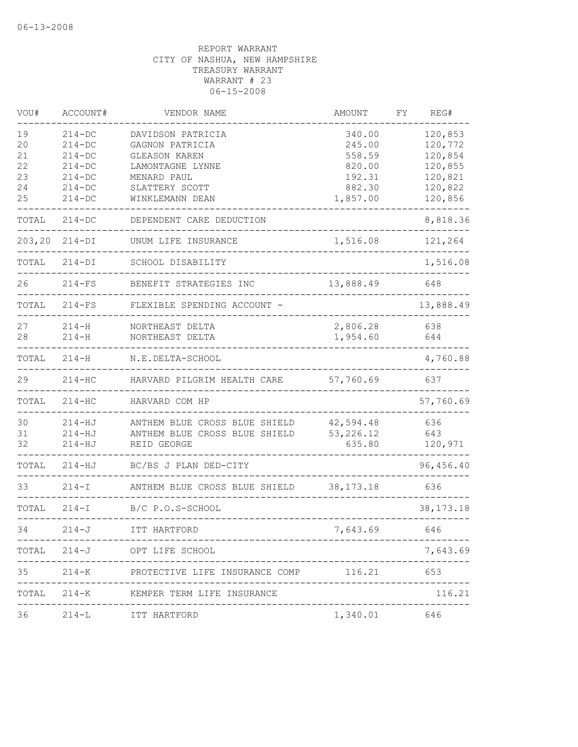REPORT WARRANT
CITY OF NASHUA, NEW HAMPSHIRE
TREASURY WARRANT
WARRANT # 23
06-15-2008

| VOU# | ACCOUNT# | VENDOR NAME | AMOUNT | FY | REG# |
|---|---|---|---|---|---|
| 19 | 214-DC | DAVIDSON PATRICIA | 340.00 | | 120,853 |
| 20 | 214-DC | GAGNON PATRICIA | 245.00 | | 120,772 |
| 21 | 214-DC | GLEASON KAREN | 558.59 | | 120,854 |
| 22 | 214-DC | LAMONTAGNE LYNNE | 820.00 | | 120,855 |
| 23 | 214-DC | MENARD PAUL | 192.31 | | 120,821 |
| 24 | 214-DC | SLATTERY SCOTT | 882.30 | | 120,822 |
| 25 | 214-DC | WINKLEMANN DEAN | 1,857.00 | | 120,856 |
| TOTAL | 214-DC | DEPENDENT CARE DEDUCTION | | | 8,818.36 |
| 203,20 | 214-DI | UNUM LIFE INSURANCE | 1,516.08 | | 121,264 |
| TOTAL | 214-DI | SCHOOL DISABILITY | | | 1,516.08 |
| 26 | 214-FS | BENEFIT STRATEGIES INC | 13,888.49 | | 648 |
| TOTAL | 214-FS | FLEXIBLE SPENDING ACCOUNT - | | | 13,888.49 |
| 27 | 214-H | NORTHEAST DELTA | 2,806.28 | | 638 |
| 28 | 214-H | NORTHEAST DELTA | 1,954.60 | | 644 |
| TOTAL | 214-H | N.E.DELTA-SCHOOL | | | 4,760.88 |
| 29 | 214-HC | HARVARD PILGRIM HEALTH CARE | 57,760.69 | | 637 |
| TOTAL | 214-HC | HARVARD COM HP | | | 57,760.69 |
| 30 | 214-HJ | ANTHEM BLUE CROSS BLUE SHIELD | 42,594.48 | | 636 |
| 31 | 214-HJ | ANTHEM BLUE CROSS BLUE SHIELD | 53,226.12 | | 643 |
| 32 | 214-HJ | REID GEORGE | 635.80 | | 120,971 |
| TOTAL | 214-HJ | BC/BS J PLAN DED-CITY | | | 96,456.40 |
| 33 | 214-I | ANTHEM BLUE CROSS BLUE SHIELD | 38,173.18 | | 636 |
| TOTAL | 214-I | B/C P.O.S-SCHOOL | | | 38,173.18 |
| 34 | 214-J | ITT HARTFORD | 7,643.69 | | 646 |
| TOTAL | 214-J | OPT LIFE SCHOOL | | | 7,643.69 |
| 35 | 214-K | PROTECTIVE LIFE INSURANCE COMP | 116.21 | | 653 |
| TOTAL | 214-K | KEMPER TERM LIFE INSURANCE | | | 116.21 |
| 36 | 214-L | ITT HARTFORD | 1,340.01 | | 646 |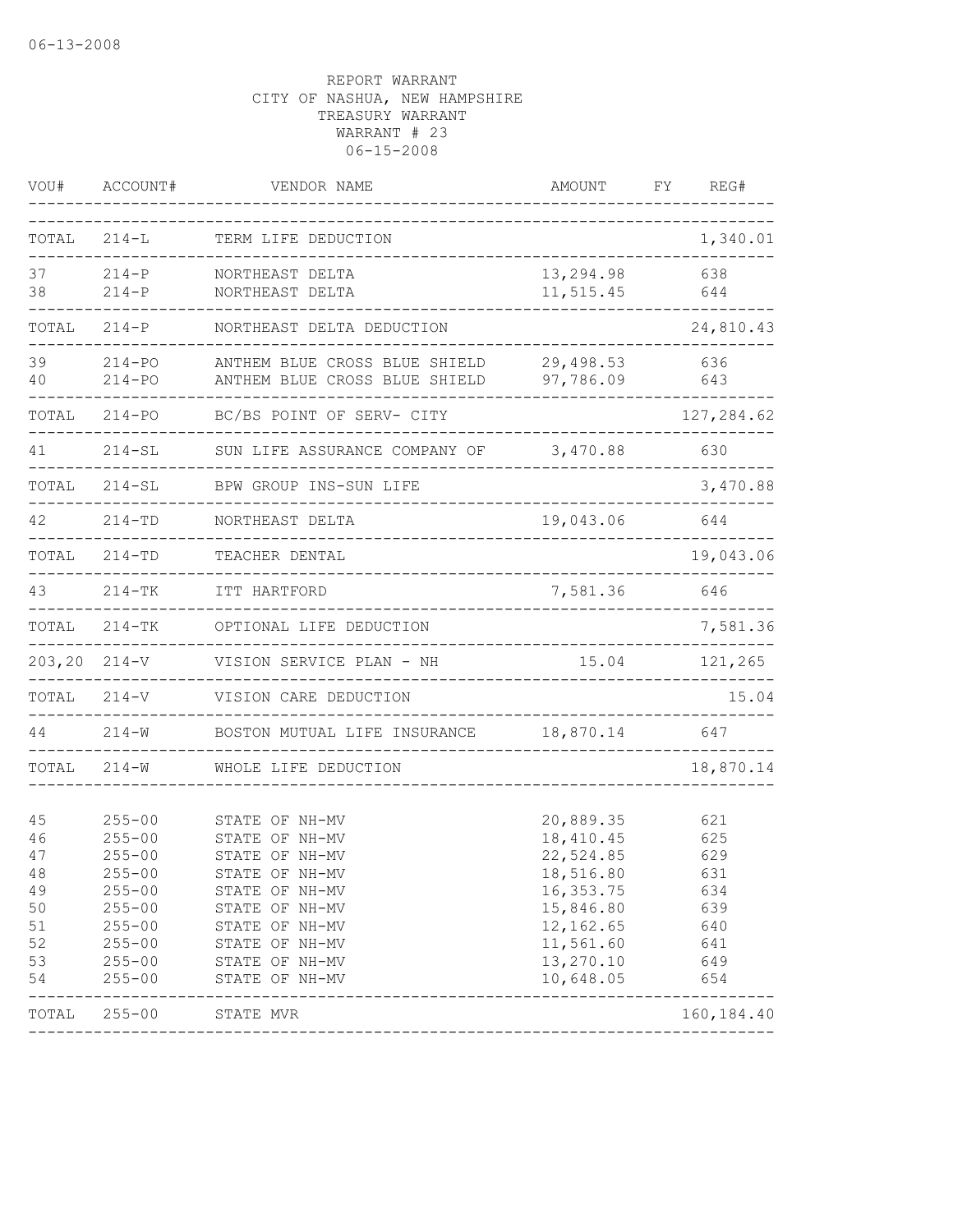06-13-2008

REPORT WARRANT
CITY OF NASHUA, NEW HAMPSHIRE
TREASURY WARRANT
WARRANT # 23
06-15-2008

| VOU# | ACCOUNT# | VENDOR NAME | AMOUNT | FY | REG# |
|---|---|---|---|---|---|
| TOTAL | 214-L | TERM LIFE DEDUCTION | | | 1,340.01 |
| 37 | 214-P | NORTHEAST DELTA | 13,294.98 | | 638 |
| 38 | 214-P | NORTHEAST DELTA | 11,515.45 | | 644 |
| TOTAL | 214-P | NORTHEAST DELTA DEDUCTION | | | 24,810.43 |
| 39 | 214-PO | ANTHEM BLUE CROSS BLUE SHIELD | 29,498.53 | | 636 |
| 40 | 214-PO | ANTHEM BLUE CROSS BLUE SHIELD | 97,786.09 | | 643 |
| TOTAL | 214-PO | BC/BS POINT OF SERV- CITY | | | 127,284.62 |
| 41 | 214-SL | SUN LIFE ASSURANCE COMPANY OF | 3,470.88 | | 630 |
| TOTAL | 214-SL | BPW GROUP INS-SUN LIFE | | | 3,470.88 |
| 42 | 214-TD | NORTHEAST DELTA | 19,043.06 | | 644 |
| TOTAL | 214-TD | TEACHER DENTAL | | | 19,043.06 |
| 43 | 214-TK | ITT HARTFORD | 7,581.36 | | 646 |
| TOTAL | 214-TK | OPTIONAL LIFE DEDUCTION | | | 7,581.36 |
| 203,20 | 214-V | VISION SERVICE PLAN - NH | 15.04 | | 121,265 |
| TOTAL | 214-V | VISION CARE DEDUCTION | | | 15.04 |
| 44 | 214-W | BOSTON MUTUAL LIFE INSURANCE | 18,870.14 | | 647 |
| TOTAL | 214-W | WHOLE LIFE DEDUCTION | | | 18,870.14 |
| 45 | 255-00 | STATE OF NH-MV | 20,889.35 | | 621 |
| 46 | 255-00 | STATE OF NH-MV | 18,410.45 | | 625 |
| 47 | 255-00 | STATE OF NH-MV | 22,524.85 | | 629 |
| 48 | 255-00 | STATE OF NH-MV | 18,516.80 | | 631 |
| 49 | 255-00 | STATE OF NH-MV | 16,353.75 | | 634 |
| 50 | 255-00 | STATE OF NH-MV | 15,846.80 | | 639 |
| 51 | 255-00 | STATE OF NH-MV | 12,162.65 | | 640 |
| 52 | 255-00 | STATE OF NH-MV | 11,561.60 | | 641 |
| 53 | 255-00 | STATE OF NH-MV | 13,270.10 | | 649 |
| 54 | 255-00 | STATE OF NH-MV | 10,648.05 | | 654 |
| TOTAL | 255-00 | STATE MVR | | | 160,184.40 |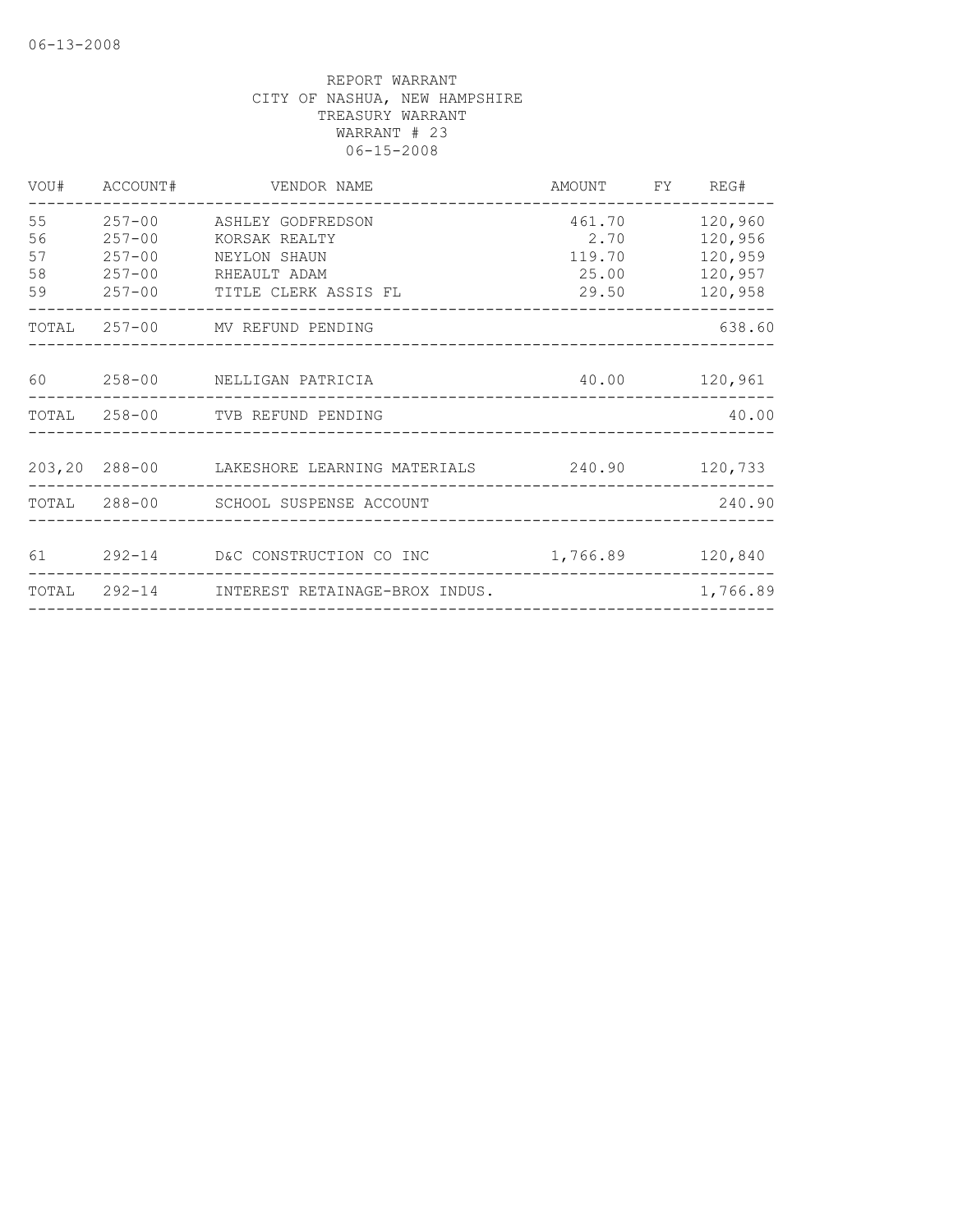06-13-2008

REPORT WARRANT
CITY OF NASHUA, NEW HAMPSHIRE
TREASURY WARRANT
WARRANT # 23
06-15-2008

| VOU# | ACCOUNT# | VENDOR NAME | AMOUNT | FY | REG# |
|---|---|---|---|---|---|
| 55 | 257-00 | ASHLEY GODFREDSON | 461.70 | | 120,960 |
| 56 | 257-00 | KORSAK REALTY | 2.70 | | 120,956 |
| 57 | 257-00 | NEYLON SHAUN | 119.70 | | 120,959 |
| 58 | 257-00 | RHEAULT ADAM | 25.00 | | 120,957 |
| 59 | 257-00 | TITLE CLERK ASSIS FL | 29.50 | | 120,958 |
| TOTAL | 257-00 | MV REFUND PENDING | | | 638.60 |
| 60 | 258-00 | NELLIGAN PATRICIA | 40.00 | | 120,961 |
| TOTAL | 258-00 | TVB REFUND PENDING | | | 40.00 |
| 203,20 | 288-00 | LAKESHORE LEARNING MATERIALS | 240.90 | | 120,733 |
| TOTAL | 288-00 | SCHOOL SUSPENSE ACCOUNT | | | 240.90 |
| 61 | 292-14 | D&C CONSTRUCTION CO INC | 1,766.89 | | 120,840 |
| TOTAL | 292-14 | INTEREST RETAINAGE-BROX INDUS. | | | 1,766.89 |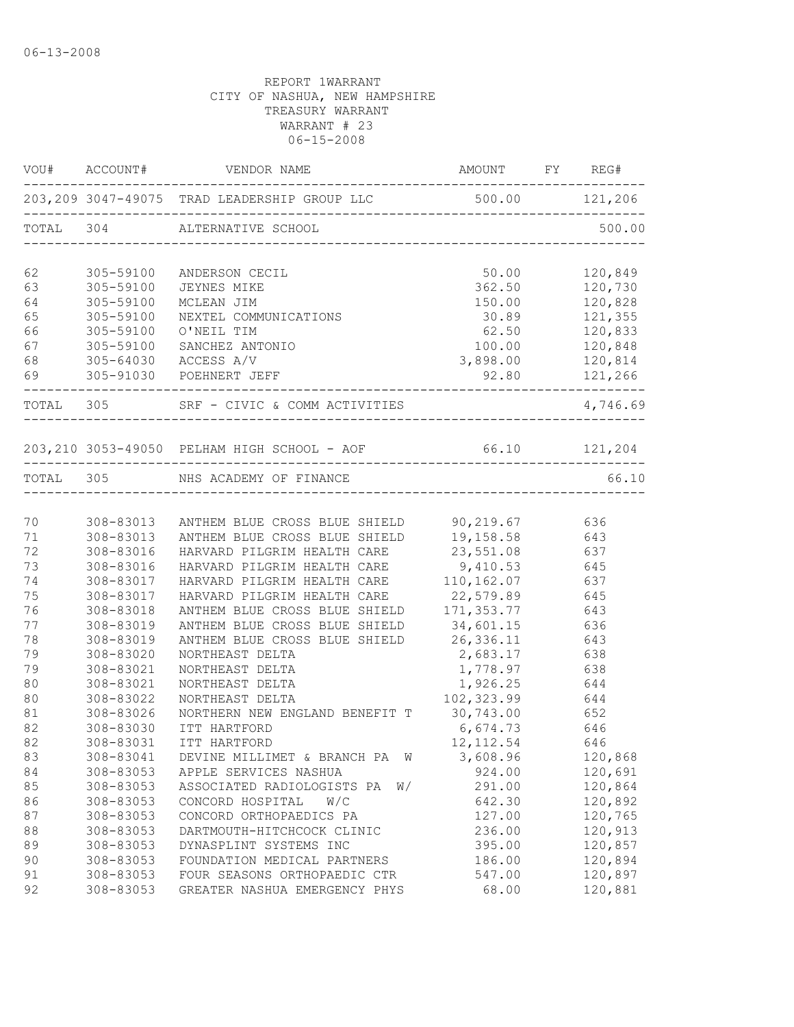06-13-2008

REPORT 1WARRANT
CITY OF NASHUA, NEW HAMPSHIRE
TREASURY WARRANT
WARRANT # 23
06-15-2008

| VOU# | ACCOUNT# | VENDOR NAME | AMOUNT | FY | REG# |
|---|---|---|---|---|---|
| 203,209 | 3047-49075 | TRAD LEADERSHIP GROUP LLC | 500.00 | | 121,206 |
| TOTAL | 304 | ALTERNATIVE SCHOOL | | | 500.00 |
| 62 | 305-59100 | ANDERSON CECIL | 50.00 | | 120,849 |
| 63 | 305-59100 | JEYNES MIKE | 362.50 | | 120,730 |
| 64 | 305-59100 | MCLEAN JIM | 150.00 | | 120,828 |
| 65 | 305-59100 | NEXTEL COMMUNICATIONS | 30.89 | | 121,355 |
| 66 | 305-59100 | O'NEIL TIM | 62.50 | | 120,833 |
| 67 | 305-59100 | SANCHEZ ANTONIO | 100.00 | | 120,848 |
| 68 | 305-64030 | ACCESS A/V | 3,898.00 | | 120,814 |
| 69 | 305-91030 | POEHNERT JEFF | 92.80 | | 121,266 |
| TOTAL | 305 | SRF - CIVIC & COMM ACTIVITIES | | | 4,746.69 |
| 203,210 | 3053-49050 | PELHAM HIGH SCHOOL - AOF | 66.10 | | 121,204 |
| TOTAL | 305 | NHS ACADEMY OF FINANCE | | | 66.10 |
| 70 | 308-83013 | ANTHEM BLUE CROSS BLUE SHIELD | 90,219.67 | | 636 |
| 71 | 308-83013 | ANTHEM BLUE CROSS BLUE SHIELD | 19,158.58 | | 643 |
| 72 | 308-83016 | HARVARD PILGRIM HEALTH CARE | 23,551.08 | | 637 |
| 73 | 308-83016 | HARVARD PILGRIM HEALTH CARE | 9,410.53 | | 645 |
| 74 | 308-83017 | HARVARD PILGRIM HEALTH CARE | 110,162.07 | | 637 |
| 75 | 308-83017 | HARVARD PILGRIM HEALTH CARE | 22,579.89 | | 645 |
| 76 | 308-83018 | ANTHEM BLUE CROSS BLUE SHIELD | 171,353.77 | | 643 |
| 77 | 308-83019 | ANTHEM BLUE CROSS BLUE SHIELD | 34,601.15 | | 636 |
| 78 | 308-83019 | ANTHEM BLUE CROSS BLUE SHIELD | 26,336.11 | | 643 |
| 79 | 308-83020 | NORTHEAST DELTA | 2,683.17 | | 638 |
| 79 | 308-83021 | NORTHEAST DELTA | 1,778.97 | | 638 |
| 80 | 308-83021 | NORTHEAST DELTA | 1,926.25 | | 644 |
| 80 | 308-83022 | NORTHEAST DELTA | 102,323.99 | | 644 |
| 81 | 308-83026 | NORTHERN NEW ENGLAND BENEFIT T | 30,743.00 | | 652 |
| 82 | 308-83030 | ITT HARTFORD | 6,674.73 | | 646 |
| 82 | 308-83031 | ITT HARTFORD | 12,112.54 | | 646 |
| 83 | 308-83041 | DEVINE MILLIMET & BRANCH PA W | 3,608.96 | | 120,868 |
| 84 | 308-83053 | APPLE SERVICES NASHUA | 924.00 | | 120,691 |
| 85 | 308-83053 | ASSOCIATED RADIOLOGISTS PA W/ | 291.00 | | 120,864 |
| 86 | 308-83053 | CONCORD HOSPITAL W/C | 642.30 | | 120,892 |
| 87 | 308-83053 | CONCORD ORTHOPAEDICS PA | 127.00 | | 120,765 |
| 88 | 308-83053 | DARTMOUTH-HITCHCOCK CLINIC | 236.00 | | 120,913 |
| 89 | 308-83053 | DYNASPLINT SYSTEMS INC | 395.00 | | 120,857 |
| 90 | 308-83053 | FOUNDATION MEDICAL PARTNERS | 186.00 | | 120,894 |
| 91 | 308-83053 | FOUR SEASONS ORTHOPAEDIC CTR | 547.00 | | 120,897 |
| 92 | 308-83053 | GREATER NASHUA EMERGENCY PHYS | 68.00 | | 120,881 |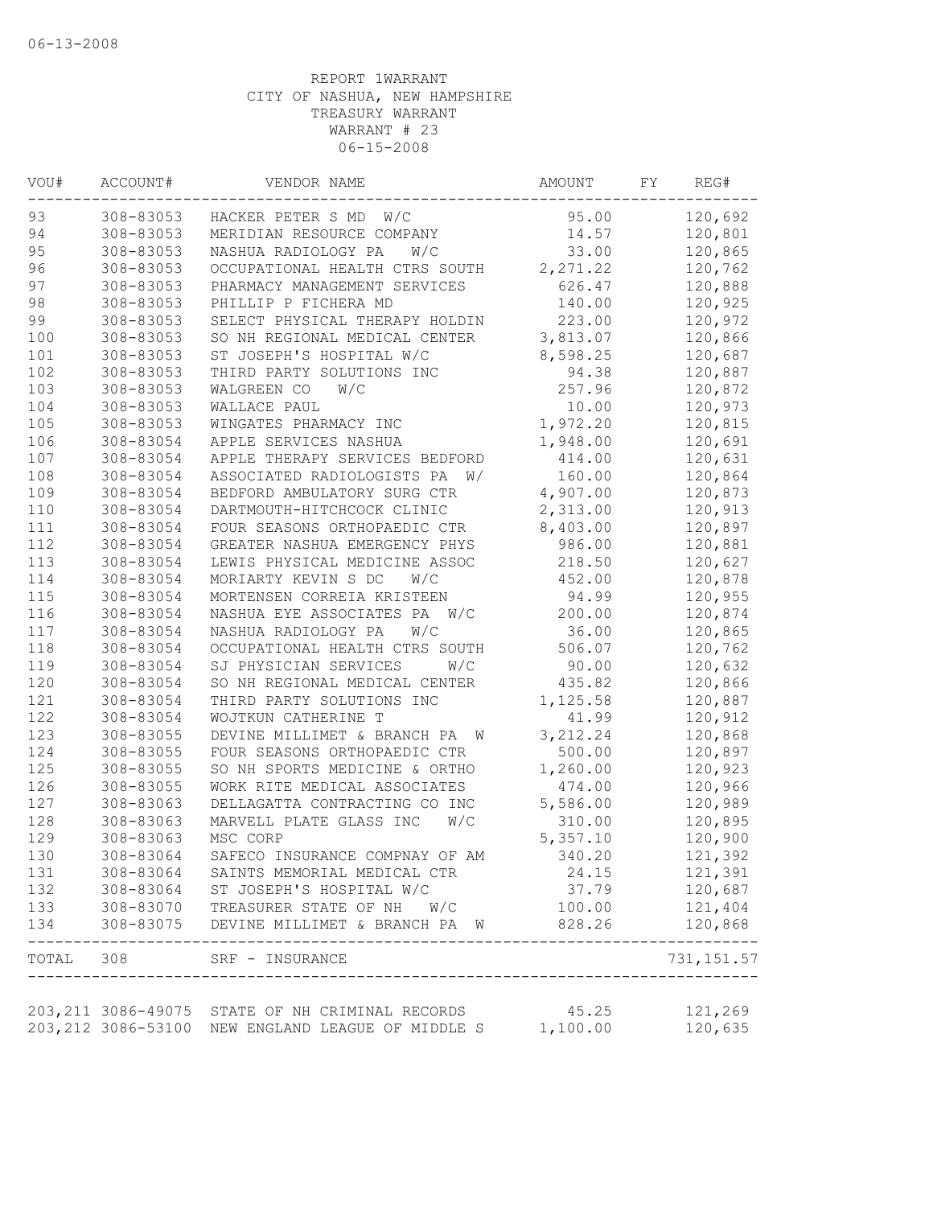06-13-2008

REPORT 1WARRANT
CITY OF NASHUA, NEW HAMPSHIRE
TREASURY WARRANT
WARRANT # 23
06-15-2008

| VOU# | ACCOUNT# | VENDOR NAME | AMOUNT | FY | REG# |
|---|---|---|---|---|---|
| 93 | 308-83053 | HACKER PETER S MD W/C | 95.00 | | 120,692 |
| 94 | 308-83053 | MERIDIAN RESOURCE COMPANY | 14.57 | | 120,801 |
| 95 | 308-83053 | NASHUA RADIOLOGY PA W/C | 33.00 | | 120,865 |
| 96 | 308-83053 | OCCUPATIONAL HEALTH CTRS SOUTH | 2,271.22 | | 120,762 |
| 97 | 308-83053 | PHARMACY MANAGEMENT SERVICES | 626.47 | | 120,888 |
| 98 | 308-83053 | PHILLIP P FICHERA MD | 140.00 | | 120,925 |
| 99 | 308-83053 | SELECT PHYSICAL THERAPY HOLDIN | 223.00 | | 120,972 |
| 100 | 308-83053 | SO NH REGIONAL MEDICAL CENTER | 3,813.07 | | 120,866 |
| 101 | 308-83053 | ST JOSEPH'S HOSPITAL W/C | 8,598.25 | | 120,687 |
| 102 | 308-83053 | THIRD PARTY SOLUTIONS INC | 94.38 | | 120,887 |
| 103 | 308-83053 | WALGREEN CO W/C | 257.96 | | 120,872 |
| 104 | 308-83053 | WALLACE PAUL | 10.00 | | 120,973 |
| 105 | 308-83053 | WINGATES PHARMACY INC | 1,972.20 | | 120,815 |
| 106 | 308-83054 | APPLE SERVICES NASHUA | 1,948.00 | | 120,691 |
| 107 | 308-83054 | APPLE THERAPY SERVICES BEDFORD | 414.00 | | 120,631 |
| 108 | 308-83054 | ASSOCIATED RADIOLOGISTS PA W/ | 160.00 | | 120,864 |
| 109 | 308-83054 | BEDFORD AMBULATORY SURG CTR | 4,907.00 | | 120,873 |
| 110 | 308-83054 | DARTMOUTH-HITCHCOCK CLINIC | 2,313.00 | | 120,913 |
| 111 | 308-83054 | FOUR SEASONS ORTHOPAEDIC CTR | 8,403.00 | | 120,897 |
| 112 | 308-83054 | GREATER NASHUA EMERGENCY PHYS | 986.00 | | 120,881 |
| 113 | 308-83054 | LEWIS PHYSICAL MEDICINE ASSOC | 218.50 | | 120,627 |
| 114 | 308-83054 | MORIARTY KEVIN S DC W/C | 452.00 | | 120,878 |
| 115 | 308-83054 | MORTENSEN CORREIA KRISTEEN | 94.99 | | 120,955 |
| 116 | 308-83054 | NASHUA EYE ASSOCIATES PA W/C | 200.00 | | 120,874 |
| 117 | 308-83054 | NASHUA RADIOLOGY PA W/C | 36.00 | | 120,865 |
| 118 | 308-83054 | OCCUPATIONAL HEALTH CTRS SOUTH | 506.07 | | 120,762 |
| 119 | 308-83054 | SJ PHYSICIAN SERVICES W/C | 90.00 | | 120,632 |
| 120 | 308-83054 | SO NH REGIONAL MEDICAL CENTER | 435.82 | | 120,866 |
| 121 | 308-83054 | THIRD PARTY SOLUTIONS INC | 1,125.58 | | 120,887 |
| 122 | 308-83054 | WOJTKUN CATHERINE T | 41.99 | | 120,912 |
| 123 | 308-83055 | DEVINE MILLIMET & BRANCH PA W | 3,212.24 | | 120,868 |
| 124 | 308-83055 | FOUR SEASONS ORTHOPAEDIC CTR | 500.00 | | 120,897 |
| 125 | 308-83055 | SO NH SPORTS MEDICINE & ORTHO | 1,260.00 | | 120,923 |
| 126 | 308-83055 | WORK RITE MEDICAL ASSOCIATES | 474.00 | | 120,966 |
| 127 | 308-83063 | DELLAGATTA CONTRACTING CO INC | 5,586.00 | | 120,989 |
| 128 | 308-83063 | MARVELL PLATE GLASS INC W/C | 310.00 | | 120,895 |
| 129 | 308-83063 | MSC CORP | 5,357.10 | | 120,900 |
| 130 | 308-83064 | SAFECO INSURANCE COMPNAY OF AM | 340.20 | | 121,392 |
| 131 | 308-83064 | SAINTS MEMORIAL MEDICAL CTR | 24.15 | | 121,391 |
| 132 | 308-83064 | ST JOSEPH'S HOSPITAL W/C | 37.79 | | 120,687 |
| 133 | 308-83070 | TREASURER STATE OF NH W/C | 100.00 | | 121,404 |
| 134 | 308-83075 | DEVINE MILLIMET & BRANCH PA W | 828.26 | | 120,868 |
| TOTAL | 308 | SRF - INSURANCE | | | 731,151.57 |
| 203,211 | 3086-49075 | STATE OF NH CRIMINAL RECORDS | 45.25 | | 121,269 |
| 203,212 | 3086-53100 | NEW ENGLAND LEAGUE OF MIDDLE S | 1,100.00 | | 120,635 |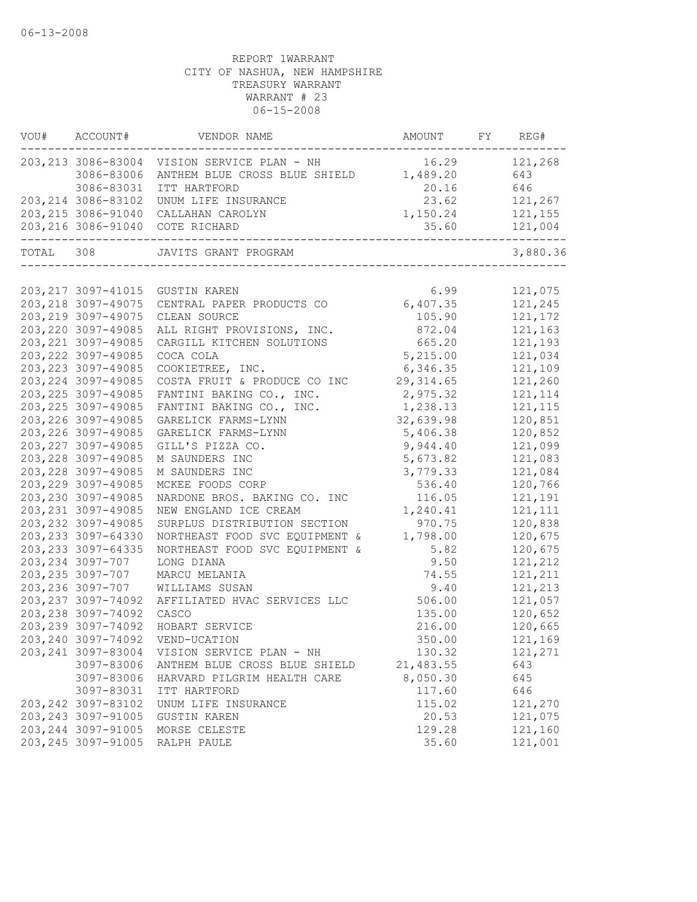06-13-2008

REPORT 1WARRANT
CITY OF NASHUA, NEW HAMPSHIRE
TREASURY WARRANT
WARRANT # 23
06-15-2008

| VOU# | ACCOUNT# | VENDOR NAME | AMOUNT | FY | REG# |
|---|---|---|---|---|---|
| 203,213 | 3086-83004 | VISION SERVICE PLAN - NH | 16.29 | | 121,268 |
| | 3086-83006 | ANTHEM BLUE CROSS BLUE SHIELD | 1,489.20 | | 643 |
| | 3086-83031 | ITT HARTFORD | 20.16 | | 646 |
| 203,214 | 3086-83102 | UNUM LIFE INSURANCE | 23.62 | | 121,267 |
| 203,215 | 3086-91040 | CALLAHAN CAROLYN | 1,150.24 | | 121,155 |
| 203,216 | 3086-91040 | COTE RICHARD | 35.60 | | 121,004 |
| TOTAL | 308 | JAVITS GRANT PROGRAM | | | 3,880.36 |
| 203,217 | 3097-41015 | GUSTIN KAREN | 6.99 | | 121,075 |
| 203,218 | 3097-49075 | CENTRAL PAPER PRODUCTS CO | 6,407.35 | | 121,245 |
| 203,219 | 3097-49075 | CLEAN SOURCE | 105.90 | | 121,172 |
| 203,220 | 3097-49085 | ALL RIGHT PROVISIONS, INC. | 872.04 | | 121,163 |
| 203,221 | 3097-49085 | CARGILL KITCHEN SOLUTIONS | 665.20 | | 121,193 |
| 203,222 | 3097-49085 | COCA COLA | 5,215.00 | | 121,034 |
| 203,223 | 3097-49085 | COOKIETREE, INC. | 6,346.35 | | 121,109 |
| 203,224 | 3097-49085 | COSTA FRUIT & PRODUCE CO INC | 29,314.65 | | 121,260 |
| 203,225 | 3097-49085 | FANTINI BAKING CO., INC. | 2,975.32 | | 121,114 |
| 203,225 | 3097-49085 | FANTINI BAKING CO., INC. | 1,238.13 | | 121,115 |
| 203,226 | 3097-49085 | GARELICK FARMS-LYNN | 32,639.98 | | 120,851 |
| 203,226 | 3097-49085 | GARELICK FARMS-LYNN | 5,406.38 | | 120,852 |
| 203,227 | 3097-49085 | GILL'S PIZZA CO. | 9,944.40 | | 121,099 |
| 203,228 | 3097-49085 | M SAUNDERS INC | 5,673.82 | | 121,083 |
| 203,228 | 3097-49085 | M SAUNDERS INC | 3,779.33 | | 121,084 |
| 203,229 | 3097-49085 | MCKEE FOODS CORP | 536.40 | | 120,766 |
| 203,230 | 3097-49085 | NARDONE BROS. BAKING CO. INC | 116.05 | | 121,191 |
| 203,231 | 3097-49085 | NEW ENGLAND ICE CREAM | 1,240.41 | | 121,111 |
| 203,232 | 3097-49085 | SURPLUS DISTRIBUTION SECTION | 970.75 | | 120,838 |
| 203,233 | 3097-64330 | NORTHEAST FOOD SVC EQUIPMENT & | 1,798.00 | | 120,675 |
| 203,233 | 3097-64335 | NORTHEAST FOOD SVC EQUIPMENT & | 5.82 | | 120,675 |
| 203,234 | 3097-707 | LONG DIANA | 9.50 | | 121,212 |
| 203,235 | 3097-707 | MARCU MELANIA | 74.55 | | 121,211 |
| 203,236 | 3097-707 | WILLIAMS SUSAN | 9.40 | | 121,213 |
| 203,237 | 3097-74092 | AFFILIATED HVAC SERVICES LLC | 506.00 | | 121,057 |
| 203,238 | 3097-74092 | CASCO | 135.00 | | 120,652 |
| 203,239 | 3097-74092 | HOBART SERVICE | 216.00 | | 120,665 |
| 203,240 | 3097-74092 | VEND-UCATION | 350.00 | | 121,169 |
| 203,241 | 3097-83004 | VISION SERVICE PLAN - NH | 130.32 | | 121,271 |
| | 3097-83006 | ANTHEM BLUE CROSS BLUE SHIELD | 21,483.55 | | 643 |
| | 3097-83006 | HARVARD PILGRIM HEALTH CARE | 8,050.30 | | 645 |
| | 3097-83031 | ITT HARTFORD | 117.60 | | 646 |
| 203,242 | 3097-83102 | UNUM LIFE INSURANCE | 115.02 | | 121,270 |
| 203,243 | 3097-91005 | GUSTIN KAREN | 20.53 | | 121,075 |
| 203,244 | 3097-91005 | MORSE CELESTE | 129.28 | | 121,160 |
| 203,245 | 3097-91005 | RALPH PAULE | 35.60 | | 121,001 |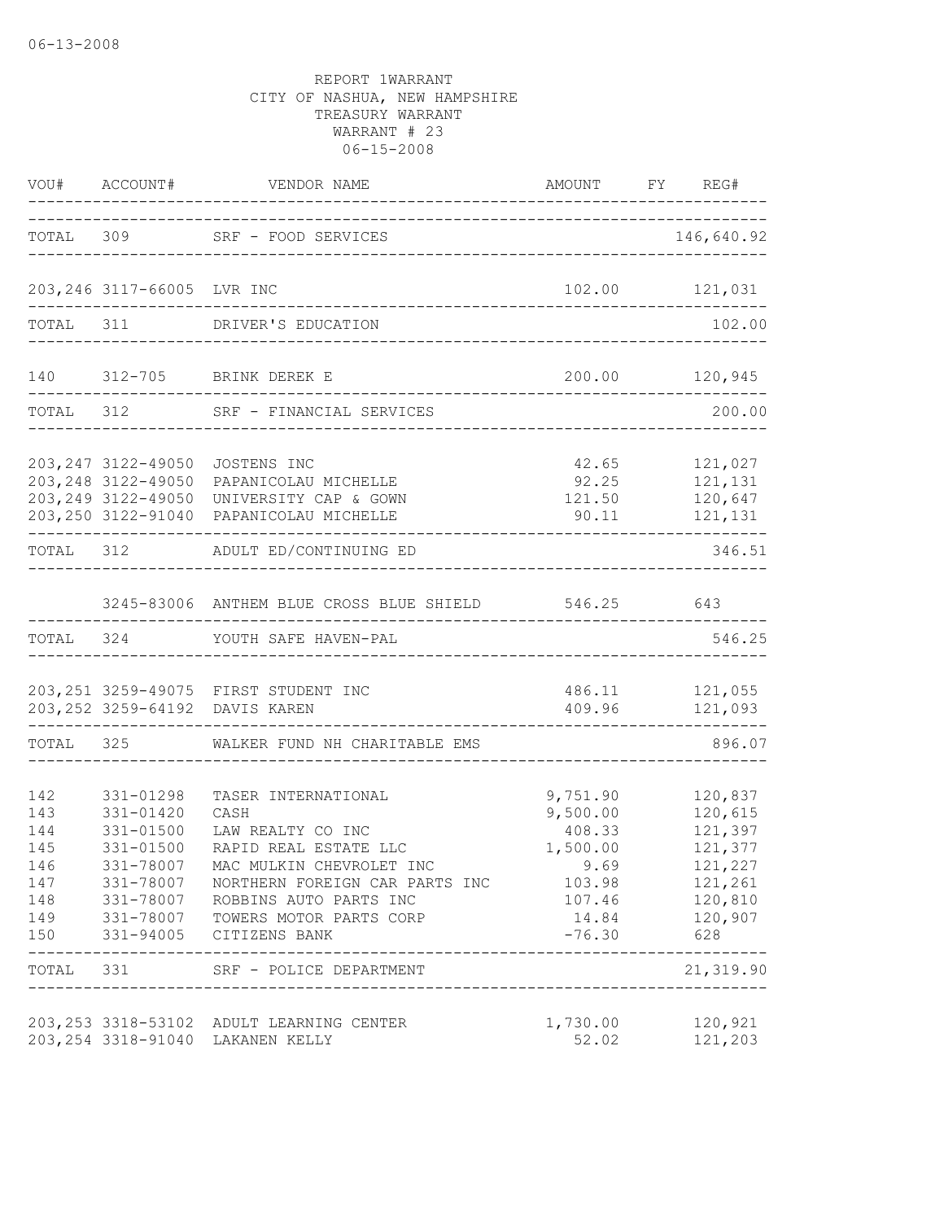REPORT 1WARRANT
CITY OF NASHUA, NEW HAMPSHIRE
TREASURY WARRANT
WARRANT # 23
06-15-2008

| VOU# | ACCOUNT# | VENDOR NAME | AMOUNT | FY | REG# |
|---|---|---|---|---|---|
| TOTAL | 309 | SRF - FOOD SERVICES | | | 146,640.92 |
| 203,246 | 3117-66005 | LVR INC | 102.00 | | 121,031 |
| TOTAL | 311 | DRIVER'S EDUCATION | | | 102.00 |
| 140 | 312-705 | BRINK DEREK E | 200.00 | | 120,945 |
| TOTAL | 312 | SRF - FINANCIAL SERVICES | | | 200.00 |
| 203,247 | 3122-49050 | JOSTENS INC | 42.65 | | 121,027 |
| 203,248 | 3122-49050 | PAPANICOLAU MICHELLE | 92.25 | | 121,131 |
| 203,249 | 3122-49050 | UNIVERSITY CAP & GOWN | 121.50 | | 120,647 |
| 203,250 | 3122-91040 | PAPANICOLAU MICHELLE | 90.11 | | 121,131 |
| TOTAL | 312 | ADULT ED/CONTINUING ED | | | 346.51 |
| | 3245-83006 | ANTHEM BLUE CROSS BLUE SHIELD | 546.25 | | 643 |
| TOTAL | 324 | YOUTH SAFE HAVEN-PAL | | | 546.25 |
| 203,251 | 3259-49075 | FIRST STUDENT INC | 486.11 | | 121,055 |
| 203,252 | 3259-64192 | DAVIS KAREN | 409.96 | | 121,093 |
| TOTAL | 325 | WALKER FUND NH CHARITABLE EMS | | | 896.07 |
| 142 | 331-01298 | TASER INTERNATIONAL | 9,751.90 | | 120,837 |
| 143 | 331-01420 | CASH | 9,500.00 | | 120,615 |
| 144 | 331-01500 | LAW REALTY CO INC | 408.33 | | 121,397 |
| 145 | 331-01500 | RAPID REAL ESTATE LLC | 1,500.00 | | 121,377 |
| 146 | 331-78007 | MAC MULKIN CHEVROLET INC | 9.69 | | 121,227 |
| 147 | 331-78007 | NORTHERN FOREIGN CAR PARTS INC | 103.98 | | 121,261 |
| 148 | 331-78007 | ROBBINS AUTO PARTS INC | 107.46 | | 120,810 |
| 149 | 331-78007 | TOWERS MOTOR PARTS CORP | 14.84 | | 120,907 |
| 150 | 331-94005 | CITIZENS BANK | -76.30 | | 628 |
| TOTAL | 331 | SRF - POLICE DEPARTMENT | | | 21,319.90 |
| 203,253 | 3318-53102 | ADULT LEARNING CENTER | 1,730.00 | | 120,921 |
| 203,254 | 3318-91040 | LAKANEN KELLY | 52.02 | | 121,203 |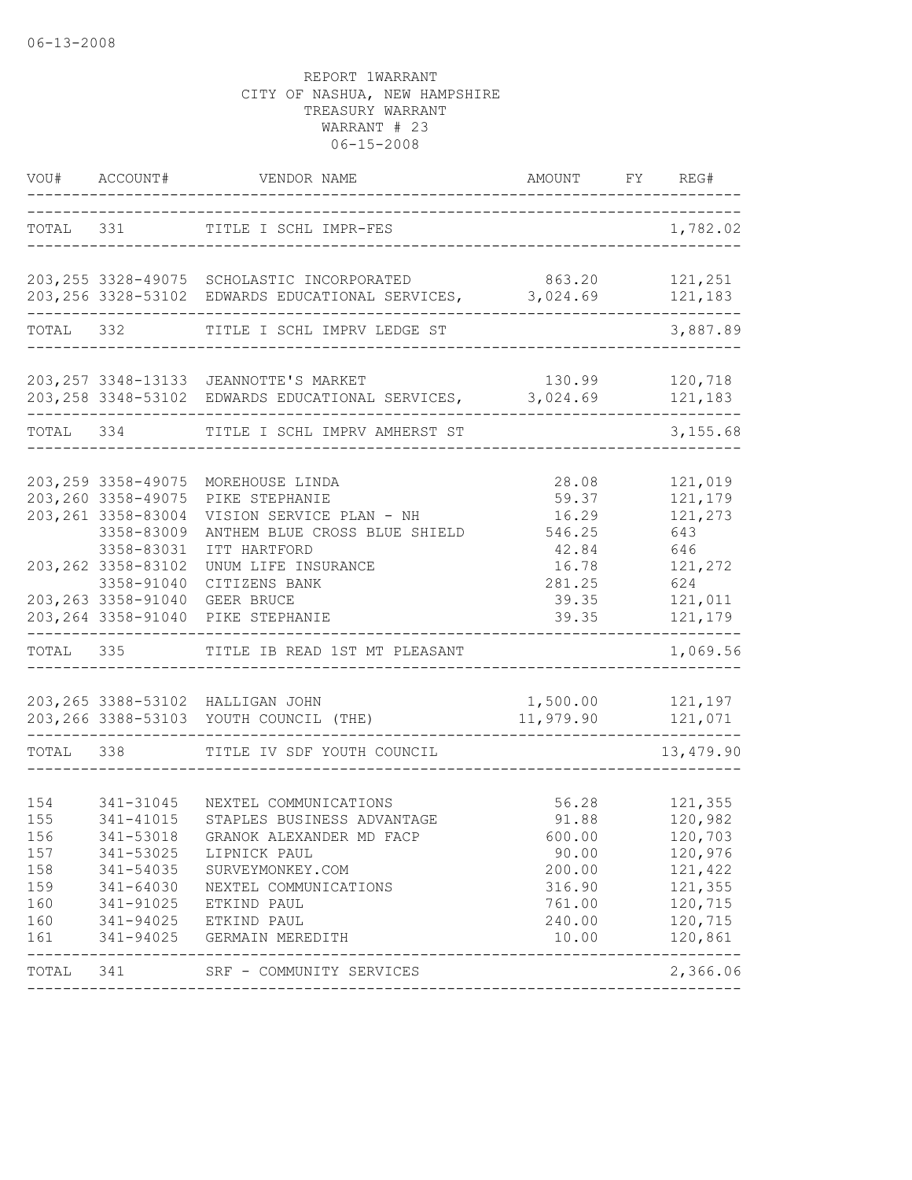06-13-2008

REPORT 1WARRANT
CITY OF NASHUA, NEW HAMPSHIRE
TREASURY WARRANT
WARRANT # 23
06-15-2008

| VOU# | ACCOUNT# | VENDOR NAME | AMOUNT | FY | REG# |
|---|---|---|---|---|---|
| TOTAL | 331 | TITLE I SCHL IMPR-FES | | | 1,782.02 |
| 203,255 | 3328-49075 | SCHOLASTIC INCORPORATED | 863.20 | | 121,251 |
| 203,256 | 3328-53102 | EDWARDS EDUCATIONAL SERVICES, | 3,024.69 | | 121,183 |
| TOTAL | 332 | TITLE I SCHL IMPRV LEDGE ST | | | 3,887.89 |
| 203,257 | 3348-13133 | JEANNOTTE'S MARKET | 130.99 | | 120,718 |
| 203,258 | 3348-53102 | EDWARDS EDUCATIONAL SERVICES, | 3,024.69 | | 121,183 |
| TOTAL | 334 | TITLE I SCHL IMPRV AMHERST ST | | | 3,155.68 |
| 203,259 | 3358-49075 | MOREHOUSE LINDA | 28.08 | | 121,019 |
| 203,260 | 3358-49075 | PIKE STEPHANIE | 59.37 | | 121,179 |
| 203,261 | 3358-83004 | VISION SERVICE PLAN - NH | 16.29 | | 121,273 |
| | 3358-83009 | ANTHEM BLUE CROSS BLUE SHIELD | 546.25 | | 643 |
| | 3358-83031 | ITT HARTFORD | 42.84 | | 646 |
| 203,262 | 3358-83102 | UNUM LIFE INSURANCE | 16.78 | | 121,272 |
| | 3358-91040 | CITIZENS BANK | 281.25 | | 624 |
| 203,263 | 3358-91040 | GEER BRUCE | 39.35 | | 121,011 |
| 203,264 | 3358-91040 | PIKE STEPHANIE | 39.35 | | 121,179 |
| TOTAL | 335 | TITLE IB READ 1ST MT PLEASANT | | | 1,069.56 |
| 203,265 | 3388-53102 | HALLIGAN JOHN | 1,500.00 | | 121,197 |
| 203,266 | 3388-53103 | YOUTH COUNCIL (THE) | 11,979.90 | | 121,071 |
| TOTAL | 338 | TITLE IV SDF YOUTH COUNCIL | | | 13,479.90 |
| 154 | 341-31045 | NEXTEL COMMUNICATIONS | 56.28 | | 121,355 |
| 155 | 341-41015 | STAPLES BUSINESS ADVANTAGE | 91.88 | | 120,982 |
| 156 | 341-53018 | GRANOK ALEXANDER MD FACP | 600.00 | | 120,703 |
| 157 | 341-53025 | LIPNICK PAUL | 90.00 | | 120,976 |
| 158 | 341-54035 | SURVEYMONKEY.COM | 200.00 | | 121,422 |
| 159 | 341-64030 | NEXTEL COMMUNICATIONS | 316.90 | | 121,355 |
| 160 | 341-91025 | ETKIND PAUL | 761.00 | | 120,715 |
| 160 | 341-94025 | ETKIND PAUL | 240.00 | | 120,715 |
| 161 | 341-94025 | GERMAIN MEREDITH | 10.00 | | 120,861 |
| TOTAL | 341 | SRF - COMMUNITY SERVICES | | | 2,366.06 |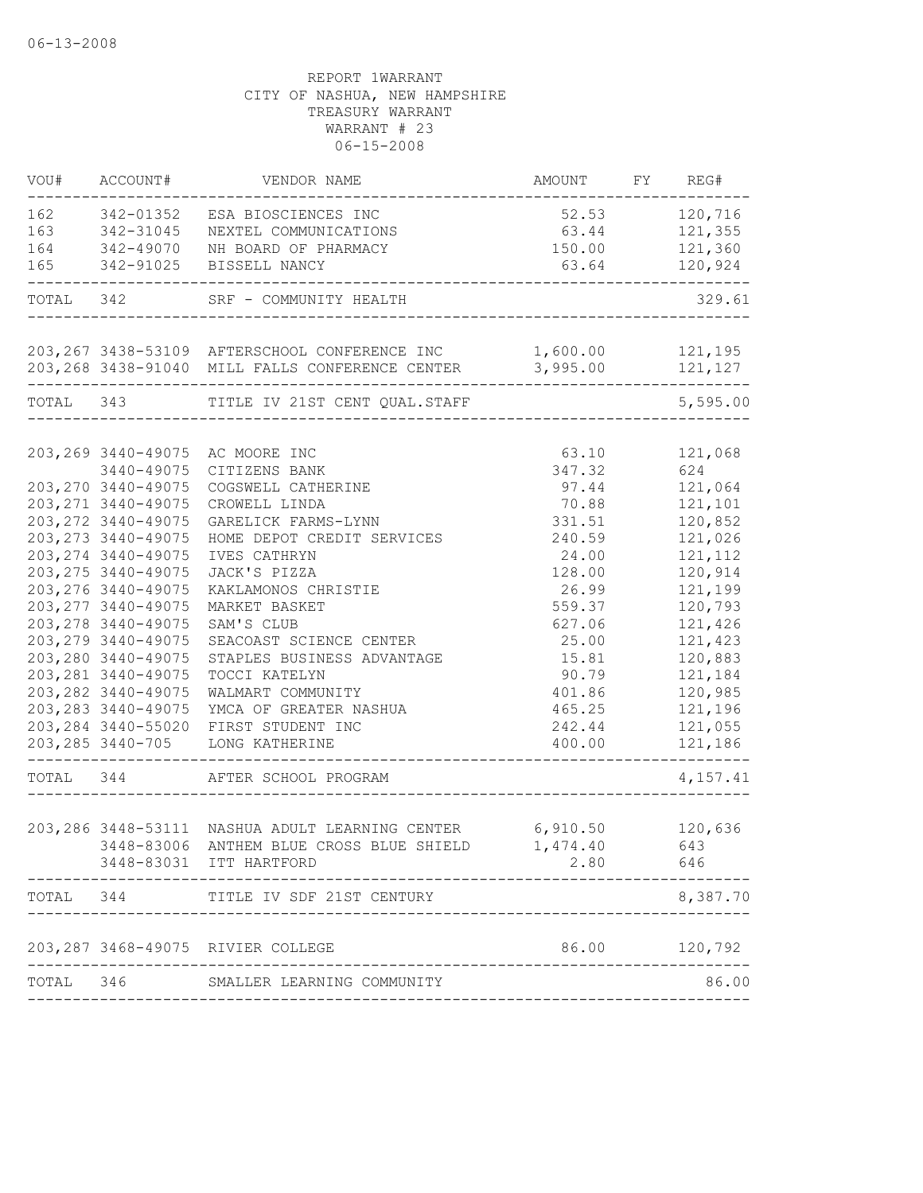06-13-2008

REPORT 1WARRANT
CITY OF NASHUA, NEW HAMPSHIRE
TREASURY WARRANT
WARRANT # 23
06-15-2008

| VOU# | ACCOUNT# | VENDOR NAME | AMOUNT | FY | REG# |
|---|---|---|---|---|---|
| 162 | 342-01352 | ESA BIOSCIENCES INC | 52.53 | | 120,716 |
| 163 | 342-31045 | NEXTEL COMMUNICATIONS | 63.44 | | 121,355 |
| 164 | 342-49070 | NH BOARD OF PHARMACY | 150.00 | | 121,360 |
| 165 | 342-91025 | BISSELL NANCY | 63.64 | | 120,924 |
| TOTAL | 342 | SRF - COMMUNITY HEALTH | | | 329.61 |
| 203,267 | 3438-53109 | AFTERSCHOOL CONFERENCE INC | 1,600.00 | | 121,195 |
| 203,268 | 3438-91040 | MILL FALLS CONFERENCE CENTER | 3,995.00 | | 121,127 |
| TOTAL | 343 | TITLE IV 21ST CENT QUAL.STAFF | | | 5,595.00 |
| 203,269 | 3440-49075 | AC MOORE INC | 63.10 | | 121,068 |
| | 3440-49075 | CITIZENS BANK | 347.32 | | 624 |
| 203,270 | 3440-49075 | COGSWELL CATHERINE | 97.44 | | 121,064 |
| 203,271 | 3440-49075 | CROWELL LINDA | 70.88 | | 121,101 |
| 203,272 | 3440-49075 | GARELICK FARMS-LYNN | 331.51 | | 120,852 |
| 203,273 | 3440-49075 | HOME DEPOT CREDIT SERVICES | 240.59 | | 121,026 |
| 203,274 | 3440-49075 | IVES CATHRYN | 24.00 | | 121,112 |
| 203,275 | 3440-49075 | JACK'S PIZZA | 128.00 | | 120,914 |
| 203,276 | 3440-49075 | KAKLAMONOS CHRISTIE | 26.99 | | 121,199 |
| 203,277 | 3440-49075 | MARKET BASKET | 559.37 | | 120,793 |
| 203,278 | 3440-49075 | SAM'S CLUB | 627.06 | | 121,426 |
| 203,279 | 3440-49075 | SEACOAST SCIENCE CENTER | 25.00 | | 121,423 |
| 203,280 | 3440-49075 | STAPLES BUSINESS ADVANTAGE | 15.81 | | 120,883 |
| 203,281 | 3440-49075 | TOCCI KATELYN | 90.79 | | 121,184 |
| 203,282 | 3440-49075 | WALMART COMMUNITY | 401.86 | | 120,985 |
| 203,283 | 3440-49075 | YMCA OF GREATER NASHUA | 465.25 | | 121,196 |
| 203,284 | 3440-55020 | FIRST STUDENT INC | 242.44 | | 121,055 |
| 203,285 | 3440-705 | LONG KATHERINE | 400.00 | | 121,186 |
| TOTAL | 344 | AFTER SCHOOL PROGRAM | | | 4,157.41 |
| 203,286 | 3448-53111 | NASHUA ADULT LEARNING CENTER | 6,910.50 | | 120,636 |
| | 3448-83006 | ANTHEM BLUE CROSS BLUE SHIELD | 1,474.40 | | 643 |
| | 3448-83031 | ITT HARTFORD | 2.80 | | 646 |
| TOTAL | 344 | TITLE IV SDF 21ST CENTURY | | | 8,387.70 |
| 203,287 | 3468-49075 | RIVIER COLLEGE | 86.00 | | 120,792 |
| TOTAL | 346 | SMALLER LEARNING COMMUNITY | | | 86.00 |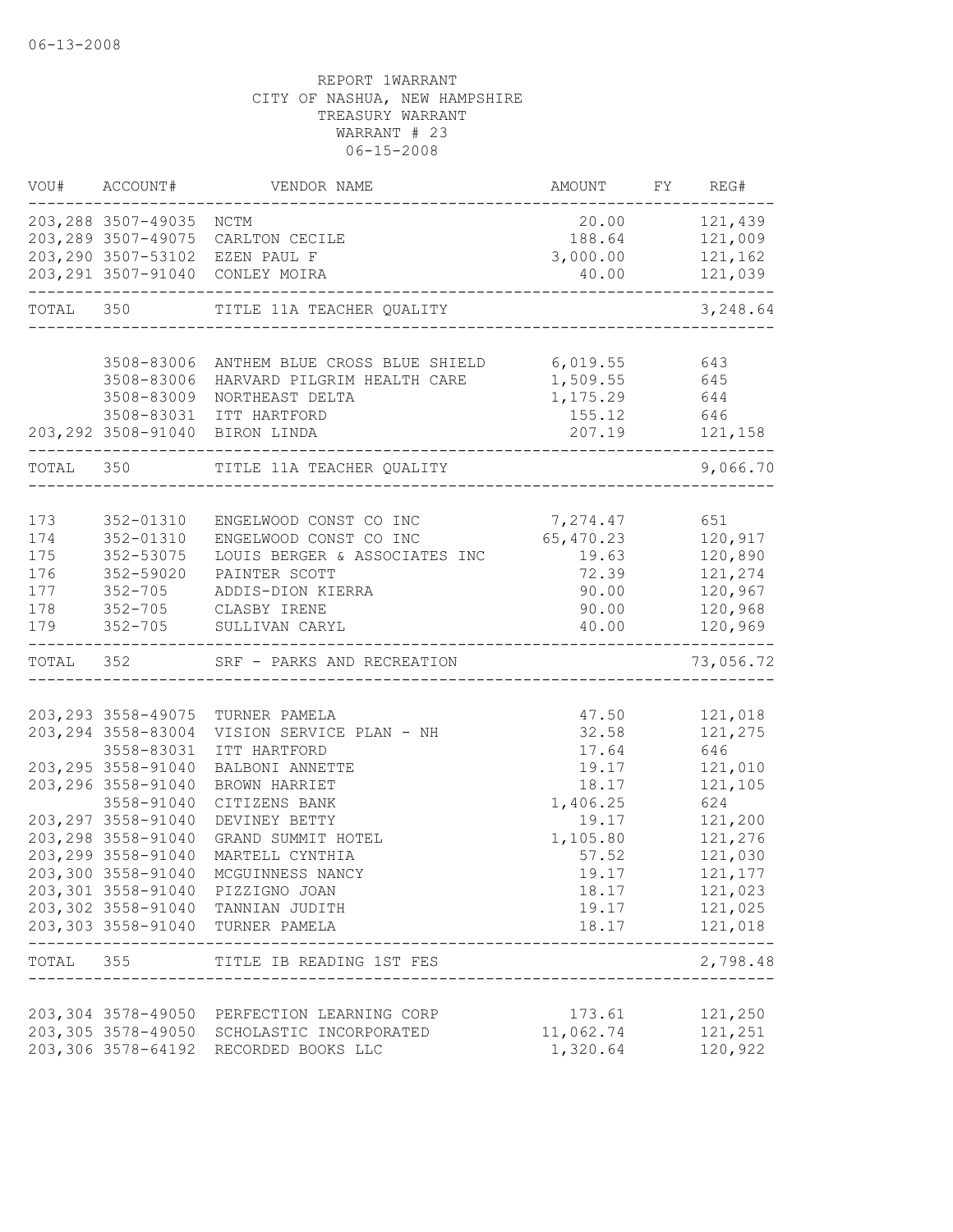REPORT 1WARRANT
CITY OF NASHUA, NEW HAMPSHIRE
TREASURY WARRANT
WARRANT # 23
06-15-2008

| VOU# | ACCOUNT# | VENDOR NAME | AMOUNT | FY | REG# |
|---|---|---|---|---|---|
| 203,288 | 3507-49035 | NCTM | 20.00 | | 121,439 |
| 203,289 | 3507-49075 | CARLTON CECILE | 188.64 | | 121,009 |
| 203,290 | 3507-53102 | EZEN PAUL F | 3,000.00 | | 121,162 |
| 203,291 | 3507-91040 | CONLEY MOIRA | 40.00 | | 121,039 |
| TOTAL | 350 | TITLE 11A TEACHER QUALITY | | | 3,248.64 |
| | 3508-83006 | ANTHEM BLUE CROSS BLUE SHIELD | 6,019.55 | | 643 |
| | 3508-83006 | HARVARD PILGRIM HEALTH CARE | 1,509.55 | | 645 |
| | 3508-83009 | NORTHEAST DELTA | 1,175.29 | | 644 |
| | 3508-83031 | ITT HARTFORD | 155.12 | | 646 |
| 203,292 | 3508-91040 | BIRON LINDA | 207.19 | | 121,158 |
| TOTAL | 350 | TITLE 11A TEACHER QUALITY | | | 9,066.70 |
| 173 | 352-01310 | ENGELWOOD CONST CO INC | 7,274.47 | | 651 |
| 174 | 352-01310 | ENGELWOOD CONST CO INC | 65,470.23 | | 120,917 |
| 175 | 352-53075 | LOUIS BERGER & ASSOCIATES INC | 19.63 | | 120,890 |
| 176 | 352-59020 | PAINTER SCOTT | 72.39 | | 121,274 |
| 177 | 352-705 | ADDIS-DION KIERRA | 90.00 | | 120,967 |
| 178 | 352-705 | CLASBY IRENE | 90.00 | | 120,968 |
| 179 | 352-705 | SULLIVAN CARYL | 40.00 | | 120,969 |
| TOTAL | 352 | SRF - PARKS AND RECREATION | | | 73,056.72 |
| 203,293 | 3558-49075 | TURNER PAMELA | 47.50 | | 121,018 |
| 203,294 | 3558-83004 | VISION SERVICE PLAN - NH | 32.58 | | 121,275 |
| | 3558-83031 | ITT HARTFORD | 17.64 | | 646 |
| 203,295 | 3558-91040 | BALBONI ANNETTE | 19.17 | | 121,010 |
| 203,296 | 3558-91040 | BROWN HARRIET | 18.17 | | 121,105 |
| | 3558-91040 | CITIZENS BANK | 1,406.25 | | 624 |
| 203,297 | 3558-91040 | DEVINEY BETTY | 19.17 | | 121,200 |
| 203,298 | 3558-91040 | GRAND SUMMIT HOTEL | 1,105.80 | | 121,276 |
| 203,299 | 3558-91040 | MARTELL CYNTHIA | 57.52 | | 121,030 |
| 203,300 | 3558-91040 | MCGUINNESS NANCY | 19.17 | | 121,177 |
| 203,301 | 3558-91040 | PIZZIGNO JOAN | 18.17 | | 121,023 |
| 203,302 | 3558-91040 | TANNIAN JUDITH | 19.17 | | 121,025 |
| 203,303 | 3558-91040 | TURNER PAMELA | 18.17 | | 121,018 |
| TOTAL | 355 | TITLE IB READING 1ST FES | | | 2,798.48 |
| 203,304 | 3578-49050 | PERFECTION LEARNING CORP | 173.61 | | 121,250 |
| 203,305 | 3578-49050 | SCHOLASTIC INCORPORATED | 11,062.74 | | 121,251 |
| 203,306 | 3578-64192 | RECORDED BOOKS LLC | 1,320.64 | | 120,922 |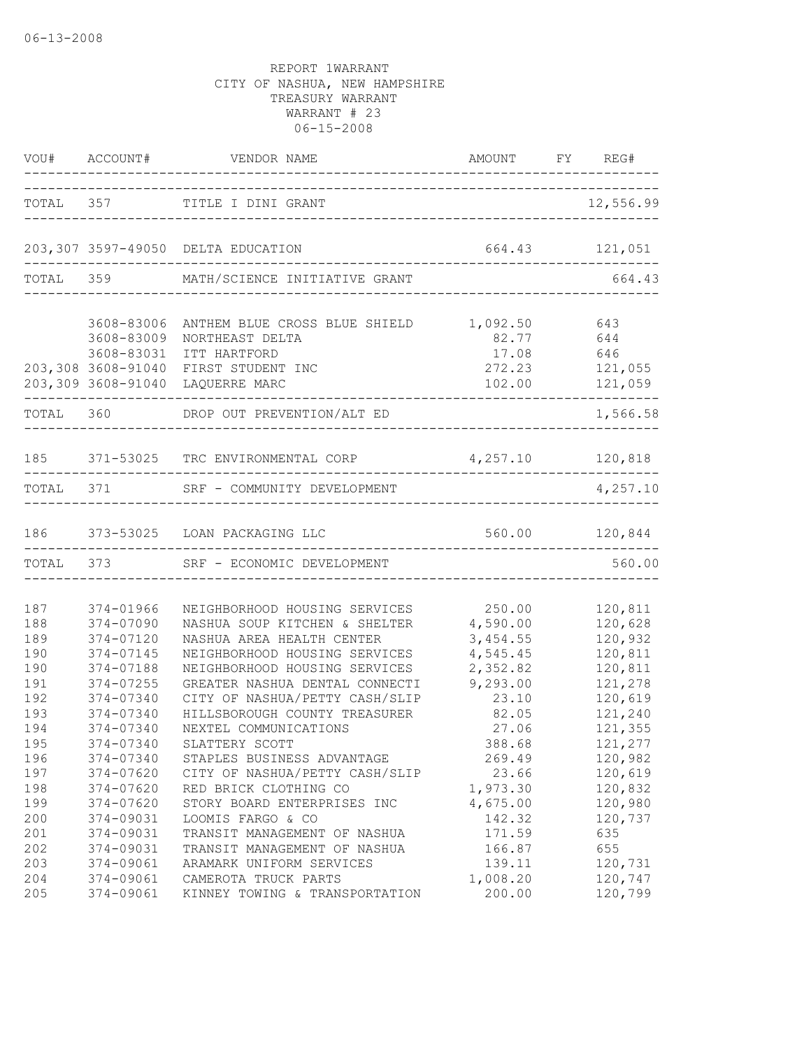06-13-2008

REPORT 1WARRANT
CITY OF NASHUA, NEW HAMPSHIRE
TREASURY WARRANT
WARRANT # 23
06-15-2008

| VOU# | ACCOUNT# | VENDOR NAME | AMOUNT | FY | REG# |
|---|---|---|---|---|---|
| TOTAL | 357 | TITLE I DINI GRANT | | | 12,556.99 |
| 203,307 | 3597-49050 | DELTA EDUCATION | 664.43 | | 121,051 |
| TOTAL | 359 | MATH/SCIENCE INITIATIVE GRANT | | | 664.43 |
| | 3608-83006 | ANTHEM BLUE CROSS BLUE SHIELD | 1,092.50 | | 643 |
| | 3608-83009 | NORTHEAST DELTA | 82.77 | | 644 |
| | 3608-83031 | ITT HARTFORD | 17.08 | | 646 |
| 203,308 | 3608-91040 | FIRST STUDENT INC | 272.23 | | 121,055 |
| 203,309 | 3608-91040 | LAQUERRE MARC | 102.00 | | 121,059 |
| TOTAL | 360 | DROP OUT PREVENTION/ALT ED | | | 1,566.58 |
| 185 | 371-53025 | TRC ENVIRONMENTAL CORP | 4,257.10 | | 120,818 |
| TOTAL | 371 | SRF - COMMUNITY DEVELOPMENT | | | 4,257.10 |
| 186 | 373-53025 | LOAN PACKAGING LLC | 560.00 | | 120,844 |
| TOTAL | 373 | SRF - ECONOMIC DEVELOPMENT | | | 560.00 |
| 187 | 374-01966 | NEIGHBORHOOD HOUSING SERVICES | 250.00 | | 120,811 |
| 188 | 374-07090 | NASHUA SOUP KITCHEN & SHELTER | 4,590.00 | | 120,628 |
| 189 | 374-07120 | NASHUA AREA HEALTH CENTER | 3,454.55 | | 120,932 |
| 190 | 374-07145 | NEIGHBORHOOD HOUSING SERVICES | 4,545.45 | | 120,811 |
| 190 | 374-07188 | NEIGHBORHOOD HOUSING SERVICES | 2,352.82 | | 120,811 |
| 191 | 374-07255 | GREATER NASHUA DENTAL CONNECTI | 9,293.00 | | 121,278 |
| 192 | 374-07340 | CITY OF NASHUA/PETTY CASH/SLIP | 23.10 | | 120,619 |
| 193 | 374-07340 | HILLSBOROUGH COUNTY TREASURER | 82.05 | | 121,240 |
| 194 | 374-07340 | NEXTEL COMMUNICATIONS | 27.06 | | 121,355 |
| 195 | 374-07340 | SLATTERY SCOTT | 388.68 | | 121,277 |
| 196 | 374-07340 | STAPLES BUSINESS ADVANTAGE | 269.49 | | 120,982 |
| 197 | 374-07620 | CITY OF NASHUA/PETTY CASH/SLIP | 23.66 | | 120,619 |
| 198 | 374-07620 | RED BRICK CLOTHING CO | 1,973.30 | | 120,832 |
| 199 | 374-07620 | STORY BOARD ENTERPRISES INC | 4,675.00 | | 120,980 |
| 200 | 374-09031 | LOOMIS FARGO & CO | 142.32 | | 120,737 |
| 201 | 374-09031 | TRANSIT MANAGEMENT OF NASHUA | 171.59 | | 635 |
| 202 | 374-09031 | TRANSIT MANAGEMENT OF NASHUA | 166.87 | | 655 |
| 203 | 374-09061 | ARAMARK UNIFORM SERVICES | 139.11 | | 120,731 |
| 204 | 374-09061 | CAMEROTA TRUCK PARTS | 1,008.20 | | 120,747 |
| 205 | 374-09061 | KINNEY TOWING & TRANSPORTATION | 200.00 | | 120,799 |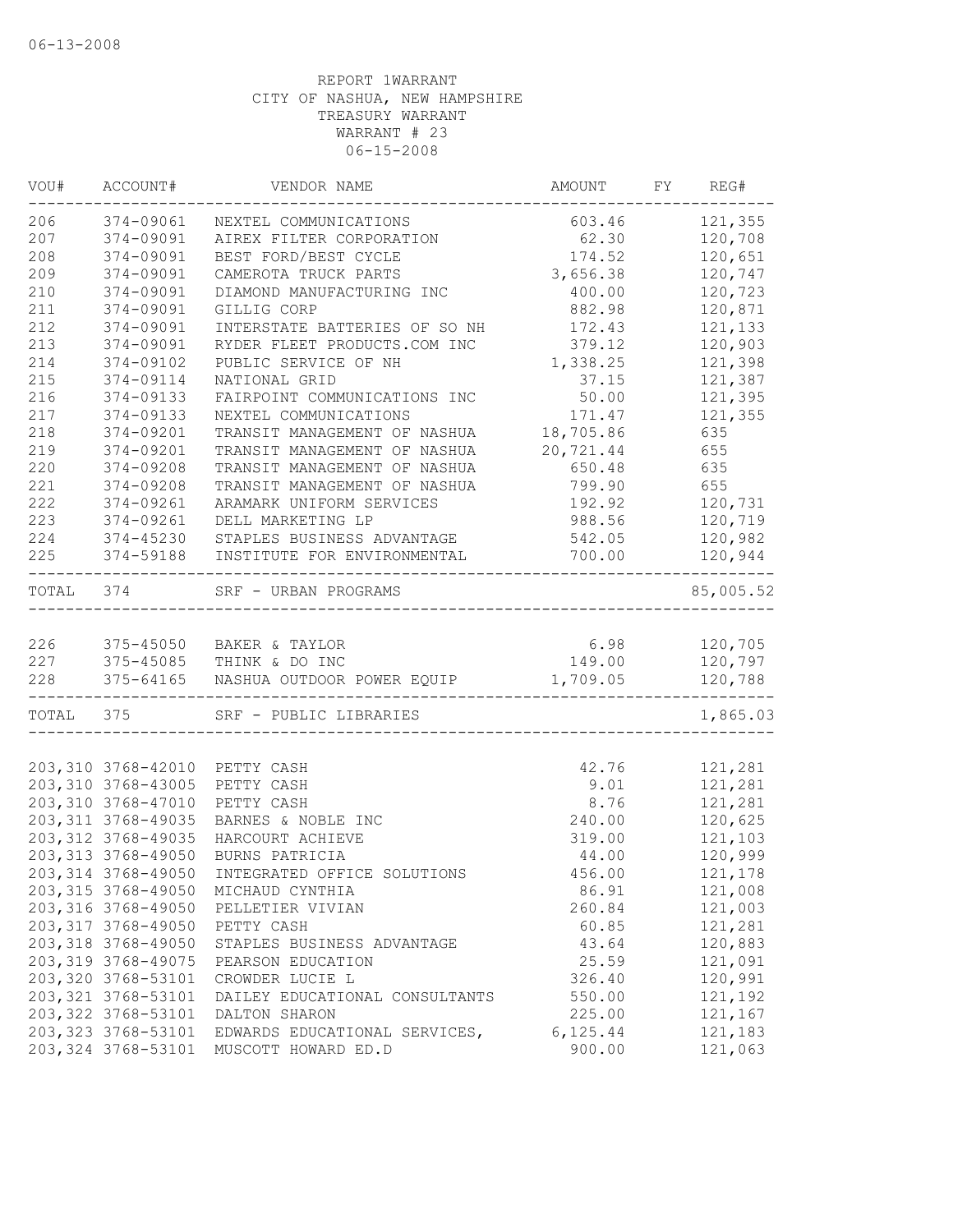06-13-2008

REPORT 1WARRANT
CITY OF NASHUA, NEW HAMPSHIRE
TREASURY WARRANT
WARRANT # 23
06-15-2008

| VOU# | ACCOUNT# | VENDOR NAME | AMOUNT | FY | REG# |
|---|---|---|---|---|---|
| 206 | 374-09061 | NEXTEL COMMUNICATIONS | 603.46 | | 121,355 |
| 207 | 374-09091 | AIREX FILTER CORPORATION | 62.30 | | 120,708 |
| 208 | 374-09091 | BEST FORD/BEST CYCLE | 174.52 | | 120,651 |
| 209 | 374-09091 | CAMEROTA TRUCK PARTS | 3,656.38 | | 120,747 |
| 210 | 374-09091 | DIAMOND MANUFACTURING INC | 400.00 | | 120,723 |
| 211 | 374-09091 | GILLIG CORP | 882.98 | | 120,871 |
| 212 | 374-09091 | INTERSTATE BATTERIES OF SO NH | 172.43 | | 121,133 |
| 213 | 374-09091 | RYDER FLEET PRODUCTS.COM INC | 379.12 | | 120,903 |
| 214 | 374-09102 | PUBLIC SERVICE OF NH | 1,338.25 | | 121,398 |
| 215 | 374-09114 | NATIONAL GRID | 37.15 | | 121,387 |
| 216 | 374-09133 | FAIRPOINT COMMUNICATIONS INC | 50.00 | | 121,395 |
| 217 | 374-09133 | NEXTEL COMMUNICATIONS | 171.47 | | 121,355 |
| 218 | 374-09201 | TRANSIT MANAGEMENT OF NASHUA | 18,705.86 | | 635 |
| 219 | 374-09201 | TRANSIT MANAGEMENT OF NASHUA | 20,721.44 | | 655 |
| 220 | 374-09208 | TRANSIT MANAGEMENT OF NASHUA | 650.48 | | 635 |
| 221 | 374-09208 | TRANSIT MANAGEMENT OF NASHUA | 799.90 | | 655 |
| 222 | 374-09261 | ARAMARK UNIFORM SERVICES | 192.92 | | 120,731 |
| 223 | 374-09261 | DELL MARKETING LP | 988.56 | | 120,719 |
| 224 | 374-45230 | STAPLES BUSINESS ADVANTAGE | 542.05 | | 120,982 |
| 225 | 374-59188 | INSTITUTE FOR ENVIRONMENTAL | 700.00 | | 120,944 |
| TOTAL | 374 | SRF - URBAN PROGRAMS | | | 85,005.52 |
| 226 | 375-45050 | BAKER & TAYLOR | 6.98 | | 120,705 |
| 227 | 375-45085 | THINK & DO INC | 149.00 | | 120,797 |
| 228 | 375-64165 | NASHUA OUTDOOR POWER EQUIP | 1,709.05 | | 120,788 |
| TOTAL | 375 | SRF - PUBLIC LIBRARIES | | | 1,865.03 |
| 203,310 | 3768-42010 | PETTY CASH | 42.76 | | 121,281 |
| 203,310 | 3768-43005 | PETTY CASH | 9.01 | | 121,281 |
| 203,310 | 3768-47010 | PETTY CASH | 8.76 | | 121,281 |
| 203,311 | 3768-49035 | BARNES & NOBLE INC | 240.00 | | 120,625 |
| 203,312 | 3768-49035 | HARCOURT ACHIEVE | 319.00 | | 121,103 |
| 203,313 | 3768-49050 | BURNS PATRICIA | 44.00 | | 120,999 |
| 203,314 | 3768-49050 | INTEGRATED OFFICE SOLUTIONS | 456.00 | | 121,178 |
| 203,315 | 3768-49050 | MICHAUD CYNTHIA | 86.91 | | 121,008 |
| 203,316 | 3768-49050 | PELLETIER VIVIAN | 260.84 | | 121,003 |
| 203,317 | 3768-49050 | PETTY CASH | 60.85 | | 121,281 |
| 203,318 | 3768-49050 | STAPLES BUSINESS ADVANTAGE | 43.64 | | 120,883 |
| 203,319 | 3768-49075 | PEARSON EDUCATION | 25.59 | | 121,091 |
| 203,320 | 3768-53101 | CROWDER LUCIE L | 326.40 | | 120,991 |
| 203,321 | 3768-53101 | DAILEY EDUCATIONAL CONSULTANTS | 550.00 | | 121,192 |
| 203,322 | 3768-53101 | DALTON SHARON | 225.00 | | 121,167 |
| 203,323 | 3768-53101 | EDWARDS EDUCATIONAL SERVICES, | 6,125.44 | | 121,183 |
| 203,324 | 3768-53101 | MUSCOTT HOWARD ED.D | 900.00 | | 121,063 |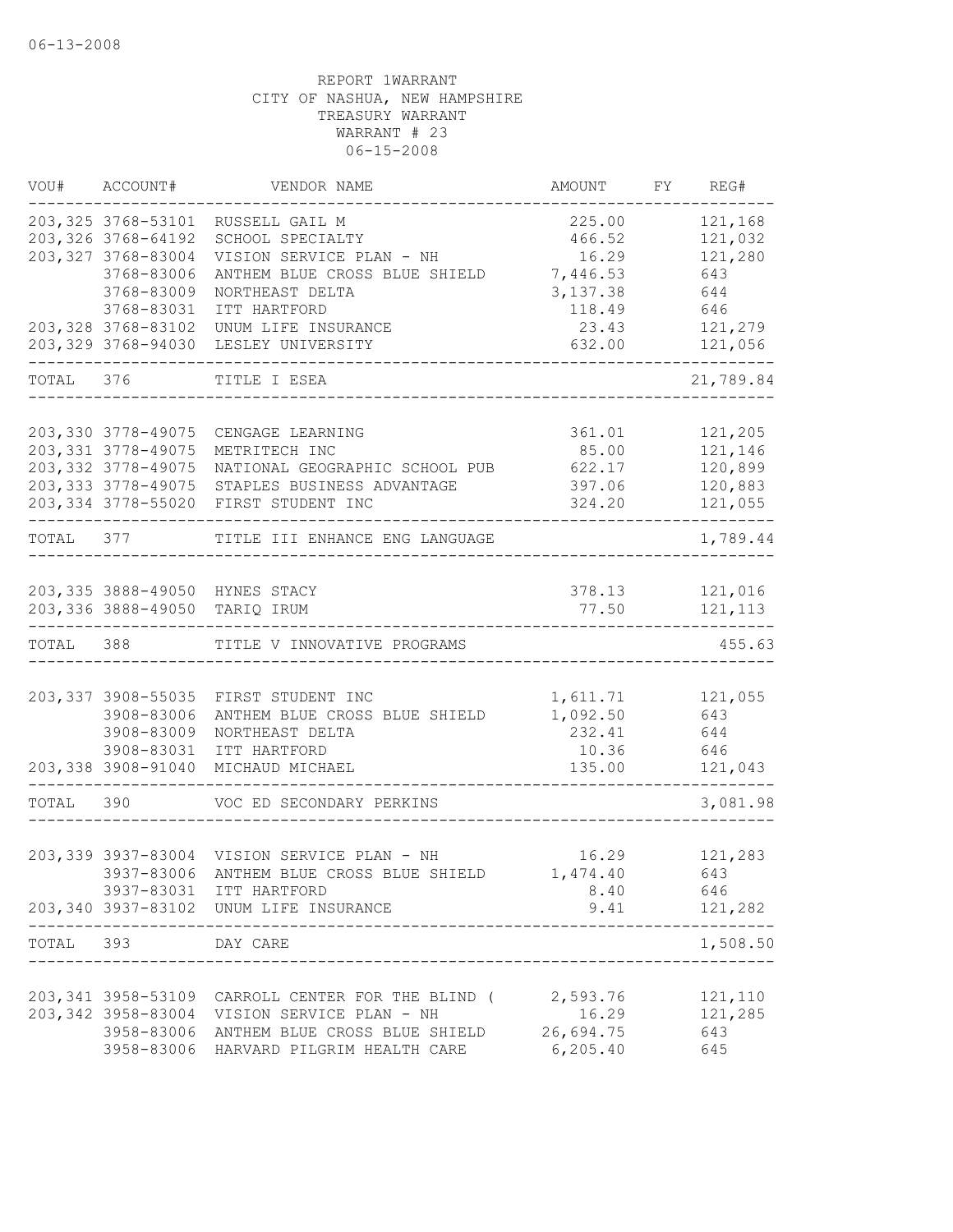06-13-2008

REPORT 1WARRANT
CITY OF NASHUA, NEW HAMPSHIRE
TREASURY WARRANT
WARRANT # 23
06-15-2008

| VOU# | ACCOUNT# | VENDOR NAME | AMOUNT | FY | REG# |
|---|---|---|---|---|---|
| 203,325 | 3768-53101 | RUSSELL GAIL M | 225.00 | | 121,168 |
| 203,326 | 3768-64192 | SCHOOL SPECIALTY | 466.52 | | 121,032 |
| 203,327 | 3768-83004 | VISION SERVICE PLAN - NH | 16.29 | | 121,280 |
| | 3768-83006 | ANTHEM BLUE CROSS BLUE SHIELD | 7,446.53 | | 643 |
| | 3768-83009 | NORTHEAST DELTA | 3,137.38 | | 644 |
| | 3768-83031 | ITT HARTFORD | 118.49 | | 646 |
| 203,328 | 3768-83102 | UNUM LIFE INSURANCE | 23.43 | | 121,279 |
| 203,329 | 3768-94030 | LESLEY UNIVERSITY | 632.00 | | 121,056 |
| TOTAL | 376 | TITLE I ESEA | | | 21,789.84 |
| 203,330 | 3778-49075 | CENGAGE LEARNING | 361.01 | | 121,205 |
| 203,331 | 3778-49075 | METRITECH INC | 85.00 | | 121,146 |
| 203,332 | 3778-49075 | NATIONAL GEOGRAPHIC SCHOOL PUB | 622.17 | | 120,899 |
| 203,333 | 3778-49075 | STAPLES BUSINESS ADVANTAGE | 397.06 | | 120,883 |
| 203,334 | 3778-55020 | FIRST STUDENT INC | 324.20 | | 121,055 |
| TOTAL | 377 | TITLE III ENHANCE ENG LANGUAGE | | | 1,789.44 |
| 203,335 | 3888-49050 | HYNES STACY | 378.13 | | 121,016 |
| 203,336 | 3888-49050 | TARIQ IRUM | 77.50 | | 121,113 |
| TOTAL | 388 | TITLE V INNOVATIVE PROGRAMS | | | 455.63 |
| 203,337 | 3908-55035 | FIRST STUDENT INC | 1,611.71 | | 121,055 |
| | 3908-83006 | ANTHEM BLUE CROSS BLUE SHIELD | 1,092.50 | | 643 |
| | 3908-83009 | NORTHEAST DELTA | 232.41 | | 644 |
| | 3908-83031 | ITT HARTFORD | 10.36 | | 646 |
| 203,338 | 3908-91040 | MICHAUD MICHAEL | 135.00 | | 121,043 |
| TOTAL | 390 | VOC ED SECONDARY PERKINS | | | 3,081.98 |
| 203,339 | 3937-83004 | VISION SERVICE PLAN - NH | 16.29 | | 121,283 |
| | 3937-83006 | ANTHEM BLUE CROSS BLUE SHIELD | 1,474.40 | | 643 |
| | 3937-83031 | ITT HARTFORD | 8.40 | | 646 |
| 203,340 | 3937-83102 | UNUM LIFE INSURANCE | 9.41 | | 121,282 |
| TOTAL | 393 | DAY CARE | | | 1,508.50 |
| 203,341 | 3958-53109 | CARROLL CENTER FOR THE BLIND ( | 2,593.76 | | 121,110 |
| 203,342 | 3958-83004 | VISION SERVICE PLAN - NH | 16.29 | | 121,285 |
| | 3958-83006 | ANTHEM BLUE CROSS BLUE SHIELD | 26,694.75 | | 643 |
| | 3958-83006 | HARVARD PILGRIM HEALTH CARE | 6,205.40 | | 645 |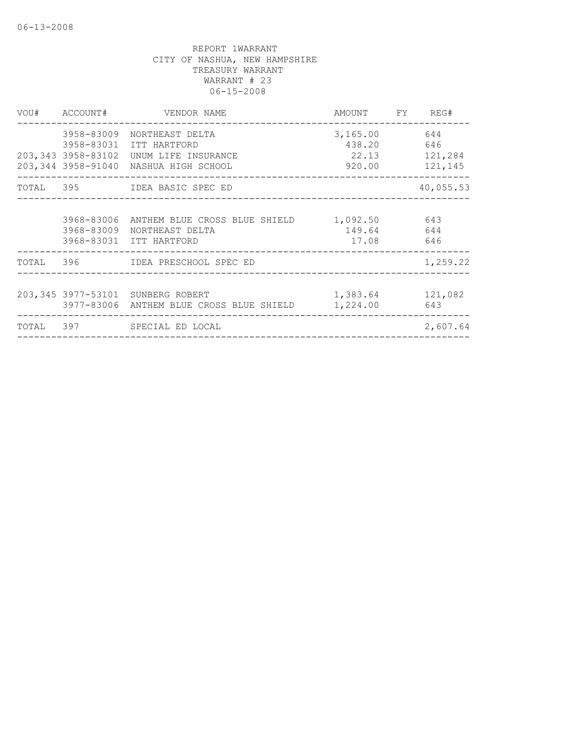06-13-2008

REPORT 1WARRANT
CITY OF NASHUA, NEW HAMPSHIRE
TREASURY WARRANT
WARRANT # 23
06-15-2008

| VOU# | ACCOUNT# | VENDOR NAME | AMOUNT | FY | REG# |
|---|---|---|---|---|---|
| | 3958-83009 | NORTHEAST DELTA | 3,165.00 | | 644 |
| | 3958-83031 | ITT HARTFORD | 438.20 | | 646 |
| 203,343 | 3958-83102 | UNUM LIFE INSURANCE | 22.13 | | 121,284 |
| 203,344 | 3958-91040 | NASHUA HIGH SCHOOL | 920.00 | | 121,145 |
| TOTAL | 395 | IDEA BASIC SPEC ED | | | 40,055.53 |
| | 3968-83006 | ANTHEM BLUE CROSS BLUE SHIELD | 1,092.50 | | 643 |
| | 3968-83009 | NORTHEAST DELTA | 149.64 | | 644 |
| | 3968-83031 | ITT HARTFORD | 17.08 | | 646 |
| TOTAL | 396 | IDEA PRESCHOOL SPEC ED | | | 1,259.22 |
| 203,345 | 3977-53101 | SUNBERG ROBERT | 1,383.64 | | 121,082 |
| | 3977-83006 | ANTHEM BLUE CROSS BLUE SHIELD | 1,224.00 | | 643 |
| TOTAL | 397 | SPECIAL ED LOCAL | | | 2,607.64 |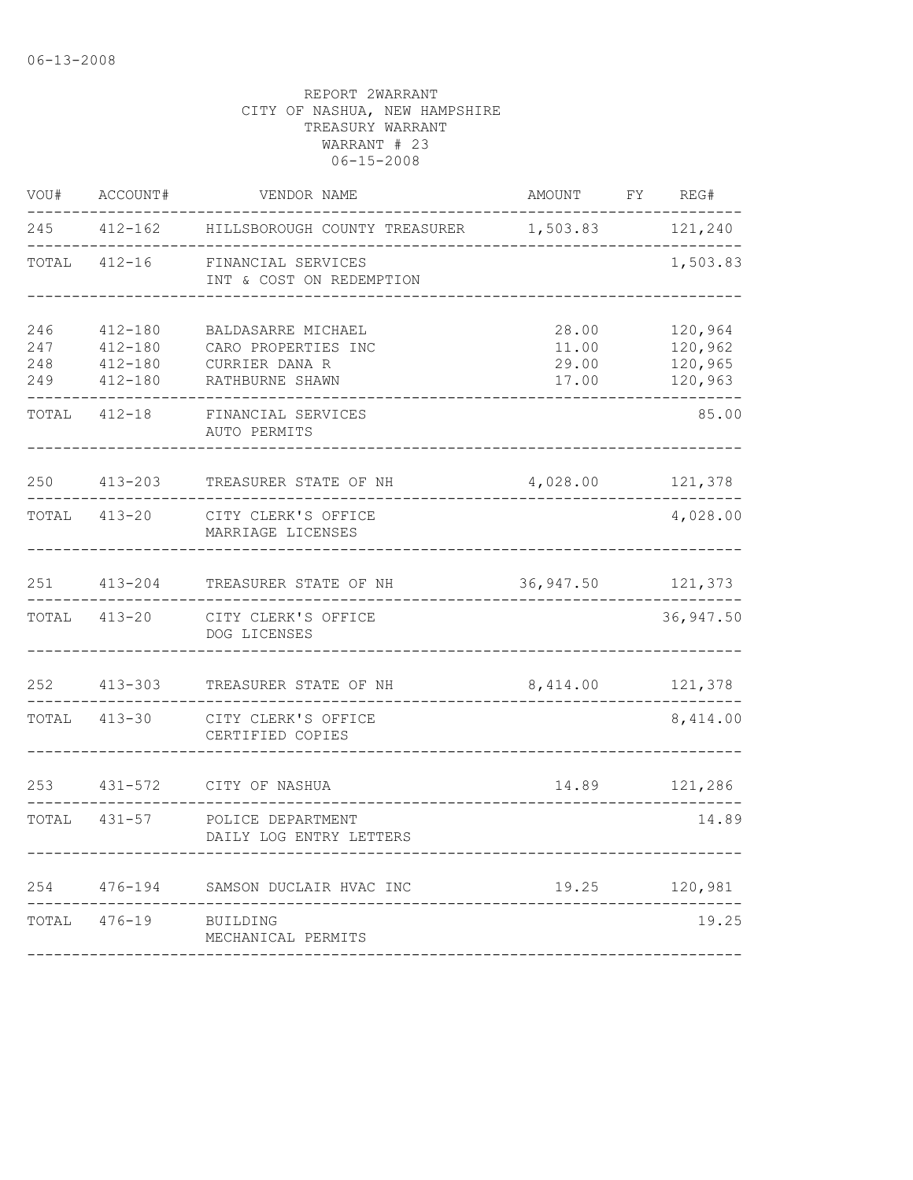06-13-2008

REPORT 2WARRANT
CITY OF NASHUA, NEW HAMPSHIRE
TREASURY WARRANT
WARRANT # 23
06-15-2008

| VOU# | ACCOUNT# | VENDOR NAME | AMOUNT | FY | REG# |
|---|---|---|---|---|---|
| 245 | 412-162 | HILLSBOROUGH COUNTY TREASURER | 1,503.83 | | 121,240 |
| TOTAL | 412-16 | FINANCIAL SERVICES<br>INT & COST ON REDEMPTION | | | 1,503.83 |
| 246 | 412-180 | BALDASARRE MICHAEL | 28.00 | | 120,964 |
| 247 | 412-180 | CARO PROPERTIES INC | 11.00 | | 120,962 |
| 248 | 412-180 | CURRIER DANA R | 29.00 | | 120,965 |
| 249 | 412-180 | RATHBURNE SHAWN | 17.00 | | 120,963 |
| TOTAL | 412-18 | FINANCIAL SERVICES<br>AUTO PERMITS | | | 85.00 |
| 250 | 413-203 | TREASURER STATE OF NH | 4,028.00 | | 121,378 |
| TOTAL | 413-20 | CITY CLERK'S OFFICE<br>MARRIAGE LICENSES | | | 4,028.00 |
| 251 | 413-204 | TREASURER STATE OF NH | 36,947.50 | | 121,373 |
| TOTAL | 413-20 | CITY CLERK'S OFFICE<br>DOG LICENSES | | | 36,947.50 |
| 252 | 413-303 | TREASURER STATE OF NH | 8,414.00 | | 121,378 |
| TOTAL | 413-30 | CITY CLERK'S OFFICE<br>CERTIFIED COPIES | | | 8,414.00 |
| 253 | 431-572 | CITY OF NASHUA | 14.89 | | 121,286 |
| TOTAL | 431-57 | POLICE DEPARTMENT<br>DAILY LOG ENTRY LETTERS | | | 14.89 |
| 254 | 476-194 | SAMSON DUCLAIR HVAC INC | 19.25 | | 120,981 |
| TOTAL | 476-19 | BUILDING<br>MECHANICAL PERMITS | | | 19.25 |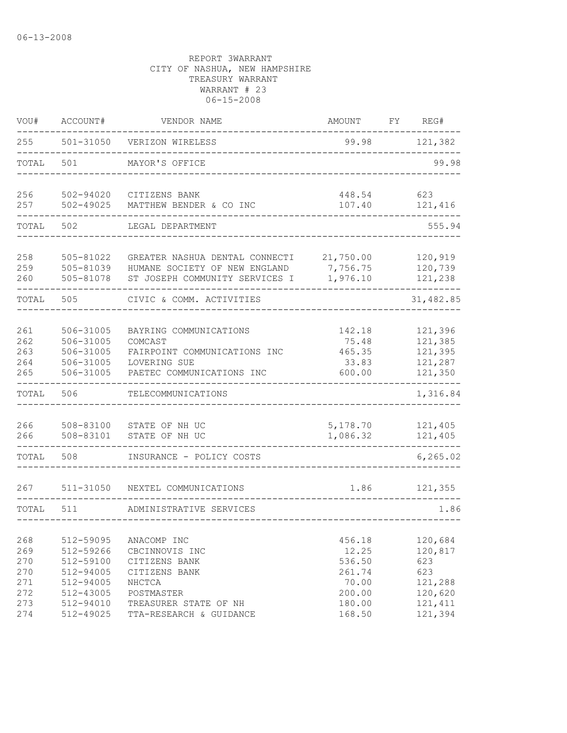06-13-2008

REPORT 3WARRANT
CITY OF NASHUA, NEW HAMPSHIRE
TREASURY WARRANT
WARRANT # 23
06-15-2008

| VOU# | ACCOUNT# | VENDOR NAME | AMOUNT | FY | REG# |
|---|---|---|---|---|---|
| 255 | 501-31050 | VERIZON WIRELESS | 99.98 | | 121,382 |
| TOTAL | 501 | MAYOR'S OFFICE | | | 99.98 |
| 256 | 502-94020 | CITIZENS BANK | 448.54 | | 623 |
| 257 | 502-49025 | MATTHEW BENDER & CO INC | 107.40 | | 121,416 |
| TOTAL | 502 | LEGAL DEPARTMENT | | | 555.94 |
| 258 | 505-81022 | GREATER NASHUA DENTAL CONNECTI | 21,750.00 | | 120,919 |
| 259 | 505-81039 | HUMANE SOCIETY OF NEW ENGLAND | 7,756.75 | | 120,739 |
| 260 | 505-81078 | ST JOSEPH COMMUNITY SERVICES I | 1,976.10 | | 121,238 |
| TOTAL | 505 | CIVIC & COMM. ACTIVITIES | | | 31,482.85 |
| 261 | 506-31005 | BAYRING COMMUNICATIONS | 142.18 | | 121,396 |
| 262 | 506-31005 | COMCAST | 75.48 | | 121,385 |
| 263 | 506-31005 | FAIRPOINT COMMUNICATIONS INC | 465.35 | | 121,395 |
| 264 | 506-31005 | LOVERING SUE | 33.83 | | 121,287 |
| 265 | 506-31005 | PAETEC COMMUNICATIONS INC | 600.00 | | 121,350 |
| TOTAL | 506 | TELECOMMUNICATIONS | | | 1,316.84 |
| 266 | 508-83100 | STATE OF NH UC | 5,178.70 | | 121,405 |
| 266 | 508-83101 | STATE OF NH UC | 1,086.32 | | 121,405 |
| TOTAL | 508 | INSURANCE - POLICY COSTS | | | 6,265.02 |
| 267 | 511-31050 | NEXTEL COMMUNICATIONS | 1.86 | | 121,355 |
| TOTAL | 511 | ADMINISTRATIVE SERVICES | | | 1.86 |
| 268 | 512-59095 | ANACOMP INC | 456.18 | | 120,684 |
| 269 | 512-59266 | CBCINNOVIS INC | 12.25 | | 120,817 |
| 270 | 512-59100 | CITIZENS BANK | 536.50 | | 623 |
| 270 | 512-94005 | CITIZENS BANK | 261.74 | | 623 |
| 271 | 512-94005 | NHCTCA | 70.00 | | 121,288 |
| 272 | 512-43005 | POSTMASTER | 200.00 | | 120,620 |
| 273 | 512-94010 | TREASURER STATE OF NH | 180.00 | | 121,411 |
| 274 | 512-49025 | TTA-RESEARCH & GUIDANCE | 168.50 | | 121,394 |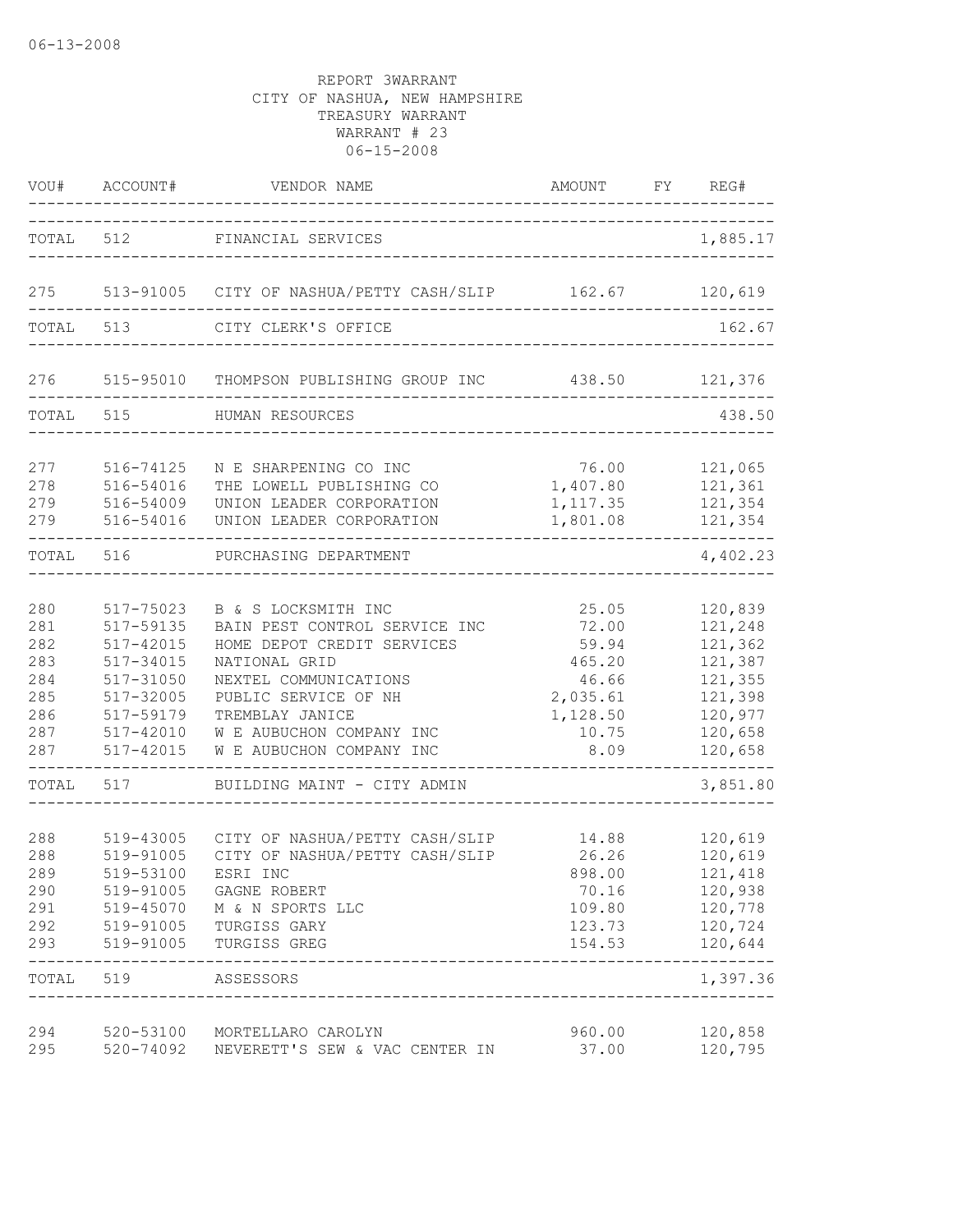REPORT 3WARRANT
CITY OF NASHUA, NEW HAMPSHIRE
TREASURY WARRANT
WARRANT # 23
06-15-2008

| VOU# | ACCOUNT# | VENDOR NAME | AMOUNT | FY | REG# |
|---|---|---|---|---|---|
| TOTAL | 512 | FINANCIAL SERVICES | | | 1,885.17 |
| 275 | 513-91005 | CITY OF NASHUA/PETTY CASH/SLIP | 162.67 | | 120,619 |
| TOTAL | 513 | CITY CLERK'S OFFICE | | | 162.67 |
| 276 | 515-95010 | THOMPSON PUBLISHING GROUP INC | 438.50 | | 121,376 |
| TOTAL | 515 | HUMAN RESOURCES | | | 438.50 |
| 277 | 516-74125 | N E SHARPENING CO INC | 76.00 | | 121,065 |
| 278 | 516-54016 | THE LOWELL PUBLISHING CO | 1,407.80 | | 121,361 |
| 279 | 516-54009 | UNION LEADER CORPORATION | 1,117.35 | | 121,354 |
| 279 | 516-54016 | UNION LEADER CORPORATION | 1,801.08 | | 121,354 |
| TOTAL | 516 | PURCHASING DEPARTMENT | | | 4,402.23 |
| 280 | 517-75023 | B & S LOCKSMITH INC | 25.05 | | 120,839 |
| 281 | 517-59135 | BAIN PEST CONTROL SERVICE INC | 72.00 | | 121,248 |
| 282 | 517-42015 | HOME DEPOT CREDIT SERVICES | 59.94 | | 121,362 |
| 283 | 517-34015 | NATIONAL GRID | 465.20 | | 121,387 |
| 284 | 517-31050 | NEXTEL COMMUNICATIONS | 46.66 | | 121,355 |
| 285 | 517-32005 | PUBLIC SERVICE OF NH | 2,035.61 | | 121,398 |
| 286 | 517-59179 | TREMBLAY JANICE | 1,128.50 | | 120,977 |
| 287 | 517-42010 | W E AUBUCHON COMPANY INC | 10.75 | | 120,658 |
| 287 | 517-42015 | W E AUBUCHON COMPANY INC | 8.09 | | 120,658 |
| TOTAL | 517 | BUILDING MAINT - CITY ADMIN | | | 3,851.80 |
| 288 | 519-43005 | CITY OF NASHUA/PETTY CASH/SLIP | 14.88 | | 120,619 |
| 288 | 519-91005 | CITY OF NASHUA/PETTY CASH/SLIP | 26.26 | | 120,619 |
| 289 | 519-53100 | ESRI INC | 898.00 | | 121,418 |
| 290 | 519-91005 | GAGNE ROBERT | 70.16 | | 120,938 |
| 291 | 519-45070 | M & N SPORTS LLC | 109.80 | | 120,778 |
| 292 | 519-91005 | TURGISS GARY | 123.73 | | 120,724 |
| 293 | 519-91005 | TURGISS GREG | 154.53 | | 120,644 |
| TOTAL | 519 | ASSESSORS | | | 1,397.36 |
| 294 | 520-53100 | MORTELLARO CAROLYN | 960.00 | | 120,858 |
| 295 | 520-74092 | NEVERETT'S SEW & VAC CENTER IN | 37.00 | | 120,795 |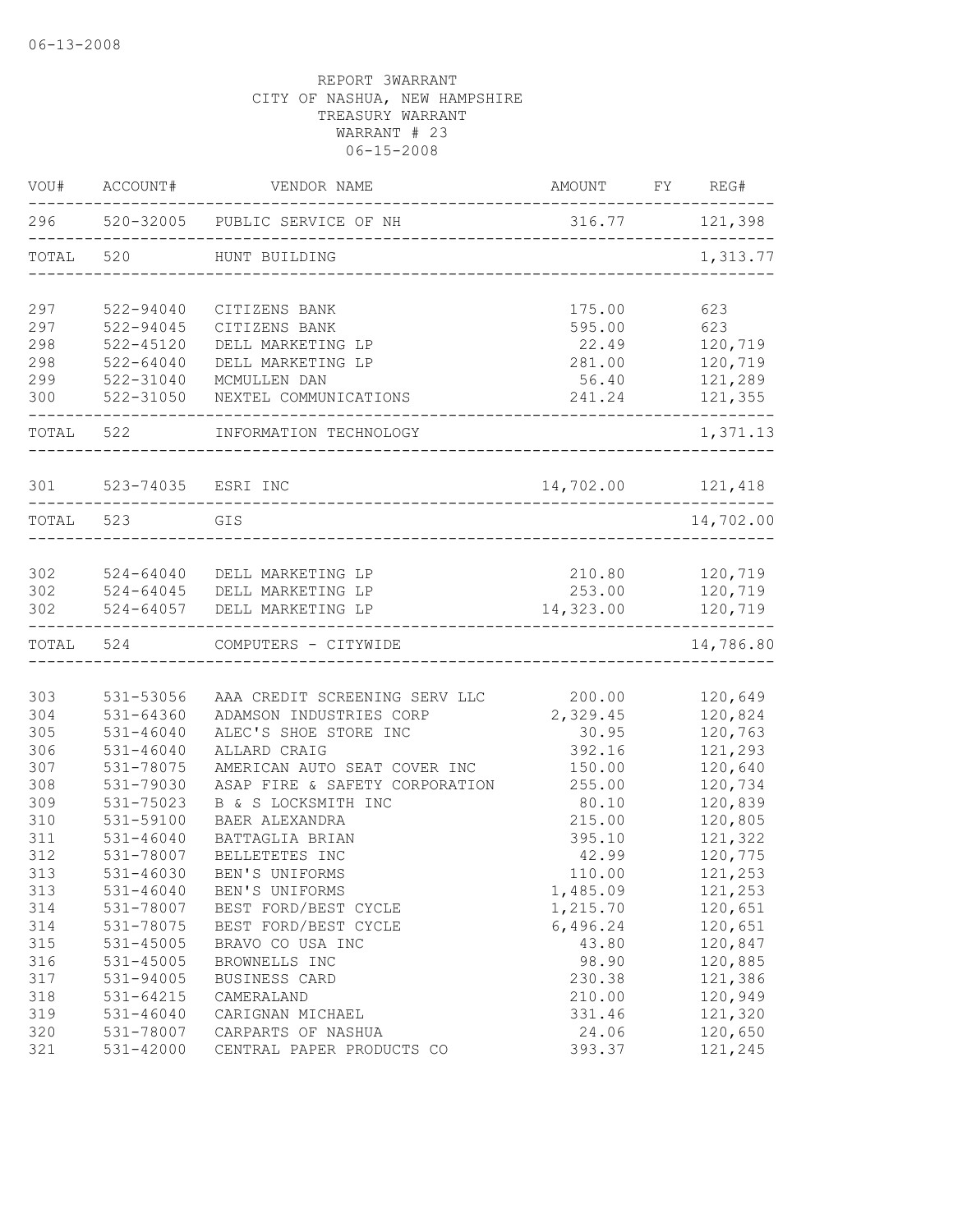06-13-2008

REPORT 3WARRANT
CITY OF NASHUA, NEW HAMPSHIRE
TREASURY WARRANT
WARRANT # 23
06-15-2008

| VOU# | ACCOUNT# | VENDOR NAME | AMOUNT | FY | REG# |
|---|---|---|---|---|---|
| 296 | 520-32005 | PUBLIC SERVICE OF NH | 316.77 | | 121,398 |
| TOTAL | 520 | HUNT BUILDING | | | 1,313.77 |
| 297 | 522-94040 | CITIZENS BANK | 175.00 | | 623 |
| 297 | 522-94045 | CITIZENS BANK | 595.00 | | 623 |
| 298 | 522-45120 | DELL MARKETING LP | 22.49 | | 120,719 |
| 298 | 522-64040 | DELL MARKETING LP | 281.00 | | 120,719 |
| 299 | 522-31040 | MCMULLEN DAN | 56.40 | | 121,289 |
| 300 | 522-31050 | NEXTEL COMMUNICATIONS | 241.24 | | 121,355 |
| TOTAL | 522 | INFORMATION TECHNOLOGY | | | 1,371.13 |
| 301 | 523-74035 | ESRI INC | 14,702.00 | | 121,418 |
| TOTAL | 523 | GIS | | | 14,702.00 |
| 302 | 524-64040 | DELL MARKETING LP | 210.80 | | 120,719 |
| 302 | 524-64045 | DELL MARKETING LP | 253.00 | | 120,719 |
| 302 | 524-64057 | DELL MARKETING LP | 14,323.00 | | 120,719 |
| TOTAL | 524 | COMPUTERS - CITYWIDE | | | 14,786.80 |
| 303 | 531-53056 | AAA CREDIT SCREENING SERV LLC | 200.00 | | 120,649 |
| 304 | 531-64360 | ADAMSON INDUSTRIES CORP | 2,329.45 | | 120,824 |
| 305 | 531-46040 | ALEC'S SHOE STORE INC | 30.95 | | 120,763 |
| 306 | 531-46040 | ALLARD CRAIG | 392.16 | | 121,293 |
| 307 | 531-78075 | AMERICAN AUTO SEAT COVER INC | 150.00 | | 120,640 |
| 308 | 531-79030 | ASAP FIRE & SAFETY CORPORATION | 255.00 | | 120,734 |
| 309 | 531-75023 | B & S LOCKSMITH INC | 80.10 | | 120,839 |
| 310 | 531-59100 | BAER ALEXANDRA | 215.00 | | 120,805 |
| 311 | 531-46040 | BATTAGLIA BRIAN | 395.10 | | 121,322 |
| 312 | 531-78007 | BELLETETES INC | 42.99 | | 120,775 |
| 313 | 531-46030 | BEN'S UNIFORMS | 110.00 | | 121,253 |
| 313 | 531-46040 | BEN'S UNIFORMS | 1,485.09 | | 121,253 |
| 314 | 531-78007 | BEST FORD/BEST CYCLE | 1,215.70 | | 120,651 |
| 314 | 531-78075 | BEST FORD/BEST CYCLE | 6,496.24 | | 120,651 |
| 315 | 531-45005 | BRAVO CO USA INC | 43.80 | | 120,847 |
| 316 | 531-45005 | BROWNELLS INC | 98.90 | | 120,885 |
| 317 | 531-94005 | BUSINESS CARD | 230.38 | | 121,386 |
| 318 | 531-64215 | CAMERALAND | 210.00 | | 120,949 |
| 319 | 531-46040 | CARIGNAN MICHAEL | 331.46 | | 121,320 |
| 320 | 531-78007 | CARPARTS OF NASHUA | 24.06 | | 120,650 |
| 321 | 531-42000 | CENTRAL PAPER PRODUCTS CO | 393.37 | | 121,245 |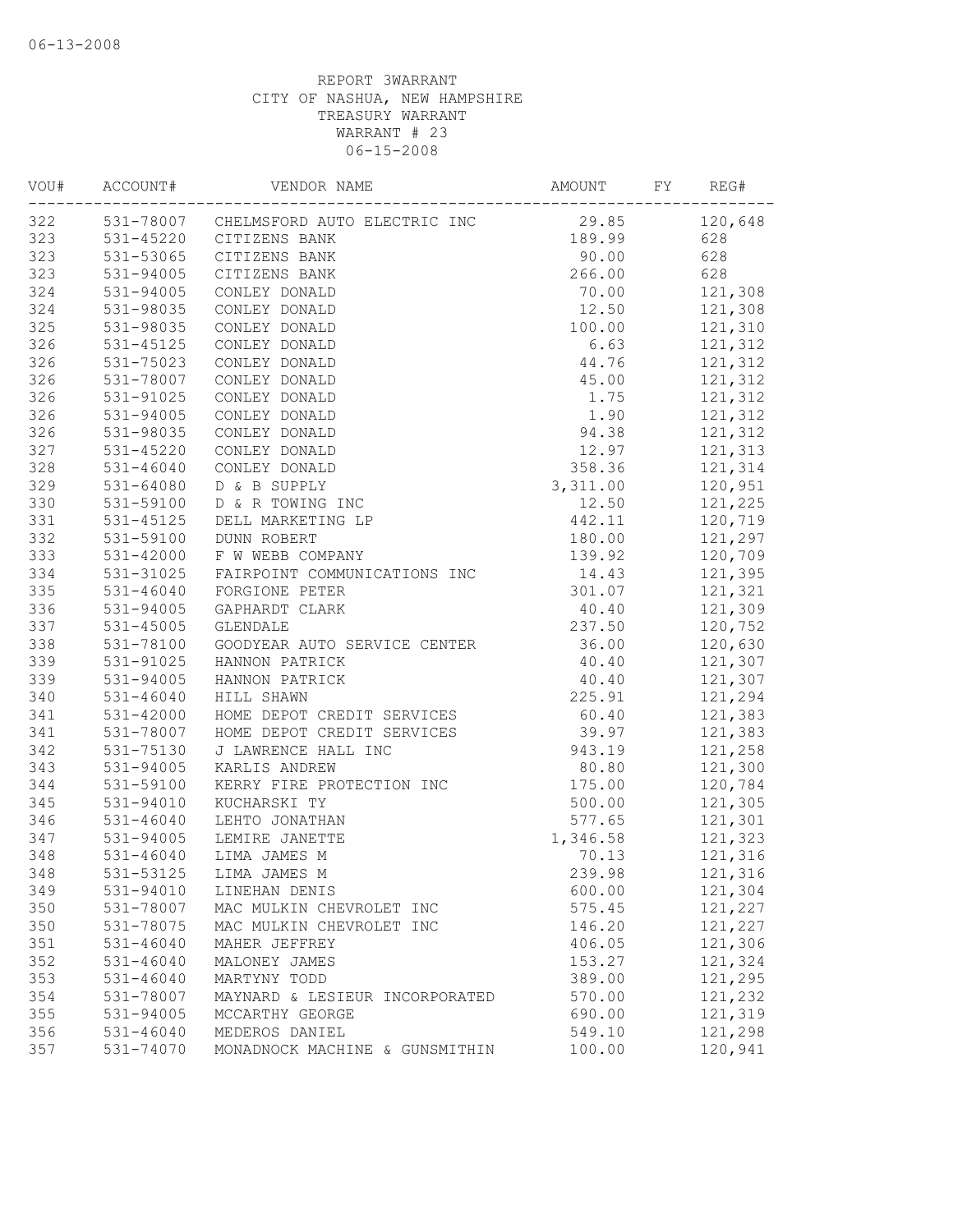REPORT 3WARRANT
CITY OF NASHUA, NEW HAMPSHIRE
TREASURY WARRANT
WARRANT # 23
06-15-2008

| VOU# | ACCOUNT# | VENDOR NAME | AMOUNT | FY | REG# |
|---|---|---|---|---|---|
| 322 | 531-78007 | CHELMSFORD AUTO ELECTRIC INC | 29.85 | | 120,648 |
| 323 | 531-45220 | CITIZENS BANK | 189.99 | | 628 |
| 323 | 531-53065 | CITIZENS BANK | 90.00 | | 628 |
| 323 | 531-94005 | CITIZENS BANK | 266.00 | | 628 |
| 324 | 531-94005 | CONLEY DONALD | 70.00 | | 121,308 |
| 324 | 531-98035 | CONLEY DONALD | 12.50 | | 121,308 |
| 325 | 531-98035 | CONLEY DONALD | 100.00 | | 121,310 |
| 326 | 531-45125 | CONLEY DONALD | 6.63 | | 121,312 |
| 326 | 531-75023 | CONLEY DONALD | 44.76 | | 121,312 |
| 326 | 531-78007 | CONLEY DONALD | 45.00 | | 121,312 |
| 326 | 531-91025 | CONLEY DONALD | 1.75 | | 121,312 |
| 326 | 531-94005 | CONLEY DONALD | 1.90 | | 121,312 |
| 326 | 531-98035 | CONLEY DONALD | 94.38 | | 121,312 |
| 327 | 531-45220 | CONLEY DONALD | 12.97 | | 121,313 |
| 328 | 531-46040 | CONLEY DONALD | 358.36 | | 121,314 |
| 329 | 531-64080 | D & B SUPPLY | 3,311.00 | | 120,951 |
| 330 | 531-59100 | D & R TOWING INC | 12.50 | | 121,225 |
| 331 | 531-45125 | DELL MARKETING LP | 442.11 | | 120,719 |
| 332 | 531-59100 | DUNN ROBERT | 180.00 | | 121,297 |
| 333 | 531-42000 | F W WEBB COMPANY | 139.92 | | 120,709 |
| 334 | 531-31025 | FAIRPOINT COMMUNICATIONS INC | 14.43 | | 121,395 |
| 335 | 531-46040 | FORGIONE PETER | 301.07 | | 121,321 |
| 336 | 531-94005 | GAPHARDT CLARK | 40.40 | | 121,309 |
| 337 | 531-45005 | GLENDALE | 237.50 | | 120,752 |
| 338 | 531-78100 | GOODYEAR AUTO SERVICE CENTER | 36.00 | | 120,630 |
| 339 | 531-91025 | HANNON PATRICK | 40.40 | | 121,307 |
| 339 | 531-94005 | HANNON PATRICK | 40.40 | | 121,307 |
| 340 | 531-46040 | HILL SHAWN | 225.91 | | 121,294 |
| 341 | 531-42000 | HOME DEPOT CREDIT SERVICES | 60.40 | | 121,383 |
| 341 | 531-78007 | HOME DEPOT CREDIT SERVICES | 39.97 | | 121,383 |
| 342 | 531-75130 | J LAWRENCE HALL INC | 943.19 | | 121,258 |
| 343 | 531-94005 | KARLIS ANDREW | 80.80 | | 121,300 |
| 344 | 531-59100 | KERRY FIRE PROTECTION INC | 175.00 | | 120,784 |
| 345 | 531-94010 | KUCHARSKI TY | 500.00 | | 121,305 |
| 346 | 531-46040 | LEHTO JONATHAN | 577.65 | | 121,301 |
| 347 | 531-94005 | LEMIRE JANETTE | 1,346.58 | | 121,323 |
| 348 | 531-46040 | LIMA JAMES M | 70.13 | | 121,316 |
| 348 | 531-53125 | LIMA JAMES M | 239.98 | | 121,316 |
| 349 | 531-94010 | LINEHAN DENIS | 600.00 | | 121,304 |
| 350 | 531-78007 | MAC MULKIN CHEVROLET INC | 575.45 | | 121,227 |
| 350 | 531-78075 | MAC MULKIN CHEVROLET INC | 146.20 | | 121,227 |
| 351 | 531-46040 | MAHER JEFFREY | 406.05 | | 121,306 |
| 352 | 531-46040 | MALONEY JAMES | 153.27 | | 121,324 |
| 353 | 531-46040 | MARTYNY TODD | 389.00 | | 121,295 |
| 354 | 531-78007 | MAYNARD & LESIEUR INCORPORATED | 570.00 | | 121,232 |
| 355 | 531-94005 | MCCARTHY GEORGE | 690.00 | | 121,319 |
| 356 | 531-46040 | MEDEROS DANIEL | 549.10 | | 121,298 |
| 357 | 531-74070 | MONADNOCK MACHINE & GUNSMITHIN | 100.00 | | 120,941 |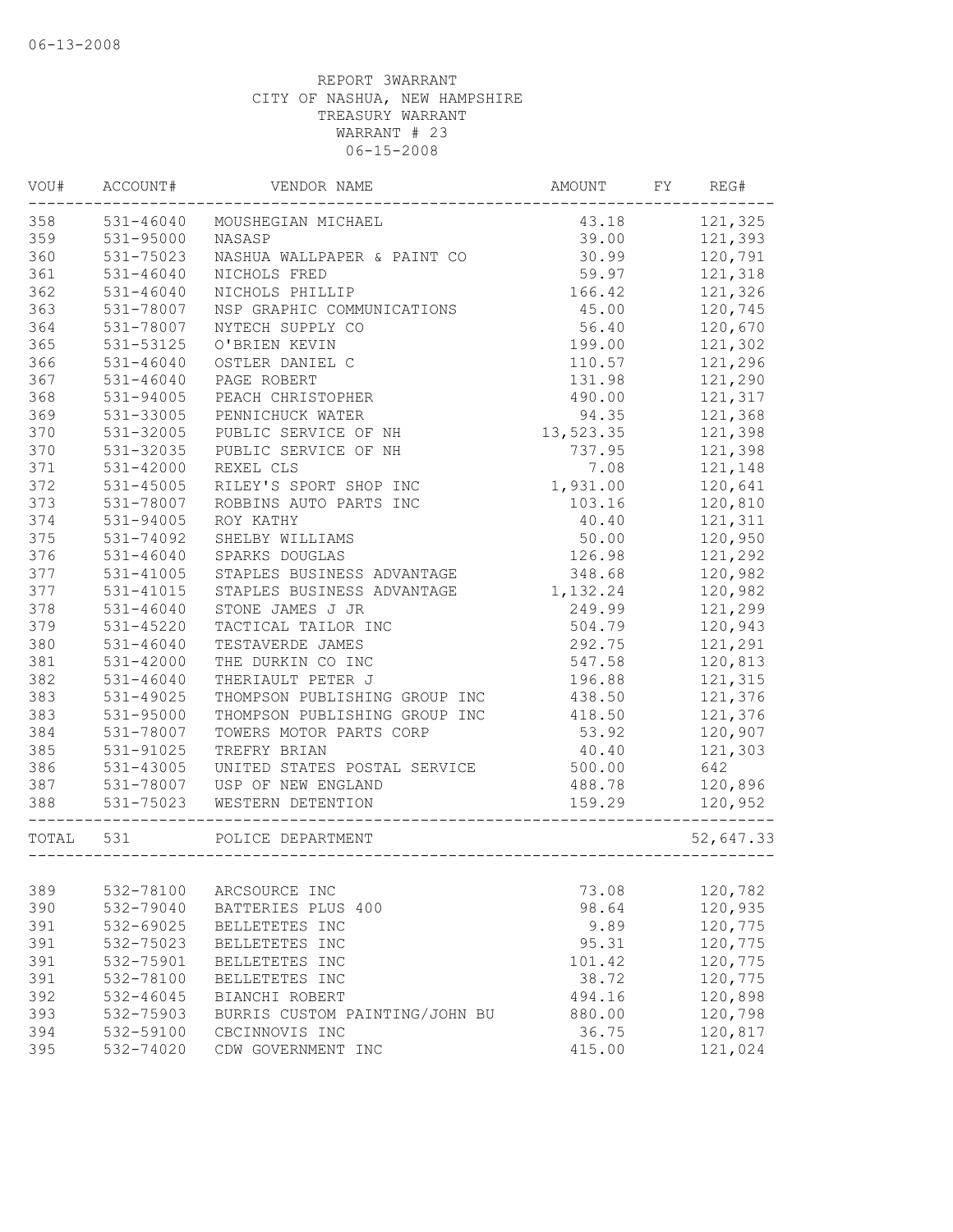06-13-2008

REPORT 3WARRANT
CITY OF NASHUA, NEW HAMPSHIRE
TREASURY WARRANT
WARRANT # 23
06-15-2008

| VOU# | ACCOUNT# | VENDOR NAME | AMOUNT | FY | REG# |
|---|---|---|---|---|---|
| 358 | 531-46040 | MOUSHEGIAN MICHAEL | 43.18 | | 121,325 |
| 359 | 531-95000 | NASASP | 39.00 | | 121,393 |
| 360 | 531-75023 | NASHUA WALLPAPER & PAINT CO | 30.99 | | 120,791 |
| 361 | 531-46040 | NICHOLS FRED | 59.97 | | 121,318 |
| 362 | 531-46040 | NICHOLS PHILLIP | 166.42 | | 121,326 |
| 363 | 531-78007 | NSP GRAPHIC COMMUNICATIONS | 45.00 | | 120,745 |
| 364 | 531-78007 | NYTECH SUPPLY CO | 56.40 | | 120,670 |
| 365 | 531-53125 | O'BRIEN KEVIN | 199.00 | | 121,302 |
| 366 | 531-46040 | OSTLER DANIEL C | 110.57 | | 121,296 |
| 367 | 531-46040 | PAGE ROBERT | 131.98 | | 121,290 |
| 368 | 531-94005 | PEACH CHRISTOPHER | 490.00 | | 121,317 |
| 369 | 531-33005 | PENNICHUCK WATER | 94.35 | | 121,368 |
| 370 | 531-32005 | PUBLIC SERVICE OF NH | 13,523.35 | | 121,398 |
| 370 | 531-32035 | PUBLIC SERVICE OF NH | 737.95 | | 121,398 |
| 371 | 531-42000 | REXEL CLS | 7.08 | | 121,148 |
| 372 | 531-45005 | RILEY'S SPORT SHOP INC | 1,931.00 | | 120,641 |
| 373 | 531-78007 | ROBBINS AUTO PARTS INC | 103.16 | | 120,810 |
| 374 | 531-94005 | ROY KATHY | 40.40 | | 121,311 |
| 375 | 531-74092 | SHELBY WILLIAMS | 50.00 | | 120,950 |
| 376 | 531-46040 | SPARKS DOUGLAS | 126.98 | | 121,292 |
| 377 | 531-41005 | STAPLES BUSINESS ADVANTAGE | 348.68 | | 120,982 |
| 377 | 531-41015 | STAPLES BUSINESS ADVANTAGE | 1,132.24 | | 120,982 |
| 378 | 531-46040 | STONE JAMES J JR | 249.99 | | 121,299 |
| 379 | 531-45220 | TACTICAL TAILOR INC | 504.79 | | 120,943 |
| 380 | 531-46040 | TESTAVERDE JAMES | 292.75 | | 121,291 |
| 381 | 531-42000 | THE DURKIN CO INC | 547.58 | | 120,813 |
| 382 | 531-46040 | THERIAULT PETER J | 196.88 | | 121,315 |
| 383 | 531-49025 | THOMPSON PUBLISHING GROUP INC | 438.50 | | 121,376 |
| 383 | 531-95000 | THOMPSON PUBLISHING GROUP INC | 418.50 | | 121,376 |
| 384 | 531-78007 | TOWERS MOTOR PARTS CORP | 53.92 | | 120,907 |
| 385 | 531-91025 | TREFRY BRIAN | 40.40 | | 121,303 |
| 386 | 531-43005 | UNITED STATES POSTAL SERVICE | 500.00 | | 642 |
| 387 | 531-78007 | USP OF NEW ENGLAND | 488.78 | | 120,896 |
| 388 | 531-75023 | WESTERN DETENTION | 159.29 | | 120,952 |
| TOTAL | 531 | POLICE DEPARTMENT | | | 52,647.33 |
| 389 | 532-78100 | ARCSOURCE INC | 73.08 | | 120,782 |
| 390 | 532-79040 | BATTERIES PLUS 400 | 98.64 | | 120,935 |
| 391 | 532-69025 | BELLETETES INC | 9.89 | | 120,775 |
| 391 | 532-75023 | BELLETETES INC | 95.31 | | 120,775 |
| 391 | 532-75901 | BELLETETES INC | 101.42 | | 120,775 |
| 391 | 532-78100 | BELLETETES INC | 38.72 | | 120,775 |
| 392 | 532-46045 | BIANCHI ROBERT | 494.16 | | 120,898 |
| 393 | 532-75903 | BURRIS CUSTOM PAINTING/JOHN BU | 880.00 | | 120,798 |
| 394 | 532-59100 | CBCINNOVIS INC | 36.75 | | 120,817 |
| 395 | 532-74020 | CDW GOVERNMENT INC | 415.00 | | 121,024 |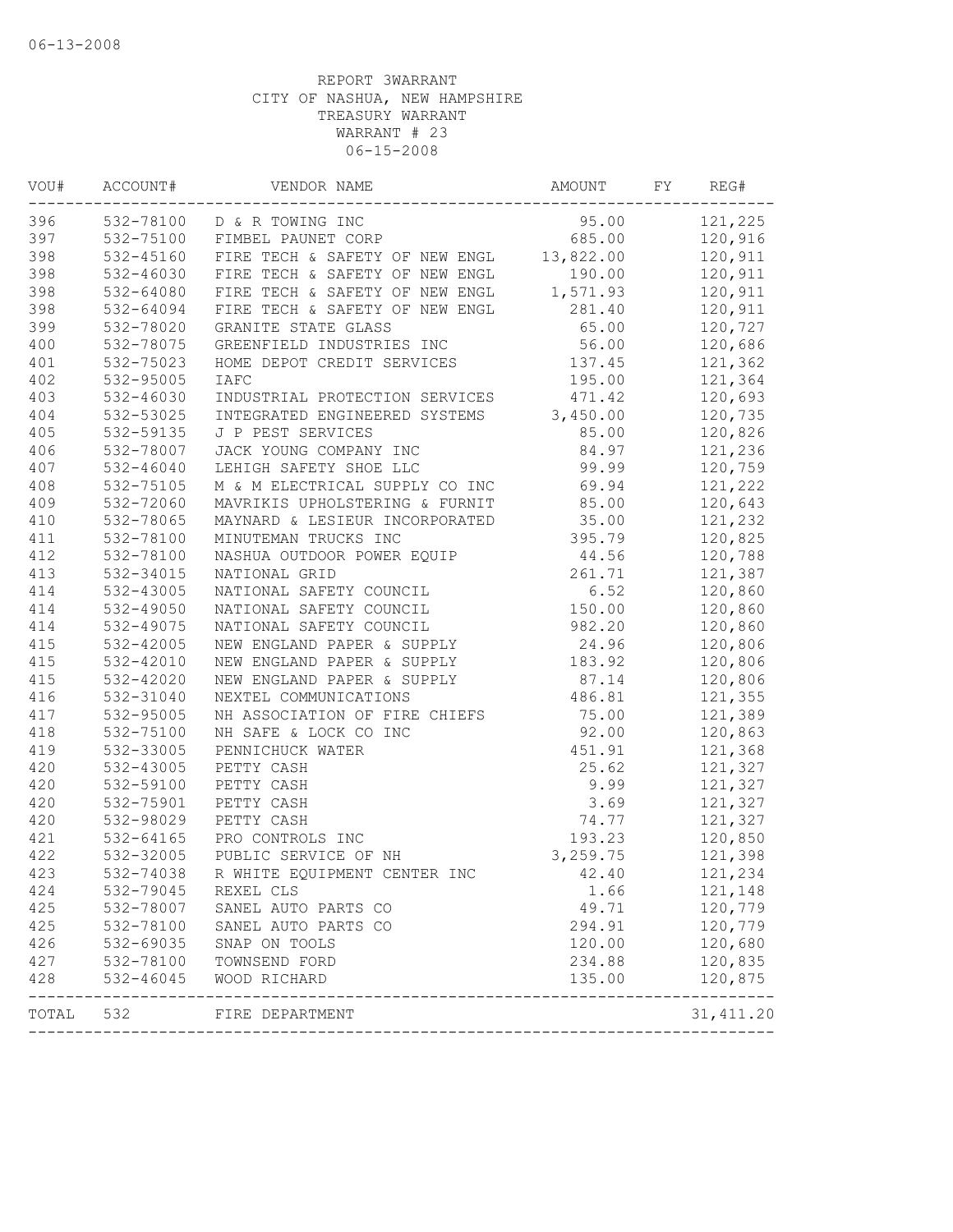06-13-2008

REPORT 3WARRANT
CITY OF NASHUA, NEW HAMPSHIRE
TREASURY WARRANT
WARRANT # 23
06-15-2008

| VOU# | ACCOUNT# | VENDOR NAME | AMOUNT | FY | REG# |
|---|---|---|---|---|---|
| 396 | 532-78100 | D & R TOWING INC | 95.00 | | 121,225 |
| 397 | 532-75100 | FIMBEL PAUNET CORP | 685.00 | | 120,916 |
| 398 | 532-45160 | FIRE TECH & SAFETY OF NEW ENGL | 13,822.00 | | 120,911 |
| 398 | 532-46030 | FIRE TECH & SAFETY OF NEW ENGL | 190.00 | | 120,911 |
| 398 | 532-64080 | FIRE TECH & SAFETY OF NEW ENGL | 1,571.93 | | 120,911 |
| 398 | 532-64094 | FIRE TECH & SAFETY OF NEW ENGL | 281.40 | | 120,911 |
| 399 | 532-78020 | GRANITE STATE GLASS | 65.00 | | 120,727 |
| 400 | 532-78075 | GREENFIELD INDUSTRIES INC | 56.00 | | 120,686 |
| 401 | 532-75023 | HOME DEPOT CREDIT SERVICES | 137.45 | | 121,362 |
| 402 | 532-95005 | IAFC | 195.00 | | 121,364 |
| 403 | 532-46030 | INDUSTRIAL PROTECTION SERVICES | 471.42 | | 120,693 |
| 404 | 532-53025 | INTEGRATED ENGINEERED SYSTEMS | 3,450.00 | | 120,735 |
| 405 | 532-59135 | J P PEST SERVICES | 85.00 | | 120,826 |
| 406 | 532-78007 | JACK YOUNG COMPANY INC | 84.97 | | 121,236 |
| 407 | 532-46040 | LEHIGH SAFETY SHOE LLC | 99.99 | | 120,759 |
| 408 | 532-75105 | M & M ELECTRICAL SUPPLY CO INC | 69.94 | | 121,222 |
| 409 | 532-72060 | MAVRIKIS UPHOLSTERING & FURNIT | 85.00 | | 120,643 |
| 410 | 532-78065 | MAYNARD & LESIEUR INCORPORATED | 35.00 | | 121,232 |
| 411 | 532-78100 | MINUTEMAN TRUCKS INC | 395.79 | | 120,825 |
| 412 | 532-78100 | NASHUA OUTDOOR POWER EQUIP | 44.56 | | 120,788 |
| 413 | 532-34015 | NATIONAL GRID | 261.71 | | 121,387 |
| 414 | 532-43005 | NATIONAL SAFETY COUNCIL | 6.52 | | 120,860 |
| 414 | 532-49050 | NATIONAL SAFETY COUNCIL | 150.00 | | 120,860 |
| 414 | 532-49075 | NATIONAL SAFETY COUNCIL | 982.20 | | 120,860 |
| 415 | 532-42005 | NEW ENGLAND PAPER & SUPPLY | 24.96 | | 120,806 |
| 415 | 532-42010 | NEW ENGLAND PAPER & SUPPLY | 183.92 | | 120,806 |
| 415 | 532-42020 | NEW ENGLAND PAPER & SUPPLY | 87.14 | | 120,806 |
| 416 | 532-31040 | NEXTEL COMMUNICATIONS | 486.81 | | 121,355 |
| 417 | 532-95005 | NH ASSOCIATION OF FIRE CHIEFS | 75.00 | | 121,389 |
| 418 | 532-75100 | NH SAFE & LOCK CO INC | 92.00 | | 120,863 |
| 419 | 532-33005 | PENNICHUCK WATER | 451.91 | | 121,368 |
| 420 | 532-43005 | PETTY CASH | 25.62 | | 121,327 |
| 420 | 532-59100 | PETTY CASH | 9.99 | | 121,327 |
| 420 | 532-75901 | PETTY CASH | 3.69 | | 121,327 |
| 420 | 532-98029 | PETTY CASH | 74.77 | | 121,327 |
| 421 | 532-64165 | PRO CONTROLS INC | 193.23 | | 120,850 |
| 422 | 532-32005 | PUBLIC SERVICE OF NH | 3,259.75 | | 121,398 |
| 423 | 532-74038 | R WHITE EQUIPMENT CENTER INC | 42.40 | | 121,234 |
| 424 | 532-79045 | REXEL CLS | 1.66 | | 121,148 |
| 425 | 532-78007 | SANEL AUTO PARTS CO | 49.71 | | 120,779 |
| 425 | 532-78100 | SANEL AUTO PARTS CO | 294.91 | | 120,779 |
| 426 | 532-69035 | SNAP ON TOOLS | 120.00 | | 120,680 |
| 427 | 532-78100 | TOWNSEND FORD | 234.88 | | 120,835 |
| 428 | 532-46045 | WOOD RICHARD | 135.00 | | 120,875 |
| TOTAL | 532 | FIRE DEPARTMENT | | | 31,411.20 |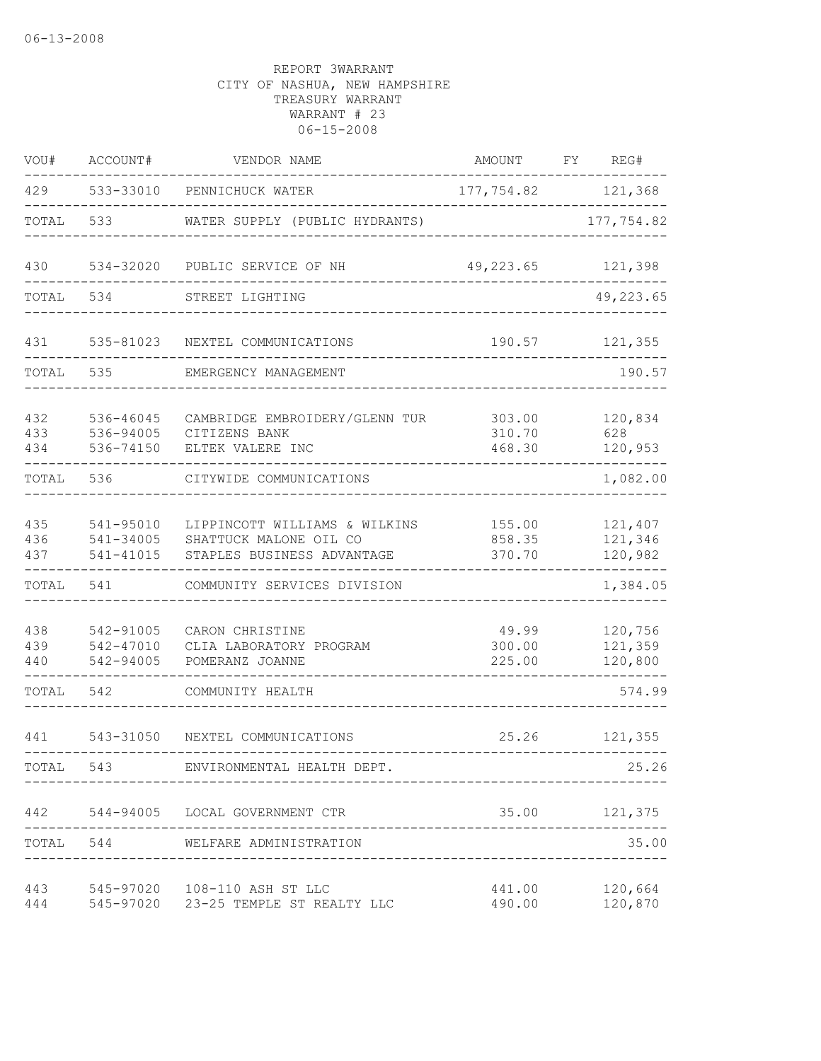REPORT 3WARRANT
CITY OF NASHUA, NEW HAMPSHIRE
TREASURY WARRANT
WARRANT # 23
06-15-2008

| VOU# | ACCOUNT# | VENDOR NAME | AMOUNT | FY | REG# |
|---|---|---|---|---|---|
| 429 | 533-33010 | PENNICHUCK WATER | 177,754.82 | | 121,368 |
| TOTAL | 533 | WATER SUPPLY (PUBLIC HYDRANTS) | | | 177,754.82 |
| 430 | 534-32020 | PUBLIC SERVICE OF NH | 49,223.65 | | 121,398 |
| TOTAL | 534 | STREET LIGHTING | | | 49,223.65 |
| 431 | 535-81023 | NEXTEL COMMUNICATIONS | 190.57 | | 121,355 |
| TOTAL | 535 | EMERGENCY MANAGEMENT | | | 190.57 |
| 432 | 536-46045 | CAMBRIDGE EMBROIDERY/GLENN TUR | 303.00 | | 120,834 |
| 433 | 536-94005 | CITIZENS BANK | 310.70 | | 628 |
| 434 | 536-74150 | ELTEK VALERE INC | 468.30 | | 120,953 |
| TOTAL | 536 | CITYWIDE COMMUNICATIONS | | | 1,082.00 |
| 435 | 541-95010 | LIPPINCOTT WILLIAMS & WILKINS | 155.00 | | 121,407 |
| 436 | 541-34005 | SHATTUCK MALONE OIL CO | 858.35 | | 121,346 |
| 437 | 541-41015 | STAPLES BUSINESS ADVANTAGE | 370.70 | | 120,982 |
| TOTAL | 541 | COMMUNITY SERVICES DIVISION | | | 1,384.05 |
| 438 | 542-91005 | CARON CHRISTINE | 49.99 | | 120,756 |
| 439 | 542-47010 | CLIA LABORATORY PROGRAM | 300.00 | | 121,359 |
| 440 | 542-94005 | POMERANZ JOANNE | 225.00 | | 120,800 |
| TOTAL | 542 | COMMUNITY HEALTH | | | 574.99 |
| 441 | 543-31050 | NEXTEL COMMUNICATIONS | 25.26 | | 121,355 |
| TOTAL | 543 | ENVIRONMENTAL HEALTH DEPT. | | | 25.26 |
| 442 | 544-94005 | LOCAL GOVERNMENT CTR | 35.00 | | 121,375 |
| TOTAL | 544 | WELFARE ADMINISTRATION | | | 35.00 |
| 443 | 545-97020 | 108-110 ASH ST LLC | 441.00 | | 120,664 |
| 444 | 545-97020 | 23-25 TEMPLE ST REALTY LLC | 490.00 | | 120,870 |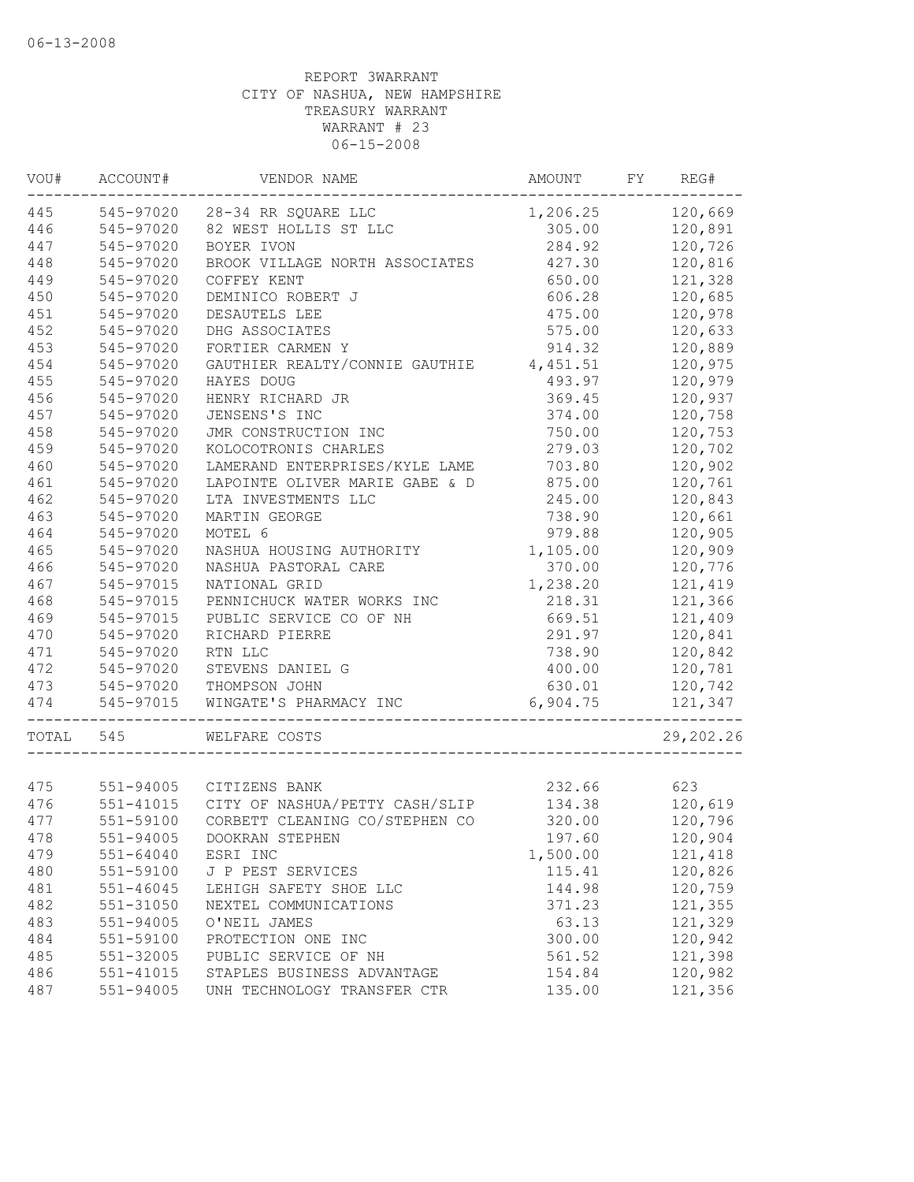06-13-2008

REPORT 3WARRANT
CITY OF NASHUA, NEW HAMPSHIRE
TREASURY WARRANT
WARRANT # 23
06-15-2008

| VOU# | ACCOUNT# | VENDOR NAME | AMOUNT | FY | REG# |
|---|---|---|---|---|---|
| 445 | 545-97020 | 28-34 RR SQUARE LLC | 1,206.25 | | 120,669 |
| 446 | 545-97020 | 82 WEST HOLLIS ST LLC | 305.00 | | 120,891 |
| 447 | 545-97020 | BOYER IVON | 284.92 | | 120,726 |
| 448 | 545-97020 | BROOK VILLAGE NORTH ASSOCIATES | 427.30 | | 120,816 |
| 449 | 545-97020 | COFFEY KENT | 650.00 | | 121,328 |
| 450 | 545-97020 | DEMINICO ROBERT J | 606.28 | | 120,685 |
| 451 | 545-97020 | DESAUTELS LEE | 475.00 | | 120,978 |
| 452 | 545-97020 | DHG ASSOCIATES | 575.00 | | 120,633 |
| 453 | 545-97020 | FORTIER CARMEN Y | 914.32 | | 120,889 |
| 454 | 545-97020 | GAUTHIER REALTY/CONNIE GAUTHIE | 4,451.51 | | 120,975 |
| 455 | 545-97020 | HAYES DOUG | 493.97 | | 120,979 |
| 456 | 545-97020 | HENRY RICHARD JR | 369.45 | | 120,937 |
| 457 | 545-97020 | JENSENS'S INC | 374.00 | | 120,758 |
| 458 | 545-97020 | JMR CONSTRUCTION INC | 750.00 | | 120,753 |
| 459 | 545-97020 | KOLOCOTRONIS CHARLES | 279.03 | | 120,702 |
| 460 | 545-97020 | LAMERAND ENTERPRISES/KYLE LAME | 703.80 | | 120,902 |
| 461 | 545-97020 | LAPOINTE OLIVER MARIE GABE & D | 875.00 | | 120,761 |
| 462 | 545-97020 | LTA INVESTMENTS LLC | 245.00 | | 120,843 |
| 463 | 545-97020 | MARTIN GEORGE | 738.90 | | 120,661 |
| 464 | 545-97020 | MOTEL 6 | 979.88 | | 120,905 |
| 465 | 545-97020 | NASHUA HOUSING AUTHORITY | 1,105.00 | | 120,909 |
| 466 | 545-97020 | NASHUA PASTORAL CARE | 370.00 | | 120,776 |
| 467 | 545-97015 | NATIONAL GRID | 1,238.20 | | 121,419 |
| 468 | 545-97015 | PENNICHUCK WATER WORKS INC | 218.31 | | 121,366 |
| 469 | 545-97015 | PUBLIC SERVICE CO OF NH | 669.51 | | 121,409 |
| 470 | 545-97020 | RICHARD PIERRE | 291.97 | | 120,841 |
| 471 | 545-97020 | RTN LLC | 738.90 | | 120,842 |
| 472 | 545-97020 | STEVENS DANIEL G | 400.00 | | 120,781 |
| 473 | 545-97020 | THOMPSON JOHN | 630.01 | | 120,742 |
| 474 | 545-97015 | WINGATE'S PHARMACY INC | 6,904.75 | | 121,347 |
| TOTAL | 545 | WELFARE COSTS | | | 29,202.26 |
| 475 | 551-94005 | CITIZENS BANK | 232.66 | | 623 |
| 476 | 551-41015 | CITY OF NASHUA/PETTY CASH/SLIP | 134.38 | | 120,619 |
| 477 | 551-59100 | CORBETT CLEANING CO/STEPHEN CO | 320.00 | | 120,796 |
| 478 | 551-94005 | DOOKRAN STEPHEN | 197.60 | | 120,904 |
| 479 | 551-64040 | ESRI INC | 1,500.00 | | 121,418 |
| 480 | 551-59100 | J P PEST SERVICES | 115.41 | | 120,826 |
| 481 | 551-46045 | LEHIGH SAFETY SHOE LLC | 144.98 | | 120,759 |
| 482 | 551-31050 | NEXTEL COMMUNICATIONS | 371.23 | | 121,355 |
| 483 | 551-94005 | O'NEIL JAMES | 63.13 | | 121,329 |
| 484 | 551-59100 | PROTECTION ONE INC | 300.00 | | 120,942 |
| 485 | 551-32005 | PUBLIC SERVICE OF NH | 561.52 | | 121,398 |
| 486 | 551-41015 | STAPLES BUSINESS ADVANTAGE | 154.84 | | 120,982 |
| 487 | 551-94005 | UNH TECHNOLOGY TRANSFER CTR | 135.00 | | 121,356 |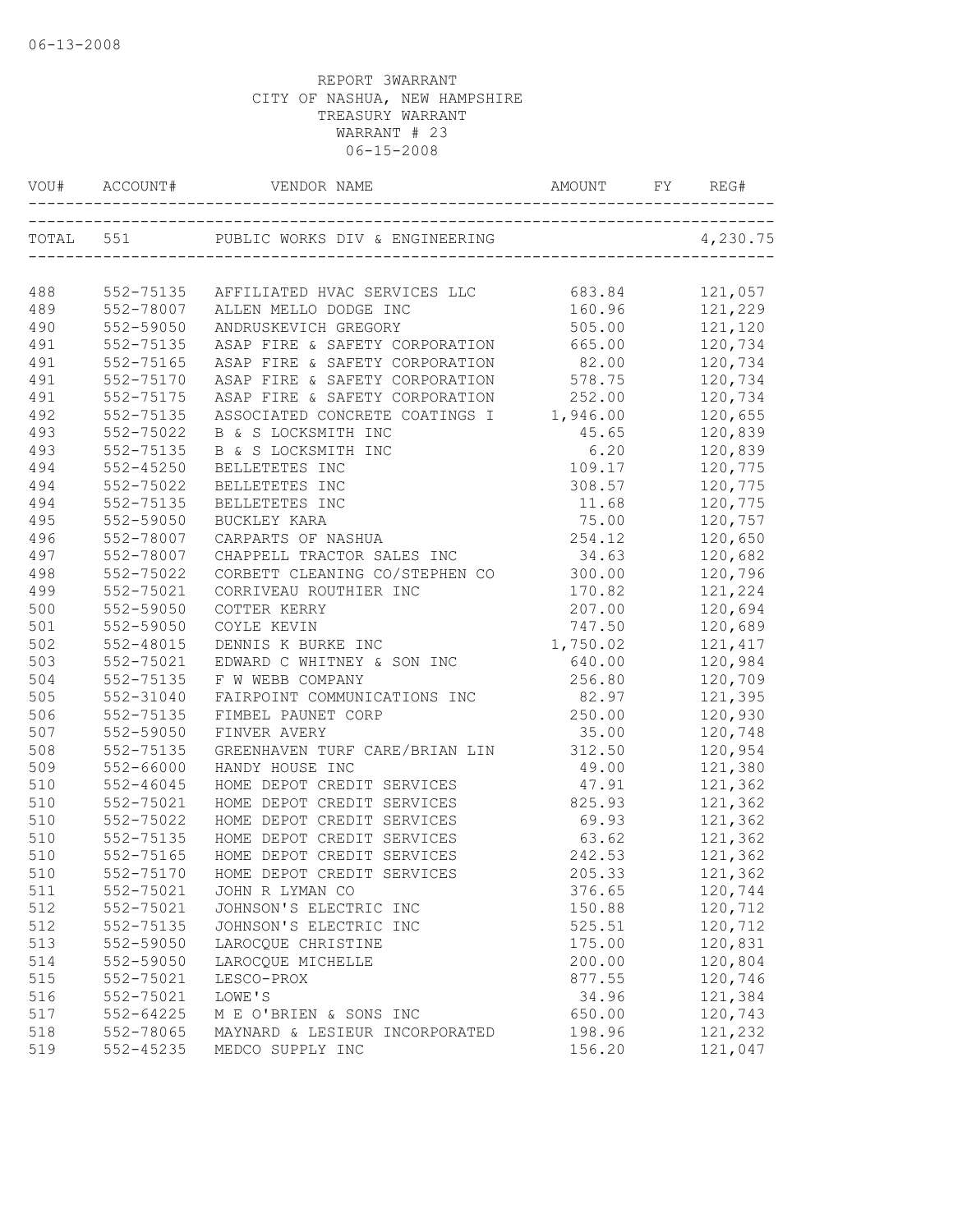REPORT 3WARRANT
CITY OF NASHUA, NEW HAMPSHIRE
TREASURY WARRANT
WARRANT # 23
06-15-2008

| VOU# | ACCOUNT# | VENDOR NAME | AMOUNT | FY | REG# |
|---|---|---|---|---|---|
| TOTAL | 551 | PUBLIC WORKS DIV & ENGINEERING | | | 4,230.75 |
| 488 | 552-75135 | AFFILIATED HVAC SERVICES LLC | 683.84 | | 121,057 |
| 489 | 552-78007 | ALLEN MELLO DODGE INC | 160.96 | | 121,229 |
| 490 | 552-59050 | ANDRUSKEVICH GREGORY | 505.00 | | 121,120 |
| 491 | 552-75135 | ASAP FIRE & SAFETY CORPORATION | 665.00 | | 120,734 |
| 491 | 552-75165 | ASAP FIRE & SAFETY CORPORATION | 82.00 | | 120,734 |
| 491 | 552-75170 | ASAP FIRE & SAFETY CORPORATION | 578.75 | | 120,734 |
| 491 | 552-75175 | ASAP FIRE & SAFETY CORPORATION | 252.00 | | 120,734 |
| 492 | 552-75135 | ASSOCIATED CONCRETE COATINGS I | 1,946.00 | | 120,655 |
| 493 | 552-75022 | B & S LOCKSMITH INC | 45.65 | | 120,839 |
| 493 | 552-75135 | B & S LOCKSMITH INC | 6.20 | | 120,839 |
| 494 | 552-45250 | BELLETETES INC | 109.17 | | 120,775 |
| 494 | 552-75022 | BELLETETES INC | 308.57 | | 120,775 |
| 494 | 552-75135 | BELLETETES INC | 11.68 | | 120,775 |
| 495 | 552-59050 | BUCKLEY KARA | 75.00 | | 120,757 |
| 496 | 552-78007 | CARPARTS OF NASHUA | 254.12 | | 120,650 |
| 497 | 552-78007 | CHAPPELL TRACTOR SALES INC | 34.63 | | 120,682 |
| 498 | 552-75022 | CORBETT CLEANING CO/STEPHEN CO | 300.00 | | 120,796 |
| 499 | 552-75021 | CORRIVEAU ROUTHIER INC | 170.82 | | 121,224 |
| 500 | 552-59050 | COTTER KERRY | 207.00 | | 120,694 |
| 501 | 552-59050 | COYLE KEVIN | 747.50 | | 120,689 |
| 502 | 552-48015 | DENNIS K BURKE INC | 1,750.02 | | 121,417 |
| 503 | 552-75021 | EDWARD C WHITNEY & SON INC | 640.00 | | 120,984 |
| 504 | 552-75135 | F W WEBB COMPANY | 256.80 | | 120,709 |
| 505 | 552-31040 | FAIRPOINT COMMUNICATIONS INC | 82.97 | | 121,395 |
| 506 | 552-75135 | FIMBEL PAUNET CORP | 250.00 | | 120,930 |
| 507 | 552-59050 | FINVER AVERY | 35.00 | | 120,748 |
| 508 | 552-75135 | GREENHAVEN TURF CARE/BRIAN LIN | 312.50 | | 120,954 |
| 509 | 552-66000 | HANDY HOUSE INC | 49.00 | | 121,380 |
| 510 | 552-46045 | HOME DEPOT CREDIT SERVICES | 47.91 | | 121,362 |
| 510 | 552-75021 | HOME DEPOT CREDIT SERVICES | 825.93 | | 121,362 |
| 510 | 552-75022 | HOME DEPOT CREDIT SERVICES | 69.93 | | 121,362 |
| 510 | 552-75135 | HOME DEPOT CREDIT SERVICES | 63.62 | | 121,362 |
| 510 | 552-75165 | HOME DEPOT CREDIT SERVICES | 242.53 | | 121,362 |
| 510 | 552-75170 | HOME DEPOT CREDIT SERVICES | 205.33 | | 121,362 |
| 511 | 552-75021 | JOHN R LYMAN CO | 376.65 | | 120,744 |
| 512 | 552-75021 | JOHNSON'S ELECTRIC INC | 150.88 | | 120,712 |
| 512 | 552-75135 | JOHNSON'S ELECTRIC INC | 525.51 | | 120,712 |
| 513 | 552-59050 | LAROCQUE CHRISTINE | 175.00 | | 120,831 |
| 514 | 552-59050 | LAROCQUE MICHELLE | 200.00 | | 120,804 |
| 515 | 552-75021 | LESCO-PROX | 877.55 | | 120,746 |
| 516 | 552-75021 | LOWE'S | 34.96 | | 121,384 |
| 517 | 552-64225 | M E O'BRIEN & SONS INC | 650.00 | | 120,743 |
| 518 | 552-78065 | MAYNARD & LESIEUR INCORPORATED | 198.96 | | 121,232 |
| 519 | 552-45235 | MEDCO SUPPLY INC | 156.20 | | 121,047 |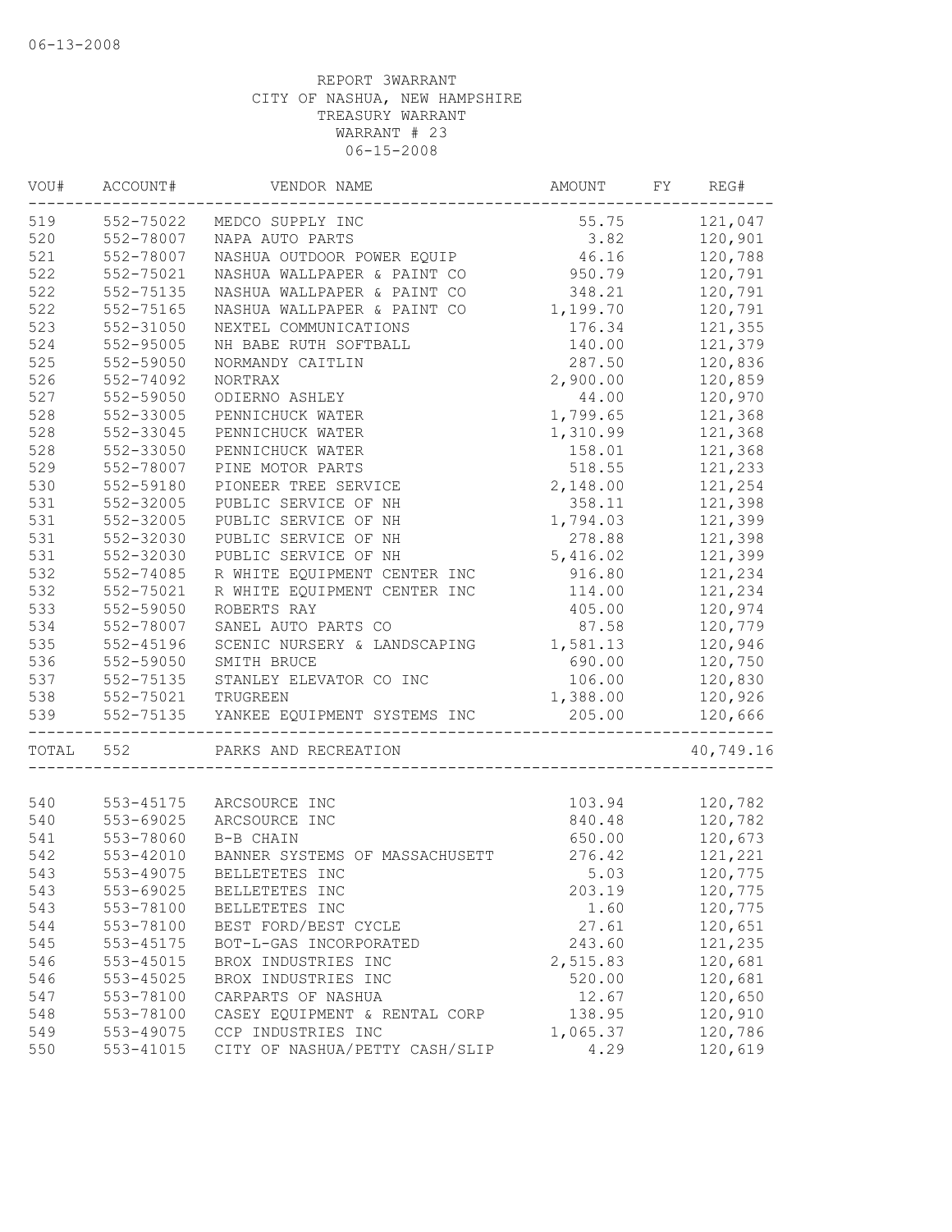06-13-2008

REPORT 3WARRANT
CITY OF NASHUA, NEW HAMPSHIRE
TREASURY WARRANT
WARRANT # 23
06-15-2008

| VOU# | ACCOUNT# | VENDOR NAME | AMOUNT | FY | REG# |
|---|---|---|---|---|---|
| 519 | 552-75022 | MEDCO SUPPLY INC | 55.75 | | 121,047 |
| 520 | 552-78007 | NAPA AUTO PARTS | 3.82 | | 120,901 |
| 521 | 552-78007 | NASHUA OUTDOOR POWER EQUIP | 46.16 | | 120,788 |
| 522 | 552-75021 | NASHUA WALLPAPER & PAINT CO | 950.79 | | 120,791 |
| 522 | 552-75135 | NASHUA WALLPAPER & PAINT CO | 348.21 | | 120,791 |
| 522 | 552-75165 | NASHUA WALLPAPER & PAINT CO | 1,199.70 | | 120,791 |
| 523 | 552-31050 | NEXTEL COMMUNICATIONS | 176.34 | | 121,355 |
| 524 | 552-95005 | NH BABE RUTH SOFTBALL | 140.00 | | 121,379 |
| 525 | 552-59050 | NORMANDY CAITLIN | 287.50 | | 120,836 |
| 526 | 552-74092 | NORTRAX | 2,900.00 | | 120,859 |
| 527 | 552-59050 | ODIERNO ASHLEY | 44.00 | | 120,970 |
| 528 | 552-33005 | PENNICHUCK WATER | 1,799.65 | | 121,368 |
| 528 | 552-33045 | PENNICHUCK WATER | 1,310.99 | | 121,368 |
| 528 | 552-33050 | PENNICHUCK WATER | 158.01 | | 121,368 |
| 529 | 552-78007 | PINE MOTOR PARTS | 518.55 | | 121,233 |
| 530 | 552-59180 | PIONEER TREE SERVICE | 2,148.00 | | 121,254 |
| 531 | 552-32005 | PUBLIC SERVICE OF NH | 358.11 | | 121,398 |
| 531 | 552-32005 | PUBLIC SERVICE OF NH | 1,794.03 | | 121,399 |
| 531 | 552-32030 | PUBLIC SERVICE OF NH | 278.88 | | 121,398 |
| 531 | 552-32030 | PUBLIC SERVICE OF NH | 5,416.02 | | 121,399 |
| 532 | 552-74085 | R WHITE EQUIPMENT CENTER INC | 916.80 | | 121,234 |
| 532 | 552-75021 | R WHITE EQUIPMENT CENTER INC | 114.00 | | 121,234 |
| 533 | 552-59050 | ROBERTS RAY | 405.00 | | 120,974 |
| 534 | 552-78007 | SANEL AUTO PARTS CO | 87.58 | | 120,779 |
| 535 | 552-45196 | SCENIC NURSERY & LANDSCAPING | 1,581.13 | | 120,946 |
| 536 | 552-59050 | SMITH BRUCE | 690.00 | | 120,750 |
| 537 | 552-75135 | STANLEY ELEVATOR CO INC | 106.00 | | 120,830 |
| 538 | 552-75021 | TRUGREEN | 1,388.00 | | 120,926 |
| 539 | 552-75135 | YANKEE EQUIPMENT SYSTEMS INC | 205.00 | | 120,666 |
| TOTAL | 552 | PARKS AND RECREATION | | | 40,749.16 |
| 540 | 553-45175 | ARCSOURCE INC | 103.94 | | 120,782 |
| 540 | 553-69025 | ARCSOURCE INC | 840.48 | | 120,782 |
| 541 | 553-78060 | B-B CHAIN | 650.00 | | 120,673 |
| 542 | 553-42010 | BANNER SYSTEMS OF MASSACHUSETT | 276.42 | | 121,221 |
| 543 | 553-49075 | BELLETETES INC | 5.03 | | 120,775 |
| 543 | 553-69025 | BELLETETES INC | 203.19 | | 120,775 |
| 543 | 553-78100 | BELLETETES INC | 1.60 | | 120,775 |
| 544 | 553-78100 | BEST FORD/BEST CYCLE | 27.61 | | 120,651 |
| 545 | 553-45175 | BOT-L-GAS INCORPORATED | 243.60 | | 121,235 |
| 546 | 553-45015 | BROX INDUSTRIES INC | 2,515.83 | | 120,681 |
| 546 | 553-45025 | BROX INDUSTRIES INC | 520.00 | | 120,681 |
| 547 | 553-78100 | CARPARTS OF NASHUA | 12.67 | | 120,650 |
| 548 | 553-78100 | CASEY EQUIPMENT & RENTAL CORP | 138.95 | | 120,910 |
| 549 | 553-49075 | CCP INDUSTRIES INC | 1,065.37 | | 120,786 |
| 550 | 553-41015 | CITY OF NASHUA/PETTY CASH/SLIP | 4.29 | | 120,619 |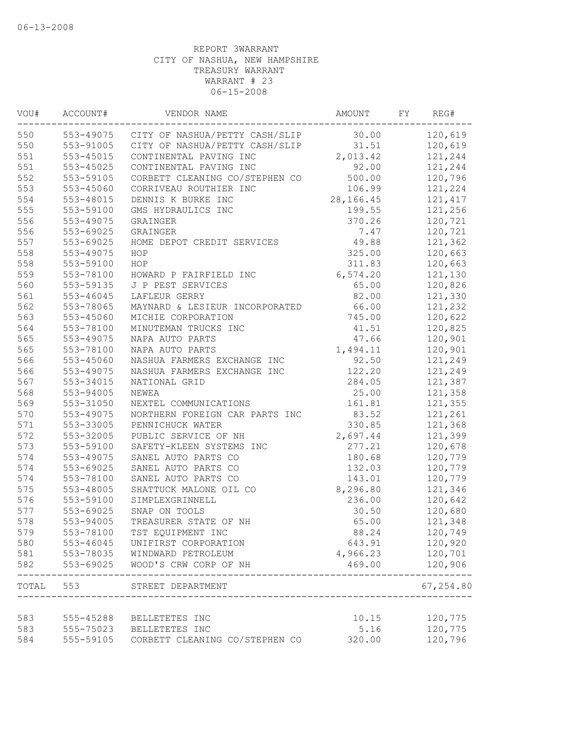06-13-2008

REPORT 3WARRANT
CITY OF NASHUA, NEW HAMPSHIRE
TREASURY WARRANT
WARRANT # 23
06-15-2008

| VOU# | ACCOUNT# | VENDOR NAME | AMOUNT | FY | REG# |
|---|---|---|---|---|---|
| 550 | 553-49075 | CITY OF NASHUA/PETTY CASH/SLIP | 30.00 | | 120,619 |
| 550 | 553-91005 | CITY OF NASHUA/PETTY CASH/SLIP | 31.51 | | 120,619 |
| 551 | 553-45015 | CONTINENTAL PAVING INC | 2,013.42 | | 121,244 |
| 551 | 553-45025 | CONTINENTAL PAVING INC | 92.00 | | 121,244 |
| 552 | 553-59105 | CORBETT CLEANING CO/STEPHEN CO | 500.00 | | 120,796 |
| 553 | 553-45060 | CORRIVEAU ROUTHIER INC | 106.99 | | 121,224 |
| 554 | 553-48015 | DENNIS K BURKE INC | 28,166.45 | | 121,417 |
| 555 | 553-59100 | GMS HYDRAULICS INC | 199.55 | | 121,256 |
| 556 | 553-49075 | GRAINGER | 370.26 | | 120,721 |
| 556 | 553-69025 | GRAINGER | 7.47 | | 120,721 |
| 557 | 553-69025 | HOME DEPOT CREDIT SERVICES | 49.88 | | 121,362 |
| 558 | 553-49075 | HOP | 325.00 | | 120,663 |
| 558 | 553-59100 | HOP | 311.83 | | 120,663 |
| 559 | 553-78100 | HOWARD P FAIRFIELD INC | 6,574.20 | | 121,130 |
| 560 | 553-59135 | J P PEST SERVICES | 65.00 | | 120,826 |
| 561 | 553-46045 | LAFLEUR GERRY | 82.00 | | 121,330 |
| 562 | 553-78065 | MAYNARD & LESIEUR INCORPORATED | 66.00 | | 121,232 |
| 563 | 553-45060 | MICHIE CORPORATION | 745.00 | | 120,622 |
| 564 | 553-78100 | MINUTEMAN TRUCKS INC | 41.51 | | 120,825 |
| 565 | 553-49075 | NAPA AUTO PARTS | 47.66 | | 120,901 |
| 565 | 553-78100 | NAPA AUTO PARTS | 1,494.11 | | 120,901 |
| 566 | 553-45060 | NASHUA FARMERS EXCHANGE INC | 92.50 | | 121,249 |
| 566 | 553-49075 | NASHUA FARMERS EXCHANGE INC | 122.20 | | 121,249 |
| 567 | 553-34015 | NATIONAL GRID | 284.05 | | 121,387 |
| 568 | 553-94005 | NEWEA | 25.00 | | 121,358 |
| 569 | 553-31050 | NEXTEL COMMUNICATIONS | 161.81 | | 121,355 |
| 570 | 553-49075 | NORTHERN FOREIGN CAR PARTS INC | 83.52 | | 121,261 |
| 571 | 553-33005 | PENNICHUCK WATER | 330.85 | | 121,368 |
| 572 | 553-32005 | PUBLIC SERVICE OF NH | 2,697.44 | | 121,399 |
| 573 | 553-59100 | SAFETY-KLEEN SYSTEMS INC | 277.21 | | 120,678 |
| 574 | 553-49075 | SANEL AUTO PARTS CO | 180.68 | | 120,779 |
| 574 | 553-69025 | SANEL AUTO PARTS CO | 132.03 | | 120,779 |
| 574 | 553-78100 | SANEL AUTO PARTS CO | 143.01 | | 120,779 |
| 575 | 553-48005 | SHATTUCK MALONE OIL CO | 8,296.80 | | 121,346 |
| 576 | 553-59100 | SIMPLEXGRINNELL | 236.00 | | 120,642 |
| 577 | 553-69025 | SNAP ON TOOLS | 30.50 | | 120,680 |
| 578 | 553-94005 | TREASURER STATE OF NH | 65.00 | | 121,348 |
| 579 | 553-78100 | TST EQUIPMENT INC | 88.24 | | 120,749 |
| 580 | 553-46045 | UNIFIRST CORPORATION | 643.91 | | 120,920 |
| 581 | 553-78035 | WINDWARD PETROLEUM | 4,966.23 | | 120,701 |
| 582 | 553-69025 | WOOD'S CRW CORP OF NH | 469.00 | | 120,906 |
| TOTAL | 553 | STREET DEPARTMENT | | | 67,254.80 |
| 583 | 555-45288 | BELLETETES INC | 10.15 | | 120,775 |
| 583 | 555-75023 | BELLETETES INC | 5.16 | | 120,775 |
| 584 | 555-59105 | CORBETT CLEANING CO/STEPHEN CO | 320.00 | | 120,796 |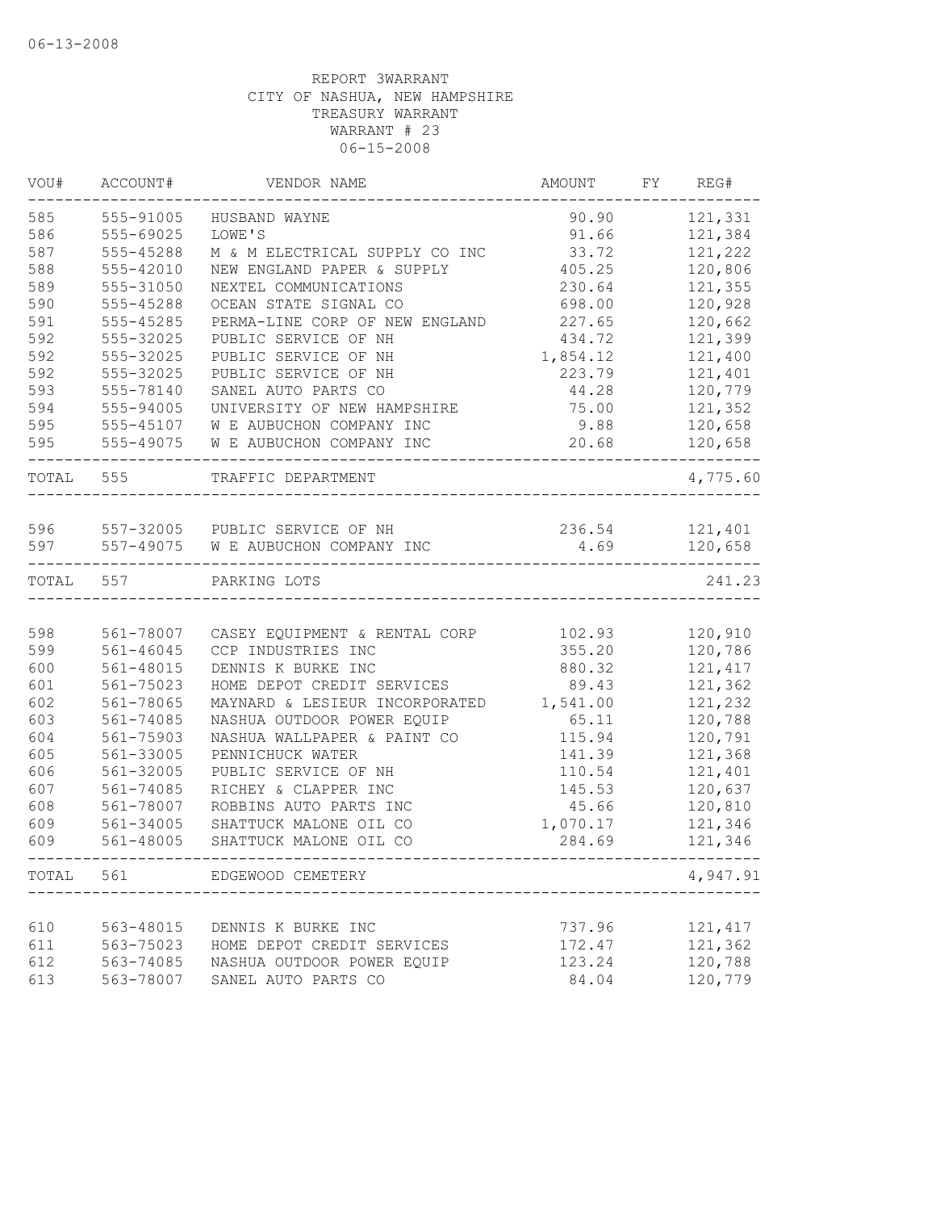06-13-2008

REPORT 3WARRANT
CITY OF NASHUA, NEW HAMPSHIRE
TREASURY WARRANT
WARRANT # 23
06-15-2008

| VOU# | ACCOUNT# | VENDOR NAME | AMOUNT | FY | REG# |
|---|---|---|---|---|---|
| 585 | 555-91005 | HUSBAND WAYNE | 90.90 | | 121,331 |
| 586 | 555-69025 | LOWE'S | 91.66 | | 121,384 |
| 587 | 555-45288 | M & M ELECTRICAL SUPPLY CO INC | 33.72 | | 121,222 |
| 588 | 555-42010 | NEW ENGLAND PAPER & SUPPLY | 405.25 | | 120,806 |
| 589 | 555-31050 | NEXTEL COMMUNICATIONS | 230.64 | | 121,355 |
| 590 | 555-45288 | OCEAN STATE SIGNAL CO | 698.00 | | 120,928 |
| 591 | 555-45285 | PERMA-LINE CORP OF NEW ENGLAND | 227.65 | | 120,662 |
| 592 | 555-32025 | PUBLIC SERVICE OF NH | 434.72 | | 121,399 |
| 592 | 555-32025 | PUBLIC SERVICE OF NH | 1,854.12 | | 121,400 |
| 592 | 555-32025 | PUBLIC SERVICE OF NH | 223.79 | | 121,401 |
| 593 | 555-78140 | SANEL AUTO PARTS CO | 44.28 | | 120,779 |
| 594 | 555-94005 | UNIVERSITY OF NEW HAMPSHIRE | 75.00 | | 121,352 |
| 595 | 555-45107 | W E AUBUCHON COMPANY INC | 9.88 | | 120,658 |
| 595 | 555-49075 | W E AUBUCHON COMPANY INC | 20.68 | | 120,658 |
| TOTAL | 555 | TRAFFIC DEPARTMENT | | | 4,775.60 |
| 596 | 557-32005 | PUBLIC SERVICE OF NH | 236.54 | | 121,401 |
| 597 | 557-49075 | W E AUBUCHON COMPANY INC | 4.69 | | 120,658 |
| TOTAL | 557 | PARKING LOTS | | | 241.23 |
| 598 | 561-78007 | CASEY EQUIPMENT & RENTAL CORP | 102.93 | | 120,910 |
| 599 | 561-46045 | CCP INDUSTRIES INC | 355.20 | | 120,786 |
| 600 | 561-48015 | DENNIS K BURKE INC | 880.32 | | 121,417 |
| 601 | 561-75023 | HOME DEPOT CREDIT SERVICES | 89.43 | | 121,362 |
| 602 | 561-78065 | MAYNARD & LESIEUR INCORPORATED | 1,541.00 | | 121,232 |
| 603 | 561-74085 | NASHUA OUTDOOR POWER EQUIP | 65.11 | | 120,788 |
| 604 | 561-75903 | NASHUA WALLPAPER & PAINT CO | 115.94 | | 120,791 |
| 605 | 561-33005 | PENNICHUCK WATER | 141.39 | | 121,368 |
| 606 | 561-32005 | PUBLIC SERVICE OF NH | 110.54 | | 121,401 |
| 607 | 561-74085 | RICHEY & CLAPPER INC | 145.53 | | 120,637 |
| 608 | 561-78007 | ROBBINS AUTO PARTS INC | 45.66 | | 120,810 |
| 609 | 561-34005 | SHATTUCK MALONE OIL CO | 1,070.17 | | 121,346 |
| 609 | 561-48005 | SHATTUCK MALONE OIL CO | 284.69 | | 121,346 |
| TOTAL | 561 | EDGEWOOD CEMETERY | | | 4,947.91 |
| 610 | 563-48015 | DENNIS K BURKE INC | 737.96 | | 121,417 |
| 611 | 563-75023 | HOME DEPOT CREDIT SERVICES | 172.47 | | 121,362 |
| 612 | 563-74085 | NASHUA OUTDOOR POWER EQUIP | 123.24 | | 120,788 |
| 613 | 563-78007 | SANEL AUTO PARTS CO | 84.04 | | 120,779 |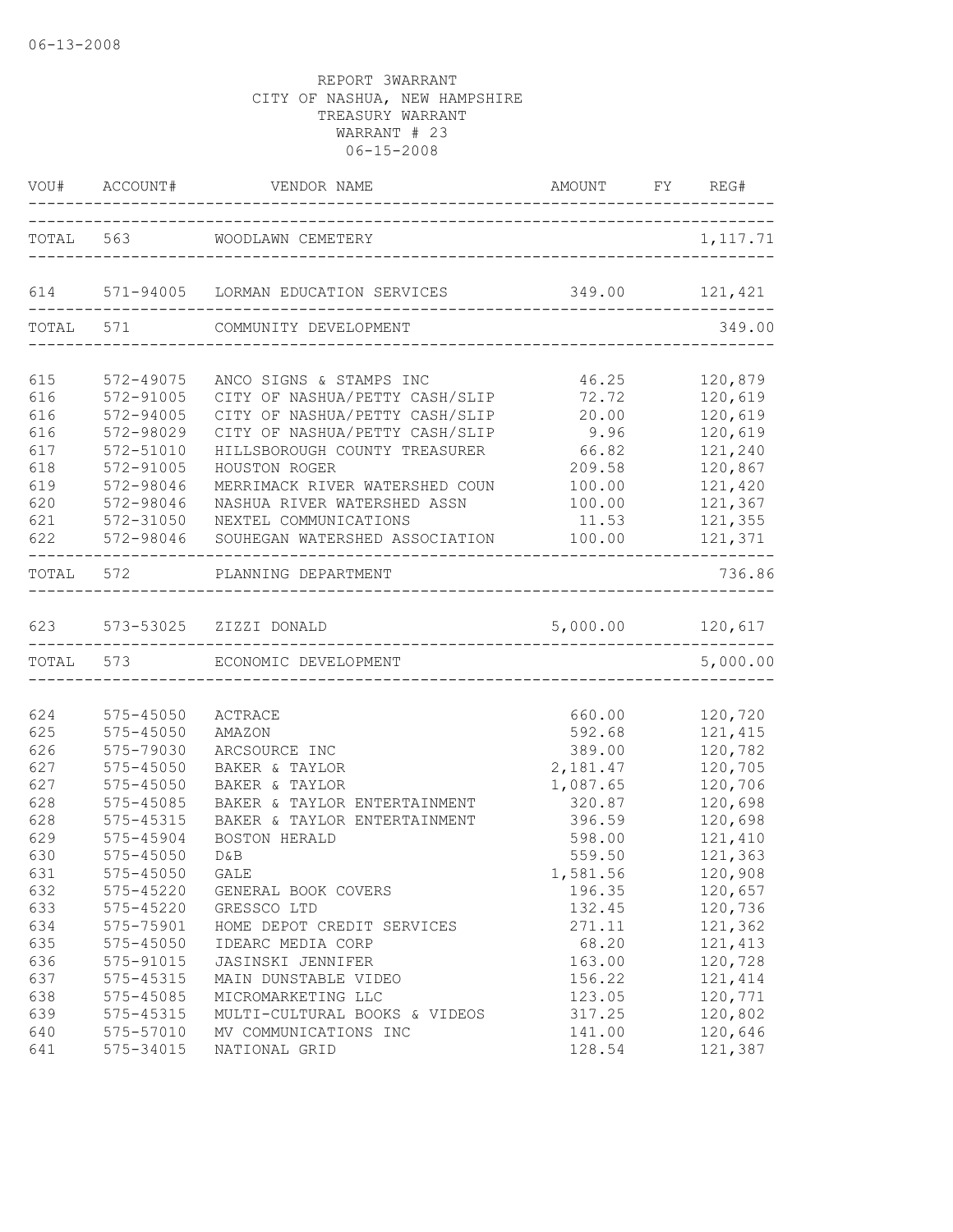06-13-2008

REPORT 3WARRANT
CITY OF NASHUA, NEW HAMPSHIRE
TREASURY WARRANT
WARRANT # 23
06-15-2008

| VOU# | ACCOUNT# | VENDOR NAME | AMOUNT | FY | REG# |
|---|---|---|---|---|---|
| TOTAL | 563 | WOODLAWN CEMETERY | | | 1,117.71 |
| 614 | 571-94005 | LORMAN EDUCATION SERVICES | 349.00 | | 121,421 |
| TOTAL | 571 | COMMUNITY DEVELOPMENT | | | 349.00 |
| 615 | 572-49075 | ANCO SIGNS & STAMPS INC | 46.25 | | 120,879 |
| 616 | 572-91005 | CITY OF NASHUA/PETTY CASH/SLIP | 72.72 | | 120,619 |
| 616 | 572-94005 | CITY OF NASHUA/PETTY CASH/SLIP | 20.00 | | 120,619 |
| 616 | 572-98029 | CITY OF NASHUA/PETTY CASH/SLIP | 9.96 | | 120,619 |
| 617 | 572-51010 | HILLSBOROUGH COUNTY TREASURER | 66.82 | | 121,240 |
| 618 | 572-91005 | HOUSTON ROGER | 209.58 | | 120,867 |
| 619 | 572-98046 | MERRIMACK RIVER WATERSHED COUN | 100.00 | | 121,420 |
| 620 | 572-98046 | NASHUA RIVER WATERSHED ASSN | 100.00 | | 121,367 |
| 621 | 572-31050 | NEXTEL COMMUNICATIONS | 11.53 | | 121,355 |
| 622 | 572-98046 | SOUHEGAN WATERSHED ASSOCIATION | 100.00 | | 121,371 |
| TOTAL | 572 | PLANNING DEPARTMENT | | | 736.86 |
| 623 | 573-53025 | ZIZZI DONALD | 5,000.00 | | 120,617 |
| TOTAL | 573 | ECONOMIC DEVELOPMENT | | | 5,000.00 |
| 624 | 575-45050 | ACTRACE | 660.00 | | 120,720 |
| 625 | 575-45050 | AMAZON | 592.68 | | 121,415 |
| 626 | 575-79030 | ARCSOURCE INC | 389.00 | | 120,782 |
| 627 | 575-45050 | BAKER & TAYLOR | 2,181.47 | | 120,705 |
| 627 | 575-45050 | BAKER & TAYLOR | 1,087.65 | | 120,706 |
| 628 | 575-45085 | BAKER & TAYLOR ENTERTAINMENT | 320.87 | | 120,698 |
| 628 | 575-45315 | BAKER & TAYLOR ENTERTAINMENT | 396.59 | | 120,698 |
| 629 | 575-45904 | BOSTON HERALD | 598.00 | | 121,410 |
| 630 | 575-45050 | D&B | 559.50 | | 121,363 |
| 631 | 575-45050 | GALE | 1,581.56 | | 120,908 |
| 632 | 575-45220 | GENERAL BOOK COVERS | 196.35 | | 120,657 |
| 633 | 575-45220 | GRESSCO LTD | 132.45 | | 120,736 |
| 634 | 575-75901 | HOME DEPOT CREDIT SERVICES | 271.11 | | 121,362 |
| 635 | 575-45050 | IDEARC MEDIA CORP | 68.20 | | 121,413 |
| 636 | 575-91015 | JASINSKI JENNIFER | 163.00 | | 120,728 |
| 637 | 575-45315 | MAIN DUNSTABLE VIDEO | 156.22 | | 121,414 |
| 638 | 575-45085 | MICROMARKETING LLC | 123.05 | | 120,771 |
| 639 | 575-45315 | MULTI-CULTURAL BOOKS & VIDEOS | 317.25 | | 120,802 |
| 640 | 575-57010 | MV COMMUNICATIONS INC | 141.00 | | 120,646 |
| 641 | 575-34015 | NATIONAL GRID | 128.54 | | 121,387 |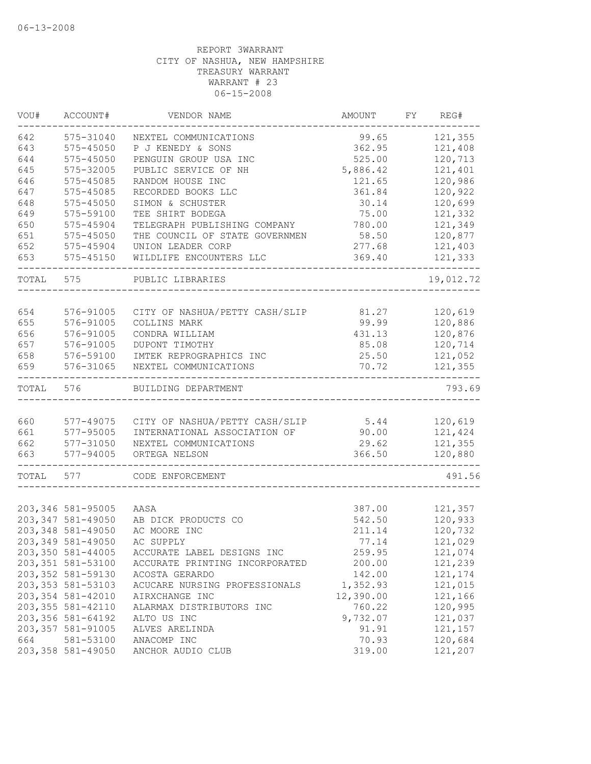06-13-2008

REPORT 3WARRANT
CITY OF NASHUA, NEW HAMPSHIRE
TREASURY WARRANT
WARRANT # 23
06-15-2008

| VOU# | ACCOUNT# | VENDOR NAME | AMOUNT | FY | REG# |
|---|---|---|---|---|---|
| 642 | 575-31040 | NEXTEL COMMUNICATIONS | 99.65 | | 121,355 |
| 643 | 575-45050 | P J KENEDY & SONS | 362.95 | | 121,408 |
| 644 | 575-45050 | PENGUIN GROUP USA INC | 525.00 | | 120,713 |
| 645 | 575-32005 | PUBLIC SERVICE OF NH | 5,886.42 | | 121,401 |
| 646 | 575-45085 | RANDOM HOUSE INC | 121.65 | | 120,986 |
| 647 | 575-45085 | RECORDED BOOKS LLC | 361.84 | | 120,922 |
| 648 | 575-45050 | SIMON & SCHUSTER | 30.14 | | 120,699 |
| 649 | 575-59100 | TEE SHIRT BODEGA | 75.00 | | 121,332 |
| 650 | 575-45904 | TELEGRAPH PUBLISHING COMPANY | 780.00 | | 121,349 |
| 651 | 575-45050 | THE COUNCIL OF STATE GOVERNMEN | 58.50 | | 120,877 |
| 652 | 575-45904 | UNION LEADER CORP | 277.68 | | 121,403 |
| 653 | 575-45150 | WILDLIFE ENCOUNTERS LLC | 369.40 | | 121,333 |
| TOTAL | 575 | PUBLIC LIBRARIES | | | 19,012.72 |
| 654 | 576-91005 | CITY OF NASHUA/PETTY CASH/SLIP | 81.27 | | 120,619 |
| 655 | 576-91005 | COLLINS MARK | 99.99 | | 120,886 |
| 656 | 576-91005 | CONDRA WILLIAM | 431.13 | | 120,876 |
| 657 | 576-91005 | DUPONT TIMOTHY | 85.08 | | 120,714 |
| 658 | 576-59100 | IMTEK REPROGRAPHICS INC | 25.50 | | 121,052 |
| 659 | 576-31065 | NEXTEL COMMUNICATIONS | 70.72 | | 121,355 |
| TOTAL | 576 | BUILDING DEPARTMENT | | | 793.69 |
| 660 | 577-49075 | CITY OF NASHUA/PETTY CASH/SLIP | 5.44 | | 120,619 |
| 661 | 577-95005 | INTERNATIONAL ASSOCIATION OF | 90.00 | | 121,424 |
| 662 | 577-31050 | NEXTEL COMMUNICATIONS | 29.62 | | 121,355 |
| 663 | 577-94005 | ORTEGA NELSON | 366.50 | | 120,880 |
| TOTAL | 577 | CODE ENFORCEMENT | | | 491.56 |
| 203,346 | 581-95005 | AASA | 387.00 | | 121,357 |
| 203,347 | 581-49050 | AB DICK PRODUCTS CO | 542.50 | | 120,933 |
| 203,348 | 581-49050 | AC MOORE INC | 211.14 | | 120,732 |
| 203,349 | 581-49050 | AC SUPPLY | 77.14 | | 121,029 |
| 203,350 | 581-44005 | ACCURATE LABEL DESIGNS INC | 259.95 | | 121,074 |
| 203,351 | 581-53100 | ACCURATE PRINTING INCORPORATED | 200.00 | | 121,239 |
| 203,352 | 581-59130 | ACOSTA GERARDO | 142.00 | | 121,174 |
| 203,353 | 581-53103 | ACUCARE NURSING PROFESSIONALS | 1,352.93 | | 121,015 |
| 203,354 | 581-42010 | AIRXCHANGE INC | 12,390.00 | | 121,166 |
| 203,355 | 581-42110 | ALARMAX DISTRIBUTORS INC | 760.22 | | 120,995 |
| 203,356 | 581-64192 | ALTO US INC | 9,732.07 | | 121,037 |
| 203,357 | 581-91005 | ALVES ARELINDA | 91.91 | | 121,157 |
| 664 | 581-53100 | ANACOMP INC | 70.93 | | 120,684 |
| 203,358 | 581-49050 | ANCHOR AUDIO CLUB | 319.00 | | 121,207 |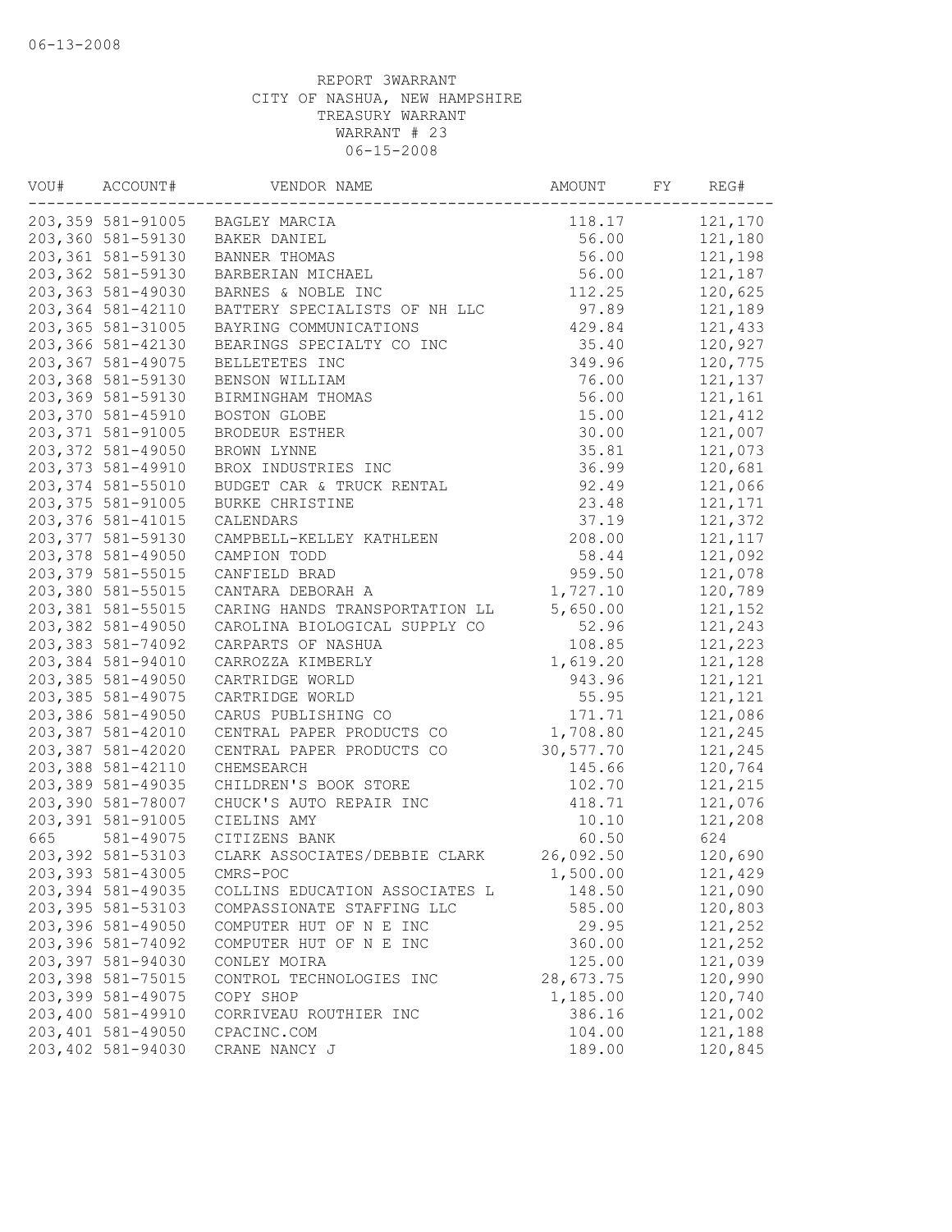06-13-2008

REPORT 3WARRANT
CITY OF NASHUA, NEW HAMPSHIRE
TREASURY WARRANT
WARRANT # 23
06-15-2008

| VOU# | ACCOUNT# | VENDOR NAME | AMOUNT | FY | REG# |
|---|---|---|---|---|---|
| 203,359 | 581-91005 | BAGLEY MARCIA | 118.17 | | 121,170 |
| 203,360 | 581-59130 | BAKER DANIEL | 56.00 | | 121,180 |
| 203,361 | 581-59130 | BANNER THOMAS | 56.00 | | 121,198 |
| 203,362 | 581-59130 | BARBERIAN MICHAEL | 56.00 | | 121,187 |
| 203,363 | 581-49030 | BARNES & NOBLE INC | 112.25 | | 120,625 |
| 203,364 | 581-42110 | BATTERY SPECIALISTS OF NH LLC | 97.89 | | 121,189 |
| 203,365 | 581-31005 | BAYRING COMMUNICATIONS | 429.84 | | 121,433 |
| 203,366 | 581-42130 | BEARINGS SPECIALTY CO INC | 35.40 | | 120,927 |
| 203,367 | 581-49075 | BELLETETES INC | 349.96 | | 120,775 |
| 203,368 | 581-59130 | BENSON WILLIAM | 76.00 | | 121,137 |
| 203,369 | 581-59130 | BIRMINGHAM THOMAS | 56.00 | | 121,161 |
| 203,370 | 581-45910 | BOSTON GLOBE | 15.00 | | 121,412 |
| 203,371 | 581-91005 | BRODEUR ESTHER | 30.00 | | 121,007 |
| 203,372 | 581-49050 | BROWN LYNNE | 35.81 | | 121,073 |
| 203,373 | 581-49910 | BROX INDUSTRIES INC | 36.99 | | 120,681 |
| 203,374 | 581-55010 | BUDGET CAR & TRUCK RENTAL | 92.49 | | 121,066 |
| 203,375 | 581-91005 | BURKE CHRISTINE | 23.48 | | 121,171 |
| 203,376 | 581-41015 | CALENDARS | 37.19 | | 121,372 |
| 203,377 | 581-59130 | CAMPBELL-KELLEY KATHLEEN | 208.00 | | 121,117 |
| 203,378 | 581-49050 | CAMPION TODD | 58.44 | | 121,092 |
| 203,379 | 581-55015 | CANFIELD BRAD | 959.50 | | 121,078 |
| 203,380 | 581-55015 | CANTARA DEBORAH A | 1,727.10 | | 120,789 |
| 203,381 | 581-55015 | CARING HANDS TRANSPORTATION LL | 5,650.00 | | 121,152 |
| 203,382 | 581-49050 | CAROLINA BIOLOGICAL SUPPLY CO | 52.96 | | 121,243 |
| 203,383 | 581-74092 | CARPARTS OF NASHUA | 108.85 | | 121,223 |
| 203,384 | 581-94010 | CARROZZA KIMBERLY | 1,619.20 | | 121,128 |
| 203,385 | 581-49050 | CARTRIDGE WORLD | 943.96 | | 121,121 |
| 203,385 | 581-49075 | CARTRIDGE WORLD | 55.95 | | 121,121 |
| 203,386 | 581-49050 | CARUS PUBLISHING CO | 171.71 | | 121,086 |
| 203,387 | 581-42010 | CENTRAL PAPER PRODUCTS CO | 1,708.80 | | 121,245 |
| 203,387 | 581-42020 | CENTRAL PAPER PRODUCTS CO | 30,577.70 | | 121,245 |
| 203,388 | 581-42110 | CHEMSEARCH | 145.66 | | 120,764 |
| 203,389 | 581-49035 | CHILDREN'S BOOK STORE | 102.70 | | 121,215 |
| 203,390 | 581-78007 | CHUCK'S AUTO REPAIR INC | 418.71 | | 121,076 |
| 203,391 | 581-91005 | CIELINS AMY | 10.10 | | 121,208 |
| 665 | 581-49075 | CITIZENS BANK | 60.50 | | 624 |
| 203,392 | 581-53103 | CLARK ASSOCIATES/DEBBIE CLARK | 26,092.50 | | 120,690 |
| 203,393 | 581-43005 | CMRS-POC | 1,500.00 | | 121,429 |
| 203,394 | 581-49035 | COLLINS EDUCATION ASSOCIATES L | 148.50 | | 121,090 |
| 203,395 | 581-53103 | COMPASSIONATE STAFFING LLC | 585.00 | | 120,803 |
| 203,396 | 581-49050 | COMPUTER HUT OF N E INC | 29.95 | | 121,252 |
| 203,396 | 581-74092 | COMPUTER HUT OF N E INC | 360.00 | | 121,252 |
| 203,397 | 581-94030 | CONLEY MOIRA | 125.00 | | 121,039 |
| 203,398 | 581-75015 | CONTROL TECHNOLOGIES INC | 28,673.75 | | 120,990 |
| 203,399 | 581-49075 | COPY SHOP | 1,185.00 | | 120,740 |
| 203,400 | 581-49910 | CORRIVEAU ROUTHIER INC | 386.16 | | 121,002 |
| 203,401 | 581-49050 | CPACINC.COM | 104.00 | | 121,188 |
| 203,402 | 581-94030 | CRANE NANCY J | 189.00 | | 120,845 |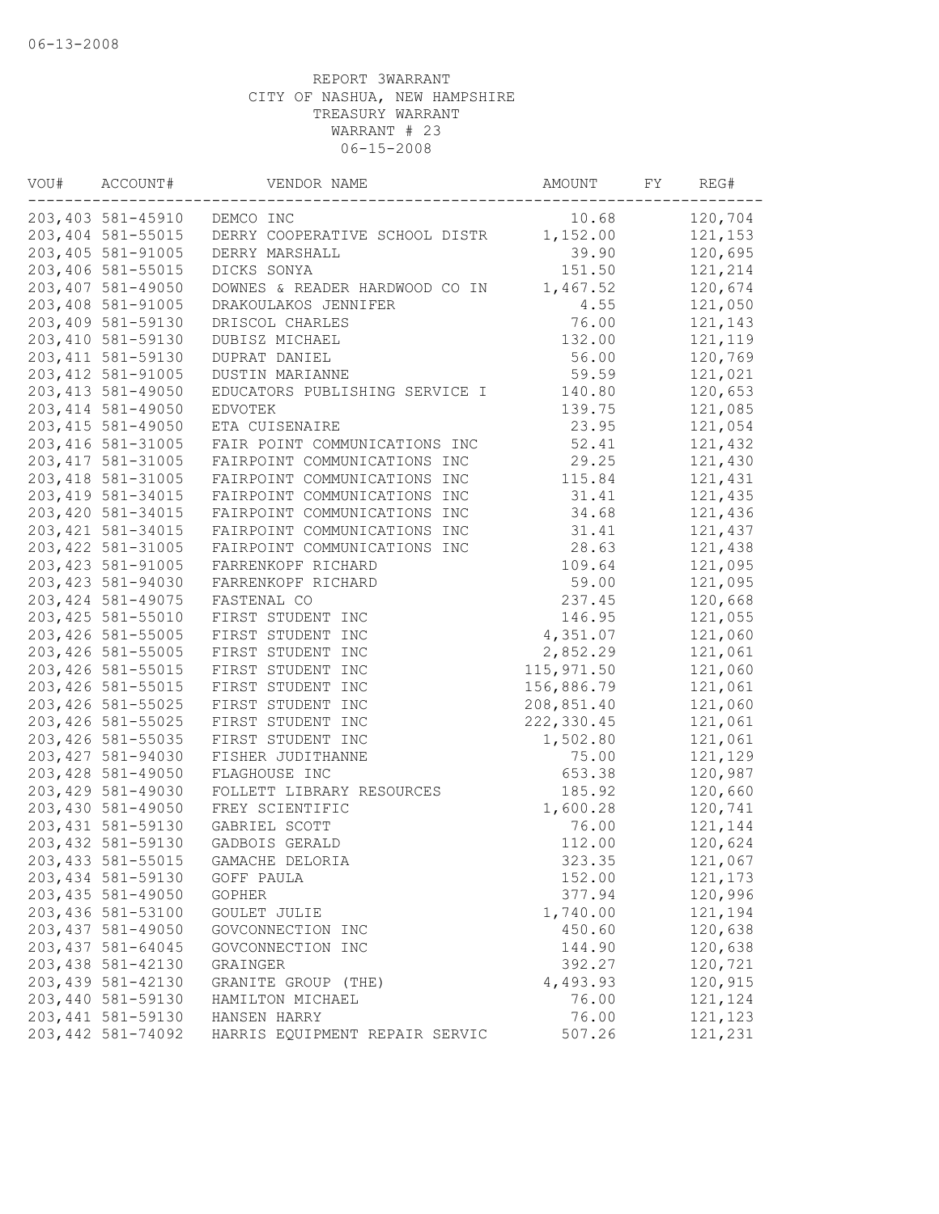06-13-2008

REPORT 3WARRANT
CITY OF NASHUA, NEW HAMPSHIRE
TREASURY WARRANT
WARRANT # 23
06-15-2008

| VOU# | ACCOUNT# | VENDOR NAME | AMOUNT | FY | REG# |
|---|---|---|---|---|---|
| 203,403 | 581-45910 | DEMCO INC | 10.68 | | 120,704 |
| 203,404 | 581-55015 | DERRY COOPERATIVE SCHOOL DISTR | 1,152.00 | | 121,153 |
| 203,405 | 581-91005 | DERRY MARSHALL | 39.90 | | 120,695 |
| 203,406 | 581-55015 | DICKS SONYA | 151.50 | | 121,214 |
| 203,407 | 581-49050 | DOWNES & READER HARDWOOD CO IN | 1,467.52 | | 120,674 |
| 203,408 | 581-91005 | DRAKOULAKOS JENNIFER | 4.55 | | 121,050 |
| 203,409 | 581-59130 | DRISCOL CHARLES | 76.00 | | 121,143 |
| 203,410 | 581-59130 | DUBISZ MICHAEL | 132.00 | | 121,119 |
| 203,411 | 581-59130 | DUPRAT DANIEL | 56.00 | | 120,769 |
| 203,412 | 581-91005 | DUSTIN MARIANNE | 59.59 | | 121,021 |
| 203,413 | 581-49050 | EDUCATORS PUBLISHING SERVICE I | 140.80 | | 120,653 |
| 203,414 | 581-49050 | EDVOTEK | 139.75 | | 121,085 |
| 203,415 | 581-49050 | ETA CUISENAIRE | 23.95 | | 121,054 |
| 203,416 | 581-31005 | FAIR POINT COMMUNICATIONS INC | 52.41 | | 121,432 |
| 203,417 | 581-31005 | FAIRPOINT COMMUNICATIONS INC | 29.25 | | 121,430 |
| 203,418 | 581-31005 | FAIRPOINT COMMUNICATIONS INC | 115.84 | | 121,431 |
| 203,419 | 581-34015 | FAIRPOINT COMMUNICATIONS INC | 31.41 | | 121,435 |
| 203,420 | 581-34015 | FAIRPOINT COMMUNICATIONS INC | 34.68 | | 121,436 |
| 203,421 | 581-34015 | FAIRPOINT COMMUNICATIONS INC | 31.41 | | 121,437 |
| 203,422 | 581-31005 | FAIRPOINT COMMUNICATIONS INC | 28.63 | | 121,438 |
| 203,423 | 581-91005 | FARRENKOPF RICHARD | 109.64 | | 121,095 |
| 203,423 | 581-94030 | FARRENKOPF RICHARD | 59.00 | | 121,095 |
| 203,424 | 581-49075 | FASTENAL CO | 237.45 | | 120,668 |
| 203,425 | 581-55010 | FIRST STUDENT INC | 146.95 | | 121,055 |
| 203,426 | 581-55005 | FIRST STUDENT INC | 4,351.07 | | 121,060 |
| 203,426 | 581-55005 | FIRST STUDENT INC | 2,852.29 | | 121,061 |
| 203,426 | 581-55015 | FIRST STUDENT INC | 115,971.50 | | 121,060 |
| 203,426 | 581-55015 | FIRST STUDENT INC | 156,886.79 | | 121,061 |
| 203,426 | 581-55025 | FIRST STUDENT INC | 208,851.40 | | 121,060 |
| 203,426 | 581-55025 | FIRST STUDENT INC | 222,330.45 | | 121,061 |
| 203,426 | 581-55035 | FIRST STUDENT INC | 1,502.80 | | 121,061 |
| 203,427 | 581-94030 | FISHER JUDITHANNE | 75.00 | | 121,129 |
| 203,428 | 581-49050 | FLAGHOUSE INC | 653.38 | | 120,987 |
| 203,429 | 581-49030 | FOLLETT LIBRARY RESOURCES | 185.92 | | 120,660 |
| 203,430 | 581-49050 | FREY SCIENTIFIC | 1,600.28 | | 120,741 |
| 203,431 | 581-59130 | GABRIEL SCOTT | 76.00 | | 121,144 |
| 203,432 | 581-59130 | GADBOIS GERALD | 112.00 | | 120,624 |
| 203,433 | 581-55015 | GAMACHE DELORIA | 323.35 | | 121,067 |
| 203,434 | 581-59130 | GOFF PAULA | 152.00 | | 121,173 |
| 203,435 | 581-49050 | GOPHER | 377.94 | | 120,996 |
| 203,436 | 581-53100 | GOULET JULIE | 1,740.00 | | 121,194 |
| 203,437 | 581-49050 | GOVCONNECTION INC | 450.60 | | 120,638 |
| 203,437 | 581-64045 | GOVCONNECTION INC | 144.90 | | 120,638 |
| 203,438 | 581-42130 | GRAINGER | 392.27 | | 120,721 |
| 203,439 | 581-42130 | GRANITE GROUP (THE) | 4,493.93 | | 120,915 |
| 203,440 | 581-59130 | HAMILTON MICHAEL | 76.00 | | 121,124 |
| 203,441 | 581-59130 | HANSEN HARRY | 76.00 | | 121,123 |
| 203,442 | 581-74092 | HARRIS EQUIPMENT REPAIR SERVIC | 507.26 | | 121,231 |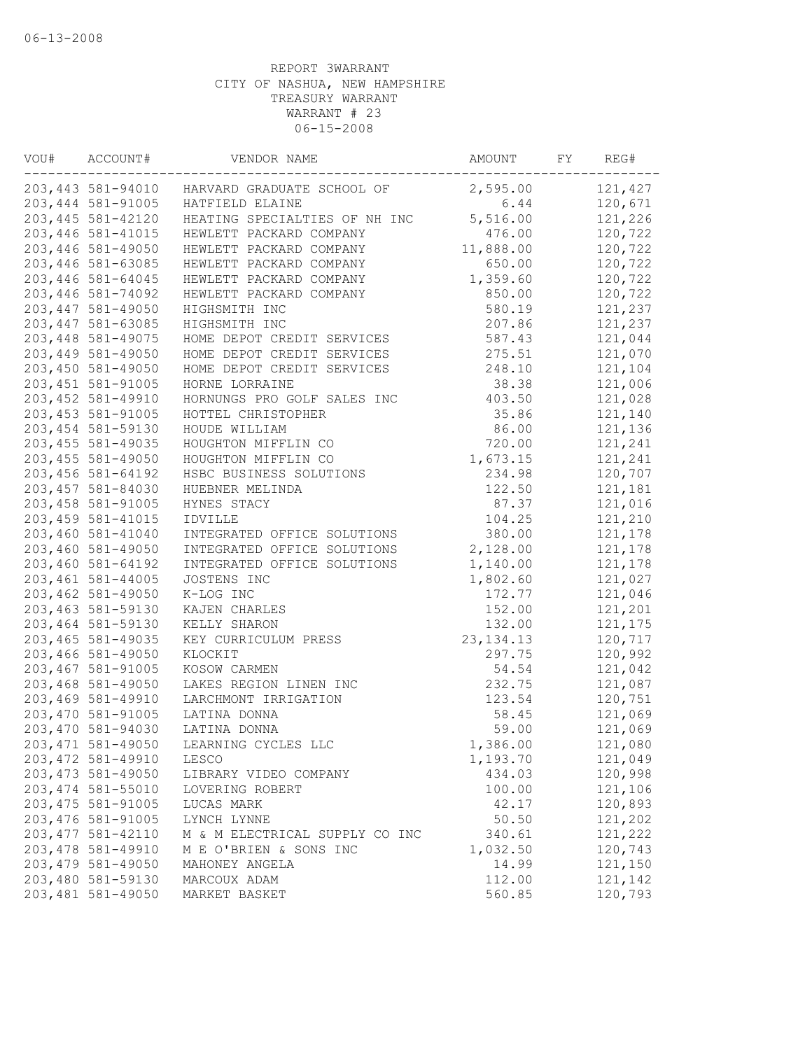06-13-2008

REPORT 3WARRANT
CITY OF NASHUA, NEW HAMPSHIRE
TREASURY WARRANT
WARRANT # 23
06-15-2008

| VOU# | ACCOUNT# | VENDOR NAME | AMOUNT | FY | REG# |
|---|---|---|---|---|---|
| 203,443 | 581-94010 | HARVARD GRADUATE SCHOOL OF | 2,595.00 | | 121,427 |
| 203,444 | 581-91005 | HATFIELD ELAINE | 6.44 | | 120,671 |
| 203,445 | 581-42120 | HEATING SPECIALTIES OF NH INC | 5,516.00 | | 121,226 |
| 203,446 | 581-41015 | HEWLETT PACKARD COMPANY | 476.00 | | 120,722 |
| 203,446 | 581-49050 | HEWLETT PACKARD COMPANY | 11,888.00 | | 120,722 |
| 203,446 | 581-63085 | HEWLETT PACKARD COMPANY | 650.00 | | 120,722 |
| 203,446 | 581-64045 | HEWLETT PACKARD COMPANY | 1,359.60 | | 120,722 |
| 203,446 | 581-74092 | HEWLETT PACKARD COMPANY | 850.00 | | 120,722 |
| 203,447 | 581-49050 | HIGHSMITH INC | 580.19 | | 121,237 |
| 203,447 | 581-63085 | HIGHSMITH INC | 207.86 | | 121,237 |
| 203,448 | 581-49075 | HOME DEPOT CREDIT SERVICES | 587.43 | | 121,044 |
| 203,449 | 581-49050 | HOME DEPOT CREDIT SERVICES | 275.51 | | 121,070 |
| 203,450 | 581-49050 | HOME DEPOT CREDIT SERVICES | 248.10 | | 121,104 |
| 203,451 | 581-91005 | HORNE LORRAINE | 38.38 | | 121,006 |
| 203,452 | 581-49910 | HORNUNGS PRO GOLF SALES INC | 403.50 | | 121,028 |
| 203,453 | 581-91005 | HOTTEL CHRISTOPHER | 35.86 | | 121,140 |
| 203,454 | 581-59130 | HOUDE WILLIAM | 86.00 | | 121,136 |
| 203,455 | 581-49035 | HOUGHTON MIFFLIN CO | 720.00 | | 121,241 |
| 203,455 | 581-49050 | HOUGHTON MIFFLIN CO | 1,673.15 | | 121,241 |
| 203,456 | 581-64192 | HSBC BUSINESS SOLUTIONS | 234.98 | | 120,707 |
| 203,457 | 581-84030 | HUEBNER MELINDA | 122.50 | | 121,181 |
| 203,458 | 581-91005 | HYNES STACY | 87.37 | | 121,016 |
| 203,459 | 581-41015 | IDVILLE | 104.25 | | 121,210 |
| 203,460 | 581-41040 | INTEGRATED OFFICE SOLUTIONS | 380.00 | | 121,178 |
| 203,460 | 581-49050 | INTEGRATED OFFICE SOLUTIONS | 2,128.00 | | 121,178 |
| 203,460 | 581-64192 | INTEGRATED OFFICE SOLUTIONS | 1,140.00 | | 121,178 |
| 203,461 | 581-44005 | JOSTENS INC | 1,802.60 | | 121,027 |
| 203,462 | 581-49050 | K-LOG INC | 172.77 | | 121,046 |
| 203,463 | 581-59130 | KAJEN CHARLES | 152.00 | | 121,201 |
| 203,464 | 581-59130 | KELLY SHARON | 132.00 | | 121,175 |
| 203,465 | 581-49035 | KEY CURRICULUM PRESS | 23,134.13 | | 120,717 |
| 203,466 | 581-49050 | KLOCKIT | 297.75 | | 120,992 |
| 203,467 | 581-91005 | KOSOW CARMEN | 54.54 | | 121,042 |
| 203,468 | 581-49050 | LAKES REGION LINEN INC | 232.75 | | 121,087 |
| 203,469 | 581-49910 | LARCHMONT IRRIGATION | 123.54 | | 120,751 |
| 203,470 | 581-91005 | LATINA DONNA | 58.45 | | 121,069 |
| 203,470 | 581-94030 | LATINA DONNA | 59.00 | | 121,069 |
| 203,471 | 581-49050 | LEARNING CYCLES LLC | 1,386.00 | | 121,080 |
| 203,472 | 581-49910 | LESCO | 1,193.70 | | 121,049 |
| 203,473 | 581-49050 | LIBRARY VIDEO COMPANY | 434.03 | | 120,998 |
| 203,474 | 581-55010 | LOVERING ROBERT | 100.00 | | 121,106 |
| 203,475 | 581-91005 | LUCAS MARK | 42.17 | | 120,893 |
| 203,476 | 581-91005 | LYNCH LYNNE | 50.50 | | 121,202 |
| 203,477 | 581-42110 | M & M ELECTRICAL SUPPLY CO INC | 340.61 | | 121,222 |
| 203,478 | 581-49910 | M E O'BRIEN & SONS INC | 1,032.50 | | 120,743 |
| 203,479 | 581-49050 | MAHONEY ANGELA | 14.99 | | 121,150 |
| 203,480 | 581-59130 | MARCOUX ADAM | 112.00 | | 121,142 |
| 203,481 | 581-49050 | MARKET BASKET | 560.85 | | 120,793 |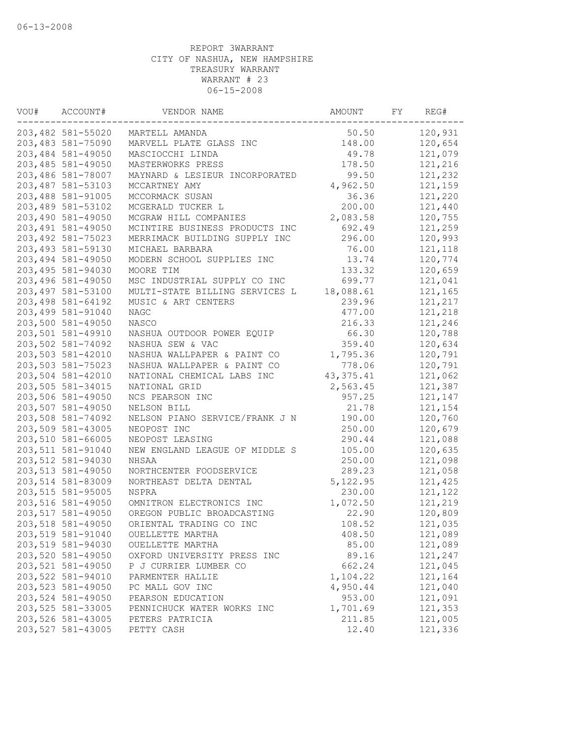06-13-2008

REPORT 3WARRANT
CITY OF NASHUA, NEW HAMPSHIRE
TREASURY WARRANT
WARRANT # 23
06-15-2008

| VOU# | ACCOUNT# | VENDOR NAME | AMOUNT | FY | REG# |
|---|---|---|---|---|---|
| 203,482 | 581-55020 | MARTELL AMANDA | 50.50 | | 120,931 |
| 203,483 | 581-75090 | MARVELL PLATE GLASS INC | 148.00 | | 120,654 |
| 203,484 | 581-49050 | MASCIOCCHI LINDA | 49.78 | | 121,079 |
| 203,485 | 581-49050 | MASTERWORKS PRESS | 178.50 | | 121,216 |
| 203,486 | 581-78007 | MAYNARD & LESIEUR INCORPORATED | 99.50 | | 121,232 |
| 203,487 | 581-53103 | MCCARTNEY AMY | 4,962.50 | | 121,159 |
| 203,488 | 581-91005 | MCCORMACK SUSAN | 36.36 | | 121,220 |
| 203,489 | 581-53102 | MCGERALD TUCKER L | 200.00 | | 121,440 |
| 203,490 | 581-49050 | MCGRAW HILL COMPANIES | 2,083.58 | | 120,755 |
| 203,491 | 581-49050 | MCINTIRE BUSINESS PRODUCTS INC | 692.49 | | 121,259 |
| 203,492 | 581-75023 | MERRIMACK BUILDING SUPPLY INC | 296.00 | | 120,993 |
| 203,493 | 581-59130 | MICHAEL BARBARA | 76.00 | | 121,118 |
| 203,494 | 581-49050 | MODERN SCHOOL SUPPLIES INC | 13.74 | | 120,774 |
| 203,495 | 581-94030 | MOORE TIM | 133.32 | | 120,659 |
| 203,496 | 581-49050 | MSC INDUSTRIAL SUPPLY CO INC | 699.77 | | 121,041 |
| 203,497 | 581-53100 | MULTI-STATE BILLING SERVICES L | 18,088.61 | | 121,165 |
| 203,498 | 581-64192 | MUSIC & ART CENTERS | 239.96 | | 121,217 |
| 203,499 | 581-91040 | NAGC | 477.00 | | 121,218 |
| 203,500 | 581-49050 | NASCO | 216.33 | | 121,246 |
| 203,501 | 581-49910 | NASHUA OUTDOOR POWER EQUIP | 66.30 | | 120,788 |
| 203,502 | 581-74092 | NASHUA SEW & VAC | 359.40 | | 120,634 |
| 203,503 | 581-42010 | NASHUA WALLPAPER & PAINT CO | 1,795.36 | | 120,791 |
| 203,503 | 581-75023 | NASHUA WALLPAPER & PAINT CO | 778.06 | | 120,791 |
| 203,504 | 581-42010 | NATIONAL CHEMICAL LABS INC | 43,375.41 | | 121,062 |
| 203,505 | 581-34015 | NATIONAL GRID | 2,563.45 | | 121,387 |
| 203,506 | 581-49050 | NCS PEARSON INC | 957.25 | | 121,147 |
| 203,507 | 581-49050 | NELSON BILL | 21.78 | | 121,154 |
| 203,508 | 581-74092 | NELSON PIANO SERVICE/FRANK J N | 190.00 | | 120,760 |
| 203,509 | 581-43005 | NEOPOST INC | 250.00 | | 120,679 |
| 203,510 | 581-66005 | NEOPOST LEASING | 290.44 | | 121,088 |
| 203,511 | 581-91040 | NEW ENGLAND LEAGUE OF MIDDLE S | 105.00 | | 120,635 |
| 203,512 | 581-94030 | NHSAA | 250.00 | | 121,098 |
| 203,513 | 581-49050 | NORTHCENTER FOODSERVICE | 289.23 | | 121,058 |
| 203,514 | 581-83009 | NORTHEAST DELTA DENTAL | 5,122.95 | | 121,425 |
| 203,515 | 581-95005 | NSPRA | 230.00 | | 121,122 |
| 203,516 | 581-49050 | OMNITRON ELECTRONICS INC | 1,072.50 | | 121,219 |
| 203,517 | 581-49050 | OREGON PUBLIC BROADCASTING | 22.90 | | 120,809 |
| 203,518 | 581-49050 | ORIENTAL TRADING CO INC | 108.52 | | 121,035 |
| 203,519 | 581-91040 | OUELLETTE MARTHA | 408.50 | | 121,089 |
| 203,519 | 581-94030 | OUELLETTE MARTHA | 85.00 | | 121,089 |
| 203,520 | 581-49050 | OXFORD UNIVERSITY PRESS INC | 89.16 | | 121,247 |
| 203,521 | 581-49050 | P J CURRIER LUMBER CO | 662.24 | | 121,045 |
| 203,522 | 581-94010 | PARMENTER HALLIE | 1,104.22 | | 121,164 |
| 203,523 | 581-49050 | PC MALL GOV INC | 4,950.44 | | 121,040 |
| 203,524 | 581-49050 | PEARSON EDUCATION | 953.00 | | 121,091 |
| 203,525 | 581-33005 | PENNICHUCK WATER WORKS INC | 1,701.69 | | 121,353 |
| 203,526 | 581-43005 | PETERS PATRICIA | 211.85 | | 121,005 |
| 203,527 | 581-43005 | PETTY CASH | 12.40 | | 121,336 |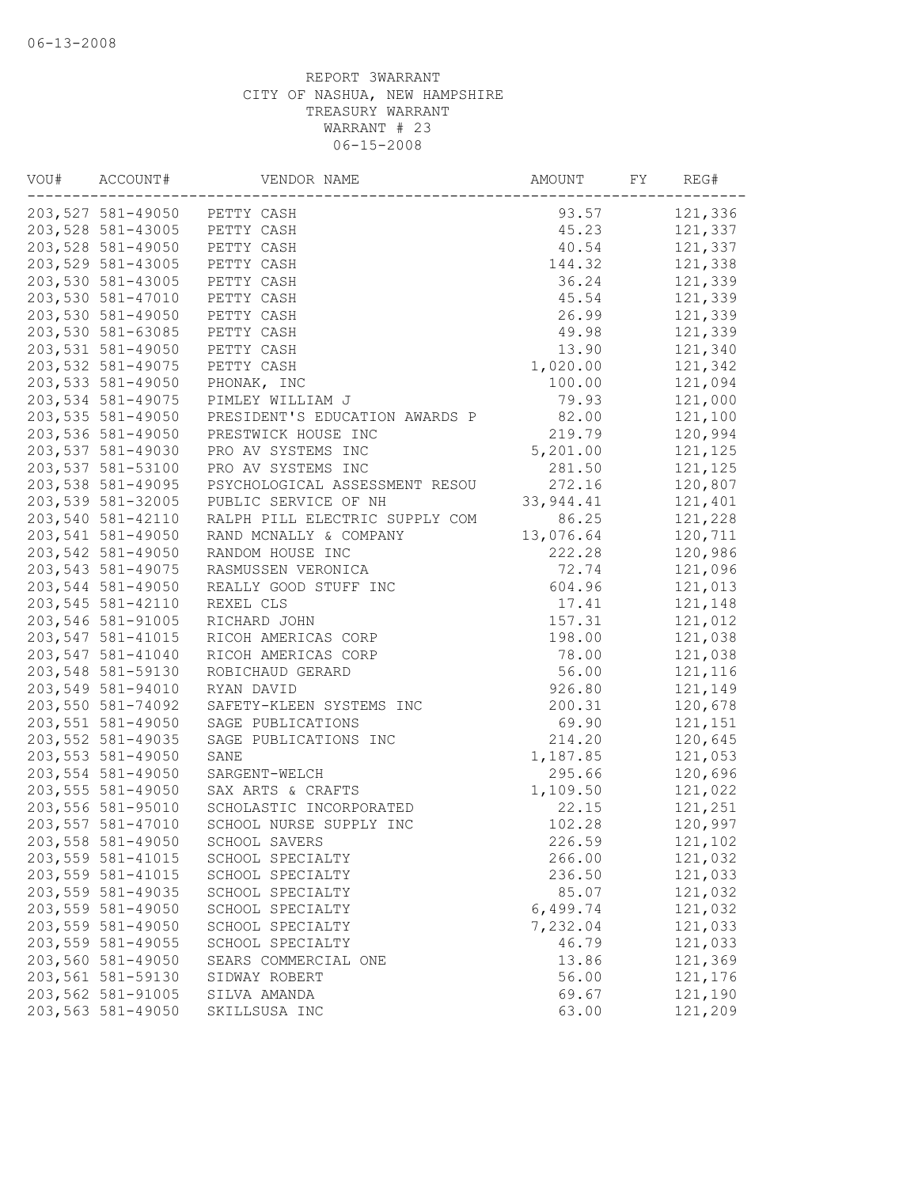06-13-2008

REPORT 3WARRANT
CITY OF NASHUA, NEW HAMPSHIRE
TREASURY WARRANT
WARRANT # 23
06-15-2008

| VOU# | ACCOUNT# | VENDOR NAME | AMOUNT | FY | REG# |
|---|---|---|---|---|---|
| 203,527 | 581-49050 | PETTY CASH | 93.57 | | 121,336 |
| 203,528 | 581-43005 | PETTY CASH | 45.23 | | 121,337 |
| 203,528 | 581-49050 | PETTY CASH | 40.54 | | 121,337 |
| 203,529 | 581-43005 | PETTY CASH | 144.32 | | 121,338 |
| 203,530 | 581-43005 | PETTY CASH | 36.24 | | 121,339 |
| 203,530 | 581-47010 | PETTY CASH | 45.54 | | 121,339 |
| 203,530 | 581-49050 | PETTY CASH | 26.99 | | 121,339 |
| 203,530 | 581-63085 | PETTY CASH | 49.98 | | 121,339 |
| 203,531 | 581-49050 | PETTY CASH | 13.90 | | 121,340 |
| 203,532 | 581-49075 | PETTY CASH | 1,020.00 | | 121,342 |
| 203,533 | 581-49050 | PHONAK, INC | 100.00 | | 121,094 |
| 203,534 | 581-49075 | PIMLEY WILLIAM J | 79.93 | | 121,000 |
| 203,535 | 581-49050 | PRESIDENT'S EDUCATION AWARDS P | 82.00 | | 121,100 |
| 203,536 | 581-49050 | PRESTWICK HOUSE INC | 219.79 | | 120,994 |
| 203,537 | 581-49030 | PRO AV SYSTEMS INC | 5,201.00 | | 121,125 |
| 203,537 | 581-53100 | PRO AV SYSTEMS INC | 281.50 | | 121,125 |
| 203,538 | 581-49095 | PSYCHOLOGICAL ASSESSMENT RESOU | 272.16 | | 120,807 |
| 203,539 | 581-32005 | PUBLIC SERVICE OF NH | 33,944.41 | | 121,401 |
| 203,540 | 581-42110 | RALPH PILL ELECTRIC SUPPLY COM | 86.25 | | 121,228 |
| 203,541 | 581-49050 | RAND MCNALLY & COMPANY | 13,076.64 | | 120,711 |
| 203,542 | 581-49050 | RANDOM HOUSE INC | 222.28 | | 120,986 |
| 203,543 | 581-49075 | RASMUSSEN VERONICA | 72.74 | | 121,096 |
| 203,544 | 581-49050 | REALLY GOOD STUFF INC | 604.96 | | 121,013 |
| 203,545 | 581-42110 | REXEL CLS | 17.41 | | 121,148 |
| 203,546 | 581-91005 | RICHARD JOHN | 157.31 | | 121,012 |
| 203,547 | 581-41015 | RICOH AMERICAS CORP | 198.00 | | 121,038 |
| 203,547 | 581-41040 | RICOH AMERICAS CORP | 78.00 | | 121,038 |
| 203,548 | 581-59130 | ROBICHAUD GERARD | 56.00 | | 121,116 |
| 203,549 | 581-94010 | RYAN DAVID | 926.80 | | 121,149 |
| 203,550 | 581-74092 | SAFETY-KLEEN SYSTEMS INC | 200.31 | | 120,678 |
| 203,551 | 581-49050 | SAGE PUBLICATIONS | 69.90 | | 121,151 |
| 203,552 | 581-49035 | SAGE PUBLICATIONS INC | 214.20 | | 120,645 |
| 203,553 | 581-49050 | SANE | 1,187.85 | | 121,053 |
| 203,554 | 581-49050 | SARGENT-WELCH | 295.66 | | 120,696 |
| 203,555 | 581-49050 | SAX ARTS & CRAFTS | 1,109.50 | | 121,022 |
| 203,556 | 581-95010 | SCHOLASTIC INCORPORATED | 22.15 | | 121,251 |
| 203,557 | 581-47010 | SCHOOL NURSE SUPPLY INC | 102.28 | | 120,997 |
| 203,558 | 581-49050 | SCHOOL SAVERS | 226.59 | | 121,102 |
| 203,559 | 581-41015 | SCHOOL SPECIALTY | 266.00 | | 121,032 |
| 203,559 | 581-41015 | SCHOOL SPECIALTY | 236.50 | | 121,033 |
| 203,559 | 581-49035 | SCHOOL SPECIALTY | 85.07 | | 121,032 |
| 203,559 | 581-49050 | SCHOOL SPECIALTY | 6,499.74 | | 121,032 |
| 203,559 | 581-49050 | SCHOOL SPECIALTY | 7,232.04 | | 121,033 |
| 203,559 | 581-49055 | SCHOOL SPECIALTY | 46.79 | | 121,033 |
| 203,560 | 581-49050 | SEARS COMMERCIAL ONE | 13.86 | | 121,369 |
| 203,561 | 581-59130 | SIDWAY ROBERT | 56.00 | | 121,176 |
| 203,562 | 581-91005 | SILVA AMANDA | 69.67 | | 121,190 |
| 203,563 | 581-49050 | SKILLSUSA INC | 63.00 | | 121,209 |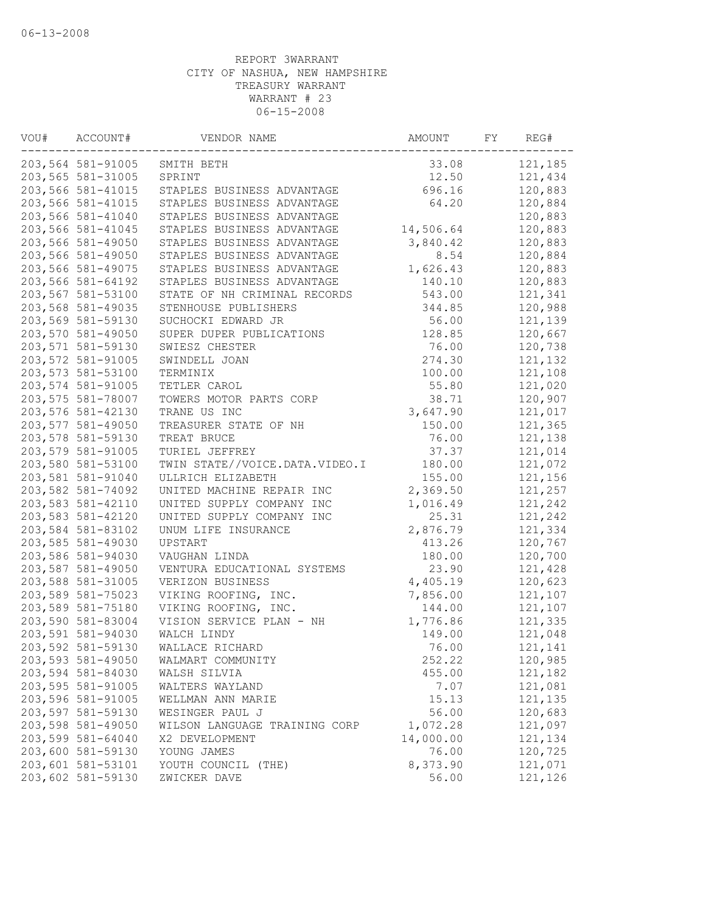06-13-2008

REPORT 3WARRANT
CITY OF NASHUA, NEW HAMPSHIRE
TREASURY WARRANT
WARRANT # 23
06-15-2008

| VOU# | ACCOUNT# | VENDOR NAME | AMOUNT | FY | REG# |
|---|---|---|---|---|---|
| 203,564 | 581-91005 | SMITH BETH | 33.08 | | 121,185 |
| 203,565 | 581-31005 | SPRINT | 12.50 | | 121,434 |
| 203,566 | 581-41015 | STAPLES BUSINESS ADVANTAGE | 696.16 | | 120,883 |
| 203,566 | 581-41015 | STAPLES BUSINESS ADVANTAGE | 64.20 | | 120,884 |
| 203,566 | 581-41040 | STAPLES BUSINESS ADVANTAGE | | | 120,883 |
| 203,566 | 581-41045 | STAPLES BUSINESS ADVANTAGE | 14,506.64 | | 120,883 |
| 203,566 | 581-49050 | STAPLES BUSINESS ADVANTAGE | 3,840.42 | | 120,883 |
| 203,566 | 581-49050 | STAPLES BUSINESS ADVANTAGE | 8.54 | | 120,884 |
| 203,566 | 581-49075 | STAPLES BUSINESS ADVANTAGE | 1,626.43 | | 120,883 |
| 203,566 | 581-64192 | STAPLES BUSINESS ADVANTAGE | 140.10 | | 120,883 |
| 203,567 | 581-53100 | STATE OF NH CRIMINAL RECORDS | 543.00 | | 121,341 |
| 203,568 | 581-49035 | STENHOUSE PUBLISHERS | 344.85 | | 120,988 |
| 203,569 | 581-59130 | SUCHOCKI EDWARD JR | 56.00 | | 121,139 |
| 203,570 | 581-49050 | SUPER DUPER PUBLICATIONS | 128.85 | | 120,667 |
| 203,571 | 581-59130 | SWIESZ CHESTER | 76.00 | | 120,738 |
| 203,572 | 581-91005 | SWINDELL JOAN | 274.30 | | 121,132 |
| 203,573 | 581-53100 | TERMINIX | 100.00 | | 121,108 |
| 203,574 | 581-91005 | TETLER CAROL | 55.80 | | 121,020 |
| 203,575 | 581-78007 | TOWERS MOTOR PARTS CORP | 38.71 | | 120,907 |
| 203,576 | 581-42130 | TRANE US INC | 3,647.90 | | 121,017 |
| 203,577 | 581-49050 | TREASURER STATE OF NH | 150.00 | | 121,365 |
| 203,578 | 581-59130 | TREAT BRUCE | 76.00 | | 121,138 |
| 203,579 | 581-91005 | TURIEL JEFFREY | 37.37 | | 121,014 |
| 203,580 | 581-53100 | TWIN STATE//VOICE.DATA.VIDEO.I | 180.00 | | 121,072 |
| 203,581 | 581-91040 | ULLRICH ELIZABETH | 155.00 | | 121,156 |
| 203,582 | 581-74092 | UNITED MACHINE REPAIR INC | 2,369.50 | | 121,257 |
| 203,583 | 581-42110 | UNITED SUPPLY COMPANY INC | 1,016.49 | | 121,242 |
| 203,583 | 581-42120 | UNITED SUPPLY COMPANY INC | 25.31 | | 121,242 |
| 203,584 | 581-83102 | UNUM LIFE INSURANCE | 2,876.79 | | 121,334 |
| 203,585 | 581-49030 | UPSTART | 413.26 | | 120,767 |
| 203,586 | 581-94030 | VAUGHAN LINDA | 180.00 | | 120,700 |
| 203,587 | 581-49050 | VENTURA EDUCATIONAL SYSTEMS | 23.90 | | 121,428 |
| 203,588 | 581-31005 | VERIZON BUSINESS | 4,405.19 | | 120,623 |
| 203,589 | 581-75023 | VIKING ROOFING, INC. | 7,856.00 | | 121,107 |
| 203,589 | 581-75180 | VIKING ROOFING, INC. | 144.00 | | 121,107 |
| 203,590 | 581-83004 | VISION SERVICE PLAN - NH | 1,776.86 | | 121,335 |
| 203,591 | 581-94030 | WALCH LINDY | 149.00 | | 121,048 |
| 203,592 | 581-59130 | WALLACE RICHARD | 76.00 | | 121,141 |
| 203,593 | 581-49050 | WALMART COMMUNITY | 252.22 | | 120,985 |
| 203,594 | 581-84030 | WALSH SILVIA | 455.00 | | 121,182 |
| 203,595 | 581-91005 | WALTERS WAYLAND | 7.07 | | 121,081 |
| 203,596 | 581-91005 | WELLMAN ANN MARIE | 15.13 | | 121,135 |
| 203,597 | 581-59130 | WESINGER PAUL J | 56.00 | | 120,683 |
| 203,598 | 581-49050 | WILSON LANGUAGE TRAINING CORP | 1,072.28 | | 121,097 |
| 203,599 | 581-64040 | X2 DEVELOPMENT | 14,000.00 | | 121,134 |
| 203,600 | 581-59130 | YOUNG JAMES | 76.00 | | 120,725 |
| 203,601 | 581-53101 | YOUTH COUNCIL (THE) | 8,373.90 | | 121,071 |
| 203,602 | 581-59130 | ZWICKER DAVE | 56.00 | | 121,126 |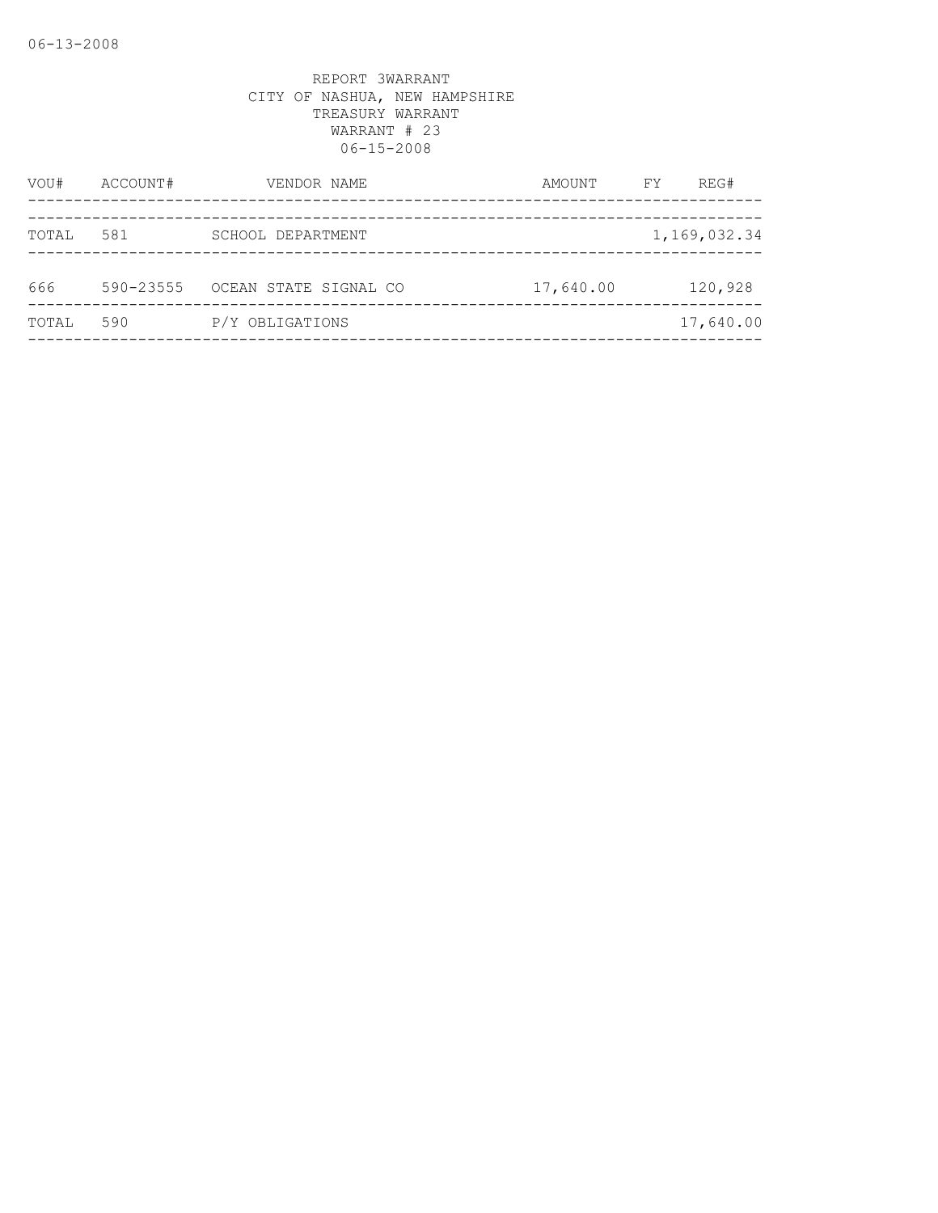REPORT 3WARRANT
CITY OF NASHUA, NEW HAMPSHIRE
TREASURY WARRANT
WARRANT # 23
06-15-2008

| VOU# | ACCOUNT# | VENDOR NAME | AMOUNT | FY | REG# |
|---|---|---|---|---|---|
| TOTAL | 581 | SCHOOL DEPARTMENT | | | 1,169,032.34 |
| 666 | 590-23555 | OCEAN STATE SIGNAL CO | 17,640.00 | | 120,928 |
| TOTAL | 590 | P/Y OBLIGATIONS | | | 17,640.00 |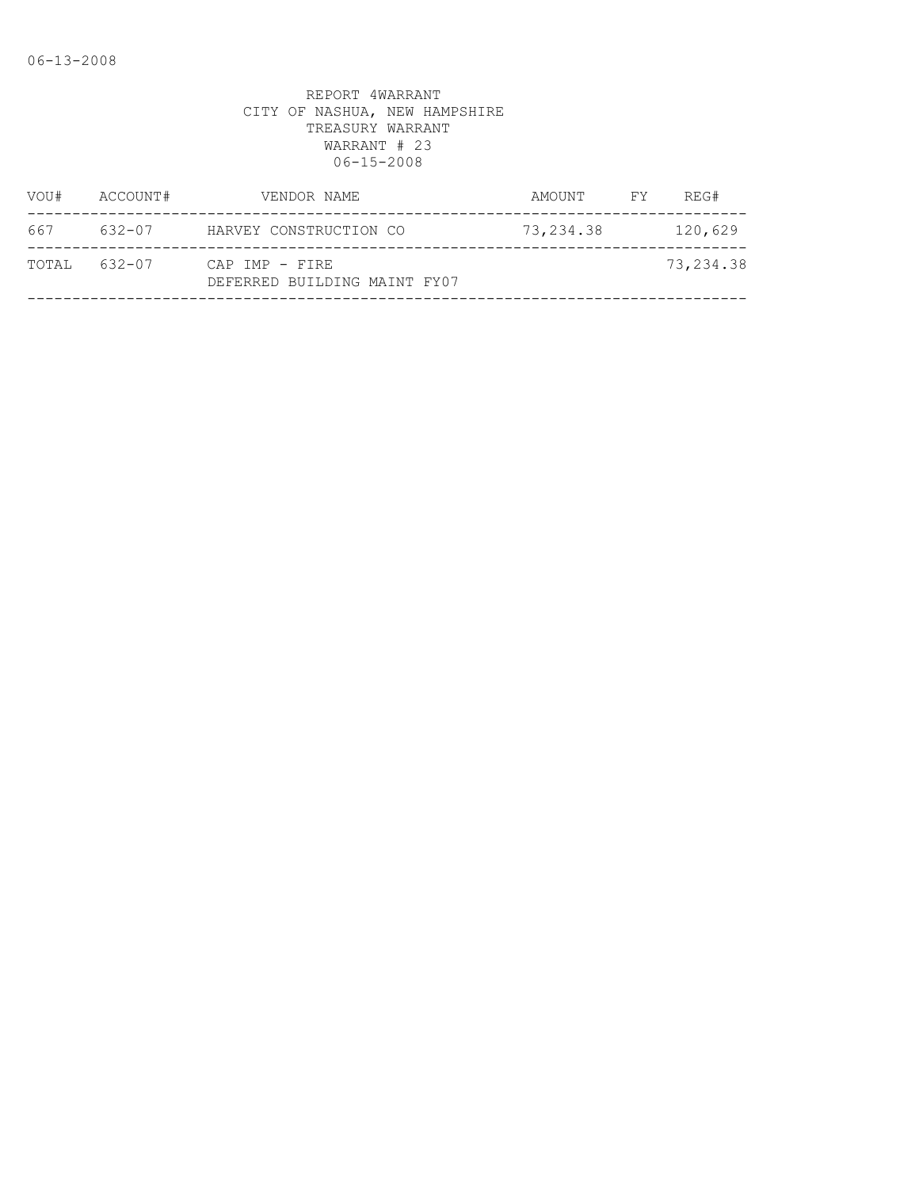REPORT 4WARRANT
CITY OF NASHUA, NEW HAMPSHIRE
TREASURY WARRANT
WARRANT # 23
06-15-2008

| VOU# | ACCOUNT# | VENDOR NAME | AMOUNT | FY | REG# |
|---|---|---|---|---|---|
| 667 | 632-07 | HARVEY CONSTRUCTION CO | 73,234.38 | | 120,629 |
| TOTAL | 632-07 | CAP IMP - FIRE<br>DEFERRED BUILDING MAINT FY07 | | | 73,234.38 |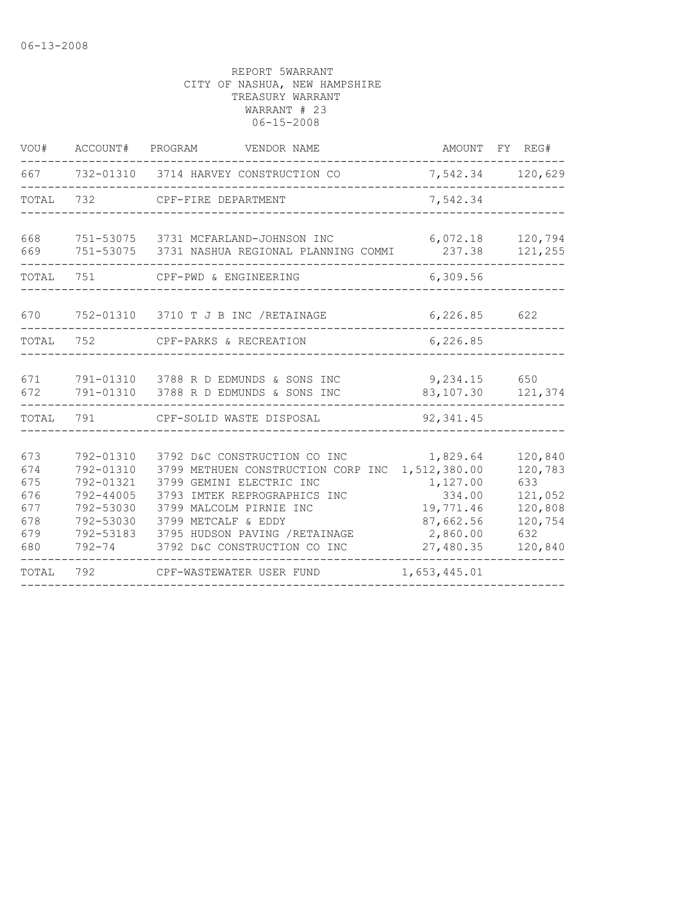REPORT 5WARRANT
CITY OF NASHUA, NEW HAMPSHIRE
TREASURY WARRANT
WARRANT # 23
06-15-2008

| VOU# | ACCOUNT# | PROGRAM | VENDOR NAME | AMOUNT | FY | REG# |
|---|---|---|---|---|---|---|
| 667 | 732-01310 | 3714 | HARVEY CONSTRUCTION CO | 7,542.34 | | 120,629 |
| TOTAL | 732 | | CPF-FIRE DEPARTMENT | 7,542.34 | | |
| 668 | 751-53075 | 3731 | MCFARLAND-JOHNSON INC | 6,072.18 | | 120,794 |
| 669 | 751-53075 | 3731 | NASHUA REGIONAL PLANNING COMMI | 237.38 | | 121,255 |
| TOTAL | 751 | | CPF-PWD & ENGINEERING | 6,309.56 | | |
| 670 | 752-01310 | 3710 | T J B INC /RETAINAGE | 6,226.85 | | 622 |
| TOTAL | 752 | | CPF-PARKS & RECREATION | 6,226.85 | | |
| 671 | 791-01310 | 3788 | R D EDMUNDS & SONS INC | 9,234.15 | | 650 |
| 672 | 791-01310 | 3788 | R D EDMUNDS & SONS INC | 83,107.30 | | 121,374 |
| TOTAL | 791 | | CPF-SOLID WASTE DISPOSAL | 92,341.45 | | |
| 673 | 792-01310 | 3792 | D&C CONSTRUCTION CO INC | 1,829.64 | | 120,840 |
| 674 | 792-01310 | 3799 | METHUEN CONSTRUCTION CORP INC | 1,512,380.00 | | 120,783 |
| 675 | 792-01321 | 3799 | GEMINI ELECTRIC INC | 1,127.00 | | 633 |
| 676 | 792-44005 | 3793 | IMTEK REPROGRAPHICS INC | 334.00 | | 121,052 |
| 677 | 792-53030 | 3799 | MALCOLM PIRNIE INC | 19,771.46 | | 120,808 |
| 678 | 792-53030 | 3799 | METCALF & EDDY | 87,662.56 | | 120,754 |
| 679 | 792-53183 | 3795 | HUDSON PAVING /RETAINAGE | 2,860.00 | | 632 |
| 680 | 792-74 | 3792 | D&C CONSTRUCTION CO INC | 27,480.35 | | 120,840 |
| TOTAL | 792 | | CPF-WASTEWATER USER FUND | 1,653,445.01 | | |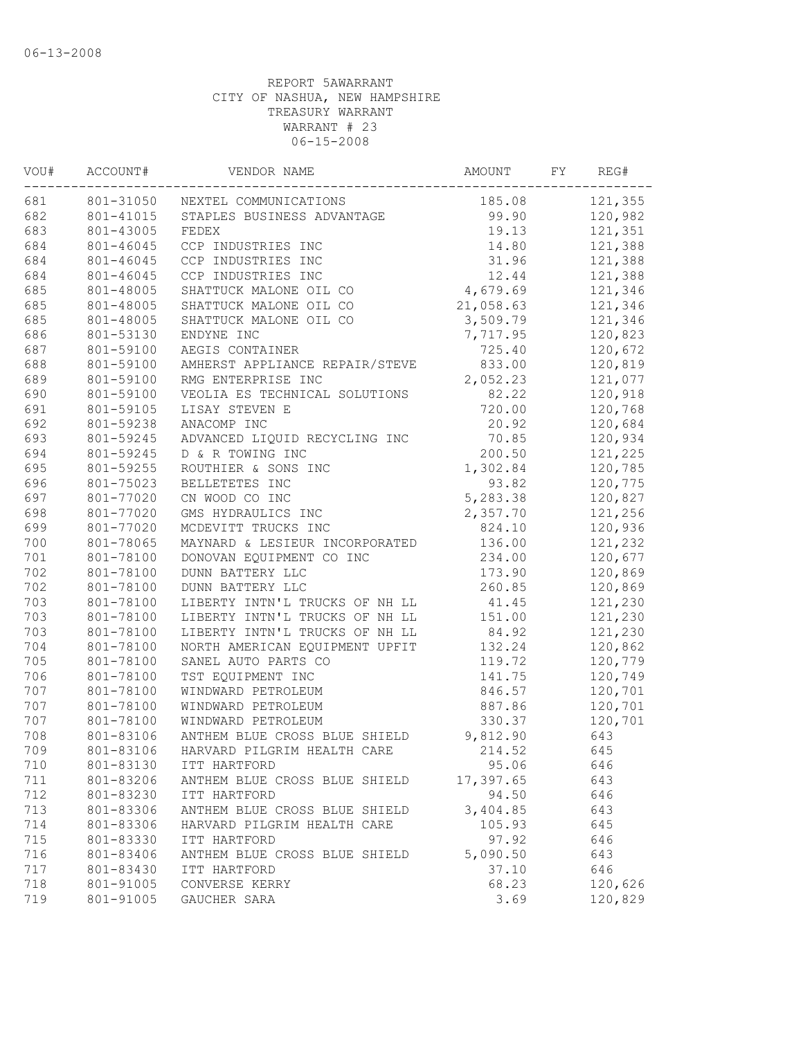06-13-2008

REPORT 5AWARRANT
CITY OF NASHUA, NEW HAMPSHIRE
TREASURY WARRANT
WARRANT # 23
06-15-2008

| VOU# | ACCOUNT# | VENDOR NAME | AMOUNT | FY | REG# |
|---|---|---|---|---|---|
| 681 | 801-31050 | NEXTEL COMMUNICATIONS | 185.08 | | 121,355 |
| 682 | 801-41015 | STAPLES BUSINESS ADVANTAGE | 99.90 | | 120,982 |
| 683 | 801-43005 | FEDEX | 19.13 | | 121,351 |
| 684 | 801-46045 | CCP INDUSTRIES INC | 14.80 | | 121,388 |
| 684 | 801-46045 | CCP INDUSTRIES INC | 31.96 | | 121,388 |
| 684 | 801-46045 | CCP INDUSTRIES INC | 12.44 | | 121,388 |
| 685 | 801-48005 | SHATTUCK MALONE OIL CO | 4,679.69 | | 121,346 |
| 685 | 801-48005 | SHATTUCK MALONE OIL CO | 21,058.63 | | 121,346 |
| 685 | 801-48005 | SHATTUCK MALONE OIL CO | 3,509.79 | | 121,346 |
| 686 | 801-53130 | ENDYNE INC | 7,717.95 | | 120,823 |
| 687 | 801-59100 | AEGIS CONTAINER | 725.40 | | 120,672 |
| 688 | 801-59100 | AMHERST APPLIANCE REPAIR/STEVE | 833.00 | | 120,819 |
| 689 | 801-59100 | RMG ENTERPRISE INC | 2,052.23 | | 121,077 |
| 690 | 801-59100 | VEOLIA ES TECHNICAL SOLUTIONS | 82.22 | | 120,918 |
| 691 | 801-59105 | LISAY STEVEN E | 720.00 | | 120,768 |
| 692 | 801-59238 | ANACOMP INC | 20.92 | | 120,684 |
| 693 | 801-59245 | ADVANCED LIQUID RECYCLING INC | 70.85 | | 120,934 |
| 694 | 801-59245 | D & R TOWING INC | 200.50 | | 121,225 |
| 695 | 801-59255 | ROUTHIER & SONS INC | 1,302.84 | | 120,785 |
| 696 | 801-75023 | BELLETETES INC | 93.82 | | 120,775 |
| 697 | 801-77020 | CN WOOD CO INC | 5,283.38 | | 120,827 |
| 698 | 801-77020 | GMS HYDRAULICS INC | 2,357.70 | | 121,256 |
| 699 | 801-77020 | MCDEVITT TRUCKS INC | 824.10 | | 120,936 |
| 700 | 801-78065 | MAYNARD & LESIEUR INCORPORATED | 136.00 | | 121,232 |
| 701 | 801-78100 | DONOVAN EQUIPMENT CO INC | 234.00 | | 120,677 |
| 702 | 801-78100 | DUNN BATTERY LLC | 173.90 | | 120,869 |
| 702 | 801-78100 | DUNN BATTERY LLC | 260.85 | | 120,869 |
| 703 | 801-78100 | LIBERTY INTN'L TRUCKS OF NH LL | 41.45 | | 121,230 |
| 703 | 801-78100 | LIBERTY INTN'L TRUCKS OF NH LL | 151.00 | | 121,230 |
| 703 | 801-78100 | LIBERTY INTN'L TRUCKS OF NH LL | 84.92 | | 121,230 |
| 704 | 801-78100 | NORTH AMERICAN EQUIPMENT UPFIT | 132.24 | | 120,862 |
| 705 | 801-78100 | SANEL AUTO PARTS CO | 119.72 | | 120,779 |
| 706 | 801-78100 | TST EQUIPMENT INC | 141.75 | | 120,749 |
| 707 | 801-78100 | WINDWARD PETROLEUM | 846.57 | | 120,701 |
| 707 | 801-78100 | WINDWARD PETROLEUM | 887.86 | | 120,701 |
| 707 | 801-78100 | WINDWARD PETROLEUM | 330.37 | | 120,701 |
| 708 | 801-83106 | ANTHEM BLUE CROSS BLUE SHIELD | 9,812.90 | | 643 |
| 709 | 801-83106 | HARVARD PILGRIM HEALTH CARE | 214.52 | | 645 |
| 710 | 801-83130 | ITT HARTFORD | 95.06 | | 646 |
| 711 | 801-83206 | ANTHEM BLUE CROSS BLUE SHIELD | 17,397.65 | | 643 |
| 712 | 801-83230 | ITT HARTFORD | 94.50 | | 646 |
| 713 | 801-83306 | ANTHEM BLUE CROSS BLUE SHIELD | 3,404.85 | | 643 |
| 714 | 801-83306 | HARVARD PILGRIM HEALTH CARE | 105.93 | | 645 |
| 715 | 801-83330 | ITT HARTFORD | 97.92 | | 646 |
| 716 | 801-83406 | ANTHEM BLUE CROSS BLUE SHIELD | 5,090.50 | | 643 |
| 717 | 801-83430 | ITT HARTFORD | 37.10 | | 646 |
| 718 | 801-91005 | CONVERSE KERRY | 68.23 | | 120,626 |
| 719 | 801-91005 | GAUCHER SARA | 3.69 | | 120,829 |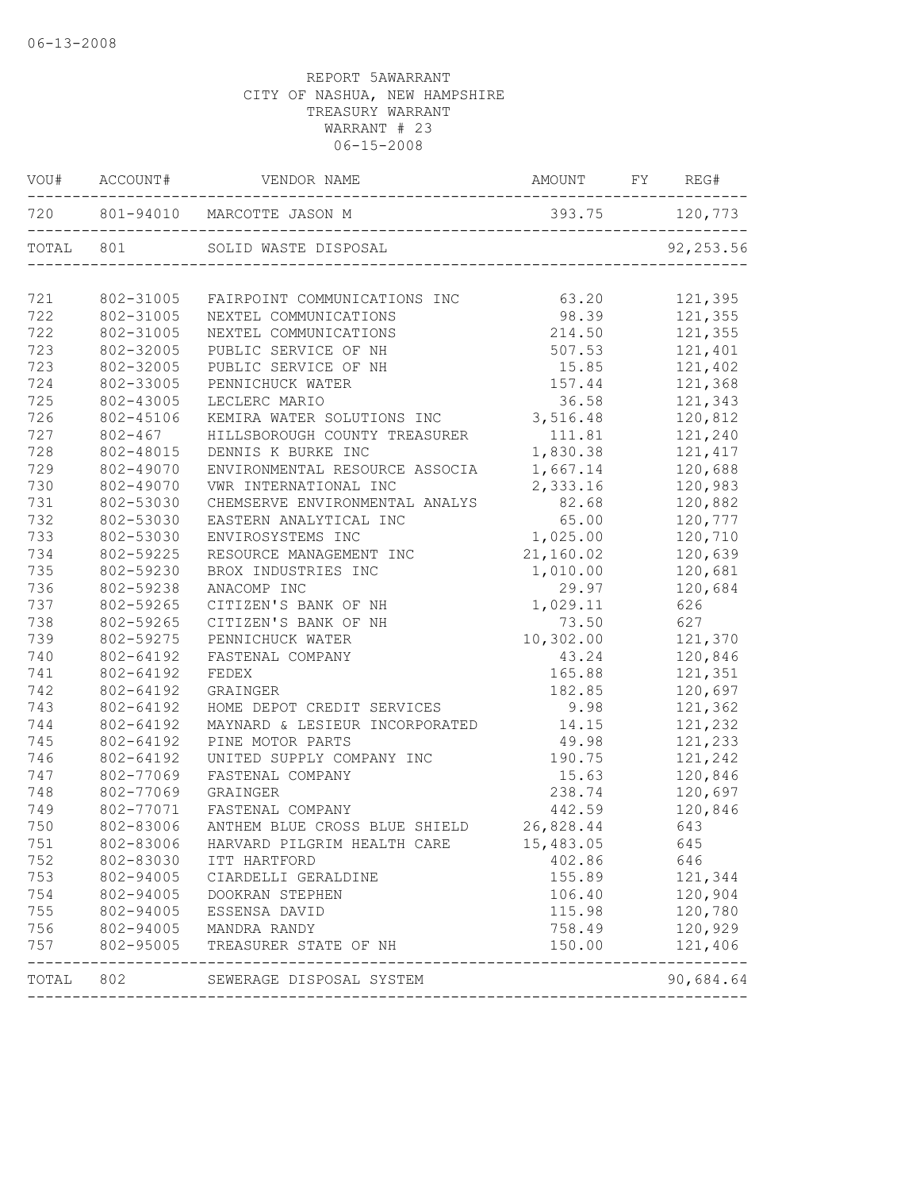06-13-2008

REPORT 5AWARRANT
CITY OF NASHUA, NEW HAMPSHIRE
TREASURY WARRANT
WARRANT # 23
06-15-2008

| VOU# | ACCOUNT# | VENDOR NAME | AMOUNT | FY | REG# |
|---|---|---|---|---|---|
| 720 | 801-94010 | MARCOTTE JASON M | 393.75 | | 120,773 |
| TOTAL | 801 | SOLID WASTE DISPOSAL | | | 92,253.56 |
| 721 | 802-31005 | FAIRPOINT COMMUNICATIONS INC | 63.20 | | 121,395 |
| 722 | 802-31005 | NEXTEL COMMUNICATIONS | 98.39 | | 121,355 |
| 722 | 802-31005 | NEXTEL COMMUNICATIONS | 214.50 | | 121,355 |
| 723 | 802-32005 | PUBLIC SERVICE OF NH | 507.53 | | 121,401 |
| 723 | 802-32005 | PUBLIC SERVICE OF NH | 15.85 | | 121,402 |
| 724 | 802-33005 | PENNICHUCK WATER | 157.44 | | 121,368 |
| 725 | 802-43005 | LECLERC MARIO | 36.58 | | 121,343 |
| 726 | 802-45106 | KEMIRA WATER SOLUTIONS INC | 3,516.48 | | 120,812 |
| 727 | 802-467 | HILLSBOROUGH COUNTY TREASURER | 111.81 | | 121,240 |
| 728 | 802-48015 | DENNIS K BURKE INC | 1,830.38 | | 121,417 |
| 729 | 802-49070 | ENVIRONMENTAL RESOURCE ASSOCIA | 1,667.14 | | 120,688 |
| 730 | 802-49070 | VWR INTERNATIONAL INC | 2,333.16 | | 120,983 |
| 731 | 802-53030 | CHEMSERVE ENVIRONMENTAL ANALYS | 82.68 | | 120,882 |
| 732 | 802-53030 | EASTERN ANALYTICAL INC | 65.00 | | 120,777 |
| 733 | 802-53030 | ENVIROSYSTEMS INC | 1,025.00 | | 120,710 |
| 734 | 802-59225 | RESOURCE MANAGEMENT INC | 21,160.02 | | 120,639 |
| 735 | 802-59230 | BROX INDUSTRIES INC | 1,010.00 | | 120,681 |
| 736 | 802-59238 | ANACOMP INC | 29.97 | | 120,684 |
| 737 | 802-59265 | CITIZEN'S BANK OF NH | 1,029.11 | | 626 |
| 738 | 802-59265 | CITIZEN'S BANK OF NH | 73.50 | | 627 |
| 739 | 802-59275 | PENNICHUCK WATER | 10,302.00 | | 121,370 |
| 740 | 802-64192 | FASTENAL COMPANY | 43.24 | | 120,846 |
| 741 | 802-64192 | FEDEX | 165.88 | | 121,351 |
| 742 | 802-64192 | GRAINGER | 182.85 | | 120,697 |
| 743 | 802-64192 | HOME DEPOT CREDIT SERVICES | 9.98 | | 121,362 |
| 744 | 802-64192 | MAYNARD & LESIEUR INCORPORATED | 14.15 | | 121,232 |
| 745 | 802-64192 | PINE MOTOR PARTS | 49.98 | | 121,233 |
| 746 | 802-64192 | UNITED SUPPLY COMPANY INC | 190.75 | | 121,242 |
| 747 | 802-77069 | FASTENAL COMPANY | 15.63 | | 120,846 |
| 748 | 802-77069 | GRAINGER | 238.74 | | 120,697 |
| 749 | 802-77071 | FASTENAL COMPANY | 442.59 | | 120,846 |
| 750 | 802-83006 | ANTHEM BLUE CROSS BLUE SHIELD | 26,828.44 | | 643 |
| 751 | 802-83006 | HARVARD PILGRIM HEALTH CARE | 15,483.05 | | 645 |
| 752 | 802-83030 | ITT HARTFORD | 402.86 | | 646 |
| 753 | 802-94005 | CIARDELLI GERALDINE | 155.89 | | 121,344 |
| 754 | 802-94005 | DOOKRAN STEPHEN | 106.40 | | 120,904 |
| 755 | 802-94005 | ESSENSA DAVID | 115.98 | | 120,780 |
| 756 | 802-94005 | MANDRA RANDY | 758.49 | | 120,929 |
| 757 | 802-95005 | TREASURER STATE OF NH | 150.00 | | 121,406 |
| TOTAL | 802 | SEWERAGE DISPOSAL SYSTEM | | | 90,684.64 |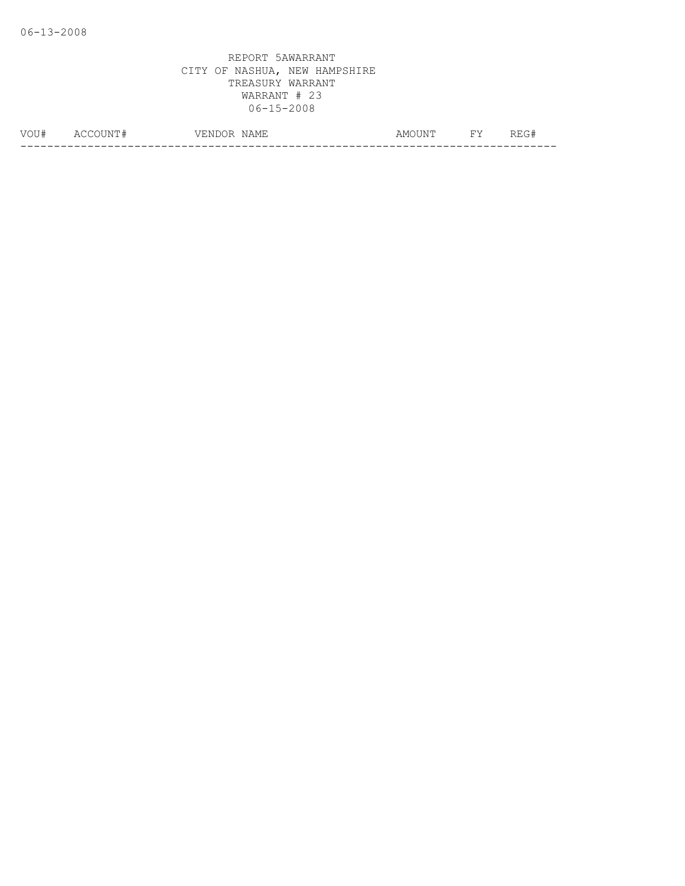06-13-2008

REPORT 5AWARRANT
CITY OF NASHUA, NEW HAMPSHIRE
TREASURY WARRANT
WARRANT # 23
06-15-2008

| VOU# | ACCOUNT# | VENDOR NAME | AMOUNT | FY | REG# |
|---|---|---|---|---|---|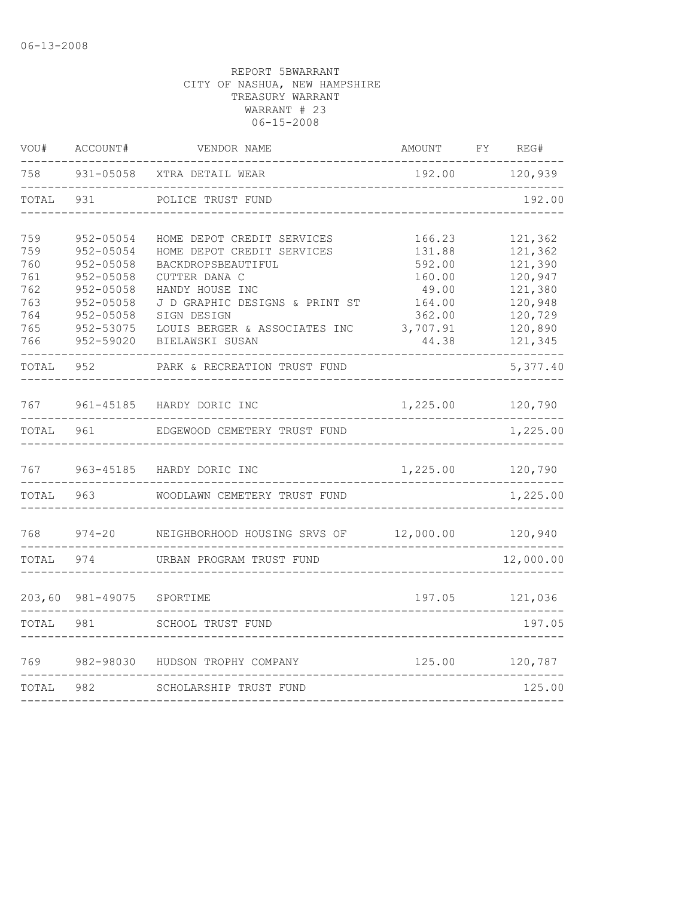06-13-2008

REPORT 5BWARRANT
CITY OF NASHUA, NEW HAMPSHIRE
TREASURY WARRANT
WARRANT # 23
06-15-2008

| VOU# | ACCOUNT# | VENDOR NAME | AMOUNT | FY | REG# |
|---|---|---|---|---|---|
| 758 | 931-05058 | XTRA DETAIL WEAR | 192.00 | | 120,939 |
| TOTAL | 931 | POLICE TRUST FUND | | | 192.00 |
| 759 | 952-05054 | HOME DEPOT CREDIT SERVICES | 166.23 | | 121,362 |
| 759 | 952-05054 | HOME DEPOT CREDIT SERVICES | 131.88 | | 121,362 |
| 760 | 952-05058 | BACKDROPSBEAUTIFUL | 592.00 | | 121,390 |
| 761 | 952-05058 | CUTTER DANA C | 160.00 | | 120,947 |
| 762 | 952-05058 | HANDY HOUSE INC | 49.00 | | 121,380 |
| 763 | 952-05058 | J D GRAPHIC DESIGNS & PRINT ST | 164.00 | | 120,948 |
| 764 | 952-05058 | SIGN DESIGN | 362.00 | | 120,729 |
| 765 | 952-53075 | LOUIS BERGER & ASSOCIATES INC | 3,707.91 | | 120,890 |
| 766 | 952-59020 | BIELAWSKI SUSAN | 44.38 | | 121,345 |
| TOTAL | 952 | PARK & RECREATION TRUST FUND | | | 5,377.40 |
| 767 | 961-45185 | HARDY DORIC INC | 1,225.00 | | 120,790 |
| TOTAL | 961 | EDGEWOOD CEMETERY TRUST FUND | | | 1,225.00 |
| 767 | 963-45185 | HARDY DORIC INC | 1,225.00 | | 120,790 |
| TOTAL | 963 | WOODLAWN CEMETERY TRUST FUND | | | 1,225.00 |
| 768 | 974-20 | NEIGHBORHOOD HOUSING SRVS OF | 12,000.00 | | 120,940 |
| TOTAL | 974 | URBAN PROGRAM TRUST FUND | | | 12,000.00 |
| 203,60 | 981-49075 | SPORTIME | 197.05 | | 121,036 |
| TOTAL | 981 | SCHOOL TRUST FUND | | | 197.05 |
| 769 | 982-98030 | HUDSON TROPHY COMPANY | 125.00 | | 120,787 |
| TOTAL | 982 | SCHOLARSHIP TRUST FUND | | | 125.00 |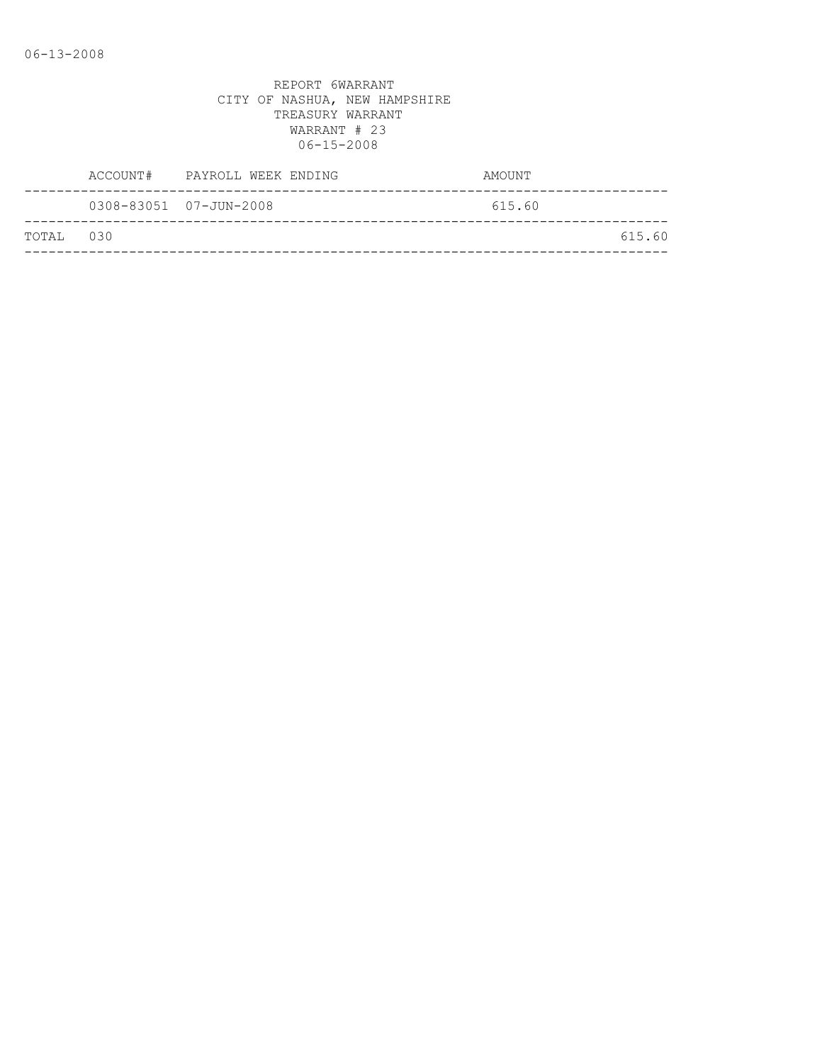06-13-2008

REPORT 6WARRANT
CITY OF NASHUA, NEW HAMPSHIRE
TREASURY WARRANT
WARRANT # 23
06-15-2008

| | ACCOUNT# | PAYROLL WEEK ENDING | AMOUNT | |
|---|---|---|---|---|
| | 0308-83051 | 07-JUN-2008 | 615.60 | |
| TOTAL | 030 | | | 615.60 |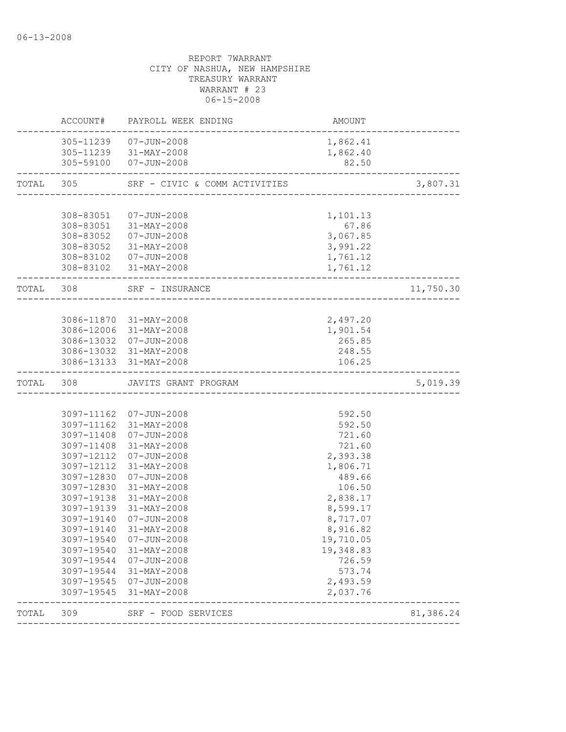06-13-2008

REPORT 7WARRANT
CITY OF NASHUA, NEW HAMPSHIRE
TREASURY WARRANT
WARRANT # 23
06-15-2008

| | ACCOUNT# | PAYROLL WEEK ENDING | AMOUNT | |
|---|---|---|---|---|
| | 305-11239 | 07-JUN-2008 | 1,862.41 | |
| | 305-11239 | 31-MAY-2008 | 1,862.40 | |
| | 305-59100 | 07-JUN-2008 | 82.50 | |
| TOTAL | 305 | SRF - CIVIC & COMM ACTIVITIES | | 3,807.31 |
| | 308-83051 | 07-JUN-2008 | 1,101.13 | |
| | 308-83051 | 31-MAY-2008 | 67.86 | |
| | 308-83052 | 07-JUN-2008 | 3,067.85 | |
| | 308-83052 | 31-MAY-2008 | 3,991.22 | |
| | 308-83102 | 07-JUN-2008 | 1,761.12 | |
| | 308-83102 | 31-MAY-2008 | 1,761.12 | |
| TOTAL | 308 | SRF - INSURANCE | | 11,750.30 |
| | 3086-11870 | 31-MAY-2008 | 2,497.20 | |
| | 3086-12006 | 31-MAY-2008 | 1,901.54 | |
| | 3086-13032 | 07-JUN-2008 | 265.85 | |
| | 3086-13032 | 31-MAY-2008 | 248.55 | |
| | 3086-13133 | 31-MAY-2008 | 106.25 | |
| TOTAL | 308 | JAVITS GRANT PROGRAM | | 5,019.39 |
| | 3097-11162 | 07-JUN-2008 | 592.50 | |
| | 3097-11162 | 31-MAY-2008 | 592.50 | |
| | 3097-11408 | 07-JUN-2008 | 721.60 | |
| | 3097-11408 | 31-MAY-2008 | 721.60 | |
| | 3097-12112 | 07-JUN-2008 | 2,393.38 | |
| | 3097-12112 | 31-MAY-2008 | 1,806.71 | |
| | 3097-12830 | 07-JUN-2008 | 489.66 | |
| | 3097-12830 | 31-MAY-2008 | 106.50 | |
| | 3097-19138 | 31-MAY-2008 | 2,838.17 | |
| | 3097-19139 | 31-MAY-2008 | 8,599.17 | |
| | 3097-19140 | 07-JUN-2008 | 8,717.07 | |
| | 3097-19140 | 31-MAY-2008 | 8,916.82 | |
| | 3097-19540 | 07-JUN-2008 | 19,710.05 | |
| | 3097-19540 | 31-MAY-2008 | 19,348.83 | |
| | 3097-19544 | 07-JUN-2008 | 726.59 | |
| | 3097-19544 | 31-MAY-2008 | 573.74 | |
| | 3097-19545 | 07-JUN-2008 | 2,493.59 | |
| | 3097-19545 | 31-MAY-2008 | 2,037.76 | |
| TOTAL | 309 | SRF - FOOD SERVICES | | 81,386.24 |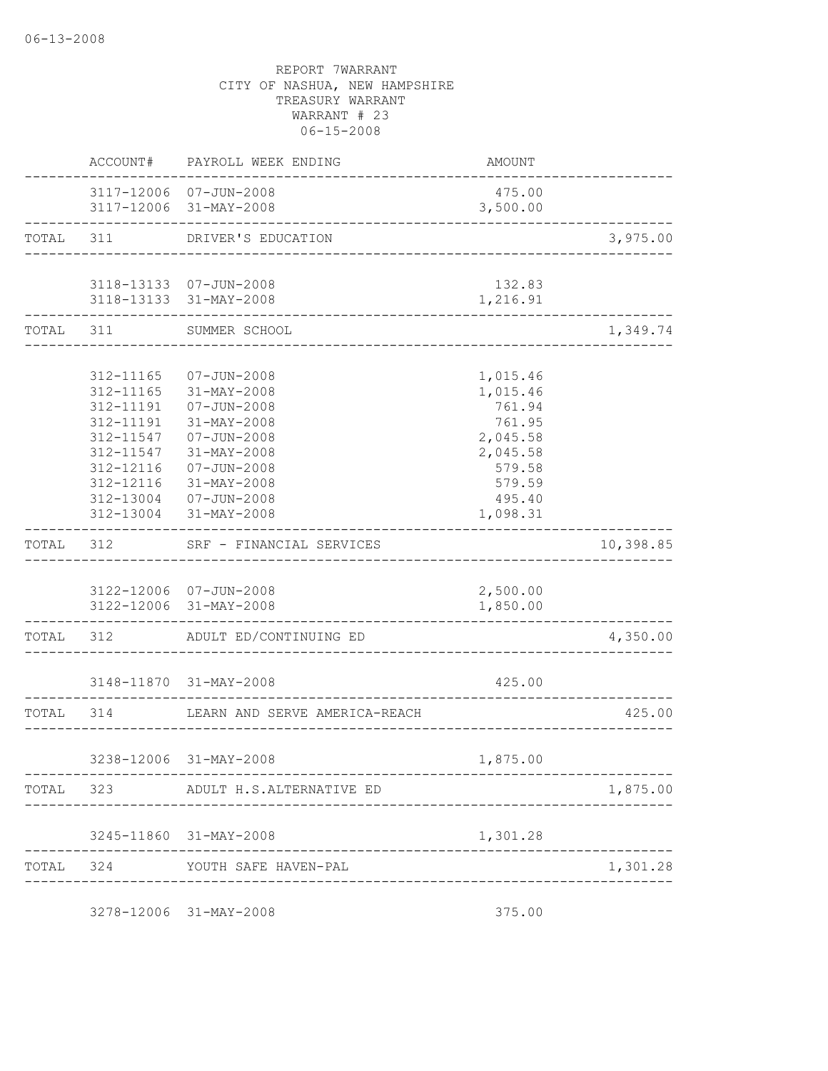06-13-2008

REPORT 7WARRANT
CITY OF NASHUA, NEW HAMPSHIRE
TREASURY WARRANT
WARRANT # 23
06-15-2008

| | ACCOUNT# | PAYROLL WEEK ENDING | AMOUNT | |
|---|---|---|---|---|
| | 3117-12006 | 07-JUN-2008 | 475.00 | |
| | 3117-12006 | 31-MAY-2008 | 3,500.00 | |
| TOTAL | 311 | DRIVER'S EDUCATION | | 3,975.00 |
| | 3118-13133 | 07-JUN-2008 | 132.83 | |
| | 3118-13133 | 31-MAY-2008 | 1,216.91 | |
| TOTAL | 311 | SUMMER SCHOOL | | 1,349.74 |
| | 312-11165 | 07-JUN-2008 | 1,015.46 | |
| | 312-11165 | 31-MAY-2008 | 1,015.46 | |
| | 312-11191 | 07-JUN-2008 | 761.94 | |
| | 312-11191 | 31-MAY-2008 | 761.95 | |
| | 312-11547 | 07-JUN-2008 | 2,045.58 | |
| | 312-11547 | 31-MAY-2008 | 2,045.58 | |
| | 312-12116 | 07-JUN-2008 | 579.58 | |
| | 312-12116 | 31-MAY-2008 | 579.59 | |
| | 312-13004 | 07-JUN-2008 | 495.40 | |
| | 312-13004 | 31-MAY-2008 | 1,098.31 | |
| TOTAL | 312 | SRF - FINANCIAL SERVICES | | 10,398.85 |
| | 3122-12006 | 07-JUN-2008 | 2,500.00 | |
| | 3122-12006 | 31-MAY-2008 | 1,850.00 | |
| TOTAL | 312 | ADULT ED/CONTINUING ED | | 4,350.00 |
| | 3148-11870 | 31-MAY-2008 | 425.00 | |
| TOTAL | 314 | LEARN AND SERVE AMERICA-REACH | | 425.00 |
| | 3238-12006 | 31-MAY-2008 | 1,875.00 | |
| TOTAL | 323 | ADULT H.S.ALTERNATIVE ED | | 1,875.00 |
| | 3245-11860 | 31-MAY-2008 | 1,301.28 | |
| TOTAL | 324 | YOUTH SAFE HAVEN-PAL | | 1,301.28 |
| | 3278-12006 | 31-MAY-2008 | 375.00 | |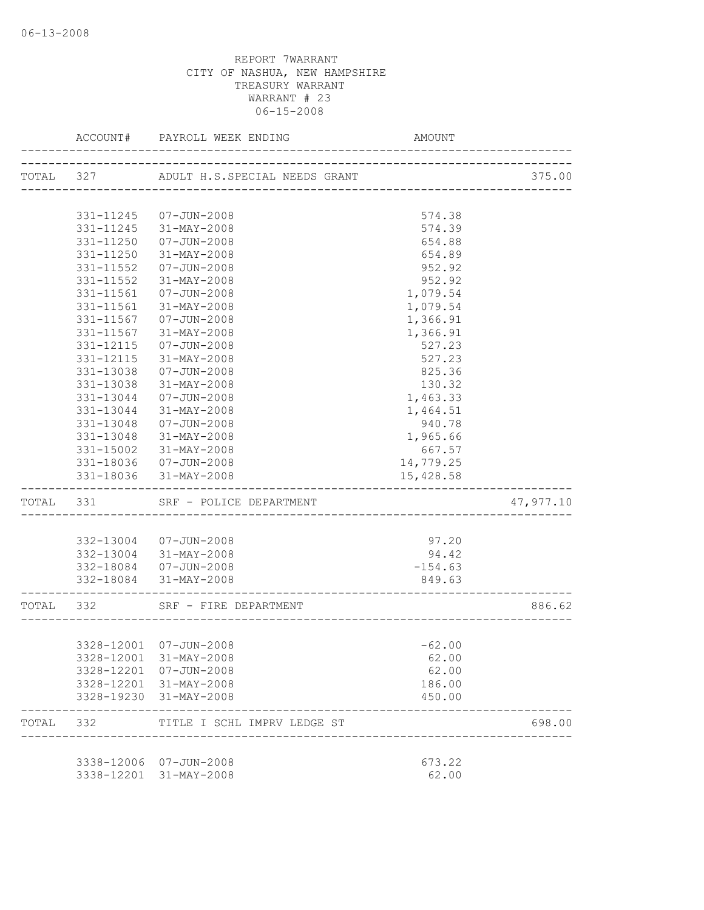06-13-2008

REPORT 7WARRANT
CITY OF NASHUA, NEW HAMPSHIRE
TREASURY WARRANT
WARRANT # 23
06-15-2008

| | ACCOUNT# | PAYROLL WEEK ENDING | AMOUNT | |
|---|---|---|---|---|
| TOTAL | 327 | ADULT H.S.SPECIAL NEEDS GRANT | | 375.00 |
| | 331-11245 | 07-JUN-2008 | 574.38 | |
| | 331-11245 | 31-MAY-2008 | 574.39 | |
| | 331-11250 | 07-JUN-2008 | 654.88 | |
| | 331-11250 | 31-MAY-2008 | 654.89 | |
| | 331-11552 | 07-JUN-2008 | 952.92 | |
| | 331-11552 | 31-MAY-2008 | 952.92 | |
| | 331-11561 | 07-JUN-2008 | 1,079.54 | |
| | 331-11561 | 31-MAY-2008 | 1,079.54 | |
| | 331-11567 | 07-JUN-2008 | 1,366.91 | |
| | 331-11567 | 31-MAY-2008 | 1,366.91 | |
| | 331-12115 | 07-JUN-2008 | 527.23 | |
| | 331-12115 | 31-MAY-2008 | 527.23 | |
| | 331-13038 | 07-JUN-2008 | 825.36 | |
| | 331-13038 | 31-MAY-2008 | 130.32 | |
| | 331-13044 | 07-JUN-2008 | 1,463.33 | |
| | 331-13044 | 31-MAY-2008 | 1,464.51 | |
| | 331-13048 | 07-JUN-2008 | 940.78 | |
| | 331-13048 | 31-MAY-2008 | 1,965.66 | |
| | 331-15002 | 31-MAY-2008 | 667.57 | |
| | 331-18036 | 07-JUN-2008 | 14,779.25 | |
| | 331-18036 | 31-MAY-2008 | 15,428.58 | |
| TOTAL | 331 | SRF - POLICE DEPARTMENT | | 47,977.10 |
| | 332-13004 | 07-JUN-2008 | 97.20 | |
| | 332-13004 | 31-MAY-2008 | 94.42 | |
| | 332-18084 | 07-JUN-2008 | -154.63 | |
| | 332-18084 | 31-MAY-2008 | 849.63 | |
| TOTAL | 332 | SRF - FIRE DEPARTMENT | | 886.62 |
| | 3328-12001 | 07-JUN-2008 | -62.00 | |
| | 3328-12001 | 31-MAY-2008 | 62.00 | |
| | 3328-12201 | 07-JUN-2008 | 62.00 | |
| | 3328-12201 | 31-MAY-2008 | 186.00 | |
| | 3328-19230 | 31-MAY-2008 | 450.00 | |
| TOTAL | 332 | TITLE I SCHL IMPRV LEDGE ST | | 698.00 |
| | 3338-12006 | 07-JUN-2008 | 673.22 | |
| | 3338-12201 | 31-MAY-2008 | 62.00 | |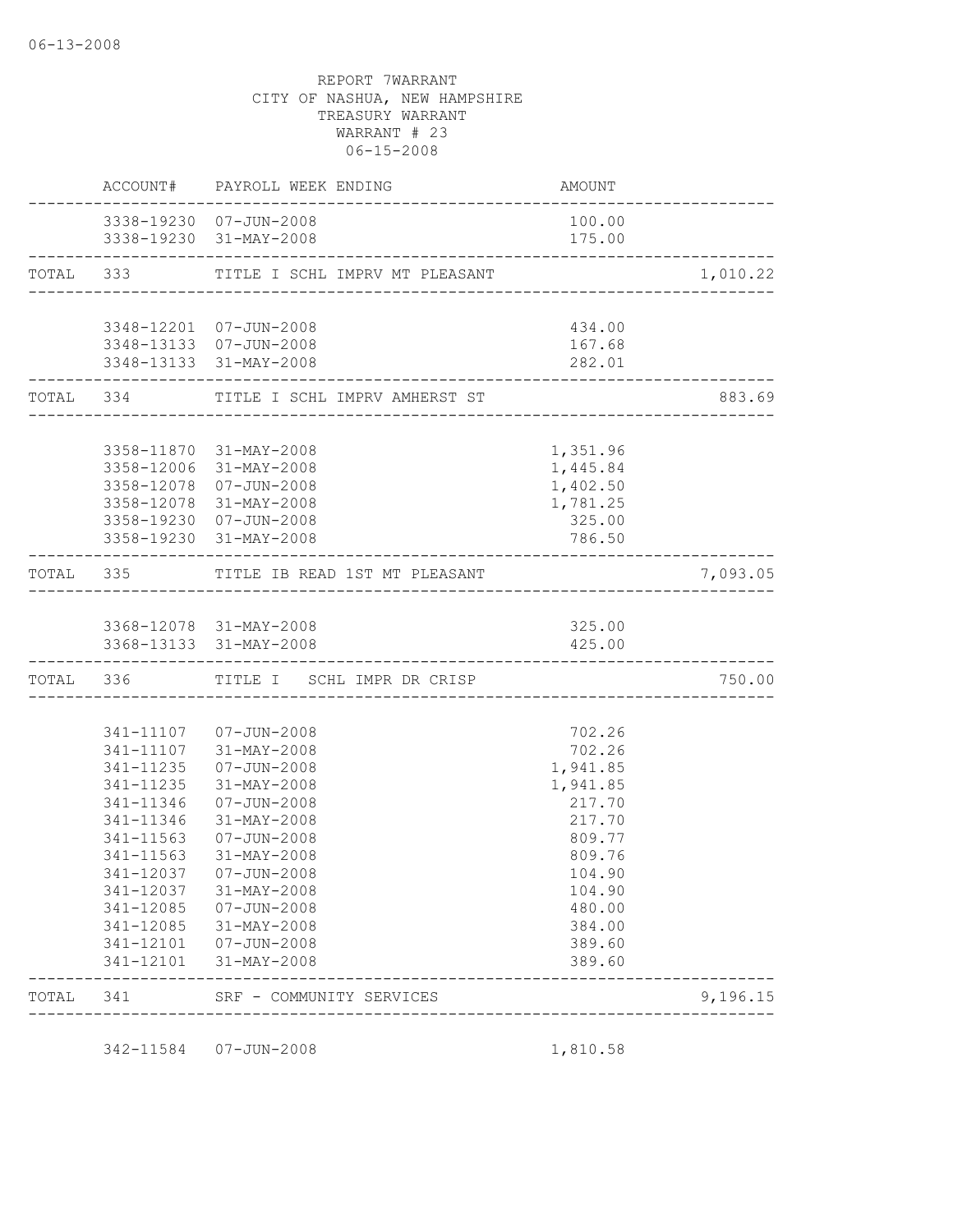06-13-2008

REPORT 7WARRANT
CITY OF NASHUA, NEW HAMPSHIRE
TREASURY WARRANT
WARRANT # 23
06-15-2008

| | ACCOUNT# | PAYROLL WEEK ENDING | AMOUNT | |
|---|---|---|---|---|
| | 3338-19230 | 07-JUN-2008 | 100.00 | |
| | 3338-19230 | 31-MAY-2008 | 175.00 | |
| TOTAL | 333 | TITLE I SCHL IMPRV MT PLEASANT | | 1,010.22 |
| | 3348-12201 | 07-JUN-2008 | 434.00 | |
| | 3348-13133 | 07-JUN-2008 | 167.68 | |
| | 3348-13133 | 31-MAY-2008 | 282.01 | |
| TOTAL | 334 | TITLE I SCHL IMPRV AMHERST ST | | 883.69 |
| | 3358-11870 | 31-MAY-2008 | 1,351.96 | |
| | 3358-12006 | 31-MAY-2008 | 1,445.84 | |
| | 3358-12078 | 07-JUN-2008 | 1,402.50 | |
| | 3358-12078 | 31-MAY-2008 | 1,781.25 | |
| | 3358-19230 | 07-JUN-2008 | 325.00 | |
| | 3358-19230 | 31-MAY-2008 | 786.50 | |
| TOTAL | 335 | TITLE IB READ 1ST MT PLEASANT | | 7,093.05 |
| | 3368-12078 | 31-MAY-2008 | 325.00 | |
| | 3368-13133 | 31-MAY-2008 | 425.00 | |
| TOTAL | 336 | TITLE I SCHL IMPR DR CRISP | | 750.00 |
| | 341-11107 | 07-JUN-2008 | 702.26 | |
| | 341-11107 | 31-MAY-2008 | 702.26 | |
| | 341-11235 | 07-JUN-2008 | 1,941.85 | |
| | 341-11235 | 31-MAY-2008 | 1,941.85 | |
| | 341-11346 | 07-JUN-2008 | 217.70 | |
| | 341-11346 | 31-MAY-2008 | 217.70 | |
| | 341-11563 | 07-JUN-2008 | 809.77 | |
| | 341-11563 | 31-MAY-2008 | 809.76 | |
| | 341-12037 | 07-JUN-2008 | 104.90 | |
| | 341-12037 | 31-MAY-2008 | 104.90 | |
| | 341-12085 | 07-JUN-2008 | 480.00 | |
| | 341-12085 | 31-MAY-2008 | 384.00 | |
| | 341-12101 | 07-JUN-2008 | 389.60 | |
| | 341-12101 | 31-MAY-2008 | 389.60 | |
| TOTAL | 341 | SRF - COMMUNITY SERVICES | | 9,196.15 |
| | 342-11584 | 07-JUN-2008 | 1,810.58 | |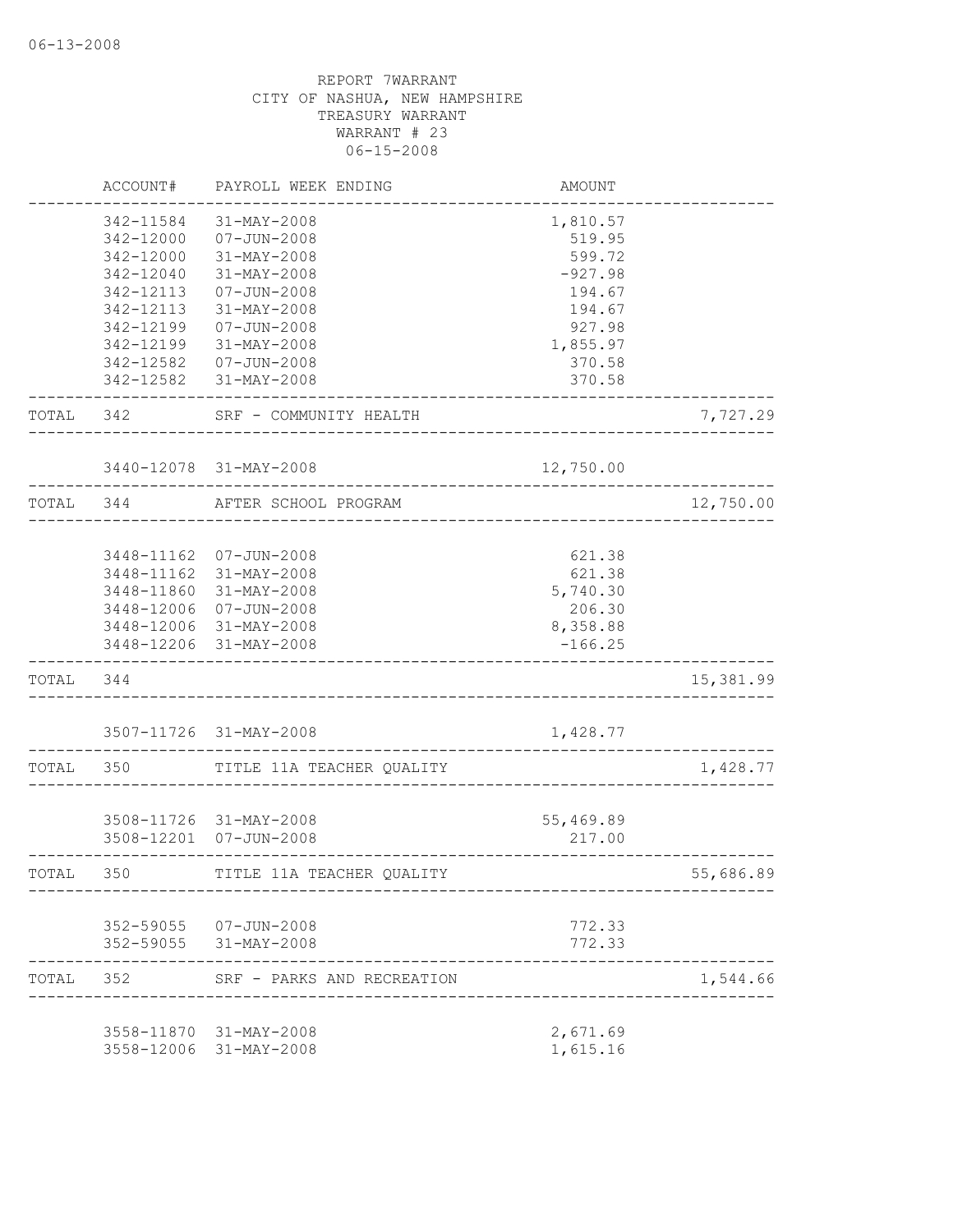06-13-2008

REPORT 7WARRANT
CITY OF NASHUA, NEW HAMPSHIRE
TREASURY WARRANT
WARRANT # 23
06-15-2008

| | ACCOUNT# | PAYROLL WEEK ENDING | AMOUNT | |
|---|---|---|---|---|
| | 342-11584 | 31-MAY-2008 | 1,810.57 | |
| | 342-12000 | 07-JUN-2008 | 519.95 | |
| | 342-12000 | 31-MAY-2008 | 599.72 | |
| | 342-12040 | 31-MAY-2008 | -927.98 | |
| | 342-12113 | 07-JUN-2008 | 194.67 | |
| | 342-12113 | 31-MAY-2008 | 194.67 | |
| | 342-12199 | 07-JUN-2008 | 927.98 | |
| | 342-12199 | 31-MAY-2008 | 1,855.97 | |
| | 342-12582 | 07-JUN-2008 | 370.58 | |
| | 342-12582 | 31-MAY-2008 | 370.58 | |
| TOTAL | 342 | SRF - COMMUNITY HEALTH | | 7,727.29 |
| | 3440-12078 | 31-MAY-2008 | 12,750.00 | |
| TOTAL | 344 | AFTER SCHOOL PROGRAM | | 12,750.00 |
| | 3448-11162 | 07-JUN-2008 | 621.38 | |
| | 3448-11162 | 31-MAY-2008 | 621.38 | |
| | 3448-11860 | 31-MAY-2008 | 5,740.30 | |
| | 3448-12006 | 07-JUN-2008 | 206.30 | |
| | 3448-12006 | 31-MAY-2008 | 8,358.88 | |
| | 3448-12206 | 31-MAY-2008 | -166.25 | |
| TOTAL | 344 | | | 15,381.99 |
| | 3507-11726 | 31-MAY-2008 | 1,428.77 | |
| TOTAL | 350 | TITLE 11A TEACHER QUALITY | | 1,428.77 |
| | 3508-11726 | 31-MAY-2008 | 55,469.89 | |
| | 3508-12201 | 07-JUN-2008 | 217.00 | |
| TOTAL | 350 | TITLE 11A TEACHER QUALITY | | 55,686.89 |
| | 352-59055 | 07-JUN-2008 | 772.33 | |
| | 352-59055 | 31-MAY-2008 | 772.33 | |
| TOTAL | 352 | SRF - PARKS AND RECREATION | | 1,544.66 |
| | 3558-11870 | 31-MAY-2008 | 2,671.69 | |
| | 3558-12006 | 31-MAY-2008 | 1,615.16 | |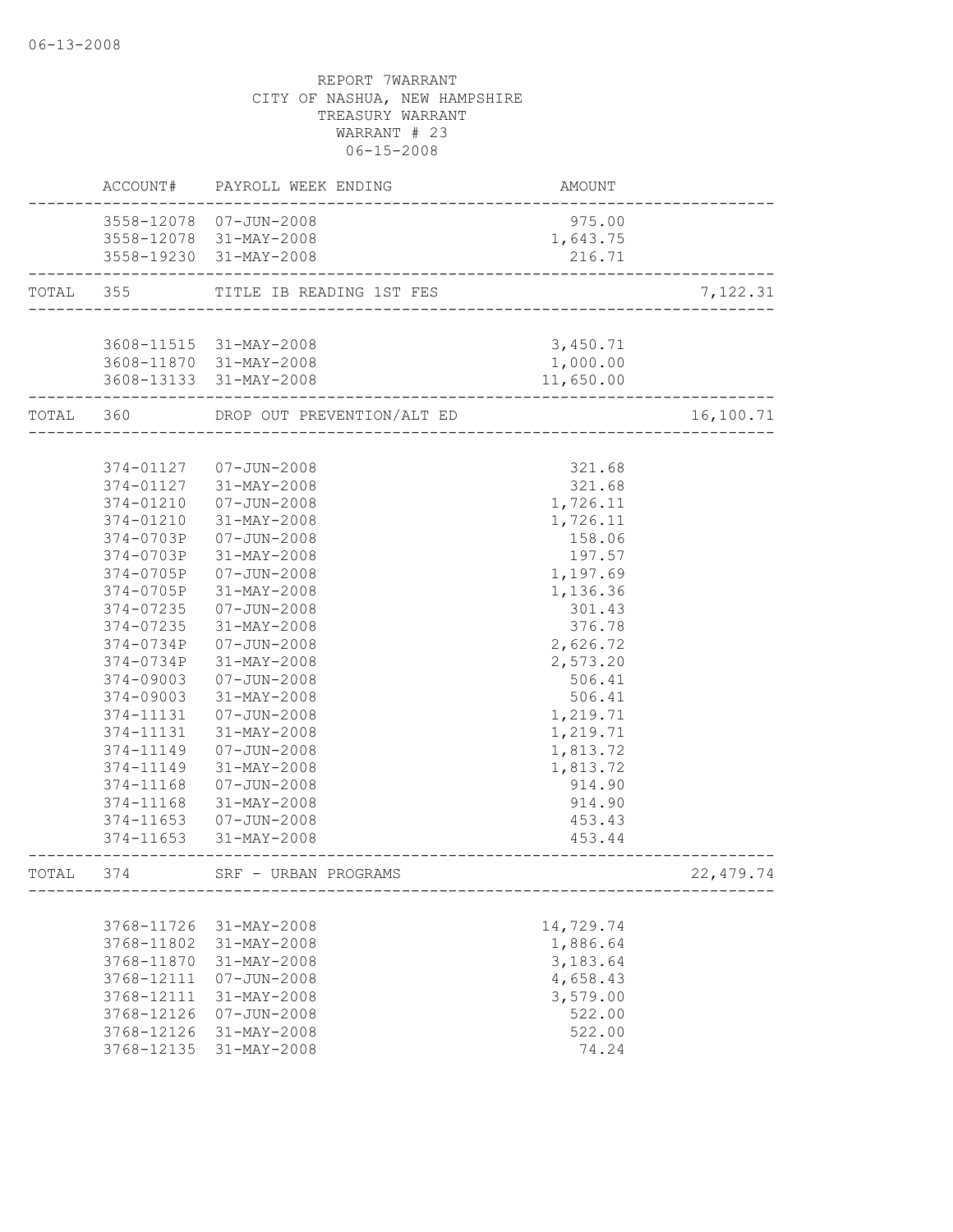REPORT 7WARRANT
CITY OF NASHUA, NEW HAMPSHIRE
TREASURY WARRANT
WARRANT # 23
06-15-2008

| | ACCOUNT# | PAYROLL WEEK ENDING | AMOUNT | |
|---|---|---|---|---|
| | 3558-12078 | 07-JUN-2008 | 975.00 | |
| | 3558-12078 | 31-MAY-2008 | 1,643.75 | |
| | 3558-19230 | 31-MAY-2008 | 216.71 | |
| TOTAL | 355 | TITLE IB READING 1ST FES | | 7,122.31 |
| | 3608-11515 | 31-MAY-2008 | 3,450.71 | |
| | 3608-11870 | 31-MAY-2008 | 1,000.00 | |
| | 3608-13133 | 31-MAY-2008 | 11,650.00 | |
| TOTAL | 360 | DROP OUT PREVENTION/ALT ED | | 16,100.71 |
| | 374-01127 | 07-JUN-2008 | 321.68 | |
| | 374-01127 | 31-MAY-2008 | 321.68 | |
| | 374-01210 | 07-JUN-2008 | 1,726.11 | |
| | 374-01210 | 31-MAY-2008 | 1,726.11 | |
| | 374-0703P | 07-JUN-2008 | 158.06 | |
| | 374-0703P | 31-MAY-2008 | 197.57 | |
| | 374-0705P | 07-JUN-2008 | 1,197.69 | |
| | 374-0705P | 31-MAY-2008 | 1,136.36 | |
| | 374-07235 | 07-JUN-2008 | 301.43 | |
| | 374-07235 | 31-MAY-2008 | 376.78 | |
| | 374-0734P | 07-JUN-2008 | 2,626.72 | |
| | 374-0734P | 31-MAY-2008 | 2,573.20 | |
| | 374-09003 | 07-JUN-2008 | 506.41 | |
| | 374-09003 | 31-MAY-2008 | 506.41 | |
| | 374-11131 | 07-JUN-2008 | 1,219.71 | |
| | 374-11131 | 31-MAY-2008 | 1,219.71 | |
| | 374-11149 | 07-JUN-2008 | 1,813.72 | |
| | 374-11149 | 31-MAY-2008 | 1,813.72 | |
| | 374-11168 | 07-JUN-2008 | 914.90 | |
| | 374-11168 | 31-MAY-2008 | 914.90 | |
| | 374-11653 | 07-JUN-2008 | 453.43 | |
| | 374-11653 | 31-MAY-2008 | 453.44 | |
| TOTAL | 374 | SRF - URBAN PROGRAMS | | 22,479.74 |
| | 3768-11726 | 31-MAY-2008 | 14,729.74 | |
| | 3768-11802 | 31-MAY-2008 | 1,886.64 | |
| | 3768-11870 | 31-MAY-2008 | 3,183.64 | |
| | 3768-12111 | 07-JUN-2008 | 4,658.43 | |
| | 3768-12111 | 31-MAY-2008 | 3,579.00 | |
| | 3768-12126 | 07-JUN-2008 | 522.00 | |
| | 3768-12126 | 31-MAY-2008 | 522.00 | |
| | 3768-12135 | 31-MAY-2008 | 74.24 | |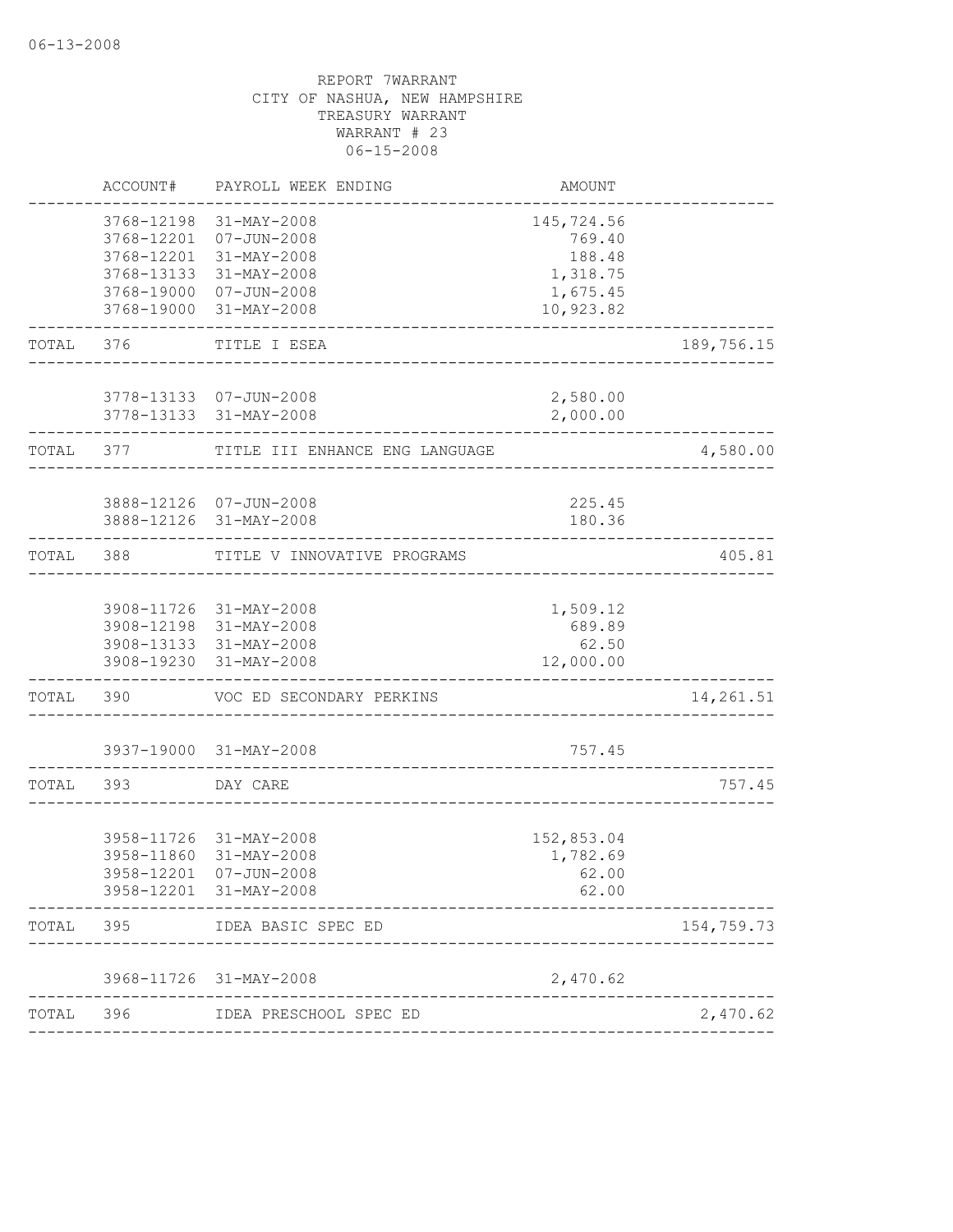06-13-2008

REPORT 7WARRANT
CITY OF NASHUA, NEW HAMPSHIRE
TREASURY WARRANT
WARRANT # 23
06-15-2008

| | ACCOUNT# | PAYROLL WEEK ENDING | AMOUNT | |
|---|---|---|---|---|
| | 3768-12198 | 31-MAY-2008 | 145,724.56 | |
| | 3768-12201 | 07-JUN-2008 | 769.40 | |
| | 3768-12201 | 31-MAY-2008 | 188.48 | |
| | 3768-13133 | 31-MAY-2008 | 1,318.75 | |
| | 3768-19000 | 07-JUN-2008 | 1,675.45 | |
| | 3768-19000 | 31-MAY-2008 | 10,923.82 | |
| TOTAL | 376 | TITLE I ESEA | | 189,756.15 |
| | 3778-13133 | 07-JUN-2008 | 2,580.00 | |
| | 3778-13133 | 31-MAY-2008 | 2,000.00 | |
| TOTAL | 377 | TITLE III ENHANCE ENG LANGUAGE | | 4,580.00 |
| | 3888-12126 | 07-JUN-2008 | 225.45 | |
| | 3888-12126 | 31-MAY-2008 | 180.36 | |
| TOTAL | 388 | TITLE V INNOVATIVE PROGRAMS | | 405.81 |
| | 3908-11726 | 31-MAY-2008 | 1,509.12 | |
| | 3908-12198 | 31-MAY-2008 | 689.89 | |
| | 3908-13133 | 31-MAY-2008 | 62.50 | |
| | 3908-19230 | 31-MAY-2008 | 12,000.00 | |
| TOTAL | 390 | VOC ED SECONDARY PERKINS | | 14,261.51 |
| | 3937-19000 | 31-MAY-2008 | 757.45 | |
| TOTAL | 393 | DAY CARE | | 757.45 |
| | 3958-11726 | 31-MAY-2008 | 152,853.04 | |
| | 3958-11860 | 31-MAY-2008 | 1,782.69 | |
| | 3958-12201 | 07-JUN-2008 | 62.00 | |
| | 3958-12201 | 31-MAY-2008 | 62.00 | |
| TOTAL | 395 | IDEA BASIC SPEC ED | | 154,759.73 |
| | 3968-11726 | 31-MAY-2008 | 2,470.62 | |
| TOTAL | 396 | IDEA PRESCHOOL SPEC ED | | 2,470.62 |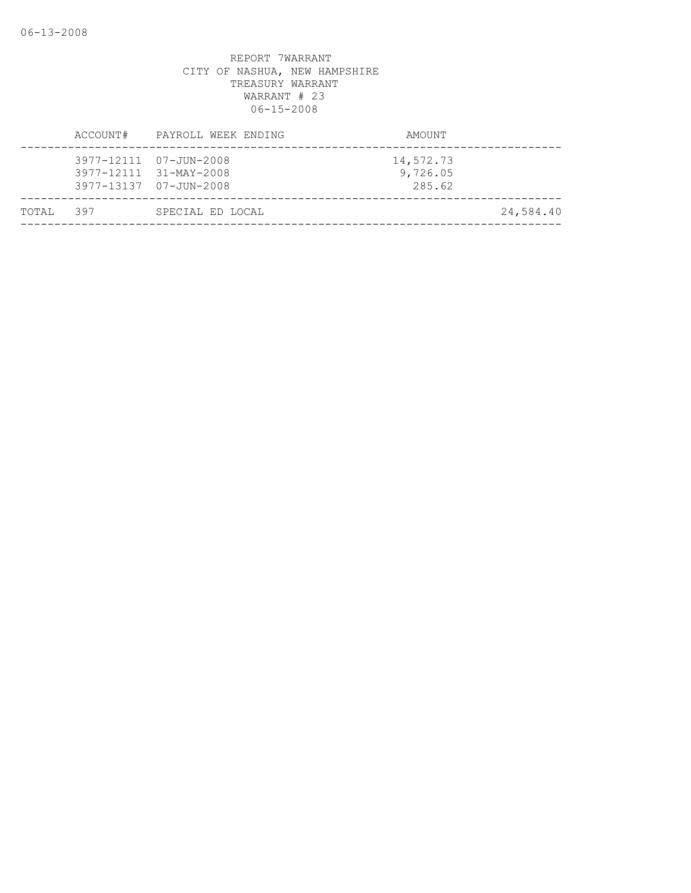REPORT 7WARRANT
CITY OF NASHUA, NEW HAMPSHIRE
TREASURY WARRANT
WARRANT # 23
06-15-2008

| | ACCOUNT# | PAYROLL WEEK ENDING | AMOUNT | |
|---|---|---|---|---|
| | 3977-12111 | 07-JUN-2008 | 14,572.73 | |
| | 3977-12111 | 31-MAY-2008 | 9,726.05 | |
| | 3977-13137 | 07-JUN-2008 | 285.62 | |
| TOTAL | 397 | SPECIAL ED LOCAL | | 24,584.40 |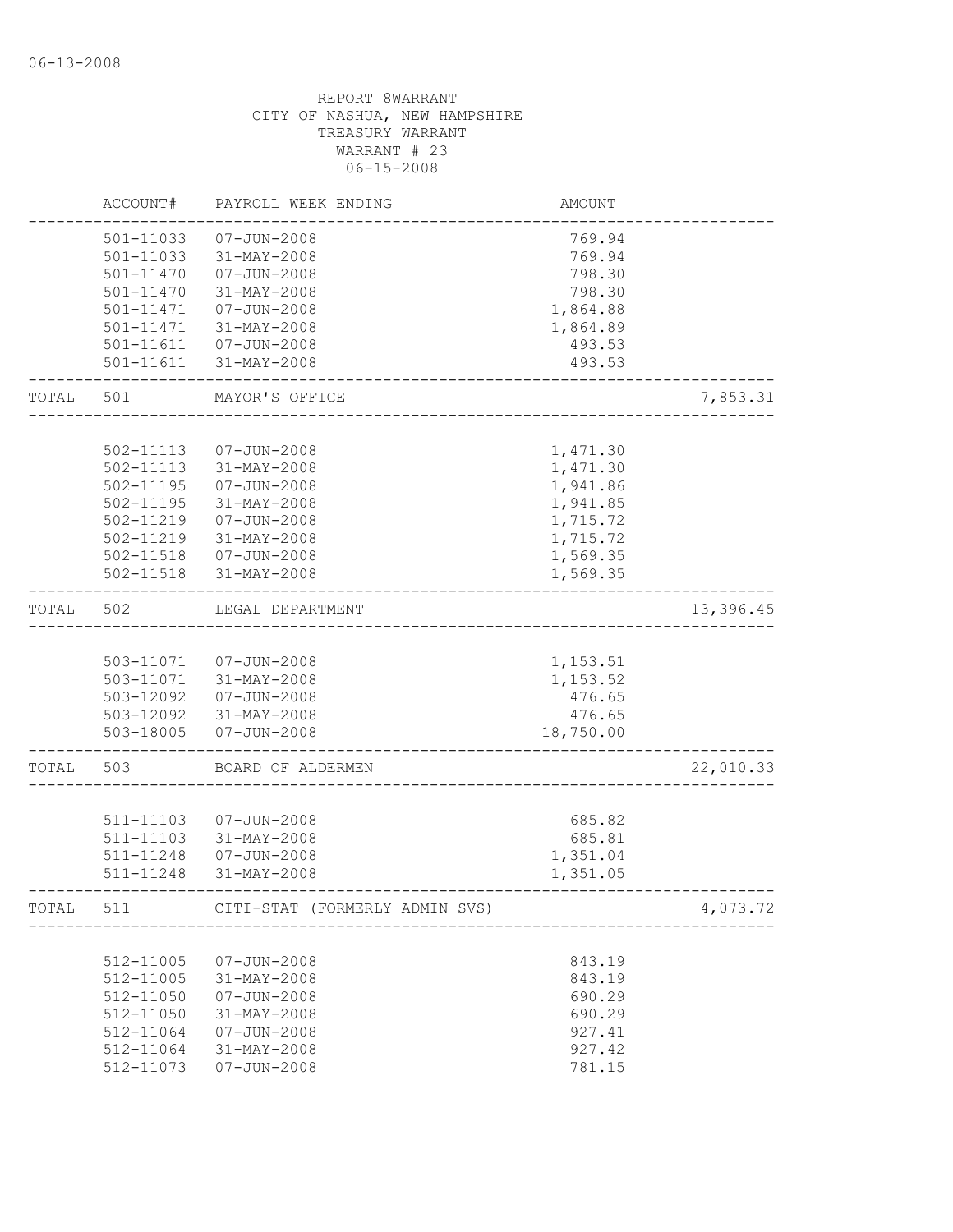06-13-2008

REPORT 8WARRANT
CITY OF NASHUA, NEW HAMPSHIRE
TREASURY WARRANT
WARRANT # 23
06-15-2008

| | ACCOUNT# | PAYROLL WEEK ENDING | AMOUNT | |
|---|---|---|---|---|
| | 501-11033 | 07-JUN-2008 | 769.94 | |
| | 501-11033 | 31-MAY-2008 | 769.94 | |
| | 501-11470 | 07-JUN-2008 | 798.30 | |
| | 501-11470 | 31-MAY-2008 | 798.30 | |
| | 501-11471 | 07-JUN-2008 | 1,864.88 | |
| | 501-11471 | 31-MAY-2008 | 1,864.89 | |
| | 501-11611 | 07-JUN-2008 | 493.53 | |
| | 501-11611 | 31-MAY-2008 | 493.53 | |
| TOTAL | 501 | MAYOR'S OFFICE | | 7,853.31 |
| | 502-11113 | 07-JUN-2008 | 1,471.30 | |
| | 502-11113 | 31-MAY-2008 | 1,471.30 | |
| | 502-11195 | 07-JUN-2008 | 1,941.86 | |
| | 502-11195 | 31-MAY-2008 | 1,941.85 | |
| | 502-11219 | 07-JUN-2008 | 1,715.72 | |
| | 502-11219 | 31-MAY-2008 | 1,715.72 | |
| | 502-11518 | 07-JUN-2008 | 1,569.35 | |
| | 502-11518 | 31-MAY-2008 | 1,569.35 | |
| TOTAL | 502 | LEGAL DEPARTMENT | | 13,396.45 |
| | 503-11071 | 07-JUN-2008 | 1,153.51 | |
| | 503-11071 | 31-MAY-2008 | 1,153.52 | |
| | 503-12092 | 07-JUN-2008 | 476.65 | |
| | 503-12092 | 31-MAY-2008 | 476.65 | |
| | 503-18005 | 07-JUN-2008 | 18,750.00 | |
| TOTAL | 503 | BOARD OF ALDERMEN | | 22,010.33 |
| | 511-11103 | 07-JUN-2008 | 685.82 | |
| | 511-11103 | 31-MAY-2008 | 685.81 | |
| | 511-11248 | 07-JUN-2008 | 1,351.04 | |
| | 511-11248 | 31-MAY-2008 | 1,351.05 | |
| TOTAL | 511 | CITI-STAT (FORMERLY ADMIN SVS) | | 4,073.72 |
| | 512-11005 | 07-JUN-2008 | 843.19 | |
| | 512-11005 | 31-MAY-2008 | 843.19 | |
| | 512-11050 | 07-JUN-2008 | 690.29 | |
| | 512-11050 | 31-MAY-2008 | 690.29 | |
| | 512-11064 | 07-JUN-2008 | 927.41 | |
| | 512-11064 | 31-MAY-2008 | 927.42 | |
| | 512-11073 | 07-JUN-2008 | 781.15 | |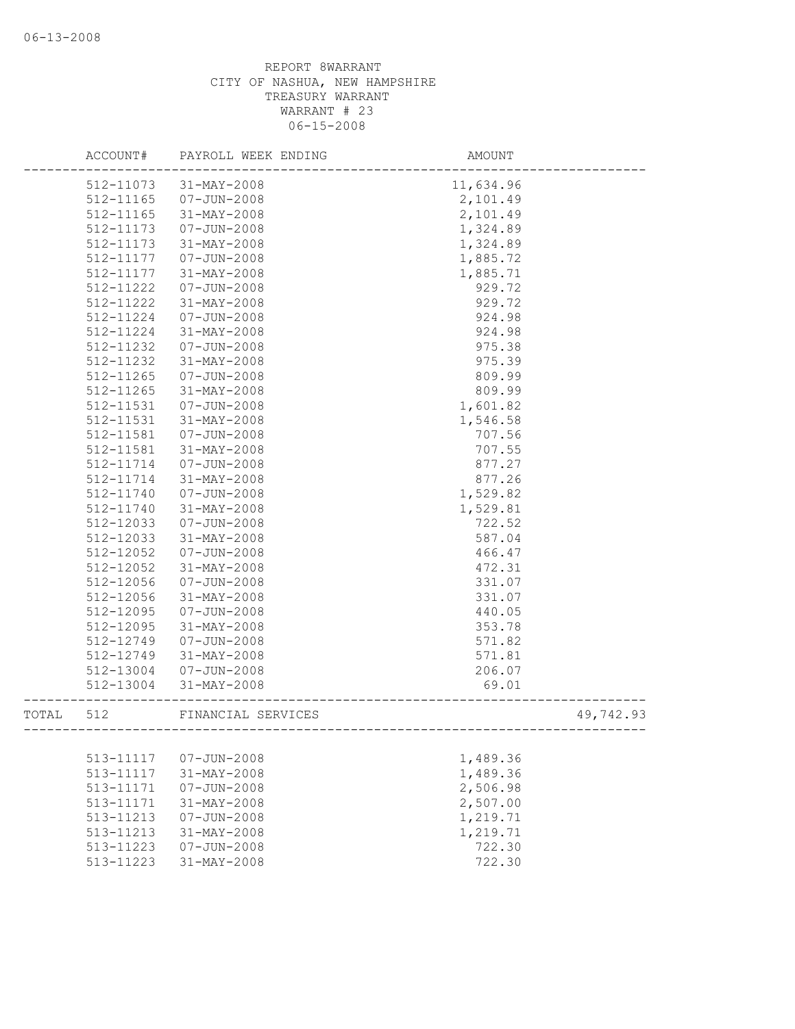REPORT 8WARRANT
CITY OF NASHUA, NEW HAMPSHIRE
TREASURY WARRANT
WARRANT # 23
06-15-2008

| | ACCOUNT# | PAYROLL WEEK ENDING | AMOUNT | |
|---|---|---|---|---|
| | 512-11073 | 31-MAY-2008 | 11,634.96 | |
| | 512-11165 | 07-JUN-2008 | 2,101.49 | |
| | 512-11165 | 31-MAY-2008 | 2,101.49 | |
| | 512-11173 | 07-JUN-2008 | 1,324.89 | |
| | 512-11173 | 31-MAY-2008 | 1,324.89 | |
| | 512-11177 | 07-JUN-2008 | 1,885.72 | |
| | 512-11177 | 31-MAY-2008 | 1,885.71 | |
| | 512-11222 | 07-JUN-2008 | 929.72 | |
| | 512-11222 | 31-MAY-2008 | 929.72 | |
| | 512-11224 | 07-JUN-2008 | 924.98 | |
| | 512-11224 | 31-MAY-2008 | 924.98 | |
| | 512-11232 | 07-JUN-2008 | 975.38 | |
| | 512-11232 | 31-MAY-2008 | 975.39 | |
| | 512-11265 | 07-JUN-2008 | 809.99 | |
| | 512-11265 | 31-MAY-2008 | 809.99 | |
| | 512-11531 | 07-JUN-2008 | 1,601.82 | |
| | 512-11531 | 31-MAY-2008 | 1,546.58 | |
| | 512-11581 | 07-JUN-2008 | 707.56 | |
| | 512-11581 | 31-MAY-2008 | 707.55 | |
| | 512-11714 | 07-JUN-2008 | 877.27 | |
| | 512-11714 | 31-MAY-2008 | 877.26 | |
| | 512-11740 | 07-JUN-2008 | 1,529.82 | |
| | 512-11740 | 31-MAY-2008 | 1,529.81 | |
| | 512-12033 | 07-JUN-2008 | 722.52 | |
| | 512-12033 | 31-MAY-2008 | 587.04 | |
| | 512-12052 | 07-JUN-2008 | 466.47 | |
| | 512-12052 | 31-MAY-2008 | 472.31 | |
| | 512-12056 | 07-JUN-2008 | 331.07 | |
| | 512-12056 | 31-MAY-2008 | 331.07 | |
| | 512-12095 | 07-JUN-2008 | 440.05 | |
| | 512-12095 | 31-MAY-2008 | 353.78 | |
| | 512-12749 | 07-JUN-2008 | 571.82 | |
| | 512-12749 | 31-MAY-2008 | 571.81 | |
| | 512-13004 | 07-JUN-2008 | 206.07 | |
| | 512-13004 | 31-MAY-2008 | 69.01 | |
| TOTAL | 512 | FINANCIAL SERVICES | | 49,742.93 |
| | 513-11117 | 07-JUN-2008 | 1,489.36 | |
| | 513-11117 | 31-MAY-2008 | 1,489.36 | |
| | 513-11171 | 07-JUN-2008 | 2,506.98 | |
| | 513-11171 | 31-MAY-2008 | 2,507.00 | |
| | 513-11213 | 07-JUN-2008 | 1,219.71 | |
| | 513-11213 | 31-MAY-2008 | 1,219.71 | |
| | 513-11223 | 07-JUN-2008 | 722.30 | |
| | 513-11223 | 31-MAY-2008 | 722.30 | |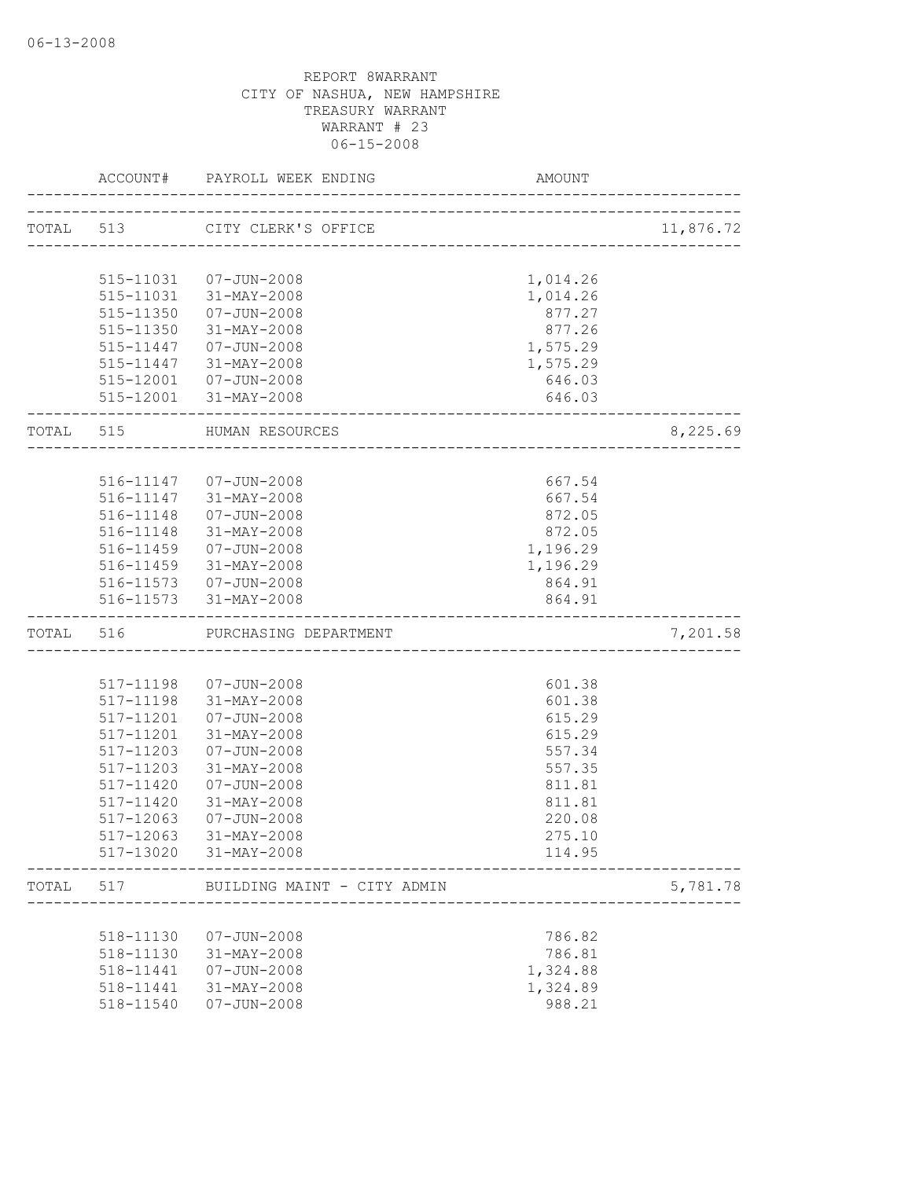REPORT 8WARRANT
CITY OF NASHUA, NEW HAMPSHIRE
TREASURY WARRANT
WARRANT # 23
06-15-2008

| | ACCOUNT# | PAYROLL WEEK ENDING | AMOUNT | |
|---|---|---|---|---|
| TOTAL | 513 | CITY CLERK'S OFFICE | | 11,876.72 |
| | 515-11031 | 07-JUN-2008 | 1,014.26 | |
| | 515-11031 | 31-MAY-2008 | 1,014.26 | |
| | 515-11350 | 07-JUN-2008 | 877.27 | |
| | 515-11350 | 31-MAY-2008 | 877.26 | |
| | 515-11447 | 07-JUN-2008 | 1,575.29 | |
| | 515-11447 | 31-MAY-2008 | 1,575.29 | |
| | 515-12001 | 07-JUN-2008 | 646.03 | |
| | 515-12001 | 31-MAY-2008 | 646.03 | |
| TOTAL | 515 | HUMAN RESOURCES | | 8,225.69 |
| | 516-11147 | 07-JUN-2008 | 667.54 | |
| | 516-11147 | 31-MAY-2008 | 667.54 | |
| | 516-11148 | 07-JUN-2008 | 872.05 | |
| | 516-11148 | 31-MAY-2008 | 872.05 | |
| | 516-11459 | 07-JUN-2008 | 1,196.29 | |
| | 516-11459 | 31-MAY-2008 | 1,196.29 | |
| | 516-11573 | 07-JUN-2008 | 864.91 | |
| | 516-11573 | 31-MAY-2008 | 864.91 | |
| TOTAL | 516 | PURCHASING DEPARTMENT | | 7,201.58 |
| | 517-11198 | 07-JUN-2008 | 601.38 | |
| | 517-11198 | 31-MAY-2008 | 601.38 | |
| | 517-11201 | 07-JUN-2008 | 615.29 | |
| | 517-11201 | 31-MAY-2008 | 615.29 | |
| | 517-11203 | 07-JUN-2008 | 557.34 | |
| | 517-11203 | 31-MAY-2008 | 557.35 | |
| | 517-11420 | 07-JUN-2008 | 811.81 | |
| | 517-11420 | 31-MAY-2008 | 811.81 | |
| | 517-12063 | 07-JUN-2008 | 220.08 | |
| | 517-12063 | 31-MAY-2008 | 275.10 | |
| | 517-13020 | 31-MAY-2008 | 114.95 | |
| TOTAL | 517 | BUILDING MAINT - CITY ADMIN | | 5,781.78 |
| | 518-11130 | 07-JUN-2008 | 786.82 | |
| | 518-11130 | 31-MAY-2008 | 786.81 | |
| | 518-11441 | 07-JUN-2008 | 1,324.88 | |
| | 518-11441 | 31-MAY-2008 | 1,324.89 | |
| | 518-11540 | 07-JUN-2008 | 988.21 | |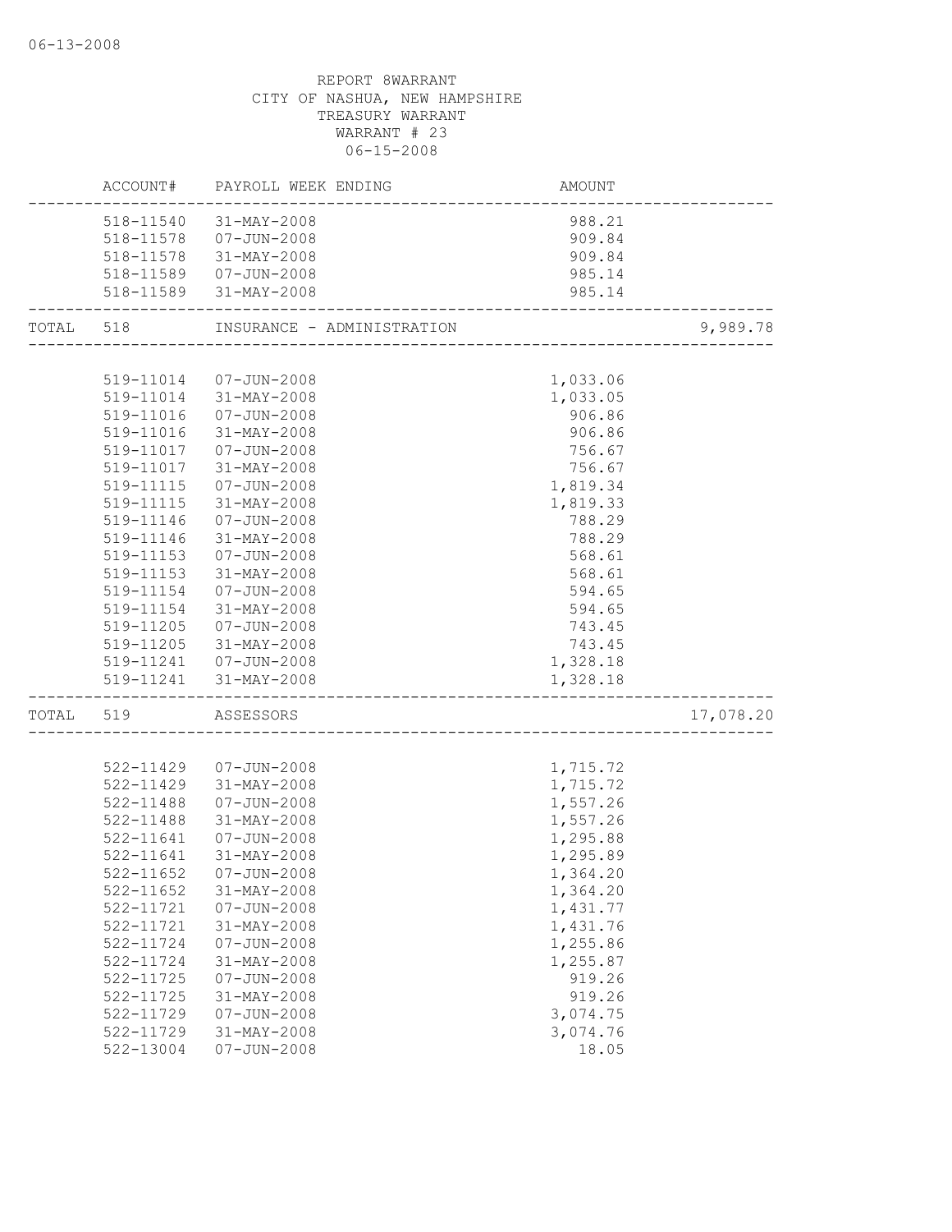06-13-2008

REPORT 8WARRANT
CITY OF NASHUA, NEW HAMPSHIRE
TREASURY WARRANT
WARRANT # 23
06-15-2008

| | ACCOUNT# | PAYROLL WEEK ENDING | AMOUNT | |
|---|---|---|---|---|
| | 518-11540 | 31-MAY-2008 | 988.21 | |
| | 518-11578 | 07-JUN-2008 | 909.84 | |
| | 518-11578 | 31-MAY-2008 | 909.84 | |
| | 518-11589 | 07-JUN-2008 | 985.14 | |
| | 518-11589 | 31-MAY-2008 | 985.14 | |
| TOTAL | 518 | INSURANCE - ADMINISTRATION | | 9,989.78 |
| | 519-11014 | 07-JUN-2008 | 1,033.06 | |
| | 519-11014 | 31-MAY-2008 | 1,033.05 | |
| | 519-11016 | 07-JUN-2008 | 906.86 | |
| | 519-11016 | 31-MAY-2008 | 906.86 | |
| | 519-11017 | 07-JUN-2008 | 756.67 | |
| | 519-11017 | 31-MAY-2008 | 756.67 | |
| | 519-11115 | 07-JUN-2008 | 1,819.34 | |
| | 519-11115 | 31-MAY-2008 | 1,819.33 | |
| | 519-11146 | 07-JUN-2008 | 788.29 | |
| | 519-11146 | 31-MAY-2008 | 788.29 | |
| | 519-11153 | 07-JUN-2008 | 568.61 | |
| | 519-11153 | 31-MAY-2008 | 568.61 | |
| | 519-11154 | 07-JUN-2008 | 594.65 | |
| | 519-11154 | 31-MAY-2008 | 594.65 | |
| | 519-11205 | 07-JUN-2008 | 743.45 | |
| | 519-11205 | 31-MAY-2008 | 743.45 | |
| | 519-11241 | 07-JUN-2008 | 1,328.18 | |
| | 519-11241 | 31-MAY-2008 | 1,328.18 | |
| TOTAL | 519 | ASSESSORS | | 17,078.20 |
| | 522-11429 | 07-JUN-2008 | 1,715.72 | |
| | 522-11429 | 31-MAY-2008 | 1,715.72 | |
| | 522-11488 | 07-JUN-2008 | 1,557.26 | |
| | 522-11488 | 31-MAY-2008 | 1,557.26 | |
| | 522-11641 | 07-JUN-2008 | 1,295.88 | |
| | 522-11641 | 31-MAY-2008 | 1,295.89 | |
| | 522-11652 | 07-JUN-2008 | 1,364.20 | |
| | 522-11652 | 31-MAY-2008 | 1,364.20 | |
| | 522-11721 | 07-JUN-2008 | 1,431.77 | |
| | 522-11721 | 31-MAY-2008 | 1,431.76 | |
| | 522-11724 | 07-JUN-2008 | 1,255.86 | |
| | 522-11724 | 31-MAY-2008 | 1,255.87 | |
| | 522-11725 | 07-JUN-2008 | 919.26 | |
| | 522-11725 | 31-MAY-2008 | 919.26 | |
| | 522-11729 | 07-JUN-2008 | 3,074.75 | |
| | 522-11729 | 31-MAY-2008 | 3,074.76 | |
| | 522-13004 | 07-JUN-2008 | 18.05 | |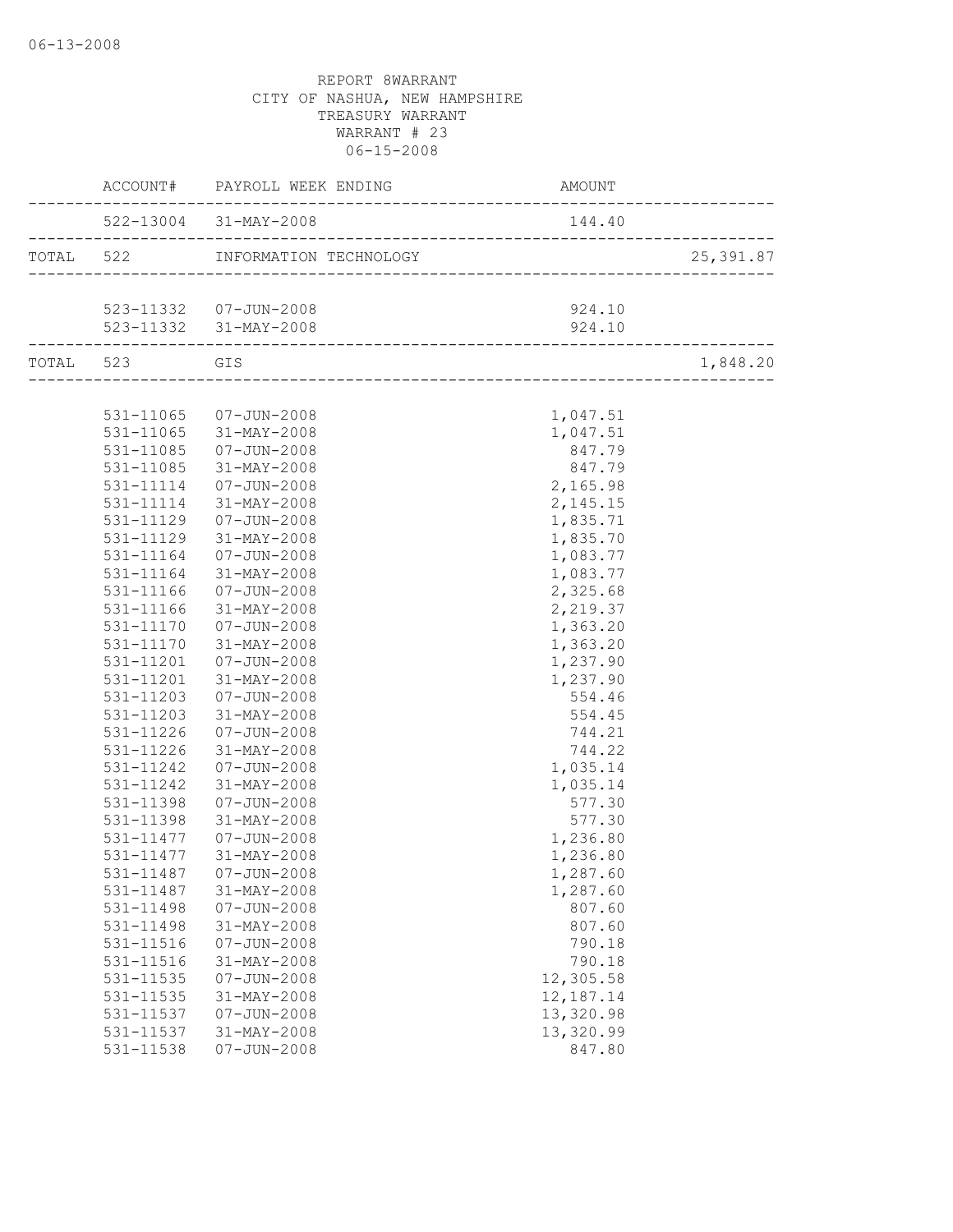REPORT 8WARRANT
CITY OF NASHUA, NEW HAMPSHIRE
TREASURY WARRANT
WARRANT # 23
06-15-2008

| | ACCOUNT# | PAYROLL WEEK ENDING | AMOUNT | |
|---|---|---|---|---|
| | 522-13004 | 31-MAY-2008 | 144.40 | |
| TOTAL | 522 | INFORMATION TECHNOLOGY | | 25,391.87 |
| | 523-11332 | 07-JUN-2008 | 924.10 | |
| | 523-11332 | 31-MAY-2008 | 924.10 | |
| TOTAL | 523 | GIS | | 1,848.20 |
| | 531-11065 | 07-JUN-2008 | 1,047.51 | |
| | 531-11065 | 31-MAY-2008 | 1,047.51 | |
| | 531-11085 | 07-JUN-2008 | 847.79 | |
| | 531-11085 | 31-MAY-2008 | 847.79 | |
| | 531-11114 | 07-JUN-2008 | 2,165.98 | |
| | 531-11114 | 31-MAY-2008 | 2,145.15 | |
| | 531-11129 | 07-JUN-2008 | 1,835.71 | |
| | 531-11129 | 31-MAY-2008 | 1,835.70 | |
| | 531-11164 | 07-JUN-2008 | 1,083.77 | |
| | 531-11164 | 31-MAY-2008 | 1,083.77 | |
| | 531-11166 | 07-JUN-2008 | 2,325.68 | |
| | 531-11166 | 31-MAY-2008 | 2,219.37 | |
| | 531-11170 | 07-JUN-2008 | 1,363.20 | |
| | 531-11170 | 31-MAY-2008 | 1,363.20 | |
| | 531-11201 | 07-JUN-2008 | 1,237.90 | |
| | 531-11201 | 31-MAY-2008 | 1,237.90 | |
| | 531-11203 | 07-JUN-2008 | 554.46 | |
| | 531-11203 | 31-MAY-2008 | 554.45 | |
| | 531-11226 | 07-JUN-2008 | 744.21 | |
| | 531-11226 | 31-MAY-2008 | 744.22 | |
| | 531-11242 | 07-JUN-2008 | 1,035.14 | |
| | 531-11242 | 31-MAY-2008 | 1,035.14 | |
| | 531-11398 | 07-JUN-2008 | 577.30 | |
| | 531-11398 | 31-MAY-2008 | 577.30 | |
| | 531-11477 | 07-JUN-2008 | 1,236.80 | |
| | 531-11477 | 31-MAY-2008 | 1,236.80 | |
| | 531-11487 | 07-JUN-2008 | 1,287.60 | |
| | 531-11487 | 31-MAY-2008 | 1,287.60 | |
| | 531-11498 | 07-JUN-2008 | 807.60 | |
| | 531-11498 | 31-MAY-2008 | 807.60 | |
| | 531-11516 | 07-JUN-2008 | 790.18 | |
| | 531-11516 | 31-MAY-2008 | 790.18 | |
| | 531-11535 | 07-JUN-2008 | 12,305.58 | |
| | 531-11535 | 31-MAY-2008 | 12,187.14 | |
| | 531-11537 | 07-JUN-2008 | 13,320.98 | |
| | 531-11537 | 31-MAY-2008 | 13,320.99 | |
| | 531-11538 | 07-JUN-2008 | 847.80 | |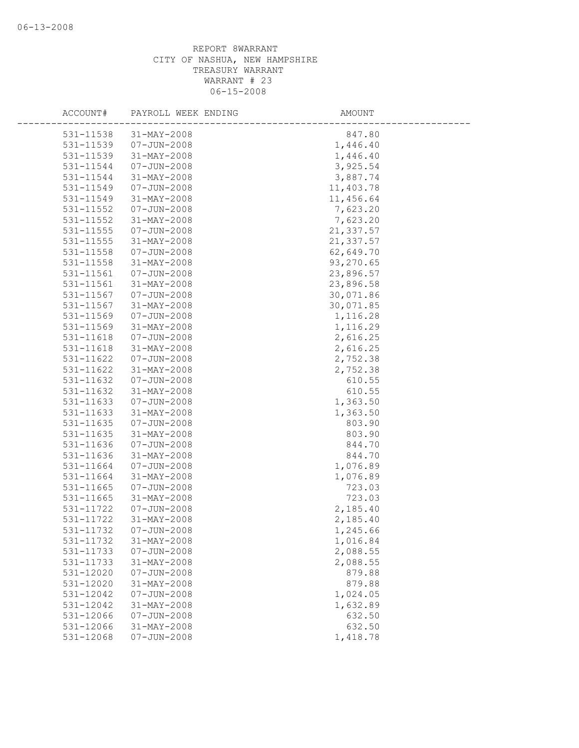REPORT 8WARRANT
CITY OF NASHUA, NEW HAMPSHIRE
TREASURY WARRANT
WARRANT # 23
06-15-2008

| ACCOUNT# | PAYROLL WEEK ENDING | AMOUNT |
|---|---|---|
| 531-11538 | 31-MAY-2008 | 847.80 |
| 531-11539 | 07-JUN-2008 | 1,446.40 |
| 531-11539 | 31-MAY-2008 | 1,446.40 |
| 531-11544 | 07-JUN-2008 | 3,925.54 |
| 531-11544 | 31-MAY-2008 | 3,887.74 |
| 531-11549 | 07-JUN-2008 | 11,403.78 |
| 531-11549 | 31-MAY-2008 | 11,456.64 |
| 531-11552 | 07-JUN-2008 | 7,623.20 |
| 531-11552 | 31-MAY-2008 | 7,623.20 |
| 531-11555 | 07-JUN-2008 | 21,337.57 |
| 531-11555 | 31-MAY-2008 | 21,337.57 |
| 531-11558 | 07-JUN-2008 | 62,649.70 |
| 531-11558 | 31-MAY-2008 | 93,270.65 |
| 531-11561 | 07-JUN-2008 | 23,896.57 |
| 531-11561 | 31-MAY-2008 | 23,896.58 |
| 531-11567 | 07-JUN-2008 | 30,071.86 |
| 531-11567 | 31-MAY-2008 | 30,071.85 |
| 531-11569 | 07-JUN-2008 | 1,116.28 |
| 531-11569 | 31-MAY-2008 | 1,116.29 |
| 531-11618 | 07-JUN-2008 | 2,616.25 |
| 531-11618 | 31-MAY-2008 | 2,616.25 |
| 531-11622 | 07-JUN-2008 | 2,752.38 |
| 531-11622 | 31-MAY-2008 | 2,752.38 |
| 531-11632 | 07-JUN-2008 | 610.55 |
| 531-11632 | 31-MAY-2008 | 610.55 |
| 531-11633 | 07-JUN-2008 | 1,363.50 |
| 531-11633 | 31-MAY-2008 | 1,363.50 |
| 531-11635 | 07-JUN-2008 | 803.90 |
| 531-11635 | 31-MAY-2008 | 803.90 |
| 531-11636 | 07-JUN-2008 | 844.70 |
| 531-11636 | 31-MAY-2008 | 844.70 |
| 531-11664 | 07-JUN-2008 | 1,076.89 |
| 531-11664 | 31-MAY-2008 | 1,076.89 |
| 531-11665 | 07-JUN-2008 | 723.03 |
| 531-11665 | 31-MAY-2008 | 723.03 |
| 531-11722 | 07-JUN-2008 | 2,185.40 |
| 531-11722 | 31-MAY-2008 | 2,185.40 |
| 531-11732 | 07-JUN-2008 | 1,245.66 |
| 531-11732 | 31-MAY-2008 | 1,016.84 |
| 531-11733 | 07-JUN-2008 | 2,088.55 |
| 531-11733 | 31-MAY-2008 | 2,088.55 |
| 531-12020 | 07-JUN-2008 | 879.88 |
| 531-12020 | 31-MAY-2008 | 879.88 |
| 531-12042 | 07-JUN-2008 | 1,024.05 |
| 531-12042 | 31-MAY-2008 | 1,632.89 |
| 531-12066 | 07-JUN-2008 | 632.50 |
| 531-12066 | 31-MAY-2008 | 632.50 |
| 531-12068 | 07-JUN-2008 | 1,418.78 |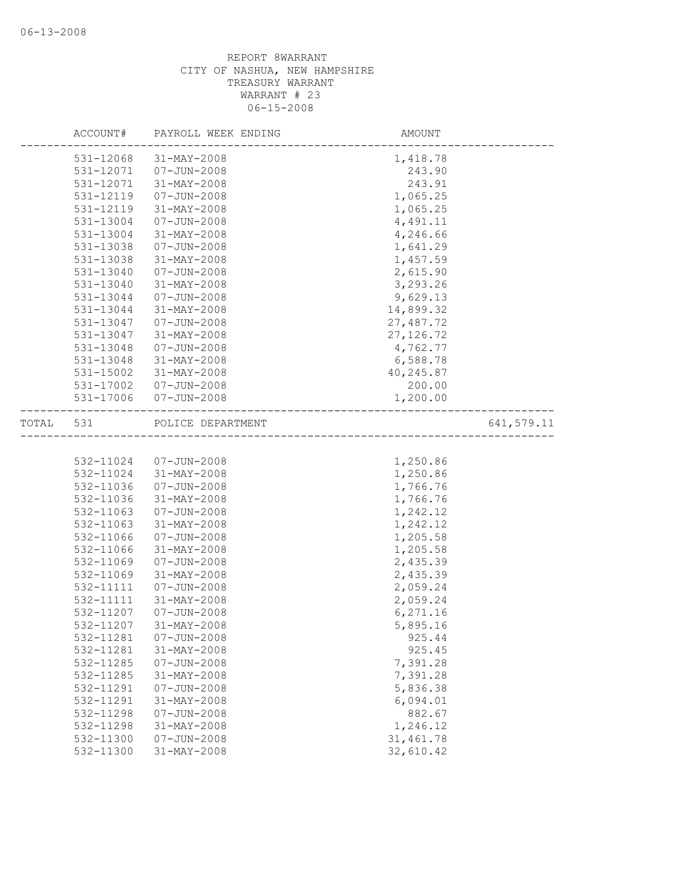REPORT 8WARRANT
CITY OF NASHUA, NEW HAMPSHIRE
TREASURY WARRANT
WARRANT # 23
06-15-2008

| ACCOUNT# | PAYROLL WEEK ENDING | AMOUNT | |
|---|---|---|---|
| 531-12068 | 31-MAY-2008 | 1,418.78 | |
| 531-12071 | 07-JUN-2008 | 243.90 | |
| 531-12071 | 31-MAY-2008 | 243.91 | |
| 531-12119 | 07-JUN-2008 | 1,065.25 | |
| 531-12119 | 31-MAY-2008 | 1,065.25 | |
| 531-13004 | 07-JUN-2008 | 4,491.11 | |
| 531-13004 | 31-MAY-2008 | 4,246.66 | |
| 531-13038 | 07-JUN-2008 | 1,641.29 | |
| 531-13038 | 31-MAY-2008 | 1,457.59 | |
| 531-13040 | 07-JUN-2008 | 2,615.90 | |
| 531-13040 | 31-MAY-2008 | 3,293.26 | |
| 531-13044 | 07-JUN-2008 | 9,629.13 | |
| 531-13044 | 31-MAY-2008 | 14,899.32 | |
| 531-13047 | 07-JUN-2008 | 27,487.72 | |
| 531-13047 | 31-MAY-2008 | 27,126.72 | |
| 531-13048 | 07-JUN-2008 | 4,762.77 | |
| 531-13048 | 31-MAY-2008 | 6,588.78 | |
| 531-15002 | 31-MAY-2008 | 40,245.87 | |
| 531-17002 | 07-JUN-2008 | 200.00 | |
| 531-17006 | 07-JUN-2008 | 1,200.00 | |
| TOTAL 531 | POLICE DEPARTMENT | | 641,579.11 |
| 532-11024 | 07-JUN-2008 | 1,250.86 | |
| 532-11024 | 31-MAY-2008 | 1,250.86 | |
| 532-11036 | 07-JUN-2008 | 1,766.76 | |
| 532-11036 | 31-MAY-2008 | 1,766.76 | |
| 532-11063 | 07-JUN-2008 | 1,242.12 | |
| 532-11063 | 31-MAY-2008 | 1,242.12 | |
| 532-11066 | 07-JUN-2008 | 1,205.58 | |
| 532-11066 | 31-MAY-2008 | 1,205.58 | |
| 532-11069 | 07-JUN-2008 | 2,435.39 | |
| 532-11069 | 31-MAY-2008 | 2,435.39 | |
| 532-11111 | 07-JUN-2008 | 2,059.24 | |
| 532-11111 | 31-MAY-2008 | 2,059.24 | |
| 532-11207 | 07-JUN-2008 | 6,271.16 | |
| 532-11207 | 31-MAY-2008 | 5,895.16 | |
| 532-11281 | 07-JUN-2008 | 925.44 | |
| 532-11281 | 31-MAY-2008 | 925.45 | |
| 532-11285 | 07-JUN-2008 | 7,391.28 | |
| 532-11285 | 31-MAY-2008 | 7,391.28 | |
| 532-11291 | 07-JUN-2008 | 5,836.38 | |
| 532-11291 | 31-MAY-2008 | 6,094.01 | |
| 532-11298 | 07-JUN-2008 | 882.67 | |
| 532-11298 | 31-MAY-2008 | 1,246.12 | |
| 532-11300 | 07-JUN-2008 | 31,461.78 | |
| 532-11300 | 31-MAY-2008 | 32,610.42 | |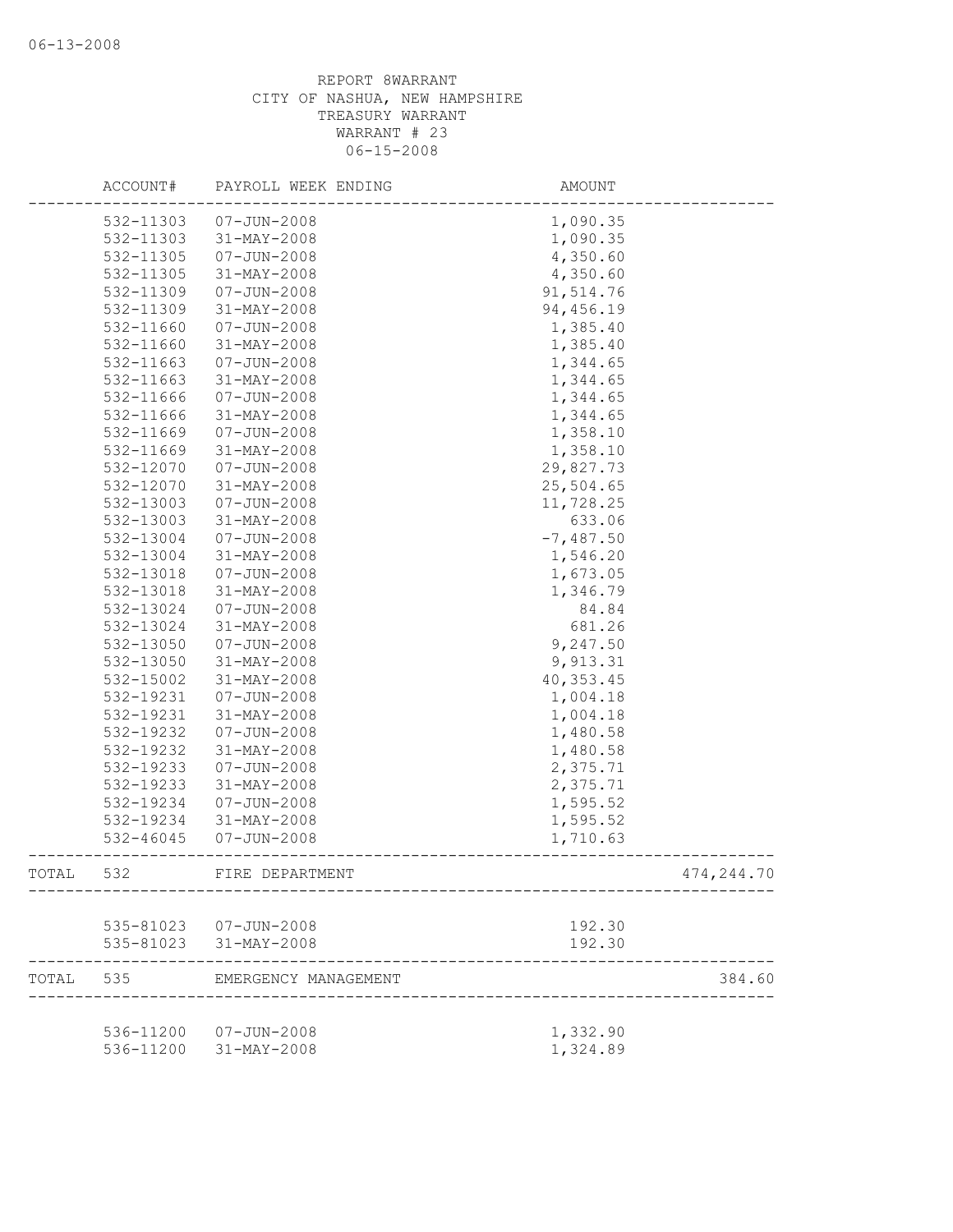REPORT 8WARRANT
CITY OF NASHUA, NEW HAMPSHIRE
TREASURY WARRANT
WARRANT # 23
06-15-2008

| | ACCOUNT# | PAYROLL WEEK ENDING | AMOUNT | |
|---|---|---|---|---|
| | 532-11303 | 07-JUN-2008 | 1,090.35 | |
| | 532-11303 | 31-MAY-2008 | 1,090.35 | |
| | 532-11305 | 07-JUN-2008 | 4,350.60 | |
| | 532-11305 | 31-MAY-2008 | 4,350.60 | |
| | 532-11309 | 07-JUN-2008 | 91,514.76 | |
| | 532-11309 | 31-MAY-2008 | 94,456.19 | |
| | 532-11660 | 07-JUN-2008 | 1,385.40 | |
| | 532-11660 | 31-MAY-2008 | 1,385.40 | |
| | 532-11663 | 07-JUN-2008 | 1,344.65 | |
| | 532-11663 | 31-MAY-2008 | 1,344.65 | |
| | 532-11666 | 07-JUN-2008 | 1,344.65 | |
| | 532-11666 | 31-MAY-2008 | 1,344.65 | |
| | 532-11669 | 07-JUN-2008 | 1,358.10 | |
| | 532-11669 | 31-MAY-2008 | 1,358.10 | |
| | 532-12070 | 07-JUN-2008 | 29,827.73 | |
| | 532-12070 | 31-MAY-2008 | 25,504.65 | |
| | 532-13003 | 07-JUN-2008 | 11,728.25 | |
| | 532-13003 | 31-MAY-2008 | 633.06 | |
| | 532-13004 | 07-JUN-2008 | -7,487.50 | |
| | 532-13004 | 31-MAY-2008 | 1,546.20 | |
| | 532-13018 | 07-JUN-2008 | 1,673.05 | |
| | 532-13018 | 31-MAY-2008 | 1,346.79 | |
| | 532-13024 | 07-JUN-2008 | 84.84 | |
| | 532-13024 | 31-MAY-2008 | 681.26 | |
| | 532-13050 | 07-JUN-2008 | 9,247.50 | |
| | 532-13050 | 31-MAY-2008 | 9,913.31 | |
| | 532-15002 | 31-MAY-2008 | 40,353.45 | |
| | 532-19231 | 07-JUN-2008 | 1,004.18 | |
| | 532-19231 | 31-MAY-2008 | 1,004.18 | |
| | 532-19232 | 07-JUN-2008 | 1,480.58 | |
| | 532-19232 | 31-MAY-2008 | 1,480.58 | |
| | 532-19233 | 07-JUN-2008 | 2,375.71 | |
| | 532-19233 | 31-MAY-2008 | 2,375.71 | |
| | 532-19234 | 07-JUN-2008 | 1,595.52 | |
| | 532-19234 | 31-MAY-2008 | 1,595.52 | |
| | 532-46045 | 07-JUN-2008 | 1,710.63 | |
| TOTAL | 532 | FIRE DEPARTMENT | | 474,244.70 |
| | 535-81023 | 07-JUN-2008 | 192.30 | |
| | 535-81023 | 31-MAY-2008 | 192.30 | |
| TOTAL | 535 | EMERGENCY MANAGEMENT | | 384.60 |
| | 536-11200 | 07-JUN-2008 | 1,332.90 | |
| | 536-11200 | 31-MAY-2008 | 1,324.89 | |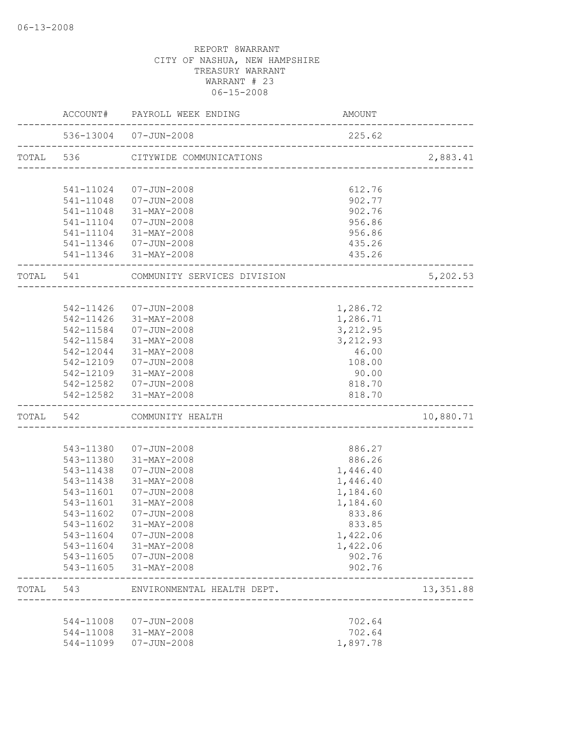06-13-2008

REPORT 8WARRANT
CITY OF NASHUA, NEW HAMPSHIRE
TREASURY WARRANT
WARRANT # 23
06-15-2008

| | ACCOUNT# | PAYROLL WEEK ENDING | AMOUNT | |
|---|---|---|---|---|
| | 536-13004 | 07-JUN-2008 | 225.62 | |
| TOTAL | 536 | CITYWIDE COMMUNICATIONS | | 2,883.41 |
| | 541-11024 | 07-JUN-2008 | 612.76 | |
| | 541-11048 | 07-JUN-2008 | 902.77 | |
| | 541-11048 | 31-MAY-2008 | 902.76 | |
| | 541-11104 | 07-JUN-2008 | 956.86 | |
| | 541-11104 | 31-MAY-2008 | 956.86 | |
| | 541-11346 | 07-JUN-2008 | 435.26 | |
| | 541-11346 | 31-MAY-2008 | 435.26 | |
| TOTAL | 541 | COMMUNITY SERVICES DIVISION | | 5,202.53 |
| | 542-11426 | 07-JUN-2008 | 1,286.72 | |
| | 542-11426 | 31-MAY-2008 | 1,286.71 | |
| | 542-11584 | 07-JUN-2008 | 3,212.95 | |
| | 542-11584 | 31-MAY-2008 | 3,212.93 | |
| | 542-12044 | 31-MAY-2008 | 46.00 | |
| | 542-12109 | 07-JUN-2008 | 108.00 | |
| | 542-12109 | 31-MAY-2008 | 90.00 | |
| | 542-12582 | 07-JUN-2008 | 818.70 | |
| | 542-12582 | 31-MAY-2008 | 818.70 | |
| TOTAL | 542 | COMMUNITY HEALTH | | 10,880.71 |
| | 543-11380 | 07-JUN-2008 | 886.27 | |
| | 543-11380 | 31-MAY-2008 | 886.26 | |
| | 543-11438 | 07-JUN-2008 | 1,446.40 | |
| | 543-11438 | 31-MAY-2008 | 1,446.40 | |
| | 543-11601 | 07-JUN-2008 | 1,184.60 | |
| | 543-11601 | 31-MAY-2008 | 1,184.60 | |
| | 543-11602 | 07-JUN-2008 | 833.86 | |
| | 543-11602 | 31-MAY-2008 | 833.85 | |
| | 543-11604 | 07-JUN-2008 | 1,422.06 | |
| | 543-11604 | 31-MAY-2008 | 1,422.06 | |
| | 543-11605 | 07-JUN-2008 | 902.76 | |
| | 543-11605 | 31-MAY-2008 | 902.76 | |
| TOTAL | 543 | ENVIRONMENTAL HEALTH DEPT. | | 13,351.88 |
| | 544-11008 | 07-JUN-2008 | 702.64 | |
| | 544-11008 | 31-MAY-2008 | 702.64 | |
| | 544-11099 | 07-JUN-2008 | 1,897.78 | |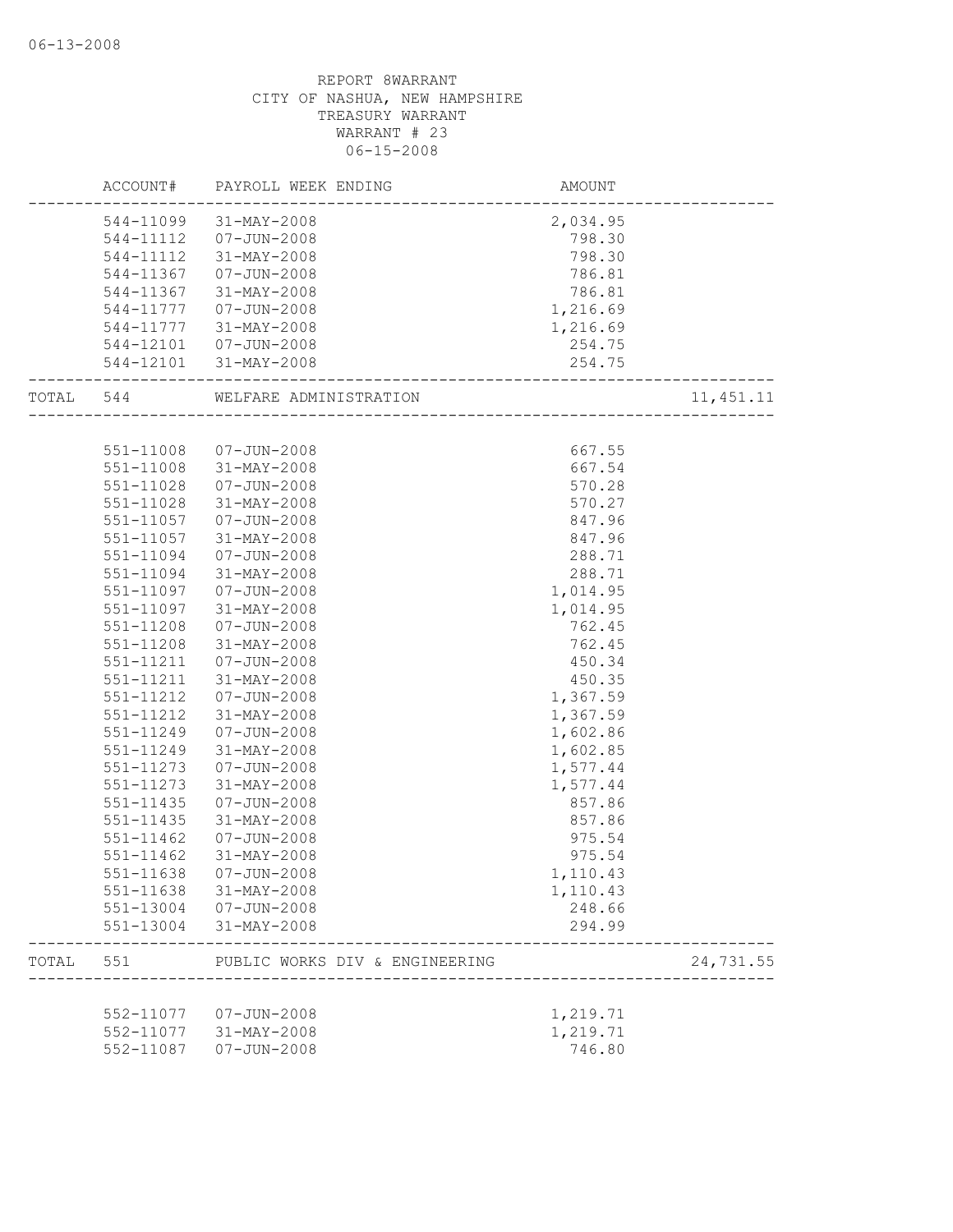REPORT 8WARRANT
CITY OF NASHUA, NEW HAMPSHIRE
TREASURY WARRANT
WARRANT # 23
06-15-2008

| ACCOUNT# | PAYROLL WEEK ENDING | AMOUNT | |
|---|---|---|---|
| 544-11099 | 31-MAY-2008 | 2,034.95 | |
| 544-11112 | 07-JUN-2008 | 798.30 | |
| 544-11112 | 31-MAY-2008 | 798.30 | |
| 544-11367 | 07-JUN-2008 | 786.81 | |
| 544-11367 | 31-MAY-2008 | 786.81 | |
| 544-11777 | 07-JUN-2008 | 1,216.69 | |
| 544-11777 | 31-MAY-2008 | 1,216.69 | |
| 544-12101 | 07-JUN-2008 | 254.75 | |
| 544-12101 | 31-MAY-2008 | 254.75 | |
| TOTAL 544 | WELFARE ADMINISTRATION | | 11,451.11 |
| 551-11008 | 07-JUN-2008 | 667.55 | |
| 551-11008 | 31-MAY-2008 | 667.54 | |
| 551-11028 | 07-JUN-2008 | 570.28 | |
| 551-11028 | 31-MAY-2008 | 570.27 | |
| 551-11057 | 07-JUN-2008 | 847.96 | |
| 551-11057 | 31-MAY-2008 | 847.96 | |
| 551-11094 | 07-JUN-2008 | 288.71 | |
| 551-11094 | 31-MAY-2008 | 288.71 | |
| 551-11097 | 07-JUN-2008 | 1,014.95 | |
| 551-11097 | 31-MAY-2008 | 1,014.95 | |
| 551-11208 | 07-JUN-2008 | 762.45 | |
| 551-11208 | 31-MAY-2008 | 762.45 | |
| 551-11211 | 07-JUN-2008 | 450.34 | |
| 551-11211 | 31-MAY-2008 | 450.35 | |
| 551-11212 | 07-JUN-2008 | 1,367.59 | |
| 551-11212 | 31-MAY-2008 | 1,367.59 | |
| 551-11249 | 07-JUN-2008 | 1,602.86 | |
| 551-11249 | 31-MAY-2008 | 1,602.85 | |
| 551-11273 | 07-JUN-2008 | 1,577.44 | |
| 551-11273 | 31-MAY-2008 | 1,577.44 | |
| 551-11435 | 07-JUN-2008 | 857.86 | |
| 551-11435 | 31-MAY-2008 | 857.86 | |
| 551-11462 | 07-JUN-2008 | 975.54 | |
| 551-11462 | 31-MAY-2008 | 975.54 | |
| 551-11638 | 07-JUN-2008 | 1,110.43 | |
| 551-11638 | 31-MAY-2008 | 1,110.43 | |
| 551-13004 | 07-JUN-2008 | 248.66 | |
| 551-13004 | 31-MAY-2008 | 294.99 | |
| TOTAL 551 | PUBLIC WORKS DIV & ENGINEERING | | 24,731.55 |
| 552-11077 | 07-JUN-2008 | 1,219.71 | |
| 552-11077 | 31-MAY-2008 | 1,219.71 | |
| 552-11087 | 07-JUN-2008 | 746.80 | |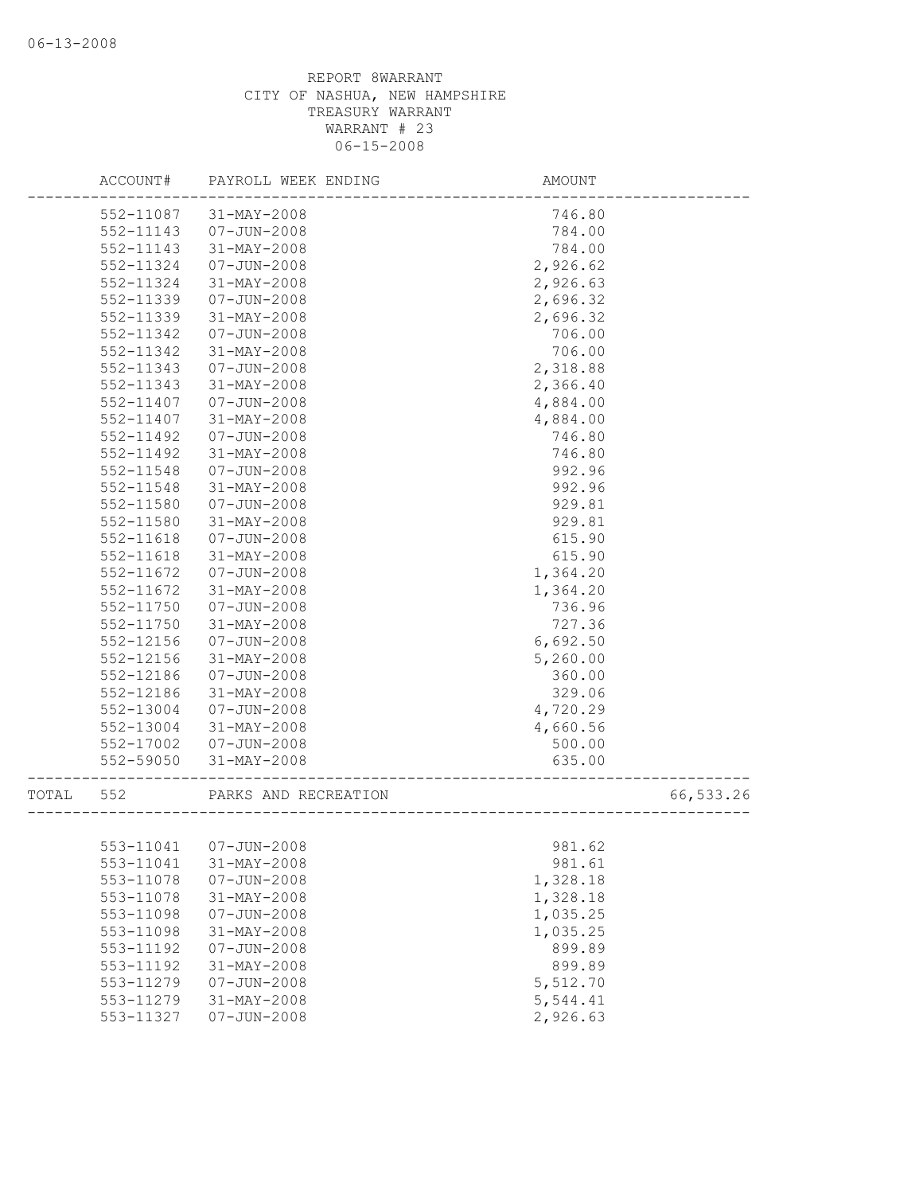06-13-2008

REPORT 8WARRANT
CITY OF NASHUA, NEW HAMPSHIRE
TREASURY WARRANT
WARRANT # 23
06-15-2008

| ACCOUNT# | PAYROLL WEEK ENDING | AMOUNT | |
|---|---|---|---|
| 552-11087 | 31-MAY-2008 | 746.80 | |
| 552-11143 | 07-JUN-2008 | 784.00 | |
| 552-11143 | 31-MAY-2008 | 784.00 | |
| 552-11324 | 07-JUN-2008 | 2,926.62 | |
| 552-11324 | 31-MAY-2008 | 2,926.63 | |
| 552-11339 | 07-JUN-2008 | 2,696.32 | |
| 552-11339 | 31-MAY-2008 | 2,696.32 | |
| 552-11342 | 07-JUN-2008 | 706.00 | |
| 552-11342 | 31-MAY-2008 | 706.00 | |
| 552-11343 | 07-JUN-2008 | 2,318.88 | |
| 552-11343 | 31-MAY-2008 | 2,366.40 | |
| 552-11407 | 07-JUN-2008 | 4,884.00 | |
| 552-11407 | 31-MAY-2008 | 4,884.00 | |
| 552-11492 | 07-JUN-2008 | 746.80 | |
| 552-11492 | 31-MAY-2008 | 746.80 | |
| 552-11548 | 07-JUN-2008 | 992.96 | |
| 552-11548 | 31-MAY-2008 | 992.96 | |
| 552-11580 | 07-JUN-2008 | 929.81 | |
| 552-11580 | 31-MAY-2008 | 929.81 | |
| 552-11618 | 07-JUN-2008 | 615.90 | |
| 552-11618 | 31-MAY-2008 | 615.90 | |
| 552-11672 | 07-JUN-2008 | 1,364.20 | |
| 552-11672 | 31-MAY-2008 | 1,364.20 | |
| 552-11750 | 07-JUN-2008 | 736.96 | |
| 552-11750 | 31-MAY-2008 | 727.36 | |
| 552-12156 | 07-JUN-2008 | 6,692.50 | |
| 552-12156 | 31-MAY-2008 | 5,260.00 | |
| 552-12186 | 07-JUN-2008 | 360.00 | |
| 552-12186 | 31-MAY-2008 | 329.06 | |
| 552-13004 | 07-JUN-2008 | 4,720.29 | |
| 552-13004 | 31-MAY-2008 | 4,660.56 | |
| 552-17002 | 07-JUN-2008 | 500.00 | |
| 552-59050 | 31-MAY-2008 | 635.00 | |
| TOTAL 552 | PARKS AND RECREATION | | 66,533.26 |
| 553-11041 | 07-JUN-2008 | 981.62 | |
| 553-11041 | 31-MAY-2008 | 981.61 | |
| 553-11078 | 07-JUN-2008 | 1,328.18 | |
| 553-11078 | 31-MAY-2008 | 1,328.18 | |
| 553-11098 | 07-JUN-2008 | 1,035.25 | |
| 553-11098 | 31-MAY-2008 | 1,035.25 | |
| 553-11192 | 07-JUN-2008 | 899.89 | |
| 553-11192 | 31-MAY-2008 | 899.89 | |
| 553-11279 | 07-JUN-2008 | 5,512.70 | |
| 553-11279 | 31-MAY-2008 | 5,544.41 | |
| 553-11327 | 07-JUN-2008 | 2,926.63 | |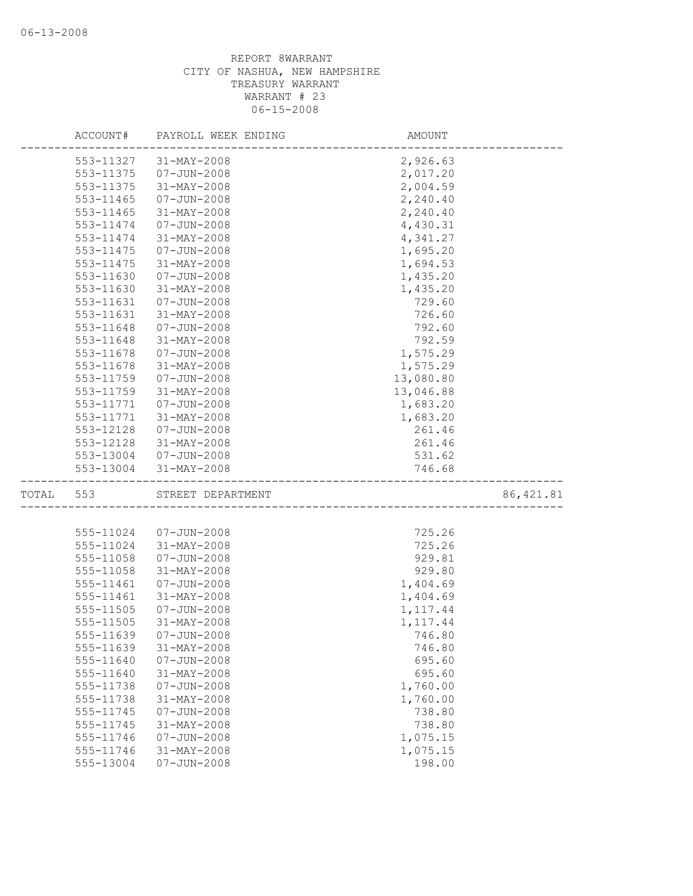REPORT 8WARRANT
CITY OF NASHUA, NEW HAMPSHIRE
TREASURY WARRANT
WARRANT # 23
06-15-2008

| ACCOUNT# | PAYROLL WEEK ENDING | AMOUNT | |
|---|---|---|---|
| 553-11327 | 31-MAY-2008 | 2,926.63 | |
| 553-11375 | 07-JUN-2008 | 2,017.20 | |
| 553-11375 | 31-MAY-2008 | 2,004.59 | |
| 553-11465 | 07-JUN-2008 | 2,240.40 | |
| 553-11465 | 31-MAY-2008 | 2,240.40 | |
| 553-11474 | 07-JUN-2008 | 4,430.31 | |
| 553-11474 | 31-MAY-2008 | 4,341.27 | |
| 553-11475 | 07-JUN-2008 | 1,695.20 | |
| 553-11475 | 31-MAY-2008 | 1,694.53 | |
| 553-11630 | 07-JUN-2008 | 1,435.20 | |
| 553-11630 | 31-MAY-2008 | 1,435.20 | |
| 553-11631 | 07-JUN-2008 | 729.60 | |
| 553-11631 | 31-MAY-2008 | 726.60 | |
| 553-11648 | 07-JUN-2008 | 792.60 | |
| 553-11648 | 31-MAY-2008 | 792.59 | |
| 553-11678 | 07-JUN-2008 | 1,575.29 | |
| 553-11678 | 31-MAY-2008 | 1,575.29 | |
| 553-11759 | 07-JUN-2008 | 13,080.80 | |
| 553-11759 | 31-MAY-2008 | 13,046.88 | |
| 553-11771 | 07-JUN-2008 | 1,683.20 | |
| 553-11771 | 31-MAY-2008 | 1,683.20 | |
| 553-12128 | 07-JUN-2008 | 261.46 | |
| 553-12128 | 31-MAY-2008 | 261.46 | |
| 553-13004 | 07-JUN-2008 | 531.62 | |
| 553-13004 | 31-MAY-2008 | 746.68 | |
| TOTAL 553 | STREET DEPARTMENT | | 86,421.81 |
| 555-11024 | 07-JUN-2008 | 725.26 | |
| 555-11024 | 31-MAY-2008 | 725.26 | |
| 555-11058 | 07-JUN-2008 | 929.81 | |
| 555-11058 | 31-MAY-2008 | 929.80 | |
| 555-11461 | 07-JUN-2008 | 1,404.69 | |
| 555-11461 | 31-MAY-2008 | 1,404.69 | |
| 555-11505 | 07-JUN-2008 | 1,117.44 | |
| 555-11505 | 31-MAY-2008 | 1,117.44 | |
| 555-11639 | 07-JUN-2008 | 746.80 | |
| 555-11639 | 31-MAY-2008 | 746.80 | |
| 555-11640 | 07-JUN-2008 | 695.60 | |
| 555-11640 | 31-MAY-2008 | 695.60 | |
| 555-11738 | 07-JUN-2008 | 1,760.00 | |
| 555-11738 | 31-MAY-2008 | 1,760.00 | |
| 555-11745 | 07-JUN-2008 | 738.80 | |
| 555-11745 | 31-MAY-2008 | 738.80 | |
| 555-11746 | 07-JUN-2008 | 1,075.15 | |
| 555-11746 | 31-MAY-2008 | 1,075.15 | |
| 555-13004 | 07-JUN-2008 | 198.00 | |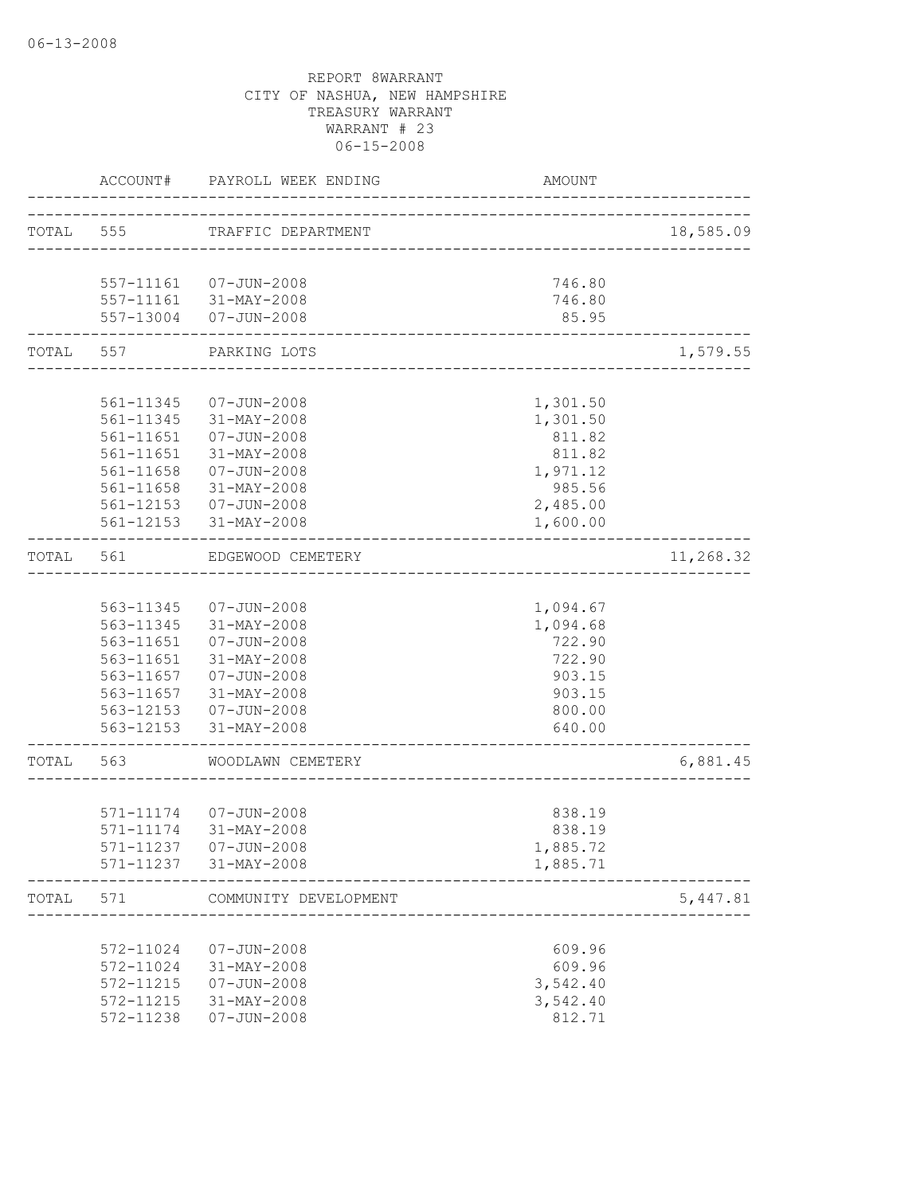REPORT 8WARRANT
CITY OF NASHUA, NEW HAMPSHIRE
TREASURY WARRANT
WARRANT # 23
06-15-2008

| | ACCOUNT# | PAYROLL WEEK ENDING | AMOUNT | |
|---|---|---|---|---|
| TOTAL | 555 | TRAFFIC DEPARTMENT | | 18,585.09 |
| | 557-11161 | 07-JUN-2008 | 746.80 | |
| | 557-11161 | 31-MAY-2008 | 746.80 | |
| | 557-13004 | 07-JUN-2008 | 85.95 | |
| TOTAL | 557 | PARKING LOTS | | 1,579.55 |
| | 561-11345 | 07-JUN-2008 | 1,301.50 | |
| | 561-11345 | 31-MAY-2008 | 1,301.50 | |
| | 561-11651 | 07-JUN-2008 | 811.82 | |
| | 561-11651 | 31-MAY-2008 | 811.82 | |
| | 561-11658 | 07-JUN-2008 | 1,971.12 | |
| | 561-11658 | 31-MAY-2008 | 985.56 | |
| | 561-12153 | 07-JUN-2008 | 2,485.00 | |
| | 561-12153 | 31-MAY-2008 | 1,600.00 | |
| TOTAL | 561 | EDGEWOOD CEMETERY | | 11,268.32 |
| | 563-11345 | 07-JUN-2008 | 1,094.67 | |
| | 563-11345 | 31-MAY-2008 | 1,094.68 | |
| | 563-11651 | 07-JUN-2008 | 722.90 | |
| | 563-11651 | 31-MAY-2008 | 722.90 | |
| | 563-11657 | 07-JUN-2008 | 903.15 | |
| | 563-11657 | 31-MAY-2008 | 903.15 | |
| | 563-12153 | 07-JUN-2008 | 800.00 | |
| | 563-12153 | 31-MAY-2008 | 640.00 | |
| TOTAL | 563 | WOODLAWN CEMETERY | | 6,881.45 |
| | 571-11174 | 07-JUN-2008 | 838.19 | |
| | 571-11174 | 31-MAY-2008 | 838.19 | |
| | 571-11237 | 07-JUN-2008 | 1,885.72 | |
| | 571-11237 | 31-MAY-2008 | 1,885.71 | |
| TOTAL | 571 | COMMUNITY DEVELOPMENT | | 5,447.81 |
| | 572-11024 | 07-JUN-2008 | 609.96 | |
| | 572-11024 | 31-MAY-2008 | 609.96 | |
| | 572-11215 | 07-JUN-2008 | 3,542.40 | |
| | 572-11215 | 31-MAY-2008 | 3,542.40 | |
| | 572-11238 | 07-JUN-2008 | 812.71 | |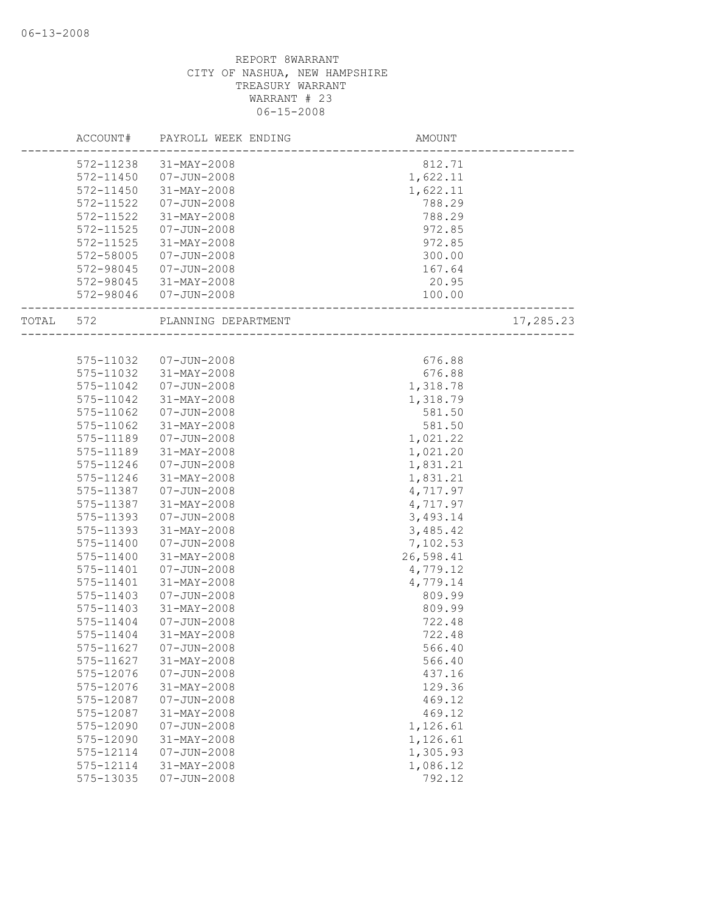REPORT 8WARRANT
CITY OF NASHUA, NEW HAMPSHIRE
TREASURY WARRANT
WARRANT # 23
06-15-2008

| | ACCOUNT# | PAYROLL WEEK ENDING | AMOUNT | |
|---|---|---|---|---|
| | 572-11238 | 31-MAY-2008 | 812.71 | |
| | 572-11450 | 07-JUN-2008 | 1,622.11 | |
| | 572-11450 | 31-MAY-2008 | 1,622.11 | |
| | 572-11522 | 07-JUN-2008 | 788.29 | |
| | 572-11522 | 31-MAY-2008 | 788.29 | |
| | 572-11525 | 07-JUN-2008 | 972.85 | |
| | 572-11525 | 31-MAY-2008 | 972.85 | |
| | 572-58005 | 07-JUN-2008 | 300.00 | |
| | 572-98045 | 07-JUN-2008 | 167.64 | |
| | 572-98045 | 31-MAY-2008 | 20.95 | |
| | 572-98046 | 07-JUN-2008 | 100.00 | |
| TOTAL | 572 | PLANNING DEPARTMENT | | 17,285.23 |
| | 575-11032 | 07-JUN-2008 | 676.88 | |
| | 575-11032 | 31-MAY-2008 | 676.88 | |
| | 575-11042 | 07-JUN-2008 | 1,318.78 | |
| | 575-11042 | 31-MAY-2008 | 1,318.79 | |
| | 575-11062 | 07-JUN-2008 | 581.50 | |
| | 575-11062 | 31-MAY-2008 | 581.50 | |
| | 575-11189 | 07-JUN-2008 | 1,021.22 | |
| | 575-11189 | 31-MAY-2008 | 1,021.20 | |
| | 575-11246 | 07-JUN-2008 | 1,831.21 | |
| | 575-11246 | 31-MAY-2008 | 1,831.21 | |
| | 575-11387 | 07-JUN-2008 | 4,717.97 | |
| | 575-11387 | 31-MAY-2008 | 4,717.97 | |
| | 575-11393 | 07-JUN-2008 | 3,493.14 | |
| | 575-11393 | 31-MAY-2008 | 3,485.42 | |
| | 575-11400 | 07-JUN-2008 | 7,102.53 | |
| | 575-11400 | 31-MAY-2008 | 26,598.41 | |
| | 575-11401 | 07-JUN-2008 | 4,779.12 | |
| | 575-11401 | 31-MAY-2008 | 4,779.14 | |
| | 575-11403 | 07-JUN-2008 | 809.99 | |
| | 575-11403 | 31-MAY-2008 | 809.99 | |
| | 575-11404 | 07-JUN-2008 | 722.48 | |
| | 575-11404 | 31-MAY-2008 | 722.48 | |
| | 575-11627 | 07-JUN-2008 | 566.40 | |
| | 575-11627 | 31-MAY-2008 | 566.40 | |
| | 575-12076 | 07-JUN-2008 | 437.16 | |
| | 575-12076 | 31-MAY-2008 | 129.36 | |
| | 575-12087 | 07-JUN-2008 | 469.12 | |
| | 575-12087 | 31-MAY-2008 | 469.12 | |
| | 575-12090 | 07-JUN-2008 | 1,126.61 | |
| | 575-12090 | 31-MAY-2008 | 1,126.61 | |
| | 575-12114 | 07-JUN-2008 | 1,305.93 | |
| | 575-12114 | 31-MAY-2008 | 1,086.12 | |
| | 575-13035 | 07-JUN-2008 | 792.12 | |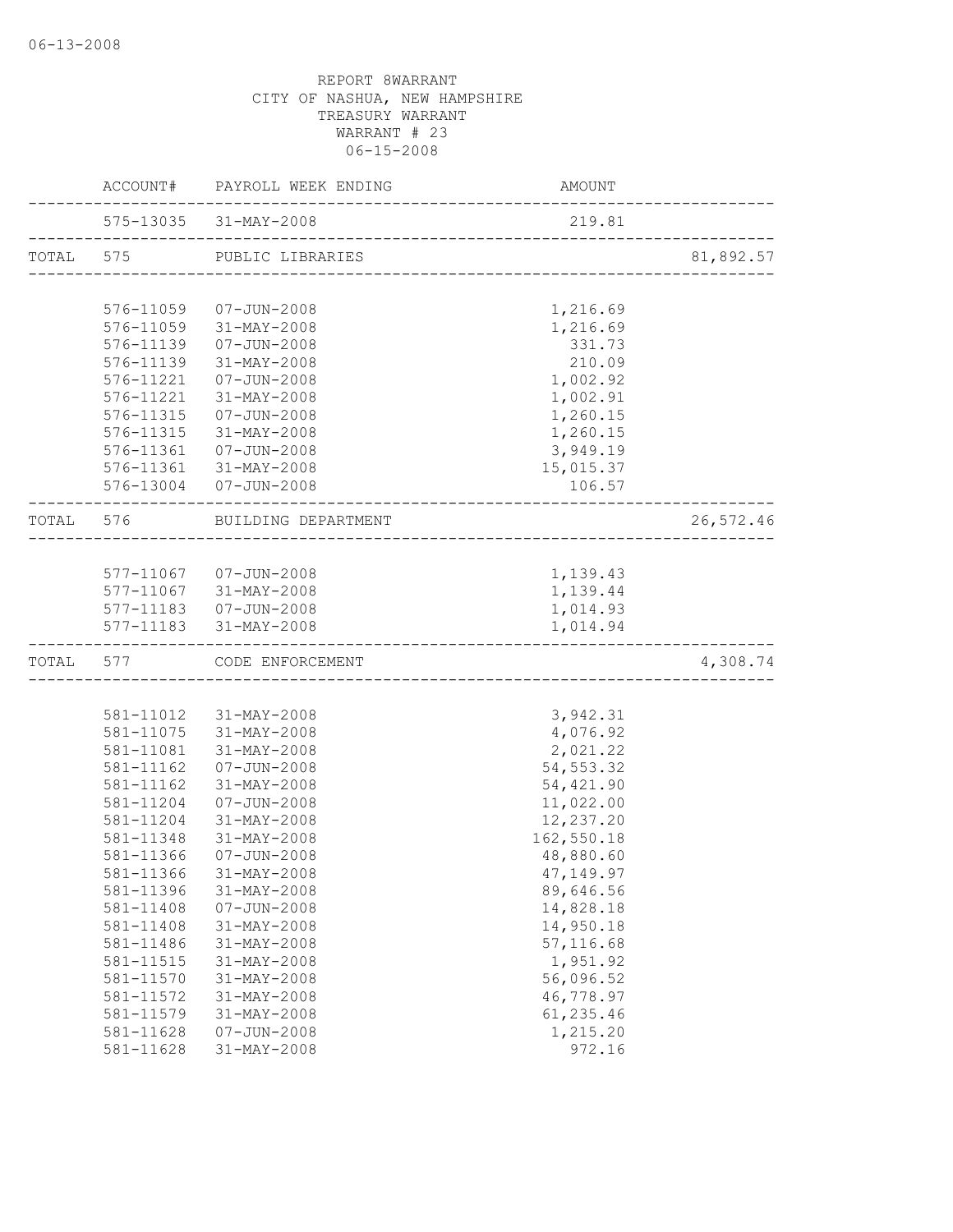06-13-2008

REPORT 8WARRANT
CITY OF NASHUA, NEW HAMPSHIRE
TREASURY WARRANT
WARRANT # 23
06-15-2008

| | ACCOUNT# | PAYROLL WEEK ENDING | AMOUNT | |
|---|---|---|---|---|
| | 575-13035 | 31-MAY-2008 | 219.81 | |
| TOTAL | 575 | PUBLIC LIBRARIES | | 81,892.57 |
| | 576-11059 | 07-JUN-2008 | 1,216.69 | |
| | 576-11059 | 31-MAY-2008 | 1,216.69 | |
| | 576-11139 | 07-JUN-2008 | 331.73 | |
| | 576-11139 | 31-MAY-2008 | 210.09 | |
| | 576-11221 | 07-JUN-2008 | 1,002.92 | |
| | 576-11221 | 31-MAY-2008 | 1,002.91 | |
| | 576-11315 | 07-JUN-2008 | 1,260.15 | |
| | 576-11315 | 31-MAY-2008 | 1,260.15 | |
| | 576-11361 | 07-JUN-2008 | 3,949.19 | |
| | 576-11361 | 31-MAY-2008 | 15,015.37 | |
| | 576-13004 | 07-JUN-2008 | 106.57 | |
| TOTAL | 576 | BUILDING DEPARTMENT | | 26,572.46 |
| | 577-11067 | 07-JUN-2008 | 1,139.43 | |
| | 577-11067 | 31-MAY-2008 | 1,139.44 | |
| | 577-11183 | 07-JUN-2008 | 1,014.93 | |
| | 577-11183 | 31-MAY-2008 | 1,014.94 | |
| TOTAL | 577 | CODE ENFORCEMENT | | 4,308.74 |
| | 581-11012 | 31-MAY-2008 | 3,942.31 | |
| | 581-11075 | 31-MAY-2008 | 4,076.92 | |
| | 581-11081 | 31-MAY-2008 | 2,021.22 | |
| | 581-11162 | 07-JUN-2008 | 54,553.32 | |
| | 581-11162 | 31-MAY-2008 | 54,421.90 | |
| | 581-11204 | 07-JUN-2008 | 11,022.00 | |
| | 581-11204 | 31-MAY-2008 | 12,237.20 | |
| | 581-11348 | 31-MAY-2008 | 162,550.18 | |
| | 581-11366 | 07-JUN-2008 | 48,880.60 | |
| | 581-11366 | 31-MAY-2008 | 47,149.97 | |
| | 581-11396 | 31-MAY-2008 | 89,646.56 | |
| | 581-11408 | 07-JUN-2008 | 14,828.18 | |
| | 581-11408 | 31-MAY-2008 | 14,950.18 | |
| | 581-11486 | 31-MAY-2008 | 57,116.68 | |
| | 581-11515 | 31-MAY-2008 | 1,951.92 | |
| | 581-11570 | 31-MAY-2008 | 56,096.52 | |
| | 581-11572 | 31-MAY-2008 | 46,778.97 | |
| | 581-11579 | 31-MAY-2008 | 61,235.46 | |
| | 581-11628 | 07-JUN-2008 | 1,215.20 | |
| | 581-11628 | 31-MAY-2008 | 972.16 | |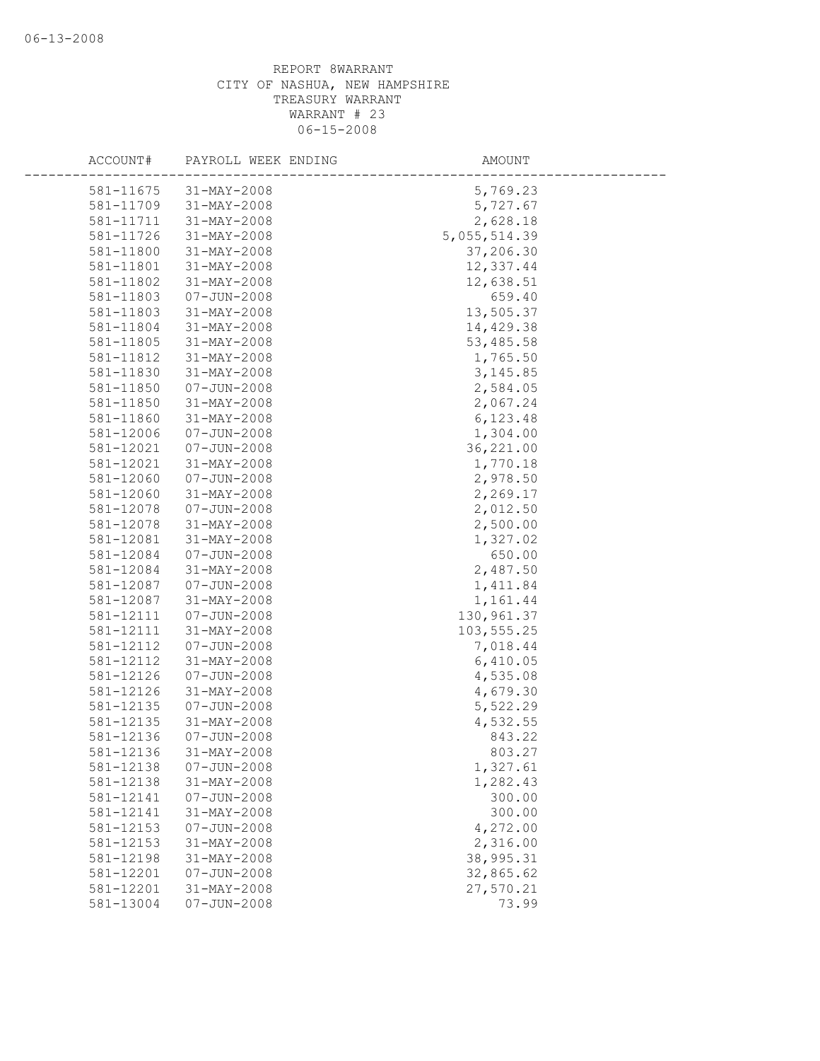REPORT 8WARRANT
CITY OF NASHUA, NEW HAMPSHIRE
TREASURY WARRANT
WARRANT # 23
06-15-2008

| ACCOUNT# | PAYROLL WEEK ENDING | AMOUNT |
|---|---|---|
| 581-11675 | 31-MAY-2008 | 5,769.23 |
| 581-11709 | 31-MAY-2008 | 5,727.67 |
| 581-11711 | 31-MAY-2008 | 2,628.18 |
| 581-11726 | 31-MAY-2008 | 5,055,514.39 |
| 581-11800 | 31-MAY-2008 | 37,206.30 |
| 581-11801 | 31-MAY-2008 | 12,337.44 |
| 581-11802 | 31-MAY-2008 | 12,638.51 |
| 581-11803 | 07-JUN-2008 | 659.40 |
| 581-11803 | 31-MAY-2008 | 13,505.37 |
| 581-11804 | 31-MAY-2008 | 14,429.38 |
| 581-11805 | 31-MAY-2008 | 53,485.58 |
| 581-11812 | 31-MAY-2008 | 1,765.50 |
| 581-11830 | 31-MAY-2008 | 3,145.85 |
| 581-11850 | 07-JUN-2008 | 2,584.05 |
| 581-11850 | 31-MAY-2008 | 2,067.24 |
| 581-11860 | 31-MAY-2008 | 6,123.48 |
| 581-12006 | 07-JUN-2008 | 1,304.00 |
| 581-12021 | 07-JUN-2008 | 36,221.00 |
| 581-12021 | 31-MAY-2008 | 1,770.18 |
| 581-12060 | 07-JUN-2008 | 2,978.50 |
| 581-12060 | 31-MAY-2008 | 2,269.17 |
| 581-12078 | 07-JUN-2008 | 2,012.50 |
| 581-12078 | 31-MAY-2008 | 2,500.00 |
| 581-12081 | 31-MAY-2008 | 1,327.02 |
| 581-12084 | 07-JUN-2008 | 650.00 |
| 581-12084 | 31-MAY-2008 | 2,487.50 |
| 581-12087 | 07-JUN-2008 | 1,411.84 |
| 581-12087 | 31-MAY-2008 | 1,161.44 |
| 581-12111 | 07-JUN-2008 | 130,961.37 |
| 581-12111 | 31-MAY-2008 | 103,555.25 |
| 581-12112 | 07-JUN-2008 | 7,018.44 |
| 581-12112 | 31-MAY-2008 | 6,410.05 |
| 581-12126 | 07-JUN-2008 | 4,535.08 |
| 581-12126 | 31-MAY-2008 | 4,679.30 |
| 581-12135 | 07-JUN-2008 | 5,522.29 |
| 581-12135 | 31-MAY-2008 | 4,532.55 |
| 581-12136 | 07-JUN-2008 | 843.22 |
| 581-12136 | 31-MAY-2008 | 803.27 |
| 581-12138 | 07-JUN-2008 | 1,327.61 |
| 581-12138 | 31-MAY-2008 | 1,282.43 |
| 581-12141 | 07-JUN-2008 | 300.00 |
| 581-12141 | 31-MAY-2008 | 300.00 |
| 581-12153 | 07-JUN-2008 | 4,272.00 |
| 581-12153 | 31-MAY-2008 | 2,316.00 |
| 581-12198 | 31-MAY-2008 | 38,995.31 |
| 581-12201 | 07-JUN-2008 | 32,865.62 |
| 581-12201 | 31-MAY-2008 | 27,570.21 |
| 581-13004 | 07-JUN-2008 | 73.99 |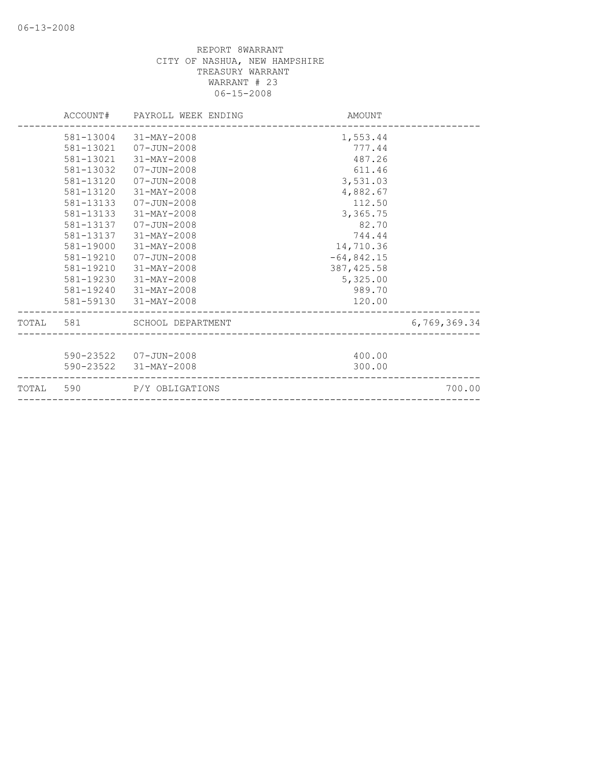REPORT 8WARRANT
CITY OF NASHUA, NEW HAMPSHIRE
TREASURY WARRANT
WARRANT # 23
06-15-2008

| | ACCOUNT# | PAYROLL WEEK ENDING | AMOUNT | |
|---|---|---|---|---|
| | 581-13004 | 31-MAY-2008 | 1,553.44 | |
| | 581-13021 | 07-JUN-2008 | 777.44 | |
| | 581-13021 | 31-MAY-2008 | 487.26 | |
| | 581-13032 | 07-JUN-2008 | 611.46 | |
| | 581-13120 | 07-JUN-2008 | 3,531.03 | |
| | 581-13120 | 31-MAY-2008 | 4,882.67 | |
| | 581-13133 | 07-JUN-2008 | 112.50 | |
| | 581-13133 | 31-MAY-2008 | 3,365.75 | |
| | 581-13137 | 07-JUN-2008 | 82.70 | |
| | 581-13137 | 31-MAY-2008 | 744.44 | |
| | 581-19000 | 31-MAY-2008 | 14,710.36 | |
| | 581-19210 | 07-JUN-2008 | -64,842.15 | |
| | 581-19210 | 31-MAY-2008 | 387,425.58 | |
| | 581-19230 | 31-MAY-2008 | 5,325.00 | |
| | 581-19240 | 31-MAY-2008 | 989.70 | |
| | 581-59130 | 31-MAY-2008 | 120.00 | |
| TOTAL | 581 | SCHOOL DEPARTMENT | | 6,769,369.34 |
| | 590-23522 | 07-JUN-2008 | 400.00 | |
| | 590-23522 | 31-MAY-2008 | 300.00 | |
| TOTAL | 590 | P/Y OBLIGATIONS | | 700.00 |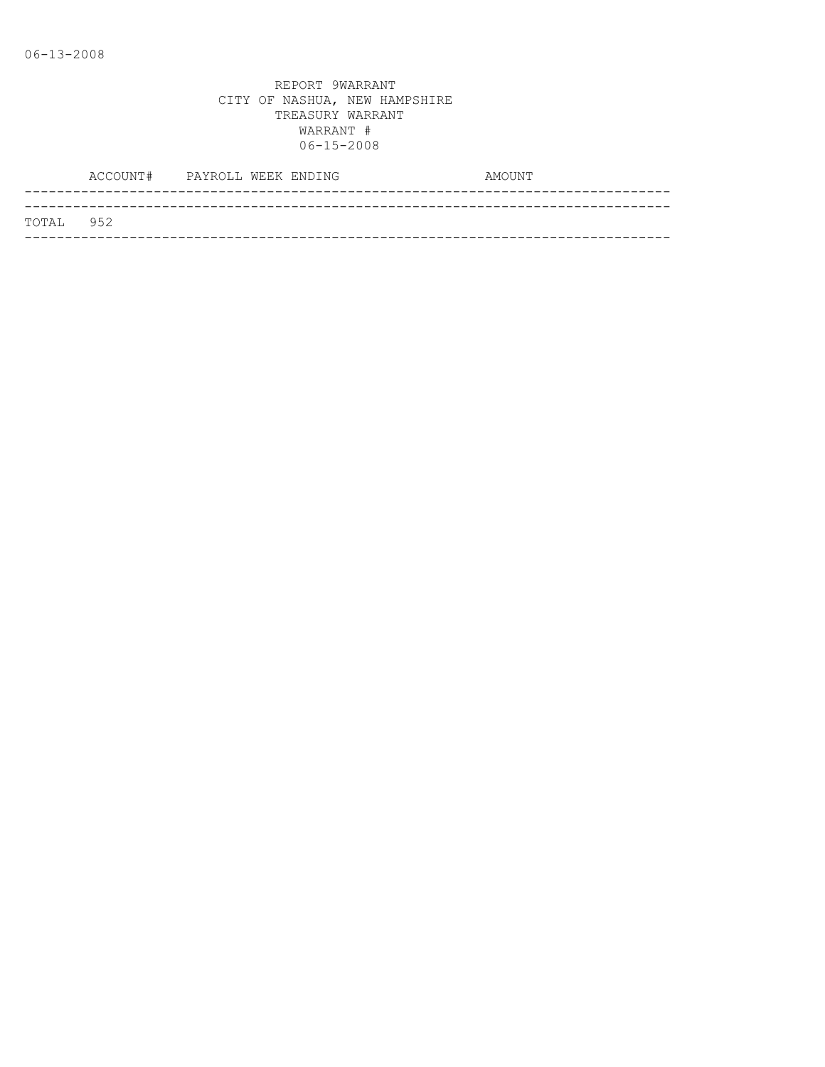06-13-2008

REPORT 9WARRANT
CITY OF NASHUA, NEW HAMPSHIRE
TREASURY WARRANT
WARRANT #
06-15-2008

| ACCOUNT# | PAYROLL WEEK ENDING | AMOUNT |
|---|---|---|
| TOTAL 952 | | |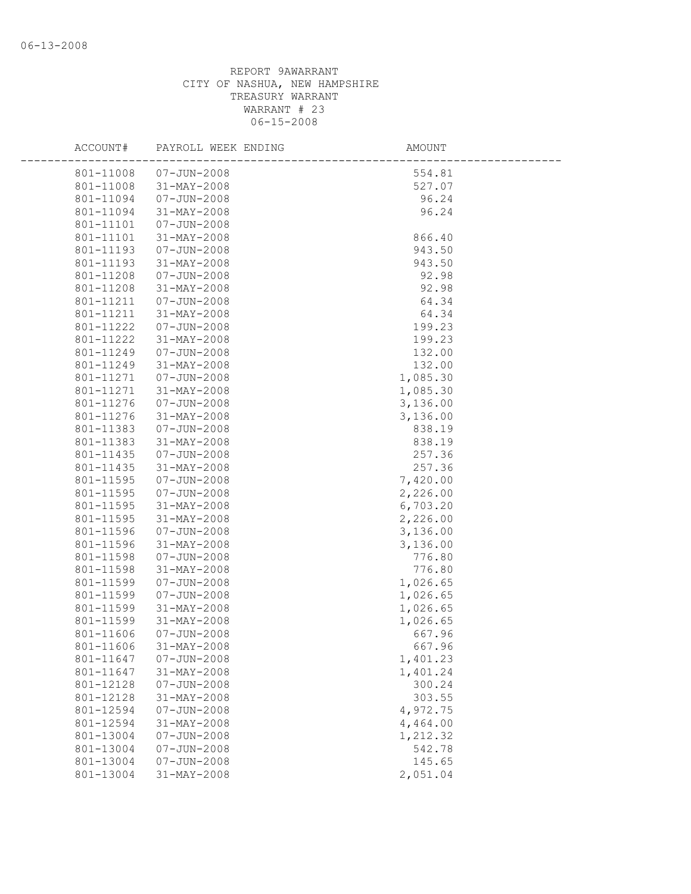06-13-2008

REPORT 9AWARRANT
CITY OF NASHUA, NEW HAMPSHIRE
TREASURY WARRANT
WARRANT # 23
06-15-2008

| ACCOUNT# | PAYROLL WEEK ENDING | AMOUNT |
|---|---|---|
| 801-11008 | 07-JUN-2008 | 554.81 |
| 801-11008 | 31-MAY-2008 | 527.07 |
| 801-11094 | 07-JUN-2008 | 96.24 |
| 801-11094 | 31-MAY-2008 | 96.24 |
| 801-11101 | 07-JUN-2008 | |
| 801-11101 | 31-MAY-2008 | 866.40 |
| 801-11193 | 07-JUN-2008 | 943.50 |
| 801-11193 | 31-MAY-2008 | 943.50 |
| 801-11208 | 07-JUN-2008 | 92.98 |
| 801-11208 | 31-MAY-2008 | 92.98 |
| 801-11211 | 07-JUN-2008 | 64.34 |
| 801-11211 | 31-MAY-2008 | 64.34 |
| 801-11222 | 07-JUN-2008 | 199.23 |
| 801-11222 | 31-MAY-2008 | 199.23 |
| 801-11249 | 07-JUN-2008 | 132.00 |
| 801-11249 | 31-MAY-2008 | 132.00 |
| 801-11271 | 07-JUN-2008 | 1,085.30 |
| 801-11271 | 31-MAY-2008 | 1,085.30 |
| 801-11276 | 07-JUN-2008 | 3,136.00 |
| 801-11276 | 31-MAY-2008 | 3,136.00 |
| 801-11383 | 07-JUN-2008 | 838.19 |
| 801-11383 | 31-MAY-2008 | 838.19 |
| 801-11435 | 07-JUN-2008 | 257.36 |
| 801-11435 | 31-MAY-2008 | 257.36 |
| 801-11595 | 07-JUN-2008 | 7,420.00 |
| 801-11595 | 07-JUN-2008 | 2,226.00 |
| 801-11595 | 31-MAY-2008 | 6,703.20 |
| 801-11595 | 31-MAY-2008 | 2,226.00 |
| 801-11596 | 07-JUN-2008 | 3,136.00 |
| 801-11596 | 31-MAY-2008 | 3,136.00 |
| 801-11598 | 07-JUN-2008 | 776.80 |
| 801-11598 | 31-MAY-2008 | 776.80 |
| 801-11599 | 07-JUN-2008 | 1,026.65 |
| 801-11599 | 07-JUN-2008 | 1,026.65 |
| 801-11599 | 31-MAY-2008 | 1,026.65 |
| 801-11599 | 31-MAY-2008 | 1,026.65 |
| 801-11606 | 07-JUN-2008 | 667.96 |
| 801-11606 | 31-MAY-2008 | 667.96 |
| 801-11647 | 07-JUN-2008 | 1,401.23 |
| 801-11647 | 31-MAY-2008 | 1,401.24 |
| 801-12128 | 07-JUN-2008 | 300.24 |
| 801-12128 | 31-MAY-2008 | 303.55 |
| 801-12594 | 07-JUN-2008 | 4,972.75 |
| 801-12594 | 31-MAY-2008 | 4,464.00 |
| 801-13004 | 07-JUN-2008 | 1,212.32 |
| 801-13004 | 07-JUN-2008 | 542.78 |
| 801-13004 | 07-JUN-2008 | 145.65 |
| 801-13004 | 31-MAY-2008 | 2,051.04 |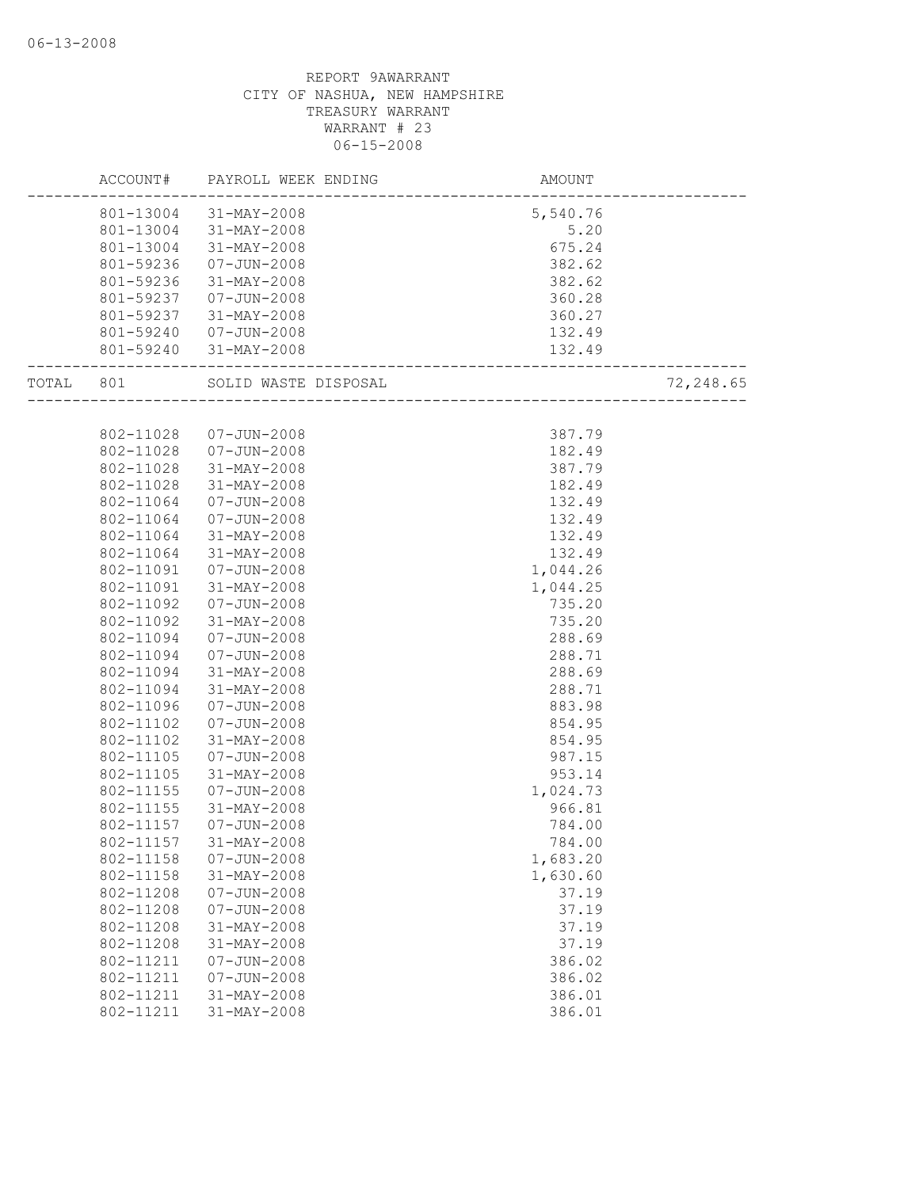REPORT 9AWARRANT
CITY OF NASHUA, NEW HAMPSHIRE
TREASURY WARRANT
WARRANT # 23
06-15-2008

| ACCOUNT# | PAYROLL WEEK ENDING | AMOUNT | |
|---|---|---|---|
| 801-13004 | 31-MAY-2008 | 5,540.76 | |
| 801-13004 | 31-MAY-2008 | 5.20 | |
| 801-13004 | 31-MAY-2008 | 675.24 | |
| 801-59236 | 07-JUN-2008 | 382.62 | |
| 801-59236 | 31-MAY-2008 | 382.62 | |
| 801-59237 | 07-JUN-2008 | 360.28 | |
| 801-59237 | 31-MAY-2008 | 360.27 | |
| 801-59240 | 07-JUN-2008 | 132.49 | |
| 801-59240 | 31-MAY-2008 | 132.49 | |
| TOTAL 801 | SOLID WASTE DISPOSAL | | 72,248.65 |
| 802-11028 | 07-JUN-2008 | 387.79 | |
| 802-11028 | 07-JUN-2008 | 182.49 | |
| 802-11028 | 31-MAY-2008 | 387.79 | |
| 802-11028 | 31-MAY-2008 | 182.49 | |
| 802-11064 | 07-JUN-2008 | 132.49 | |
| 802-11064 | 07-JUN-2008 | 132.49 | |
| 802-11064 | 31-MAY-2008 | 132.49 | |
| 802-11064 | 31-MAY-2008 | 132.49 | |
| 802-11091 | 07-JUN-2008 | 1,044.26 | |
| 802-11091 | 31-MAY-2008 | 1,044.25 | |
| 802-11092 | 07-JUN-2008 | 735.20 | |
| 802-11092 | 31-MAY-2008 | 735.20 | |
| 802-11094 | 07-JUN-2008 | 288.69 | |
| 802-11094 | 07-JUN-2008 | 288.71 | |
| 802-11094 | 31-MAY-2008 | 288.69 | |
| 802-11094 | 31-MAY-2008 | 288.71 | |
| 802-11096 | 07-JUN-2008 | 883.98 | |
| 802-11102 | 07-JUN-2008 | 854.95 | |
| 802-11102 | 31-MAY-2008 | 854.95 | |
| 802-11105 | 07-JUN-2008 | 987.15 | |
| 802-11105 | 31-MAY-2008 | 953.14 | |
| 802-11155 | 07-JUN-2008 | 1,024.73 | |
| 802-11155 | 31-MAY-2008 | 966.81 | |
| 802-11157 | 07-JUN-2008 | 784.00 | |
| 802-11157 | 31-MAY-2008 | 784.00 | |
| 802-11158 | 07-JUN-2008 | 1,683.20 | |
| 802-11158 | 31-MAY-2008 | 1,630.60 | |
| 802-11208 | 07-JUN-2008 | 37.19 | |
| 802-11208 | 07-JUN-2008 | 37.19 | |
| 802-11208 | 31-MAY-2008 | 37.19 | |
| 802-11208 | 31-MAY-2008 | 37.19 | |
| 802-11211 | 07-JUN-2008 | 386.02 | |
| 802-11211 | 07-JUN-2008 | 386.02 | |
| 802-11211 | 31-MAY-2008 | 386.01 | |
| 802-11211 | 31-MAY-2008 | 386.01 | |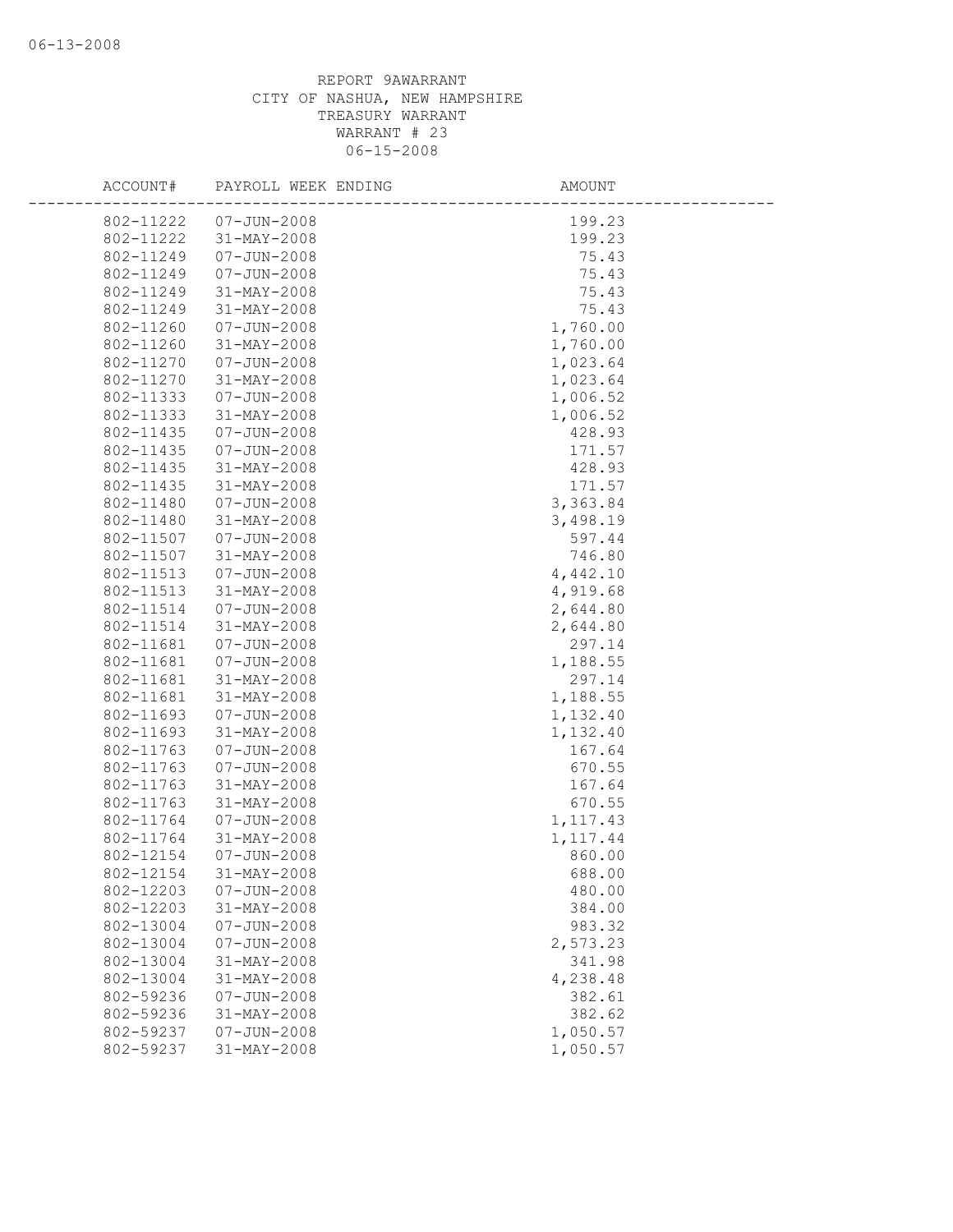REPORT 9AWARRANT
CITY OF NASHUA, NEW HAMPSHIRE
TREASURY WARRANT
WARRANT # 23
06-15-2008

| ACCOUNT# | PAYROLL WEEK ENDING | AMOUNT |
|---|---|---|
| 802-11222 | 07-JUN-2008 | 199.23 |
| 802-11222 | 31-MAY-2008 | 199.23 |
| 802-11249 | 07-JUN-2008 | 75.43 |
| 802-11249 | 07-JUN-2008 | 75.43 |
| 802-11249 | 31-MAY-2008 | 75.43 |
| 802-11249 | 31-MAY-2008 | 75.43 |
| 802-11260 | 07-JUN-2008 | 1,760.00 |
| 802-11260 | 31-MAY-2008 | 1,760.00 |
| 802-11270 | 07-JUN-2008 | 1,023.64 |
| 802-11270 | 31-MAY-2008 | 1,023.64 |
| 802-11333 | 07-JUN-2008 | 1,006.52 |
| 802-11333 | 31-MAY-2008 | 1,006.52 |
| 802-11435 | 07-JUN-2008 | 428.93 |
| 802-11435 | 07-JUN-2008 | 171.57 |
| 802-11435 | 31-MAY-2008 | 428.93 |
| 802-11435 | 31-MAY-2008 | 171.57 |
| 802-11480 | 07-JUN-2008 | 3,363.84 |
| 802-11480 | 31-MAY-2008 | 3,498.19 |
| 802-11507 | 07-JUN-2008 | 597.44 |
| 802-11507 | 31-MAY-2008 | 746.80 |
| 802-11513 | 07-JUN-2008 | 4,442.10 |
| 802-11513 | 31-MAY-2008 | 4,919.68 |
| 802-11514 | 07-JUN-2008 | 2,644.80 |
| 802-11514 | 31-MAY-2008 | 2,644.80 |
| 802-11681 | 07-JUN-2008 | 297.14 |
| 802-11681 | 07-JUN-2008 | 1,188.55 |
| 802-11681 | 31-MAY-2008 | 297.14 |
| 802-11681 | 31-MAY-2008 | 1,188.55 |
| 802-11693 | 07-JUN-2008 | 1,132.40 |
| 802-11693 | 31-MAY-2008 | 1,132.40 |
| 802-11763 | 07-JUN-2008 | 167.64 |
| 802-11763 | 07-JUN-2008 | 670.55 |
| 802-11763 | 31-MAY-2008 | 167.64 |
| 802-11763 | 31-MAY-2008 | 670.55 |
| 802-11764 | 07-JUN-2008 | 1,117.43 |
| 802-11764 | 31-MAY-2008 | 1,117.44 |
| 802-12154 | 07-JUN-2008 | 860.00 |
| 802-12154 | 31-MAY-2008 | 688.00 |
| 802-12203 | 07-JUN-2008 | 480.00 |
| 802-12203 | 31-MAY-2008 | 384.00 |
| 802-13004 | 07-JUN-2008 | 983.32 |
| 802-13004 | 07-JUN-2008 | 2,573.23 |
| 802-13004 | 31-MAY-2008 | 341.98 |
| 802-13004 | 31-MAY-2008 | 4,238.48 |
| 802-59236 | 07-JUN-2008 | 382.61 |
| 802-59236 | 31-MAY-2008 | 382.62 |
| 802-59237 | 07-JUN-2008 | 1,050.57 |
| 802-59237 | 31-MAY-2008 | 1,050.57 |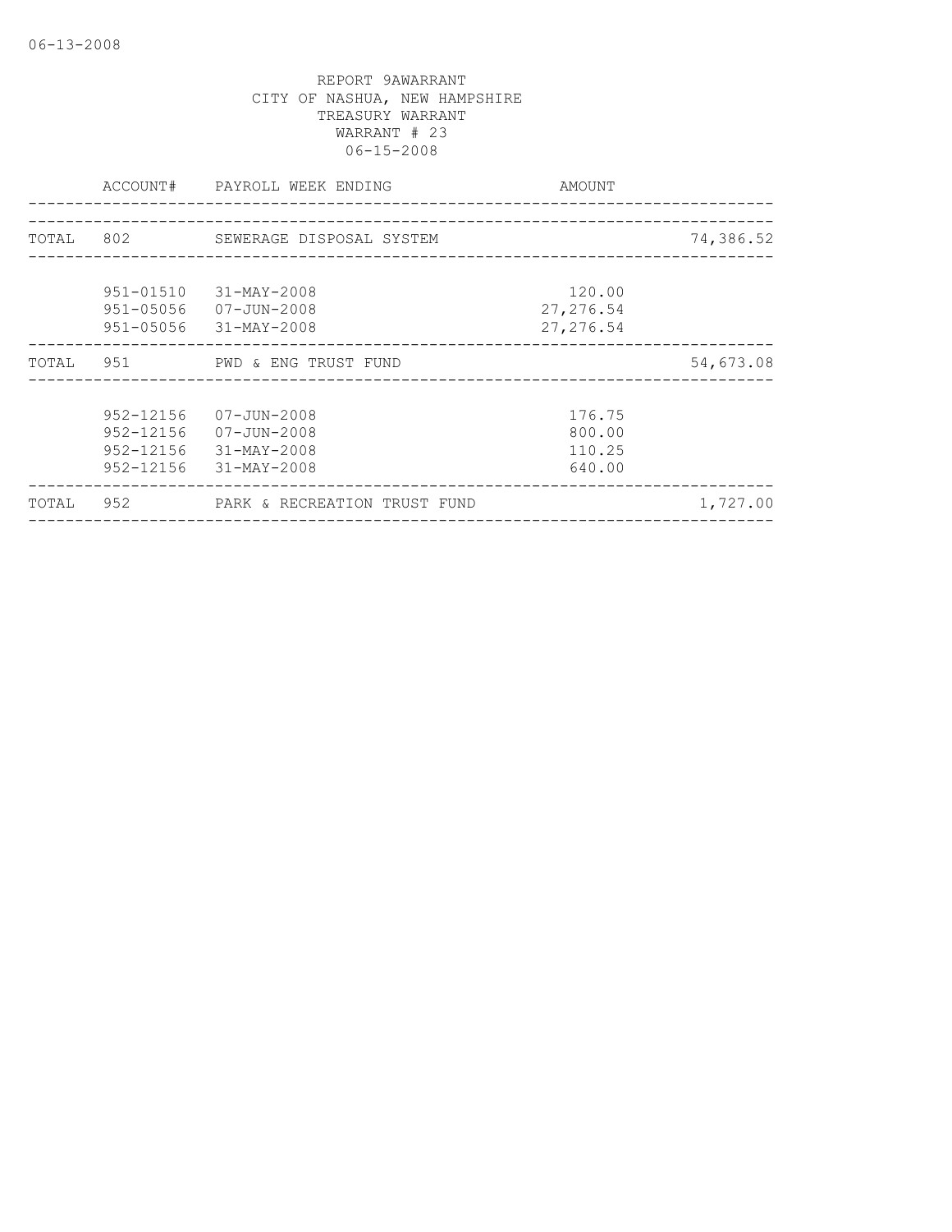REPORT 9AWARRANT
CITY OF NASHUA, NEW HAMPSHIRE
TREASURY WARRANT
WARRANT # 23
06-15-2008

| | ACCOUNT# | PAYROLL WEEK ENDING | AMOUNT | |
|---|---|---|---|---|
| TOTAL | 802 | SEWERAGE DISPOSAL SYSTEM | | 74,386.52 |
| | 951-01510 | 31-MAY-2008 | 120.00 | |
| | 951-05056 | 07-JUN-2008 | 27,276.54 | |
| | 951-05056 | 31-MAY-2008 | 27,276.54 | |
| TOTAL | 951 | PWD & ENG TRUST FUND | | 54,673.08 |
| | 952-12156 | 07-JUN-2008 | 176.75 | |
| | 952-12156 | 07-JUN-2008 | 800.00 | |
| | 952-12156 | 31-MAY-2008 | 110.25 | |
| | 952-12156 | 31-MAY-2008 | 640.00 | |
| TOTAL | 952 | PARK & RECREATION TRUST FUND | | 1,727.00 |